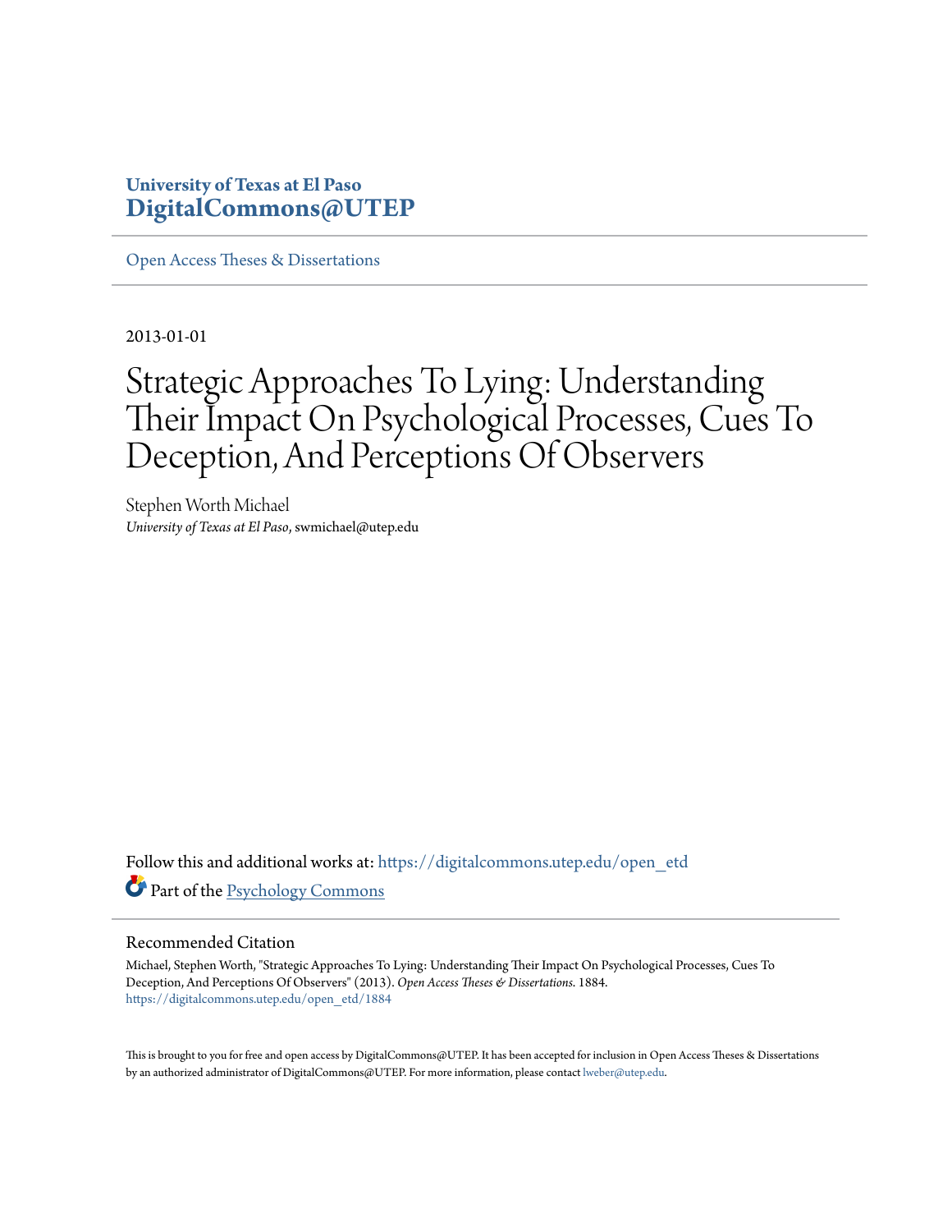**University of Texas at El Paso**
**DigitalCommons@UTEP**

Open Access Theses & Dissertations

2013-01-01

# Strategic Approaches To Lying: Understanding Their Impact On Psychological Processes, Cues To Deception, And Perceptions Of Observers

Stephen Worth Michael
*University of Texas at El Paso*, swmichael@utep.edu

Follow this and additional works at: https://digitalcommons.utep.edu/open_etd

Part of the Psychology Commons

## Recommended Citation

Michael, Stephen Worth, "Strategic Approaches To Lying: Understanding Their Impact On Psychological Processes, Cues To Deception, And Perceptions Of Observers" (2013). *Open Access Theses & Dissertations*. 1884.
https://digitalcommons.utep.edu/open_etd/1884

This is brought to you for free and open access by DigitalCommons@UTEP. It has been accepted for inclusion in Open Access Theses & Dissertations by an authorized administrator of DigitalCommons@UTEP. For more information, please contact lweber@utep.edu.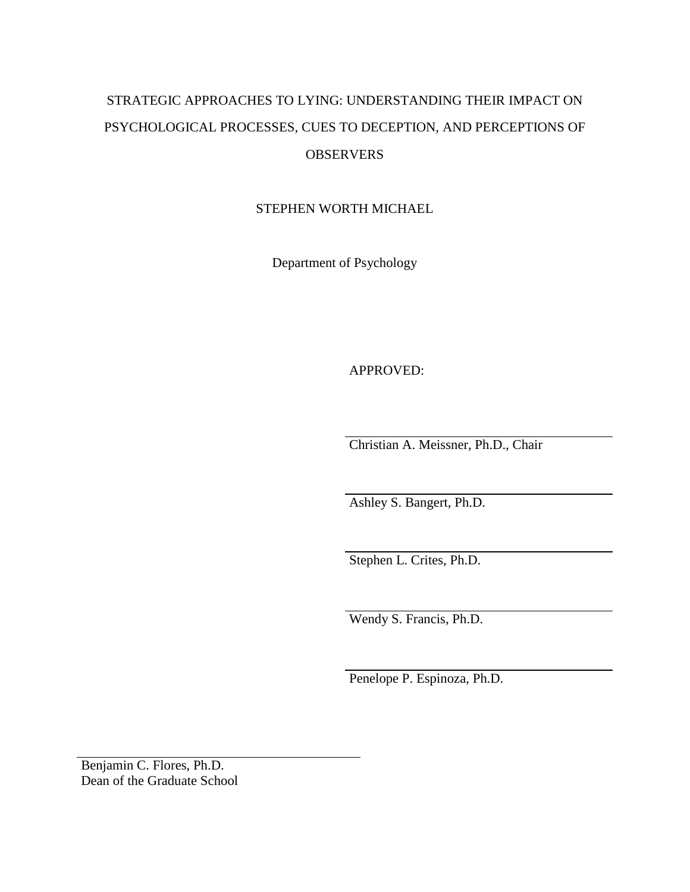STRATEGIC APPROACHES TO LYING: UNDERSTANDING THEIR IMPACT ON PSYCHOLOGICAL PROCESSES, CUES TO DECEPTION, AND PERCEPTIONS OF OBSERVERS

STEPHEN WORTH MICHAEL

Department of Psychology

APPROVED:

Christian A. Meissner, Ph.D., Chair

Ashley S. Bangert, Ph.D.

Stephen L. Crites, Ph.D.

Wendy S. Francis, Ph.D.

Penelope P. Espinoza, Ph.D.

Benjamin C. Flores, Ph.D.
Dean of the Graduate School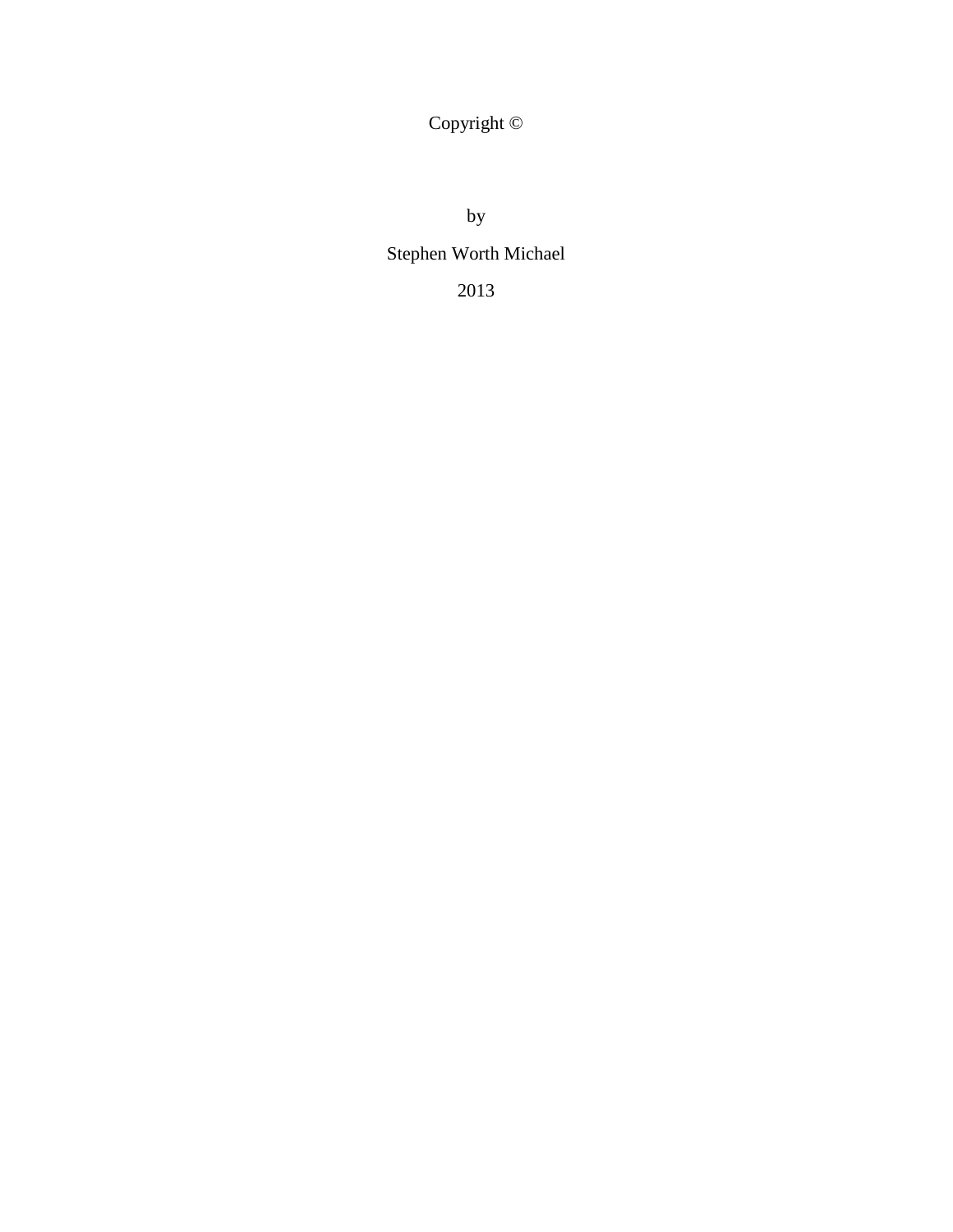Copyright ©

by

Stephen Worth Michael

2013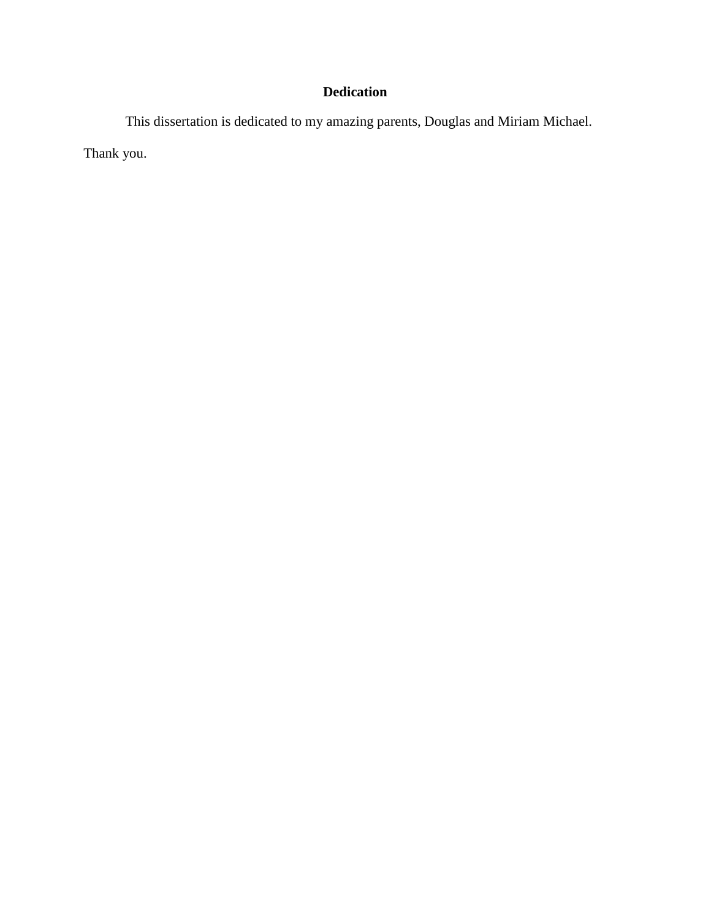# Dedication

This dissertation is dedicated to my amazing parents, Douglas and Miriam Michael. Thank you.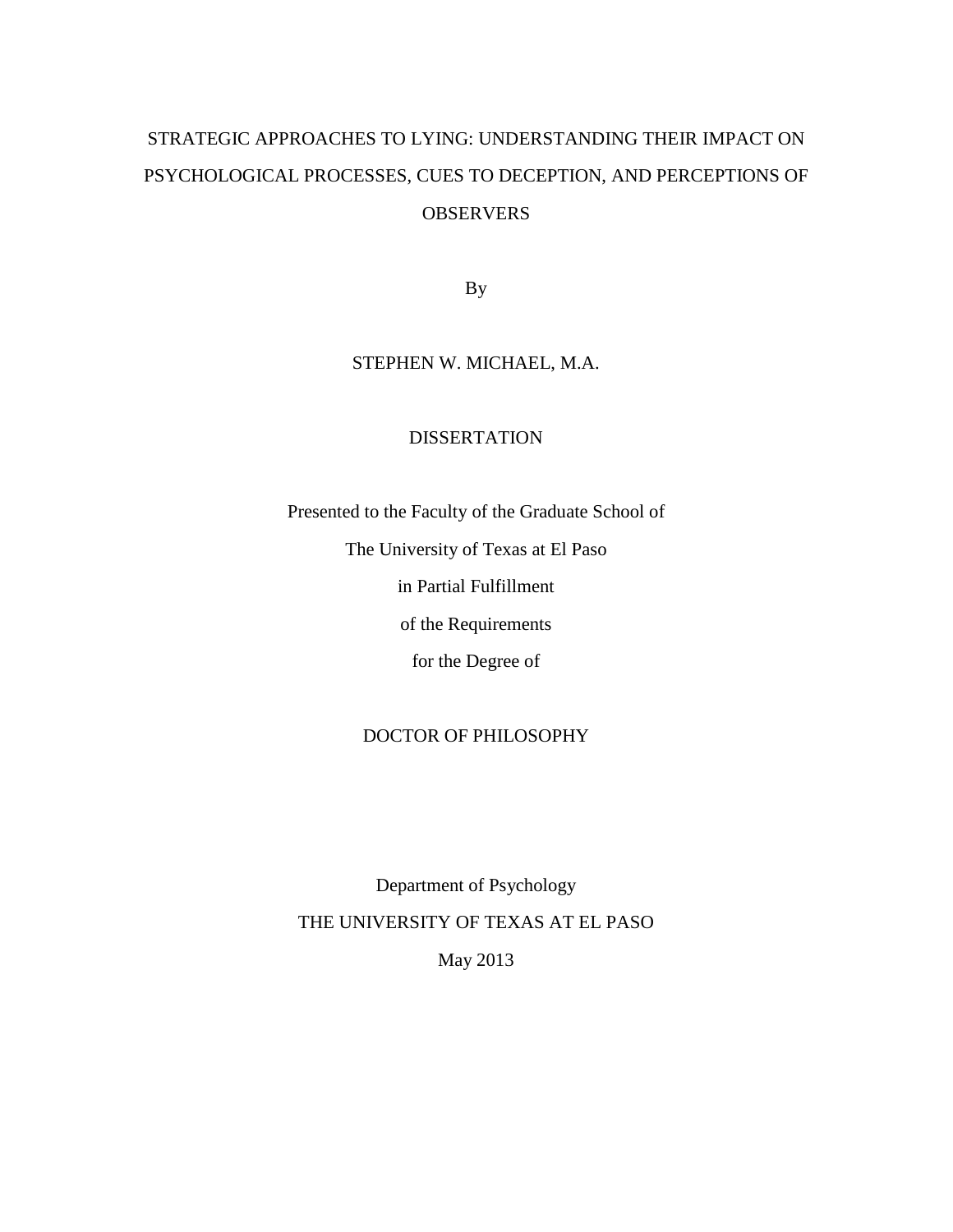# STRATEGIC APPROACHES TO LYING: UNDERSTANDING THEIR IMPACT ON PSYCHOLOGICAL PROCESSES, CUES TO DECEPTION, AND PERCEPTIONS OF OBSERVERS

By

STEPHEN W. MICHAEL, M.A.

DISSERTATION

Presented to the Faculty of the Graduate School of

The University of Texas at El Paso

in Partial Fulfillment

of the Requirements

for the Degree of

DOCTOR OF PHILOSOPHY

Department of Psychology

THE UNIVERSITY OF TEXAS AT EL PASO

May 2013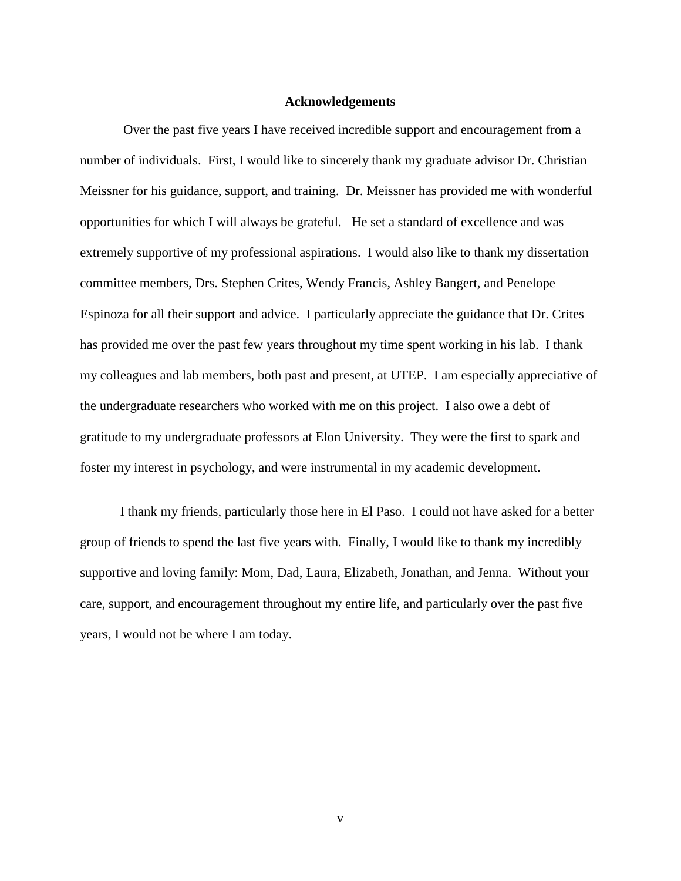# Acknowledgements

Over the past five years I have received incredible support and encouragement from a number of individuals. First, I would like to sincerely thank my graduate advisor Dr. Christian Meissner for his guidance, support, and training. Dr. Meissner has provided me with wonderful opportunities for which I will always be grateful. He set a standard of excellence and was extremely supportive of my professional aspirations. I would also like to thank my dissertation committee members, Drs. Stephen Crites, Wendy Francis, Ashley Bangert, and Penelope Espinoza for all their support and advice. I particularly appreciate the guidance that Dr. Crites has provided me over the past few years throughout my time spent working in his lab. I thank my colleagues and lab members, both past and present, at UTEP. I am especially appreciative of the undergraduate researchers who worked with me on this project. I also owe a debt of gratitude to my undergraduate professors at Elon University. They were the first to spark and foster my interest in psychology, and were instrumental in my academic development.

I thank my friends, particularly those here in El Paso. I could not have asked for a better group of friends to spend the last five years with. Finally, I would like to thank my incredibly supportive and loving family: Mom, Dad, Laura, Elizabeth, Jonathan, and Jenna. Without your care, support, and encouragement throughout my entire life, and particularly over the past five years, I would not be where I am today.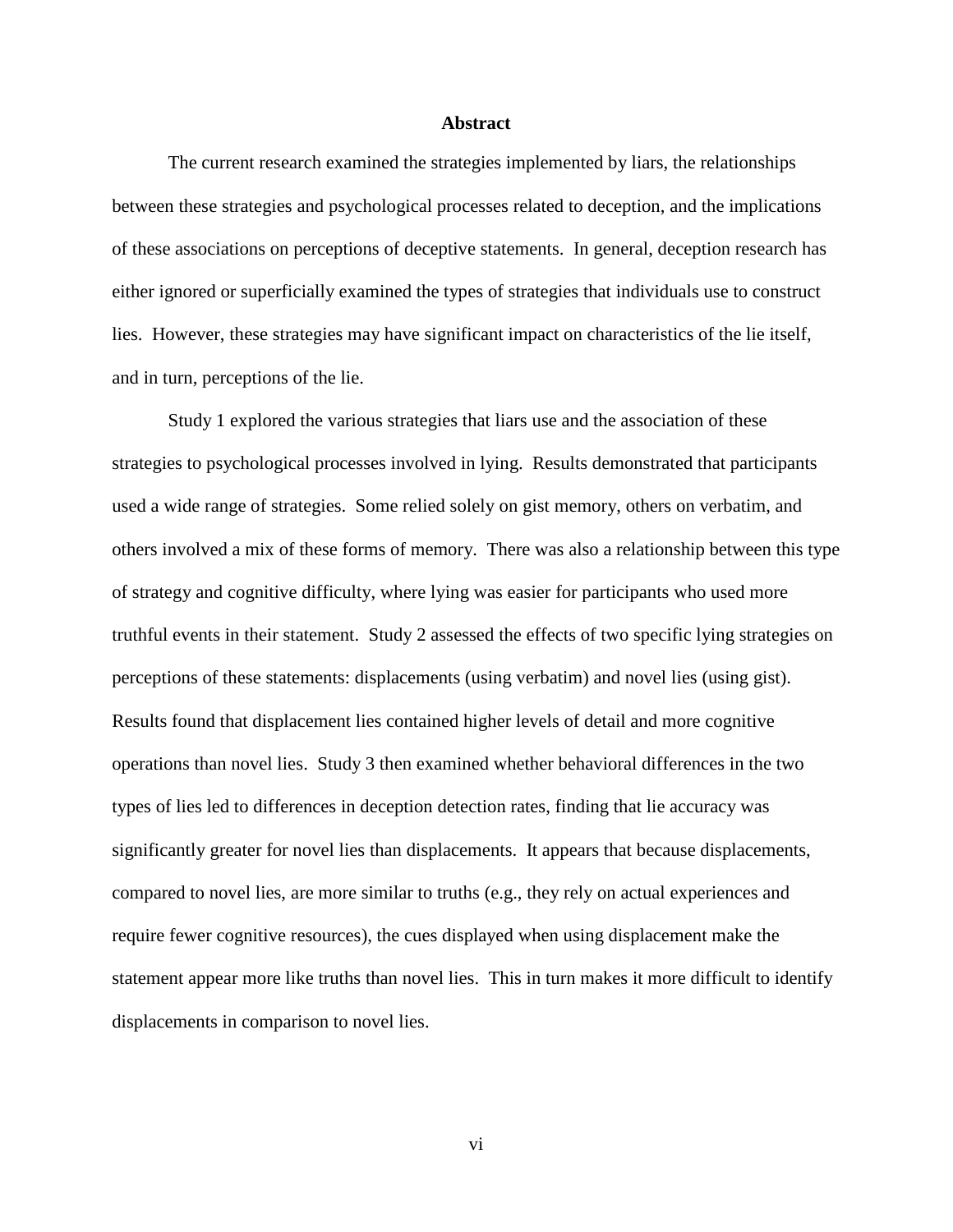# Abstract

The current research examined the strategies implemented by liars, the relationships between these strategies and psychological processes related to deception, and the implications of these associations on perceptions of deceptive statements. In general, deception research has either ignored or superficially examined the types of strategies that individuals use to construct lies. However, these strategies may have significant impact on characteristics of the lie itself, and in turn, perceptions of the lie.

Study 1 explored the various strategies that liars use and the association of these strategies to psychological processes involved in lying. Results demonstrated that participants used a wide range of strategies. Some relied solely on gist memory, others on verbatim, and others involved a mix of these forms of memory. There was also a relationship between this type of strategy and cognitive difficulty, where lying was easier for participants who used more truthful events in their statement. Study 2 assessed the effects of two specific lying strategies on perceptions of these statements: displacements (using verbatim) and novel lies (using gist). Results found that displacement lies contained higher levels of detail and more cognitive operations than novel lies. Study 3 then examined whether behavioral differences in the two types of lies led to differences in deception detection rates, finding that lie accuracy was significantly greater for novel lies than displacements. It appears that because displacements, compared to novel lies, are more similar to truths (e.g., they rely on actual experiences and require fewer cognitive resources), the cues displayed when using displacement make the statement appear more like truths than novel lies. This in turn makes it more difficult to identify displacements in comparison to novel lies.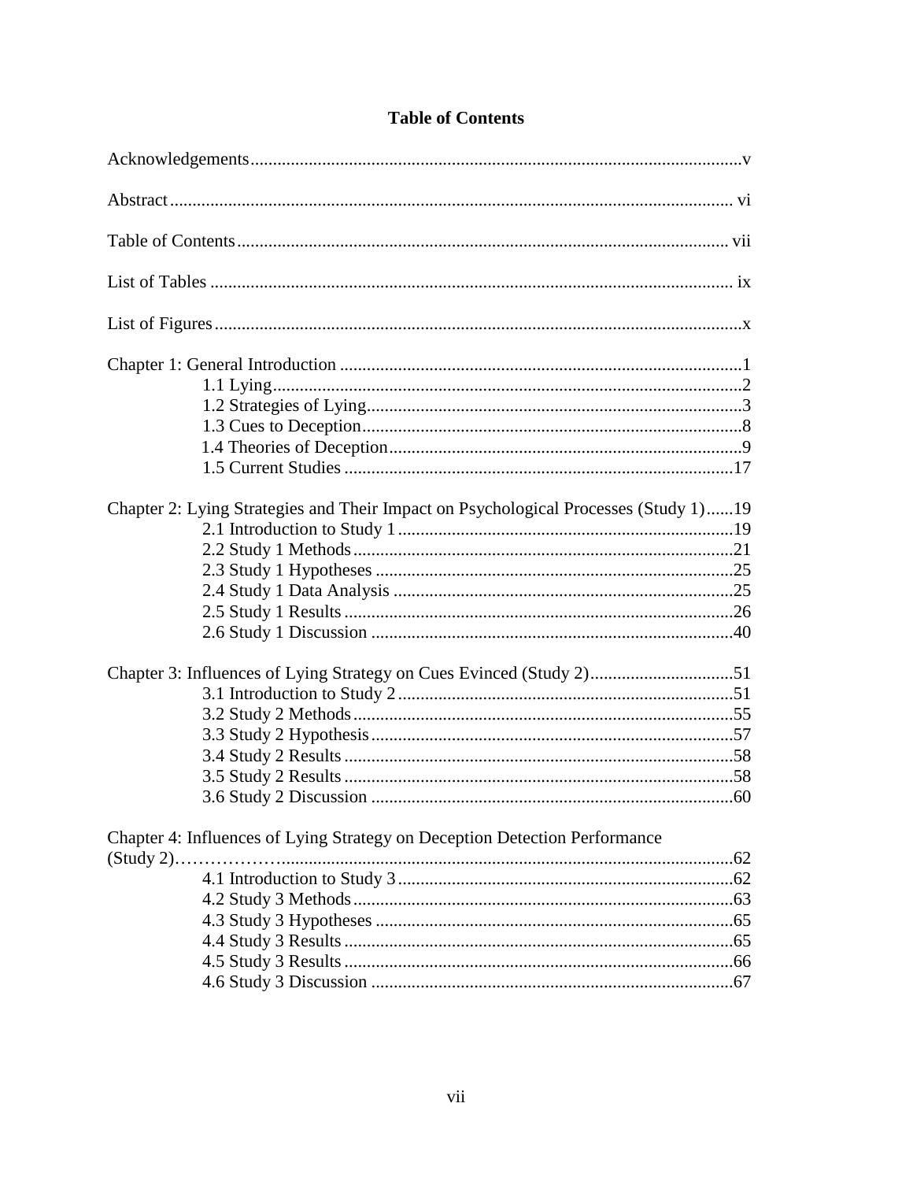# Table of Contents

Acknowledgements....................................................................................................v

Abstract.................................................................................................................... vi

Table of Contents.................................................................................................... vii

List of Tables ........................................................................................................... ix

List of Figures...........................................................................................................x

Chapter 1: General Introduction ................................................................................1
- 1.1 Lying..................................................................................................2
- 1.2 Strategies of Lying...........................................................................3
- 1.3 Cues to Deception............................................................................8
- 1.4 Theories of Deception.......................................................................9
- 1.5 Current Studies ...............................................................................17

Chapter 2: Lying Strategies and Their Impact on Psychological Processes (Study 1)......19
- 2.1 Introduction to Study 1....................................................................19
- 2.2 Study 1 Methods..............................................................................21
- 2.3 Study 1 Hypotheses .........................................................................25
- 2.4 Study 1 Data Analysis .....................................................................25
- 2.5 Study 1 Results ................................................................................26
- 2.6 Study 1 Discussion ..........................................................................40

Chapter 3: Influences of Lying Strategy on Cues Evinced (Study 2)...............................51
- 3.1 Introduction to Study 2....................................................................51
- 3.2 Study 2 Methods..............................................................................55
- 3.3 Study 2 Hypothesis..........................................................................57
- 3.4 Study 2 Results ................................................................................58
- 3.5 Study 2 Results ................................................................................58
- 3.6 Study 2 Discussion ..........................................................................60

Chapter 4: Influences of Lying Strategy on Deception Detection Performance (Study 2)......................................................................................................................62
- 4.1 Introduction to Study 3....................................................................62
- 4.2 Study 3 Methods..............................................................................63
- 4.3 Study 3 Hypotheses .........................................................................65
- 4.4 Study 3 Results ................................................................................65
- 4.5 Study 3 Results ................................................................................66
- 4.6 Study 3 Discussion ..........................................................................67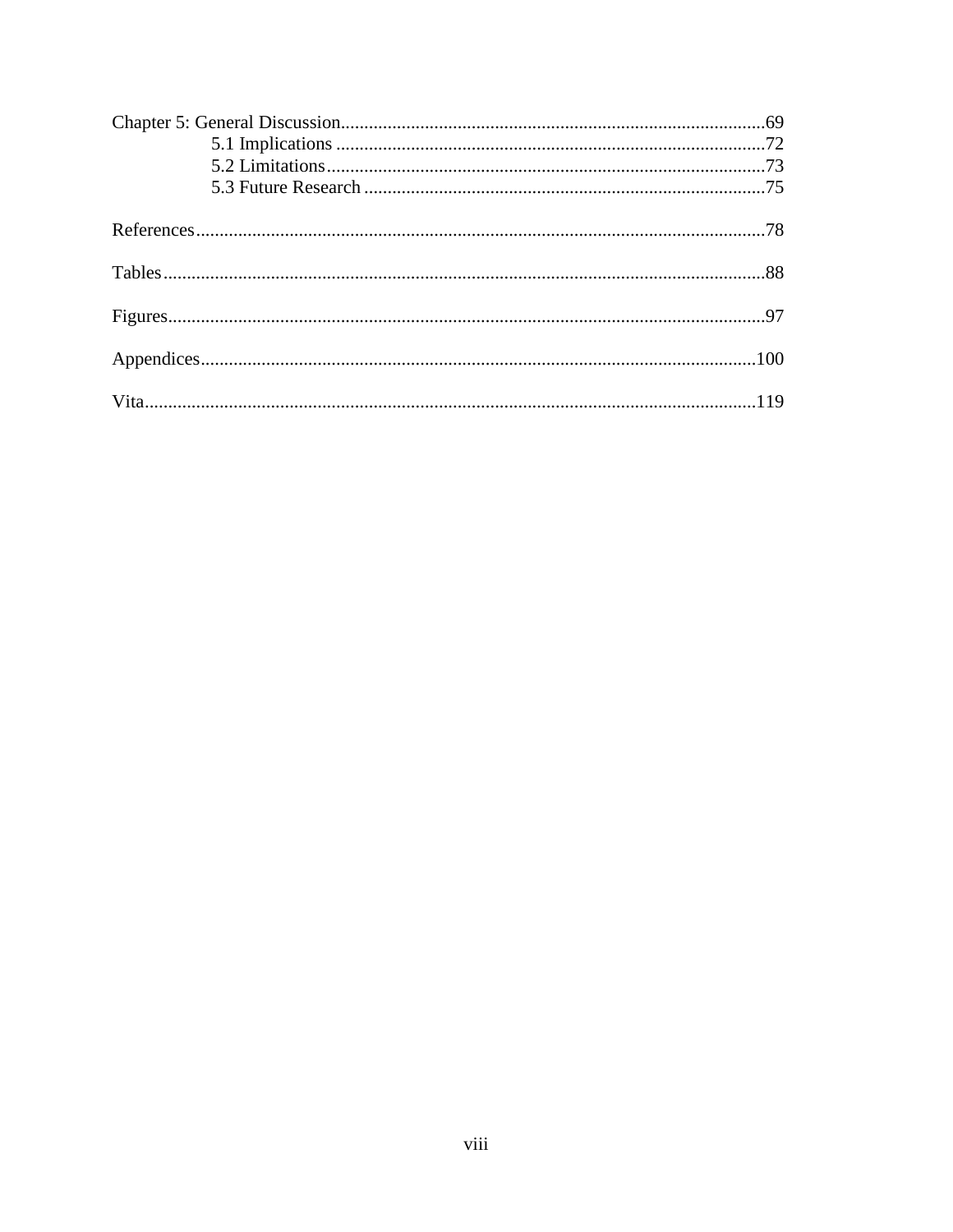Chapter 5: General Discussion ........................................................................................69

5.1 Implications ........................................................................................72

5.2 Limitations ........................................................................................73

5.3 Future Research ..................................................................................75

References ........................................................................................................................78

Tables ..............................................................................................................................88

Figures .............................................................................................................................97

Appendices .....................................................................................................................100

Vita .................................................................................................................................119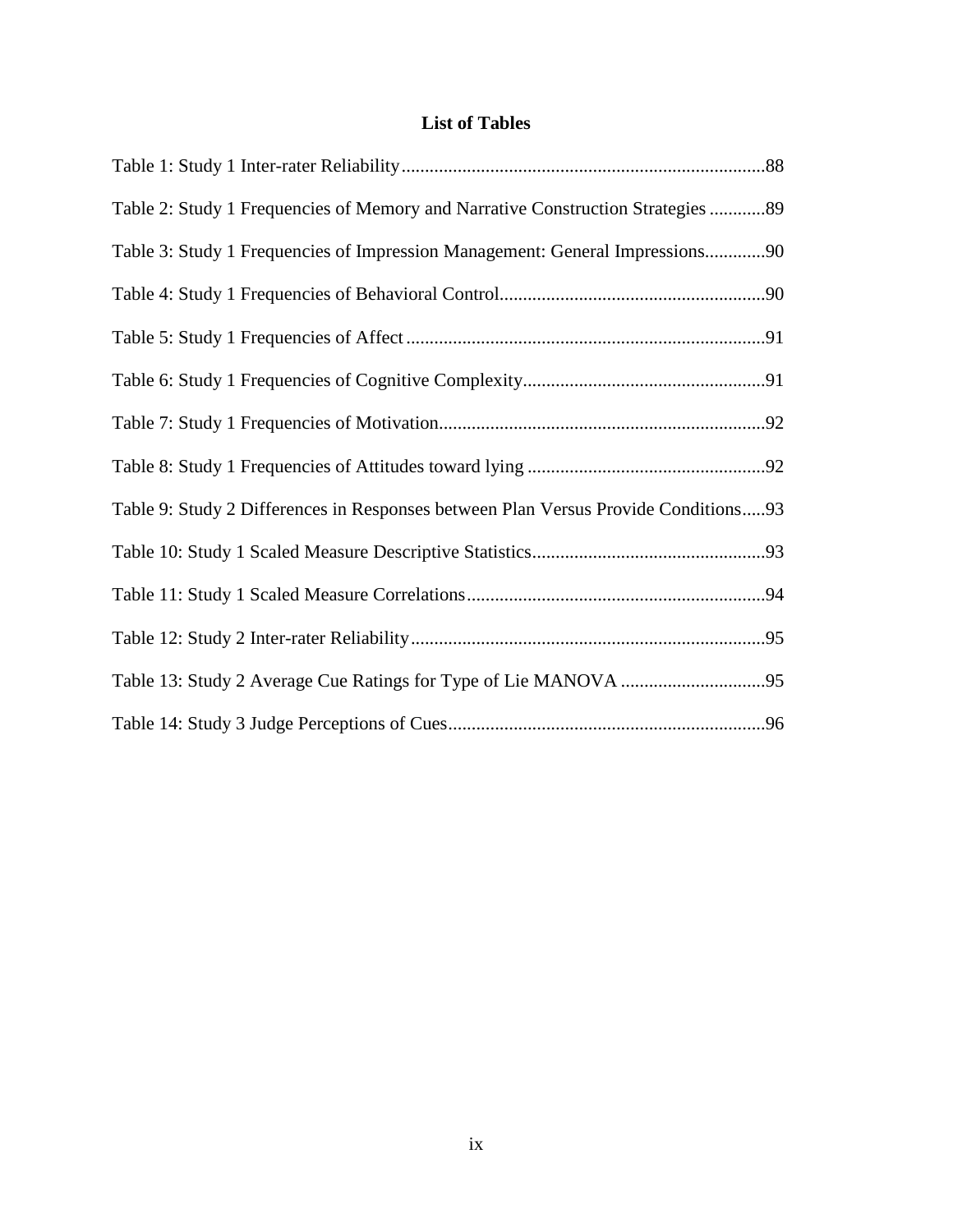# List of Tables

Table 1: Study 1 Inter-rater Reliability....................................................................................88

Table 2: Study 1 Frequencies of Memory and Narrative Construction Strategies ............89

Table 3: Study 1 Frequencies of Impression Management: General Impressions.............90

Table 4: Study 1 Frequencies of Behavioral Control.........................................................90

Table 5: Study 1 Frequencies of Affect ............................................................................91

Table 6: Study 1 Frequencies of Cognitive Complexity....................................................91

Table 7: Study 1 Frequencies of Motivation......................................................................92

Table 8: Study 1 Frequencies of Attitudes toward lying ....................................................92

Table 9: Study 2 Differences in Responses between Plan Versus Provide Conditions.....93

Table 10: Study 1 Scaled Measure Descriptive Statistics..................................................93

Table 11: Study 1 Scaled Measure Correlations................................................................94

Table 12: Study 2 Inter-rater Reliability............................................................................95

Table 13: Study 2 Average Cue Ratings for Type of Lie MANOVA ...............................95

Table 14: Study 3 Judge Perceptions of Cues....................................................................96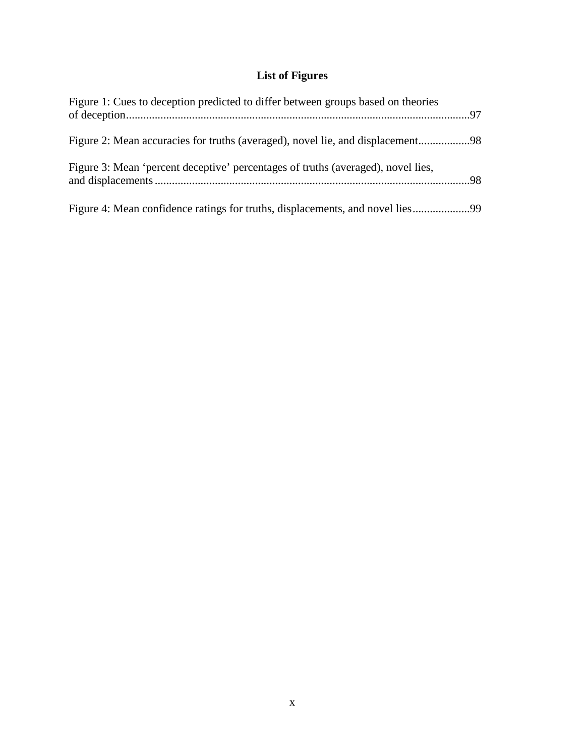## List of Figures

Figure 1: Cues to deception predicted to differ between groups based on theories of deception........................................................................................................................97

Figure 2: Mean accuracies for truths (averaged), novel lie, and displacement..................98

Figure 3: Mean ‘percent deceptive’ percentages of truths (averaged), novel lies, and displacements.............................................................................................................98

Figure 4: Mean confidence ratings for truths, displacements, and novel lies....................99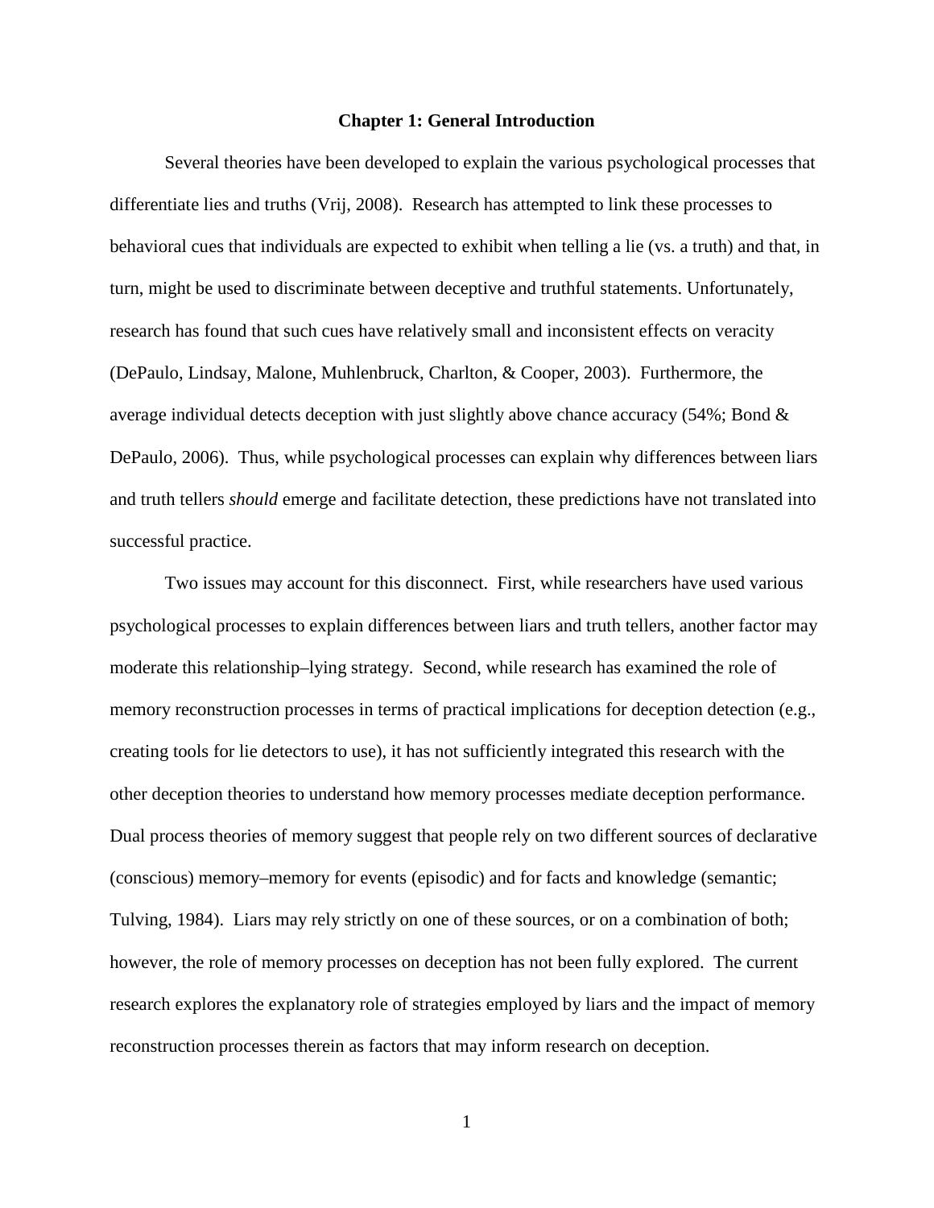# Chapter 1: General Introduction

Several theories have been developed to explain the various psychological processes that differentiate lies and truths (Vrij, 2008). Research has attempted to link these processes to behavioral cues that individuals are expected to exhibit when telling a lie (vs. a truth) and that, in turn, might be used to discriminate between deceptive and truthful statements. Unfortunately, research has found that such cues have relatively small and inconsistent effects on veracity (DePaulo, Lindsay, Malone, Muhlenbruck, Charlton, & Cooper, 2003). Furthermore, the average individual detects deception with just slightly above chance accuracy (54%; Bond & DePaulo, 2006). Thus, while psychological processes can explain why differences between liars and truth tellers *should* emerge and facilitate detection, these predictions have not translated into successful practice.

Two issues may account for this disconnect. First, while researchers have used various psychological processes to explain differences between liars and truth tellers, another factor may moderate this relationship–lying strategy. Second, while research has examined the role of memory reconstruction processes in terms of practical implications for deception detection (e.g., creating tools for lie detectors to use), it has not sufficiently integrated this research with the other deception theories to understand how memory processes mediate deception performance. Dual process theories of memory suggest that people rely on two different sources of declarative (conscious) memory–memory for events (episodic) and for facts and knowledge (semantic; Tulving, 1984). Liars may rely strictly on one of these sources, or on a combination of both; however, the role of memory processes on deception has not been fully explored. The current research explores the explanatory role of strategies employed by liars and the impact of memory reconstruction processes therein as factors that may inform research on deception.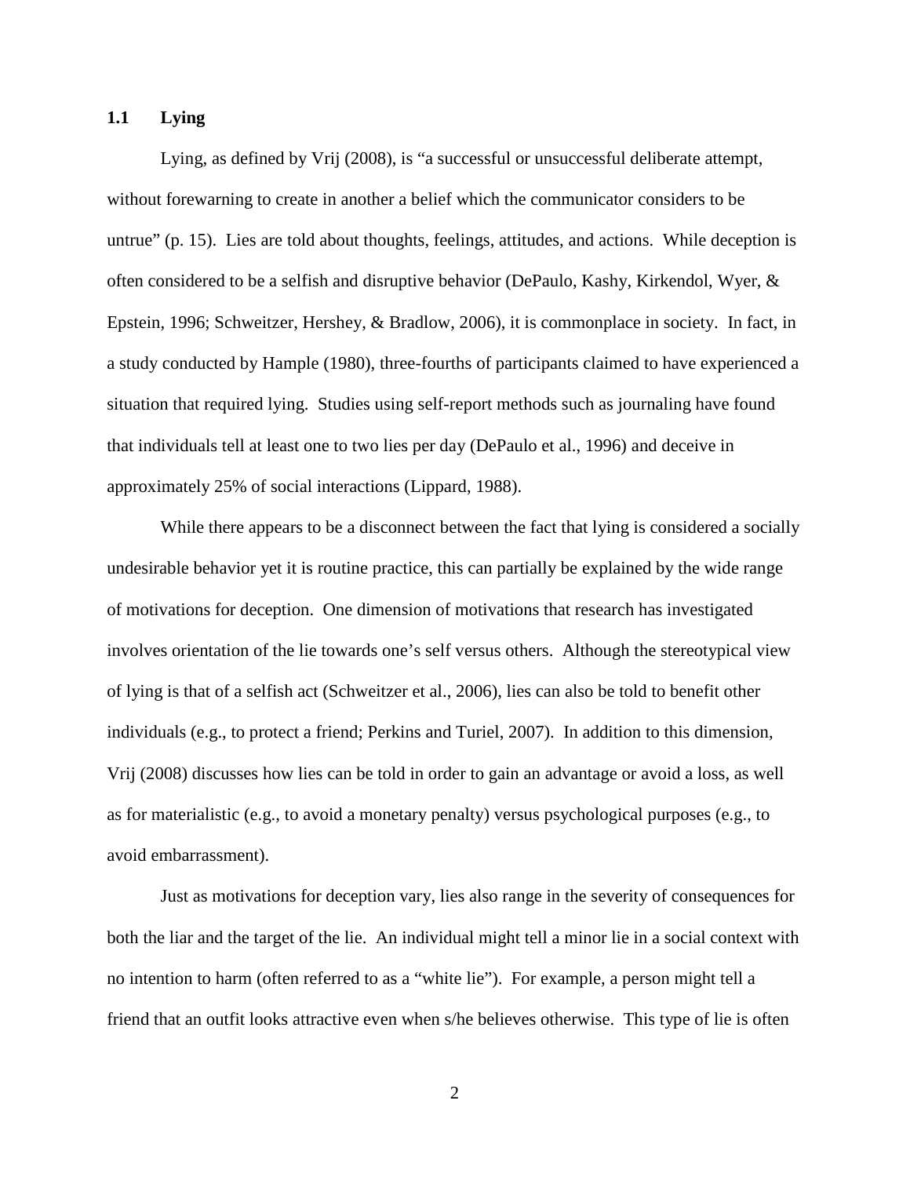## 1.1 Lying

Lying, as defined by Vrij (2008), is "a successful or unsuccessful deliberate attempt, without forewarning to create in another a belief which the communicator considers to be untrue" (p. 15). Lies are told about thoughts, feelings, attitudes, and actions. While deception is often considered to be a selfish and disruptive behavior (DePaulo, Kashy, Kirkendol, Wyer, & Epstein, 1996; Schweitzer, Hershey, & Bradlow, 2006), it is commonplace in society. In fact, in a study conducted by Hample (1980), three-fourths of participants claimed to have experienced a situation that required lying. Studies using self-report methods such as journaling have found that individuals tell at least one to two lies per day (DePaulo et al., 1996) and deceive in approximately 25% of social interactions (Lippard, 1988).

While there appears to be a disconnect between the fact that lying is considered a socially undesirable behavior yet it is routine practice, this can partially be explained by the wide range of motivations for deception. One dimension of motivations that research has investigated involves orientation of the lie towards one's self versus others. Although the stereotypical view of lying is that of a selfish act (Schweitzer et al., 2006), lies can also be told to benefit other individuals (e.g., to protect a friend; Perkins and Turiel, 2007). In addition to this dimension, Vrij (2008) discusses how lies can be told in order to gain an advantage or avoid a loss, as well as for materialistic (e.g., to avoid a monetary penalty) versus psychological purposes (e.g., to avoid embarrassment).

Just as motivations for deception vary, lies also range in the severity of consequences for both the liar and the target of the lie. An individual might tell a minor lie in a social context with no intention to harm (often referred to as a "white lie"). For example, a person might tell a friend that an outfit looks attractive even when s/he believes otherwise. This type of lie is often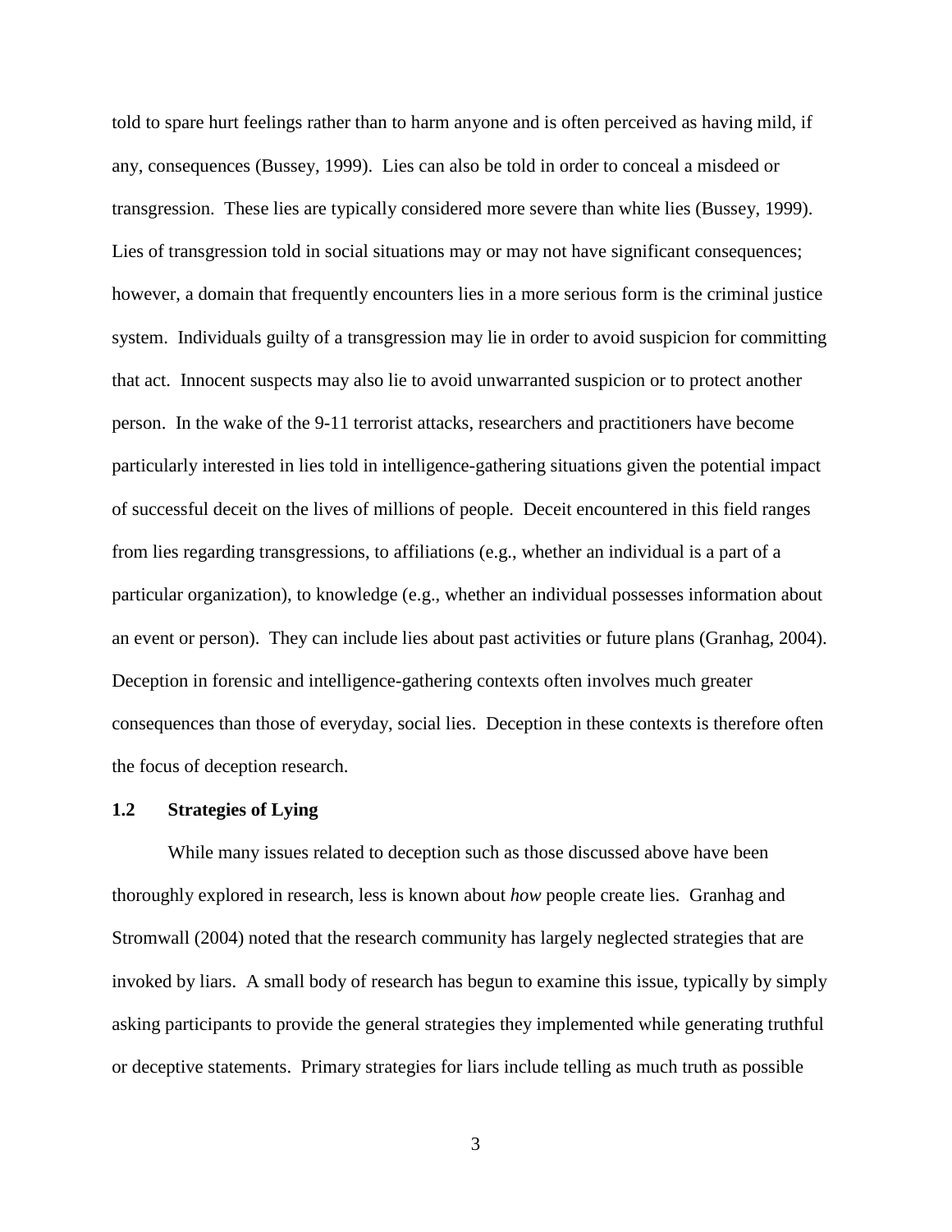told to spare hurt feelings rather than to harm anyone and is often perceived as having mild, if any, consequences (Bussey, 1999). Lies can also be told in order to conceal a misdeed or transgression. These lies are typically considered more severe than white lies (Bussey, 1999). Lies of transgression told in social situations may or may not have significant consequences; however, a domain that frequently encounters lies in a more serious form is the criminal justice system. Individuals guilty of a transgression may lie in order to avoid suspicion for committing that act. Innocent suspects may also lie to avoid unwarranted suspicion or to protect another person. In the wake of the 9-11 terrorist attacks, researchers and practitioners have become particularly interested in lies told in intelligence-gathering situations given the potential impact of successful deceit on the lives of millions of people. Deceit encountered in this field ranges from lies regarding transgressions, to affiliations (e.g., whether an individual is a part of a particular organization), to knowledge (e.g., whether an individual possesses information about an event or person). They can include lies about past activities or future plans (Granhag, 2004). Deception in forensic and intelligence-gathering contexts often involves much greater consequences than those of everyday, social lies. Deception in these contexts is therefore often the focus of deception research.

## 1.2 Strategies of Lying

While many issues related to deception such as those discussed above have been thoroughly explored in research, less is known about *how* people create lies. Granhag and Stromwall (2004) noted that the research community has largely neglected strategies that are invoked by liars. A small body of research has begun to examine this issue, typically by simply asking participants to provide the general strategies they implemented while generating truthful or deceptive statements. Primary strategies for liars include telling as much truth as possible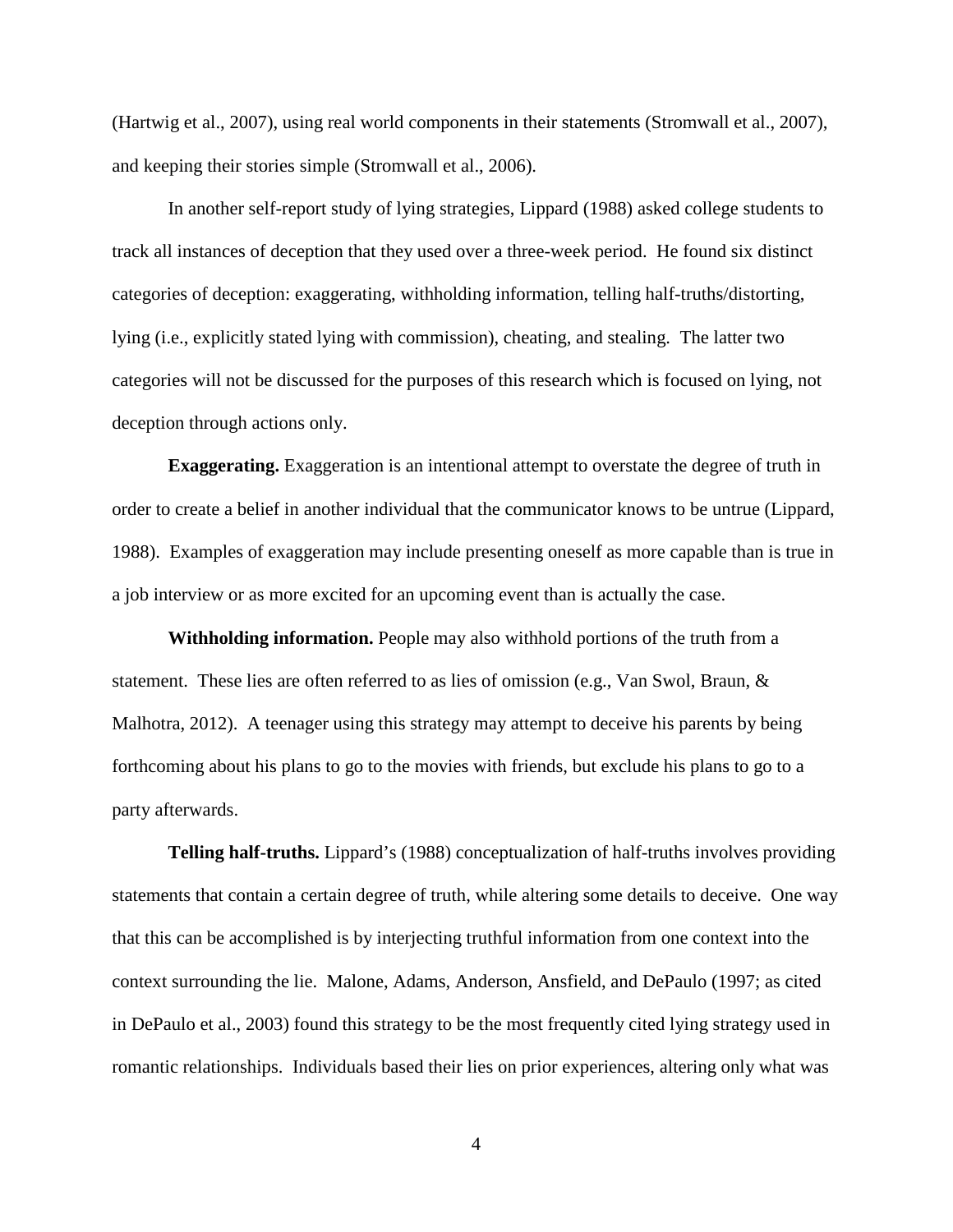(Hartwig et al., 2007), using real world components in their statements (Stromwall et al., 2007), and keeping their stories simple (Stromwall et al., 2006).

In another self-report study of lying strategies, Lippard (1988) asked college students to track all instances of deception that they used over a three-week period. He found six distinct categories of deception: exaggerating, withholding information, telling half-truths/distorting, lying (i.e., explicitly stated lying with commission), cheating, and stealing. The latter two categories will not be discussed for the purposes of this research which is focused on lying, not deception through actions only.

**Exaggerating.** Exaggeration is an intentional attempt to overstate the degree of truth in order to create a belief in another individual that the communicator knows to be untrue (Lippard, 1988). Examples of exaggeration may include presenting oneself as more capable than is true in a job interview or as more excited for an upcoming event than is actually the case.

**Withholding information.** People may also withhold portions of the truth from a statement. These lies are often referred to as lies of omission (e.g., Van Swol, Braun, & Malhotra, 2012). A teenager using this strategy may attempt to deceive his parents by being forthcoming about his plans to go to the movies with friends, but exclude his plans to go to a party afterwards.

**Telling half-truths.** Lippard's (1988) conceptualization of half-truths involves providing statements that contain a certain degree of truth, while altering some details to deceive. One way that this can be accomplished is by interjecting truthful information from one context into the context surrounding the lie. Malone, Adams, Anderson, Ansfield, and DePaulo (1997; as cited in DePaulo et al., 2003) found this strategy to be the most frequently cited lying strategy used in romantic relationships. Individuals based their lies on prior experiences, altering only what was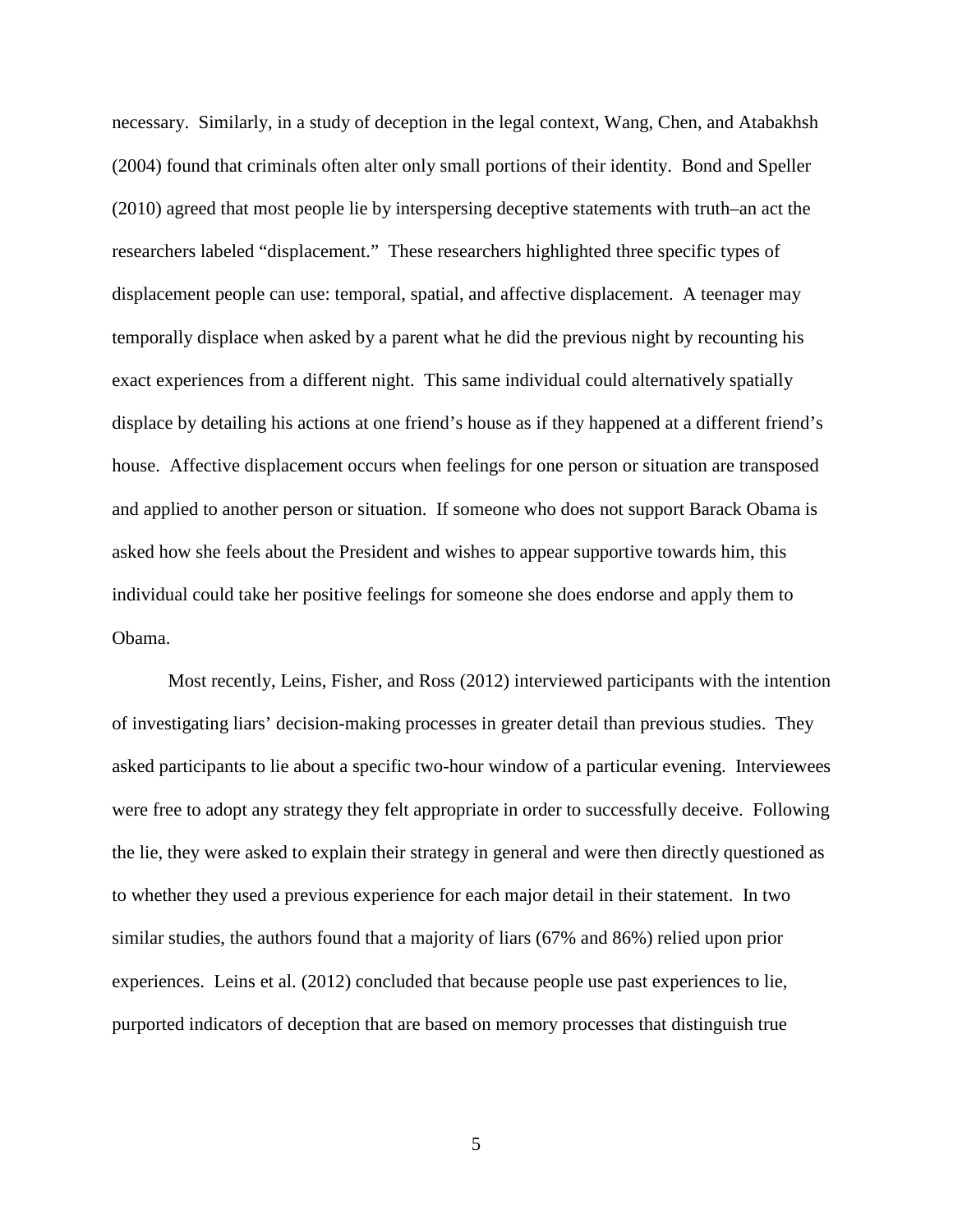necessary. Similarly, in a study of deception in the legal context, Wang, Chen, and Atabakhsh (2004) found that criminals often alter only small portions of their identity. Bond and Speller (2010) agreed that most people lie by interspersing deceptive statements with truth–an act the researchers labeled "displacement." These researchers highlighted three specific types of displacement people can use: temporal, spatial, and affective displacement. A teenager may temporally displace when asked by a parent what he did the previous night by recounting his exact experiences from a different night. This same individual could alternatively spatially displace by detailing his actions at one friend's house as if they happened at a different friend's house. Affective displacement occurs when feelings for one person or situation are transposed and applied to another person or situation. If someone who does not support Barack Obama is asked how she feels about the President and wishes to appear supportive towards him, this individual could take her positive feelings for someone she does endorse and apply them to Obama.

Most recently, Leins, Fisher, and Ross (2012) interviewed participants with the intention of investigating liars' decision-making processes in greater detail than previous studies. They asked participants to lie about a specific two-hour window of a particular evening. Interviewees were free to adopt any strategy they felt appropriate in order to successfully deceive. Following the lie, they were asked to explain their strategy in general and were then directly questioned as to whether they used a previous experience for each major detail in their statement. In two similar studies, the authors found that a majority of liars (67% and 86%) relied upon prior experiences. Leins et al. (2012) concluded that because people use past experiences to lie, purported indicators of deception that are based on memory processes that distinguish true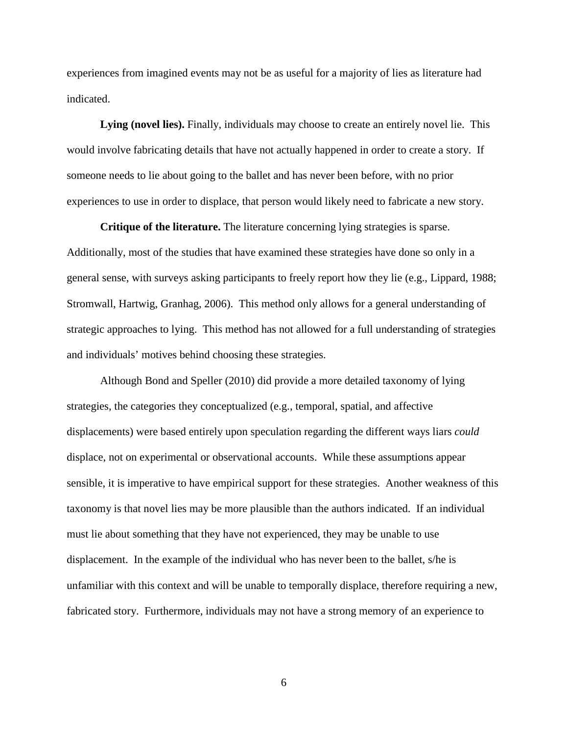experiences from imagined events may not be as useful for a majority of lies as literature had indicated.

**Lying (novel lies).** Finally, individuals may choose to create an entirely novel lie. This would involve fabricating details that have not actually happened in order to create a story. If someone needs to lie about going to the ballet and has never been before, with no prior experiences to use in order to displace, that person would likely need to fabricate a new story.

**Critique of the literature.** The literature concerning lying strategies is sparse. Additionally, most of the studies that have examined these strategies have done so only in a general sense, with surveys asking participants to freely report how they lie (e.g., Lippard, 1988; Stromwall, Hartwig, Granhag, 2006). This method only allows for a general understanding of strategic approaches to lying. This method has not allowed for a full understanding of strategies and individuals' motives behind choosing these strategies.

Although Bond and Speller (2010) did provide a more detailed taxonomy of lying strategies, the categories they conceptualized (e.g., temporal, spatial, and affective displacements) were based entirely upon speculation regarding the different ways liars *could* displace, not on experimental or observational accounts. While these assumptions appear sensible, it is imperative to have empirical support for these strategies. Another weakness of this taxonomy is that novel lies may be more plausible than the authors indicated. If an individual must lie about something that they have not experienced, they may be unable to use displacement. In the example of the individual who has never been to the ballet, s/he is unfamiliar with this context and will be unable to temporally displace, therefore requiring a new, fabricated story. Furthermore, individuals may not have a strong memory of an experience to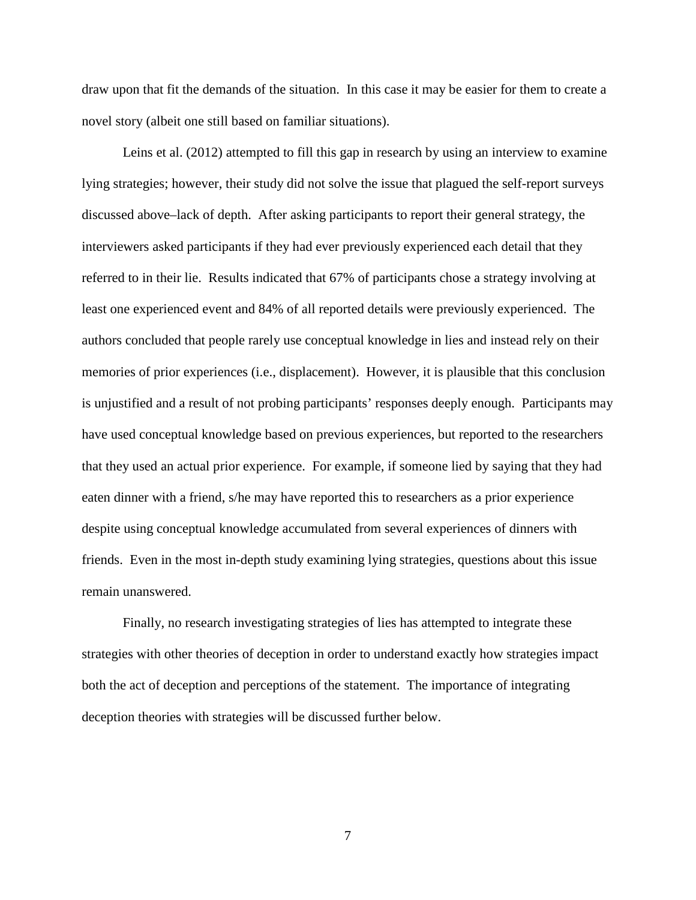draw upon that fit the demands of the situation. In this case it may be easier for them to create a novel story (albeit one still based on familiar situations).

Leins et al. (2012) attempted to fill this gap in research by using an interview to examine lying strategies; however, their study did not solve the issue that plagued the self-report surveys discussed above–lack of depth. After asking participants to report their general strategy, the interviewers asked participants if they had ever previously experienced each detail that they referred to in their lie. Results indicated that 67% of participants chose a strategy involving at least one experienced event and 84% of all reported details were previously experienced. The authors concluded that people rarely use conceptual knowledge in lies and instead rely on their memories of prior experiences (i.e., displacement). However, it is plausible that this conclusion is unjustified and a result of not probing participants' responses deeply enough. Participants may have used conceptual knowledge based on previous experiences, but reported to the researchers that they used an actual prior experience. For example, if someone lied by saying that they had eaten dinner with a friend, s/he may have reported this to researchers as a prior experience despite using conceptual knowledge accumulated from several experiences of dinners with friends. Even in the most in-depth study examining lying strategies, questions about this issue remain unanswered.

Finally, no research investigating strategies of lies has attempted to integrate these strategies with other theories of deception in order to understand exactly how strategies impact both the act of deception and perceptions of the statement. The importance of integrating deception theories with strategies will be discussed further below.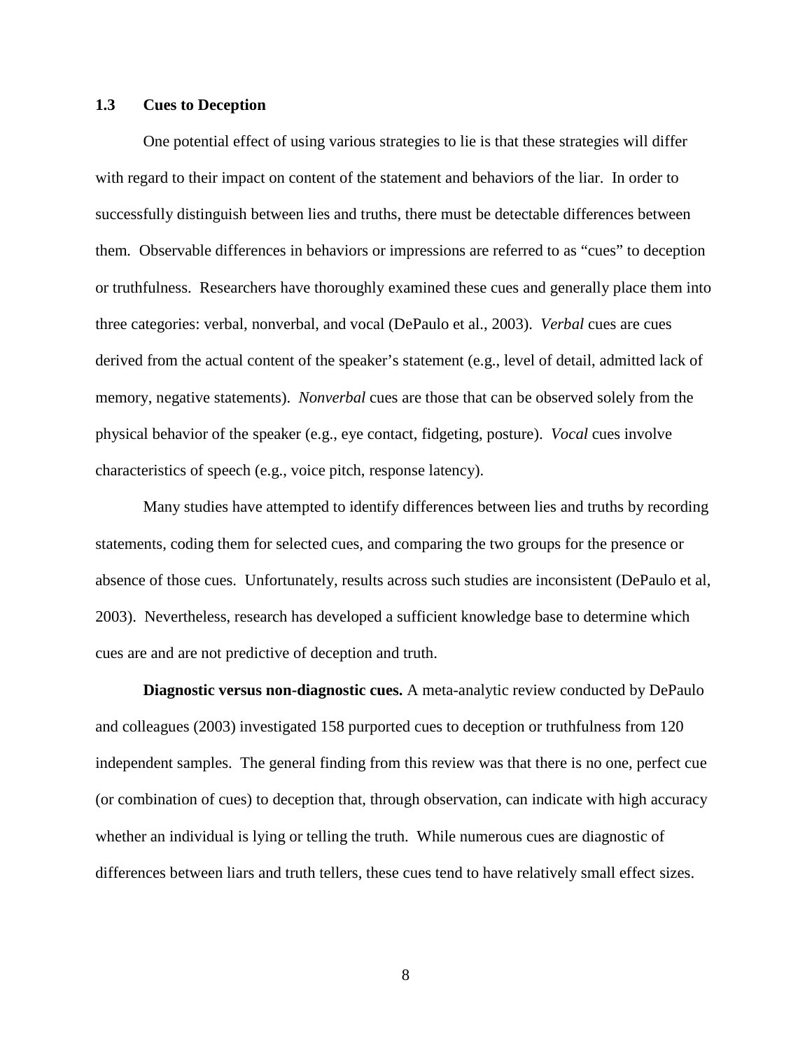## 1.3 Cues to Deception

One potential effect of using various strategies to lie is that these strategies will differ with regard to their impact on content of the statement and behaviors of the liar. In order to successfully distinguish between lies and truths, there must be detectable differences between them. Observable differences in behaviors or impressions are referred to as "cues" to deception or truthfulness. Researchers have thoroughly examined these cues and generally place them into three categories: verbal, nonverbal, and vocal (DePaulo et al., 2003). *Verbal* cues are cues derived from the actual content of the speaker's statement (e.g., level of detail, admitted lack of memory, negative statements). *Nonverbal* cues are those that can be observed solely from the physical behavior of the speaker (e.g., eye contact, fidgeting, posture). *Vocal* cues involve characteristics of speech (e.g., voice pitch, response latency).

Many studies have attempted to identify differences between lies and truths by recording statements, coding them for selected cues, and comparing the two groups for the presence or absence of those cues. Unfortunately, results across such studies are inconsistent (DePaulo et al, 2003). Nevertheless, research has developed a sufficient knowledge base to determine which cues are and are not predictive of deception and truth.

**Diagnostic versus non-diagnostic cues.** A meta-analytic review conducted by DePaulo and colleagues (2003) investigated 158 purported cues to deception or truthfulness from 120 independent samples. The general finding from this review was that there is no one, perfect cue (or combination of cues) to deception that, through observation, can indicate with high accuracy whether an individual is lying or telling the truth. While numerous cues are diagnostic of differences between liars and truth tellers, these cues tend to have relatively small effect sizes.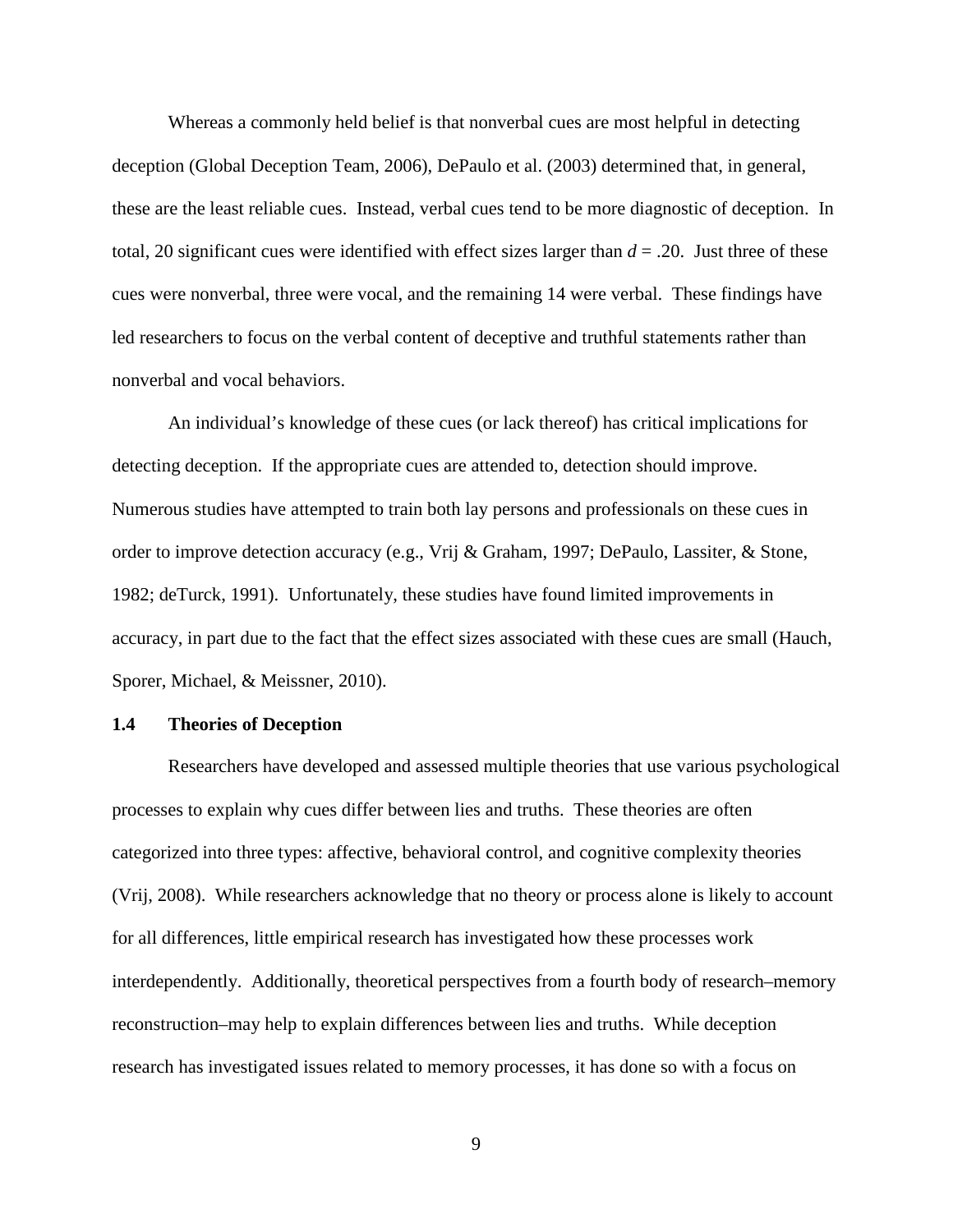Whereas a commonly held belief is that nonverbal cues are most helpful in detecting deception (Global Deception Team, 2006), DePaulo et al. (2003) determined that, in general, these are the least reliable cues. Instead, verbal cues tend to be more diagnostic of deception. In total, 20 significant cues were identified with effect sizes larger than $d = .20$. Just three of these cues were nonverbal, three were vocal, and the remaining 14 were verbal. These findings have led researchers to focus on the verbal content of deceptive and truthful statements rather than nonverbal and vocal behaviors.

An individual's knowledge of these cues (or lack thereof) has critical implications for detecting deception. If the appropriate cues are attended to, detection should improve. Numerous studies have attempted to train both lay persons and professionals on these cues in order to improve detection accuracy (e.g., Vrij & Graham, 1997; DePaulo, Lassiter, & Stone, 1982; deTurck, 1991). Unfortunately, these studies have found limited improvements in accuracy, in part due to the fact that the effect sizes associated with these cues are small (Hauch, Sporer, Michael, & Meissner, 2010).

### 1.4 Theories of Deception

Researchers have developed and assessed multiple theories that use various psychological processes to explain why cues differ between lies and truths. These theories are often categorized into three types: affective, behavioral control, and cognitive complexity theories (Vrij, 2008). While researchers acknowledge that no theory or process alone is likely to account for all differences, little empirical research has investigated how these processes work interdependently. Additionally, theoretical perspectives from a fourth body of research–memory reconstruction–may help to explain differences between lies and truths. While deception research has investigated issues related to memory processes, it has done so with a focus on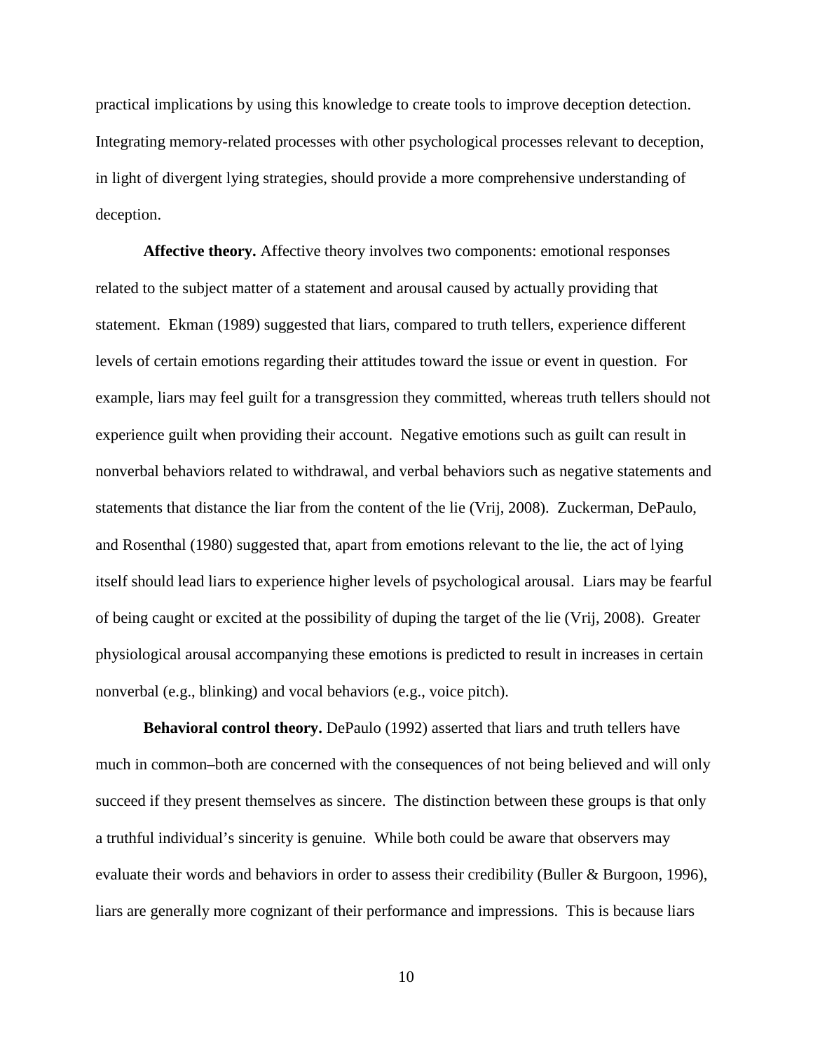practical implications by using this knowledge to create tools to improve deception detection. Integrating memory-related processes with other psychological processes relevant to deception, in light of divergent lying strategies, should provide a more comprehensive understanding of deception.

**Affective theory.** Affective theory involves two components: emotional responses related to the subject matter of a statement and arousal caused by actually providing that statement. Ekman (1989) suggested that liars, compared to truth tellers, experience different levels of certain emotions regarding their attitudes toward the issue or event in question. For example, liars may feel guilt for a transgression they committed, whereas truth tellers should not experience guilt when providing their account. Negative emotions such as guilt can result in nonverbal behaviors related to withdrawal, and verbal behaviors such as negative statements and statements that distance the liar from the content of the lie (Vrij, 2008). Zuckerman, DePaulo, and Rosenthal (1980) suggested that, apart from emotions relevant to the lie, the act of lying itself should lead liars to experience higher levels of psychological arousal. Liars may be fearful of being caught or excited at the possibility of duping the target of the lie (Vrij, 2008). Greater physiological arousal accompanying these emotions is predicted to result in increases in certain nonverbal (e.g., blinking) and vocal behaviors (e.g., voice pitch).

**Behavioral control theory.** DePaulo (1992) asserted that liars and truth tellers have much in common–both are concerned with the consequences of not being believed and will only succeed if they present themselves as sincere. The distinction between these groups is that only a truthful individual's sincerity is genuine. While both could be aware that observers may evaluate their words and behaviors in order to assess their credibility (Buller & Burgoon, 1996), liars are generally more cognizant of their performance and impressions. This is because liars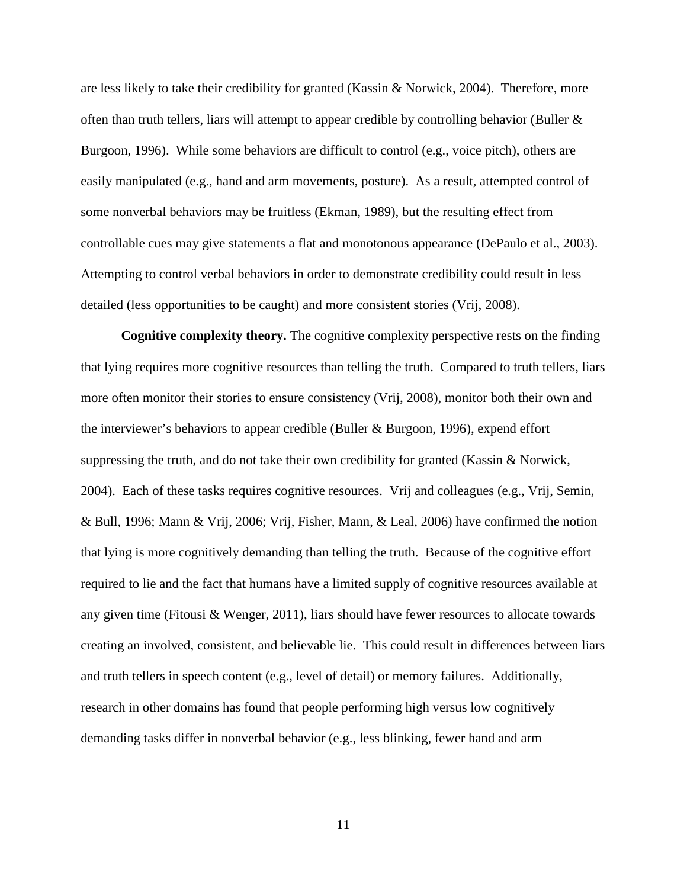are less likely to take their credibility for granted (Kassin & Norwick, 2004). Therefore, more often than truth tellers, liars will attempt to appear credible by controlling behavior (Buller & Burgoon, 1996). While some behaviors are difficult to control (e.g., voice pitch), others are easily manipulated (e.g., hand and arm movements, posture). As a result, attempted control of some nonverbal behaviors may be fruitless (Ekman, 1989), but the resulting effect from controllable cues may give statements a flat and monotonous appearance (DePaulo et al., 2003). Attempting to control verbal behaviors in order to demonstrate credibility could result in less detailed (less opportunities to be caught) and more consistent stories (Vrij, 2008).

**Cognitive complexity theory.** The cognitive complexity perspective rests on the finding that lying requires more cognitive resources than telling the truth. Compared to truth tellers, liars more often monitor their stories to ensure consistency (Vrij, 2008), monitor both their own and the interviewer's behaviors to appear credible (Buller & Burgoon, 1996), expend effort suppressing the truth, and do not take their own credibility for granted (Kassin & Norwick, 2004). Each of these tasks requires cognitive resources. Vrij and colleagues (e.g., Vrij, Semin, & Bull, 1996; Mann & Vrij, 2006; Vrij, Fisher, Mann, & Leal, 2006) have confirmed the notion that lying is more cognitively demanding than telling the truth. Because of the cognitive effort required to lie and the fact that humans have a limited supply of cognitive resources available at any given time (Fitousi & Wenger, 2011), liars should have fewer resources to allocate towards creating an involved, consistent, and believable lie. This could result in differences between liars and truth tellers in speech content (e.g., level of detail) or memory failures. Additionally, research in other domains has found that people performing high versus low cognitively demanding tasks differ in nonverbal behavior (e.g., less blinking, fewer hand and arm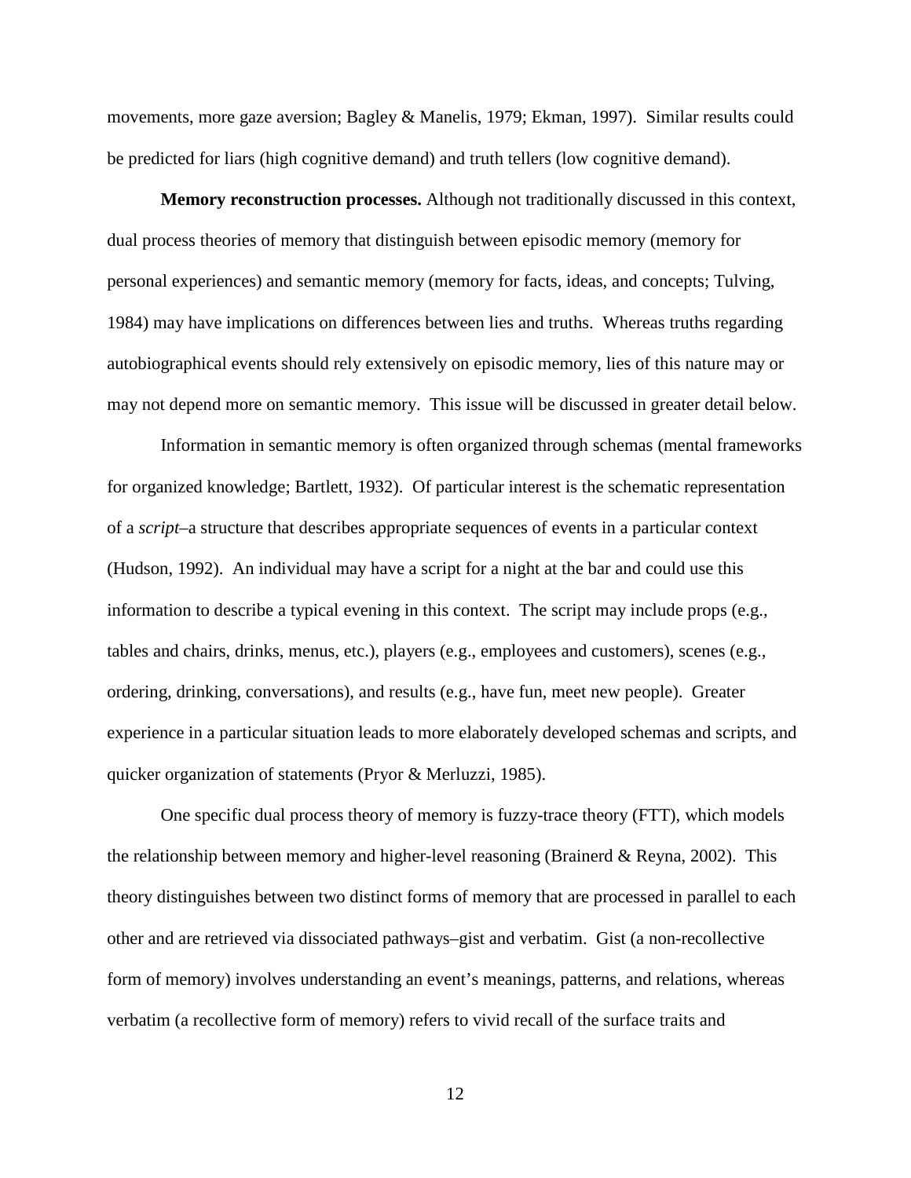movements, more gaze aversion; Bagley & Manelis, 1979; Ekman, 1997). Similar results could be predicted for liars (high cognitive demand) and truth tellers (low cognitive demand).

**Memory reconstruction processes.** Although not traditionally discussed in this context, dual process theories of memory that distinguish between episodic memory (memory for personal experiences) and semantic memory (memory for facts, ideas, and concepts; Tulving, 1984) may have implications on differences between lies and truths. Whereas truths regarding autobiographical events should rely extensively on episodic memory, lies of this nature may or may not depend more on semantic memory. This issue will be discussed in greater detail below.

Information in semantic memory is often organized through schemas (mental frameworks for organized knowledge; Bartlett, 1932). Of particular interest is the schematic representation of a *script*–a structure that describes appropriate sequences of events in a particular context (Hudson, 1992). An individual may have a script for a night at the bar and could use this information to describe a typical evening in this context. The script may include props (e.g., tables and chairs, drinks, menus, etc.), players (e.g., employees and customers), scenes (e.g., ordering, drinking, conversations), and results (e.g., have fun, meet new people). Greater experience in a particular situation leads to more elaborately developed schemas and scripts, and quicker organization of statements (Pryor & Merluzzi, 1985).

One specific dual process theory of memory is fuzzy-trace theory (FTT), which models the relationship between memory and higher-level reasoning (Brainerd & Reyna, 2002). This theory distinguishes between two distinct forms of memory that are processed in parallel to each other and are retrieved via dissociated pathways–gist and verbatim. Gist (a non-recollective form of memory) involves understanding an event's meanings, patterns, and relations, whereas verbatim (a recollective form of memory) refers to vivid recall of the surface traits and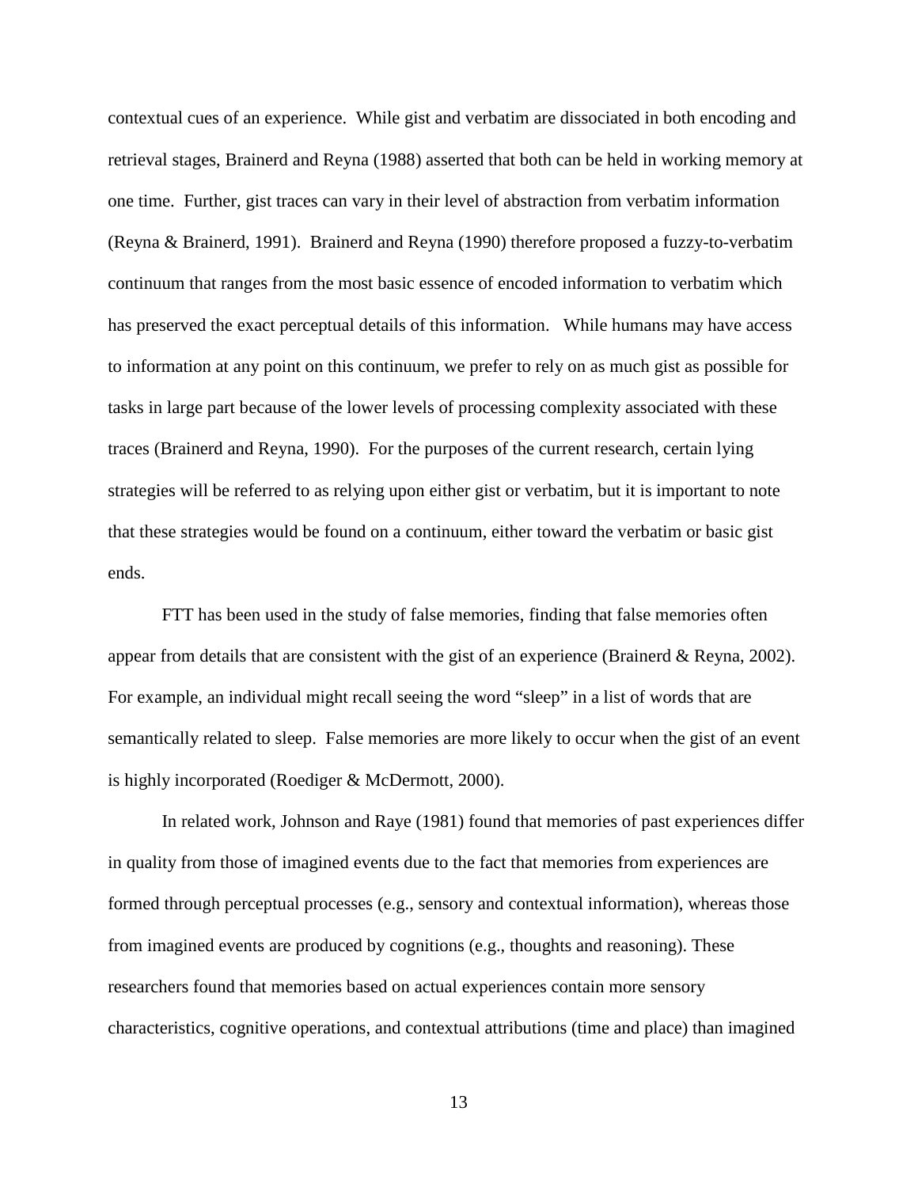contextual cues of an experience. While gist and verbatim are dissociated in both encoding and retrieval stages, Brainerd and Reyna (1988) asserted that both can be held in working memory at one time. Further, gist traces can vary in their level of abstraction from verbatim information (Reyna & Brainerd, 1991). Brainerd and Reyna (1990) therefore proposed a fuzzy-to-verbatim continuum that ranges from the most basic essence of encoded information to verbatim which has preserved the exact perceptual details of this information. While humans may have access to information at any point on this continuum, we prefer to rely on as much gist as possible for tasks in large part because of the lower levels of processing complexity associated with these traces (Brainerd and Reyna, 1990). For the purposes of the current research, certain lying strategies will be referred to as relying upon either gist or verbatim, but it is important to note that these strategies would be found on a continuum, either toward the verbatim or basic gist ends.

FTT has been used in the study of false memories, finding that false memories often appear from details that are consistent with the gist of an experience (Brainerd & Reyna, 2002). For example, an individual might recall seeing the word "sleep" in a list of words that are semantically related to sleep. False memories are more likely to occur when the gist of an event is highly incorporated (Roediger & McDermott, 2000).

In related work, Johnson and Raye (1981) found that memories of past experiences differ in quality from those of imagined events due to the fact that memories from experiences are formed through perceptual processes (e.g., sensory and contextual information), whereas those from imagined events are produced by cognitions (e.g., thoughts and reasoning). These researchers found that memories based on actual experiences contain more sensory characteristics, cognitive operations, and contextual attributions (time and place) than imagined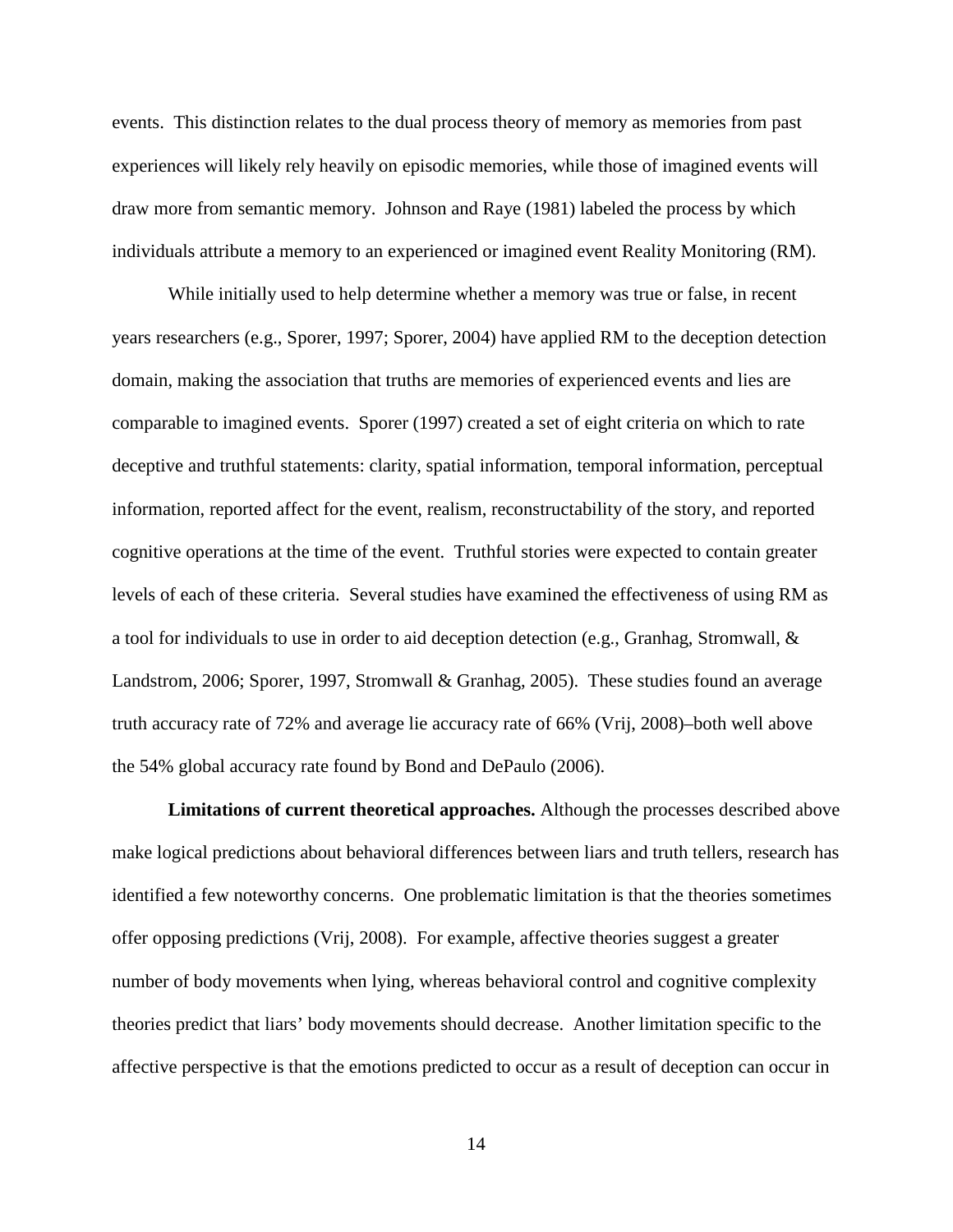events. This distinction relates to the dual process theory of memory as memories from past experiences will likely rely heavily on episodic memories, while those of imagined events will draw more from semantic memory. Johnson and Raye (1981) labeled the process by which individuals attribute a memory to an experienced or imagined event Reality Monitoring (RM).

While initially used to help determine whether a memory was true or false, in recent years researchers (e.g., Sporer, 1997; Sporer, 2004) have applied RM to the deception detection domain, making the association that truths are memories of experienced events and lies are comparable to imagined events. Sporer (1997) created a set of eight criteria on which to rate deceptive and truthful statements: clarity, spatial information, temporal information, perceptual information, reported affect for the event, realism, reconstructability of the story, and reported cognitive operations at the time of the event. Truthful stories were expected to contain greater levels of each of these criteria. Several studies have examined the effectiveness of using RM as a tool for individuals to use in order to aid deception detection (e.g., Granhag, Stromwall, & Landstrom, 2006; Sporer, 1997, Stromwall & Granhag, 2005). These studies found an average truth accuracy rate of 72% and average lie accuracy rate of 66% (Vrij, 2008)–both well above the 54% global accuracy rate found by Bond and DePaulo (2006).

**Limitations of current theoretical approaches.** Although the processes described above make logical predictions about behavioral differences between liars and truth tellers, research has identified a few noteworthy concerns. One problematic limitation is that the theories sometimes offer opposing predictions (Vrij, 2008). For example, affective theories suggest a greater number of body movements when lying, whereas behavioral control and cognitive complexity theories predict that liars' body movements should decrease. Another limitation specific to the affective perspective is that the emotions predicted to occur as a result of deception can occur in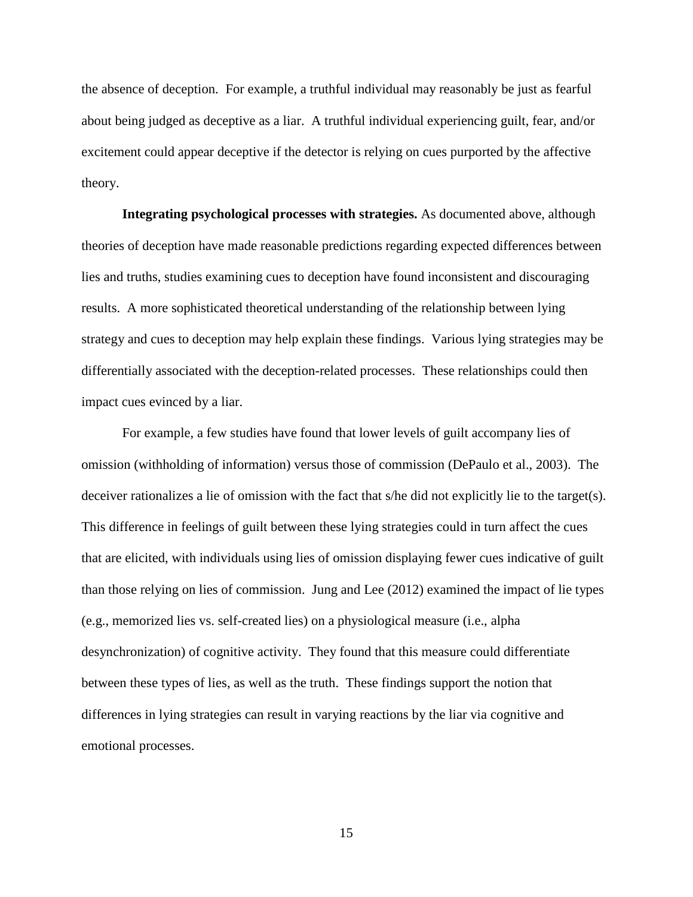the absence of deception. For example, a truthful individual may reasonably be just as fearful about being judged as deceptive as a liar. A truthful individual experiencing guilt, fear, and/or excitement could appear deceptive if the detector is relying on cues purported by the affective theory.

**Integrating psychological processes with strategies.** As documented above, although theories of deception have made reasonable predictions regarding expected differences between lies and truths, studies examining cues to deception have found inconsistent and discouraging results. A more sophisticated theoretical understanding of the relationship between lying strategy and cues to deception may help explain these findings. Various lying strategies may be differentially associated with the deception-related processes. These relationships could then impact cues evinced by a liar.

For example, a few studies have found that lower levels of guilt accompany lies of omission (withholding of information) versus those of commission (DePaulo et al., 2003). The deceiver rationalizes a lie of omission with the fact that s/he did not explicitly lie to the target(s). This difference in feelings of guilt between these lying strategies could in turn affect the cues that are elicited, with individuals using lies of omission displaying fewer cues indicative of guilt than those relying on lies of commission. Jung and Lee (2012) examined the impact of lie types (e.g., memorized lies vs. self-created lies) on a physiological measure (i.e., alpha desynchronization) of cognitive activity. They found that this measure could differentiate between these types of lies, as well as the truth. These findings support the notion that differences in lying strategies can result in varying reactions by the liar via cognitive and emotional processes.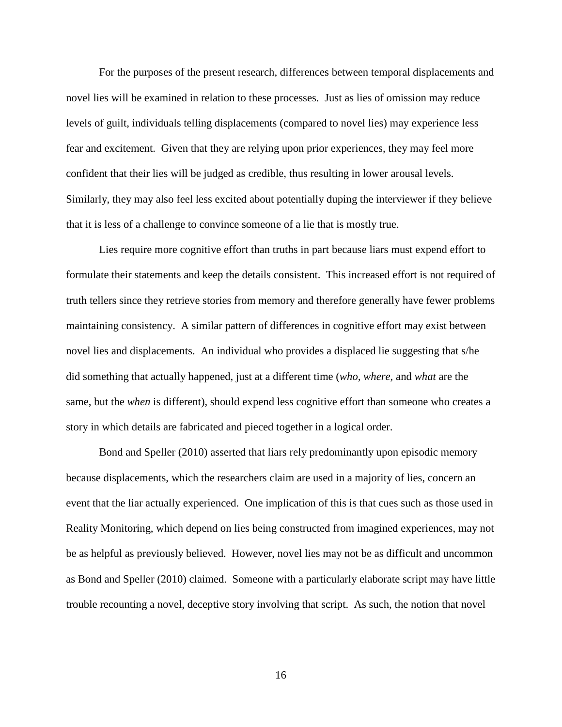For the purposes of the present research, differences between temporal displacements and novel lies will be examined in relation to these processes. Just as lies of omission may reduce levels of guilt, individuals telling displacements (compared to novel lies) may experience less fear and excitement. Given that they are relying upon prior experiences, they may feel more confident that their lies will be judged as credible, thus resulting in lower arousal levels. Similarly, they may also feel less excited about potentially duping the interviewer if they believe that it is less of a challenge to convince someone of a lie that is mostly true.

Lies require more cognitive effort than truths in part because liars must expend effort to formulate their statements and keep the details consistent. This increased effort is not required of truth tellers since they retrieve stories from memory and therefore generally have fewer problems maintaining consistency. A similar pattern of differences in cognitive effort may exist between novel lies and displacements. An individual who provides a displaced lie suggesting that s/he did something that actually happened, just at a different time (*who, where,* and *what* are the same, but the *when* is different), should expend less cognitive effort than someone who creates a story in which details are fabricated and pieced together in a logical order.

Bond and Speller (2010) asserted that liars rely predominantly upon episodic memory because displacements, which the researchers claim are used in a majority of lies, concern an event that the liar actually experienced. One implication of this is that cues such as those used in Reality Monitoring, which depend on lies being constructed from imagined experiences, may not be as helpful as previously believed. However, novel lies may not be as difficult and uncommon as Bond and Speller (2010) claimed. Someone with a particularly elaborate script may have little trouble recounting a novel, deceptive story involving that script. As such, the notion that novel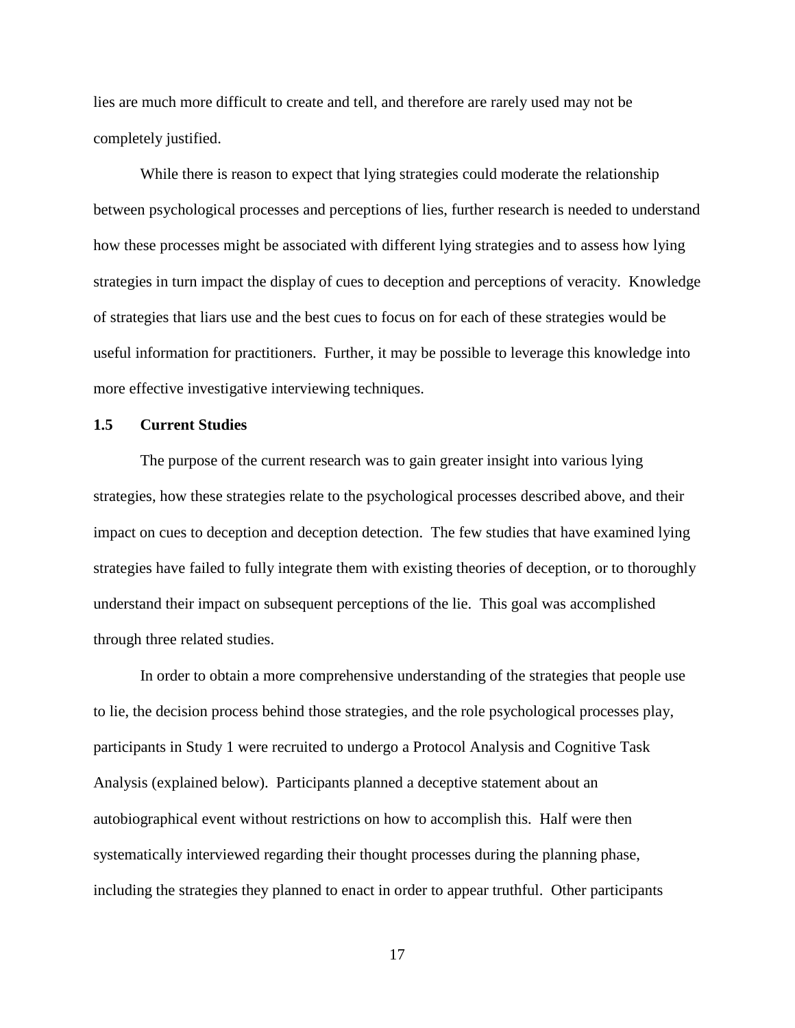lies are much more difficult to create and tell, and therefore are rarely used may not be completely justified.

While there is reason to expect that lying strategies could moderate the relationship between psychological processes and perceptions of lies, further research is needed to understand how these processes might be associated with different lying strategies and to assess how lying strategies in turn impact the display of cues to deception and perceptions of veracity. Knowledge of strategies that liars use and the best cues to focus on for each of these strategies would be useful information for practitioners. Further, it may be possible to leverage this knowledge into more effective investigative interviewing techniques.

## 1.5 Current Studies

The purpose of the current research was to gain greater insight into various lying strategies, how these strategies relate to the psychological processes described above, and their impact on cues to deception and deception detection. The few studies that have examined lying strategies have failed to fully integrate them with existing theories of deception, or to thoroughly understand their impact on subsequent perceptions of the lie. This goal was accomplished through three related studies.

In order to obtain a more comprehensive understanding of the strategies that people use to lie, the decision process behind those strategies, and the role psychological processes play, participants in Study 1 were recruited to undergo a Protocol Analysis and Cognitive Task Analysis (explained below). Participants planned a deceptive statement about an autobiographical event without restrictions on how to accomplish this. Half were then systematically interviewed regarding their thought processes during the planning phase, including the strategies they planned to enact in order to appear truthful. Other participants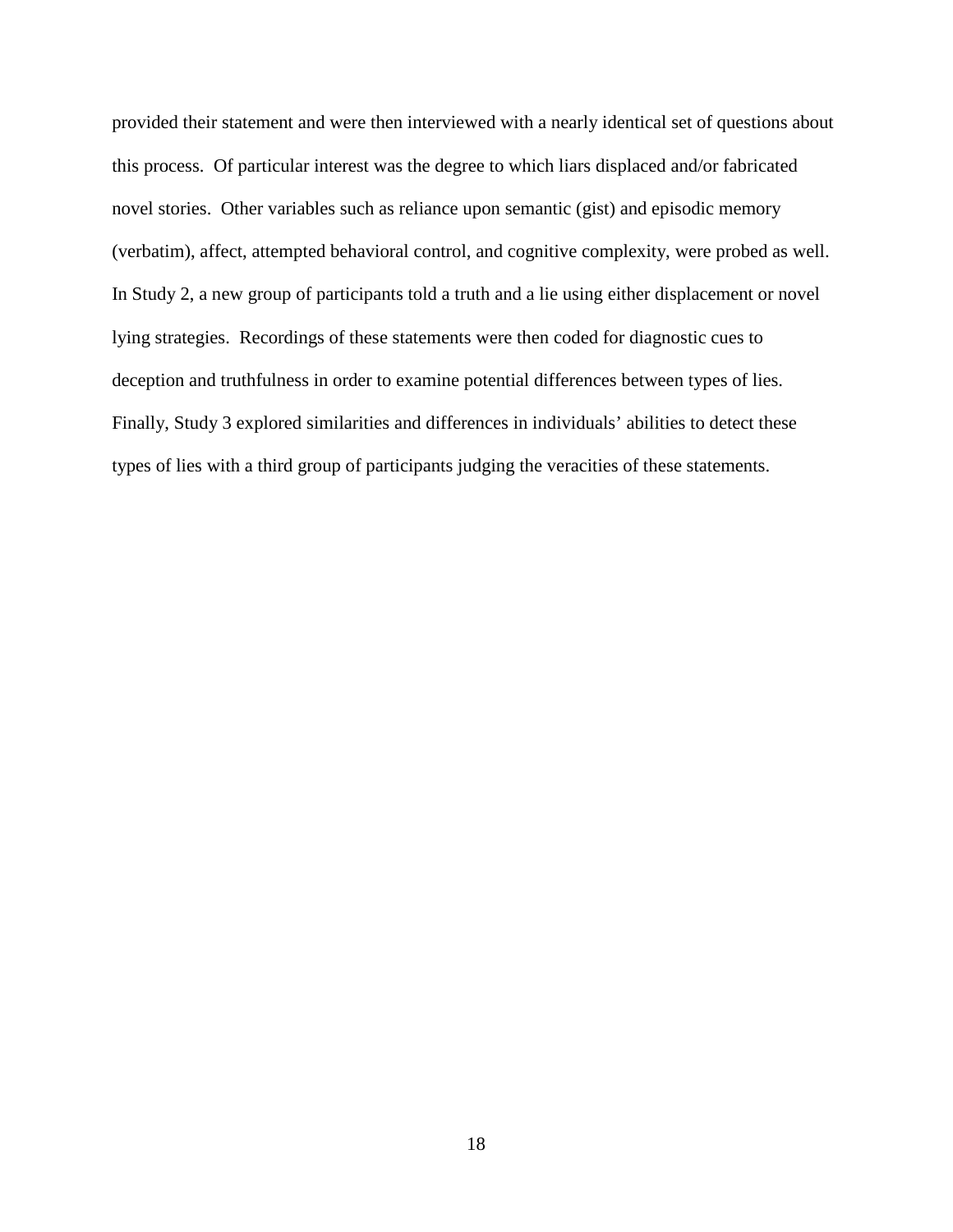provided their statement and were then interviewed with a nearly identical set of questions about this process. Of particular interest was the degree to which liars displaced and/or fabricated novel stories. Other variables such as reliance upon semantic (gist) and episodic memory (verbatim), affect, attempted behavioral control, and cognitive complexity, were probed as well. In Study 2, a new group of participants told a truth and a lie using either displacement or novel lying strategies. Recordings of these statements were then coded for diagnostic cues to deception and truthfulness in order to examine potential differences between types of lies. Finally, Study 3 explored similarities and differences in individuals' abilities to detect these types of lies with a third group of participants judging the veracities of these statements.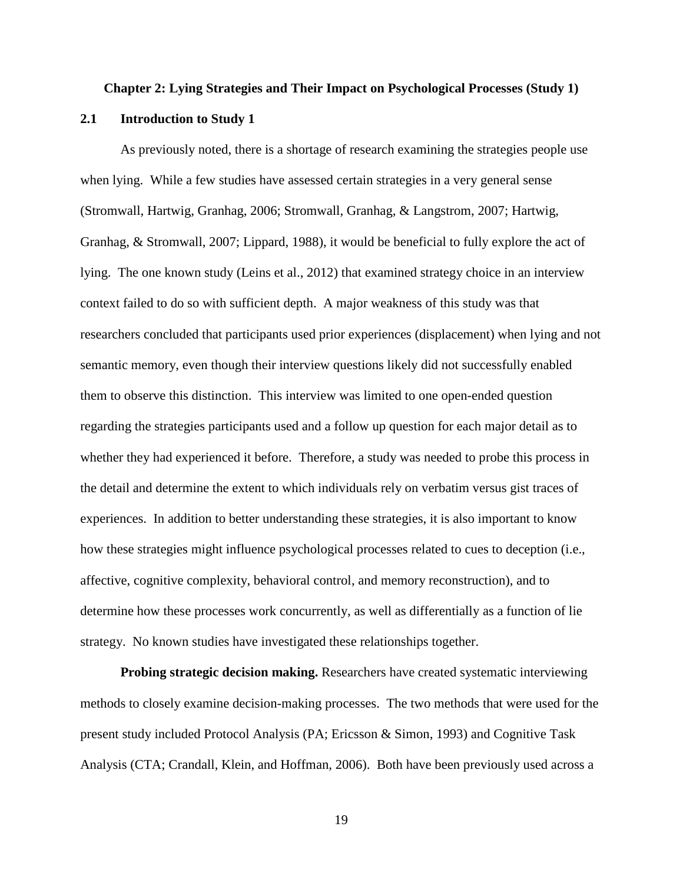## Chapter 2: Lying Strategies and Their Impact on Psychological Processes (Study 1)

### 2.1 Introduction to Study 1

As previously noted, there is a shortage of research examining the strategies people use when lying. While a few studies have assessed certain strategies in a very general sense (Stromwall, Hartwig, Granhag, 2006; Stromwall, Granhag, & Langstrom, 2007; Hartwig, Granhag, & Stromwall, 2007; Lippard, 1988), it would be beneficial to fully explore the act of lying. The one known study (Leins et al., 2012) that examined strategy choice in an interview context failed to do so with sufficient depth. A major weakness of this study was that researchers concluded that participants used prior experiences (displacement) when lying and not semantic memory, even though their interview questions likely did not successfully enabled them to observe this distinction. This interview was limited to one open-ended question regarding the strategies participants used and a follow up question for each major detail as to whether they had experienced it before. Therefore, a study was needed to probe this process in the detail and determine the extent to which individuals rely on verbatim versus gist traces of experiences. In addition to better understanding these strategies, it is also important to know how these strategies might influence psychological processes related to cues to deception (i.e., affective, cognitive complexity, behavioral control, and memory reconstruction), and to determine how these processes work concurrently, as well as differentially as a function of lie strategy. No known studies have investigated these relationships together.

**Probing strategic decision making.** Researchers have created systematic interviewing methods to closely examine decision-making processes. The two methods that were used for the present study included Protocol Analysis (PA; Ericsson & Simon, 1993) and Cognitive Task Analysis (CTA; Crandall, Klein, and Hoffman, 2006). Both have been previously used across a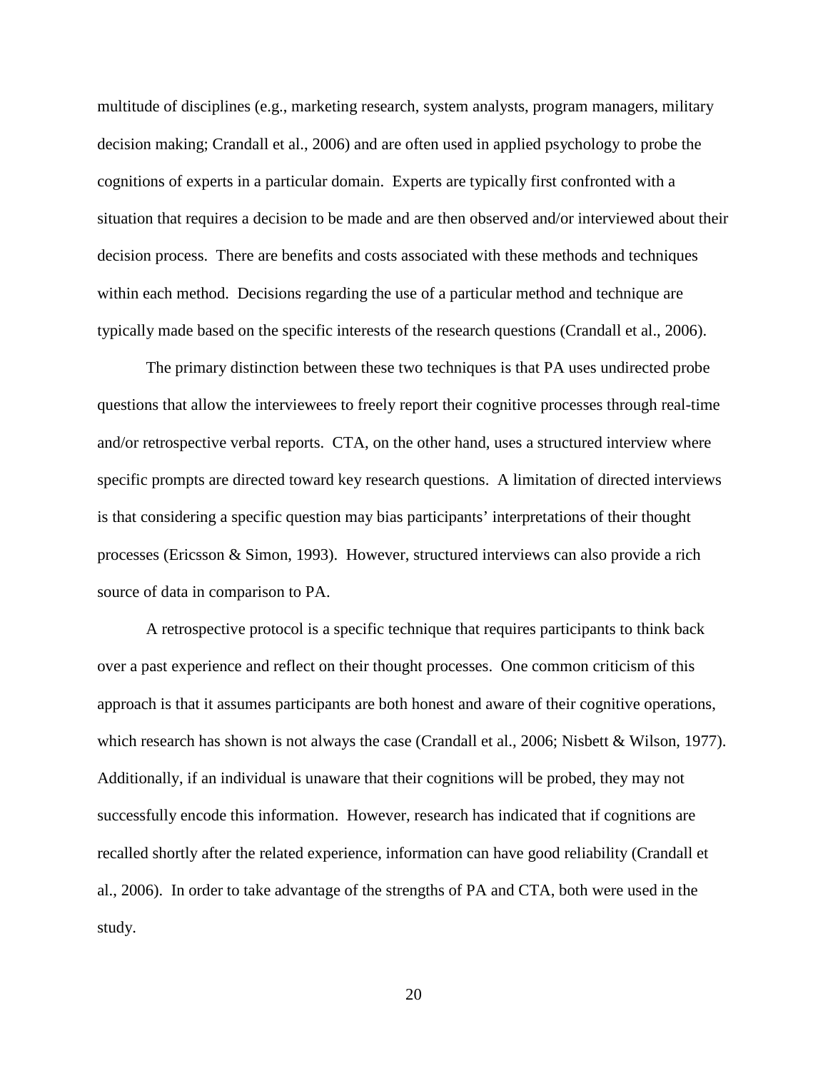multitude of disciplines (e.g., marketing research, system analysts, program managers, military decision making; Crandall et al., 2006) and are often used in applied psychology to probe the cognitions of experts in a particular domain. Experts are typically first confronted with a situation that requires a decision to be made and are then observed and/or interviewed about their decision process. There are benefits and costs associated with these methods and techniques within each method. Decisions regarding the use of a particular method and technique are typically made based on the specific interests of the research questions (Crandall et al., 2006).

The primary distinction between these two techniques is that PA uses undirected probe questions that allow the interviewees to freely report their cognitive processes through real-time and/or retrospective verbal reports. CTA, on the other hand, uses a structured interview where specific prompts are directed toward key research questions. A limitation of directed interviews is that considering a specific question may bias participants' interpretations of their thought processes (Ericsson & Simon, 1993). However, structured interviews can also provide a rich source of data in comparison to PA.

A retrospective protocol is a specific technique that requires participants to think back over a past experience and reflect on their thought processes. One common criticism of this approach is that it assumes participants are both honest and aware of their cognitive operations, which research has shown is not always the case (Crandall et al., 2006; Nisbett & Wilson, 1977). Additionally, if an individual is unaware that their cognitions will be probed, they may not successfully encode this information. However, research has indicated that if cognitions are recalled shortly after the related experience, information can have good reliability (Crandall et al., 2006). In order to take advantage of the strengths of PA and CTA, both were used in the study.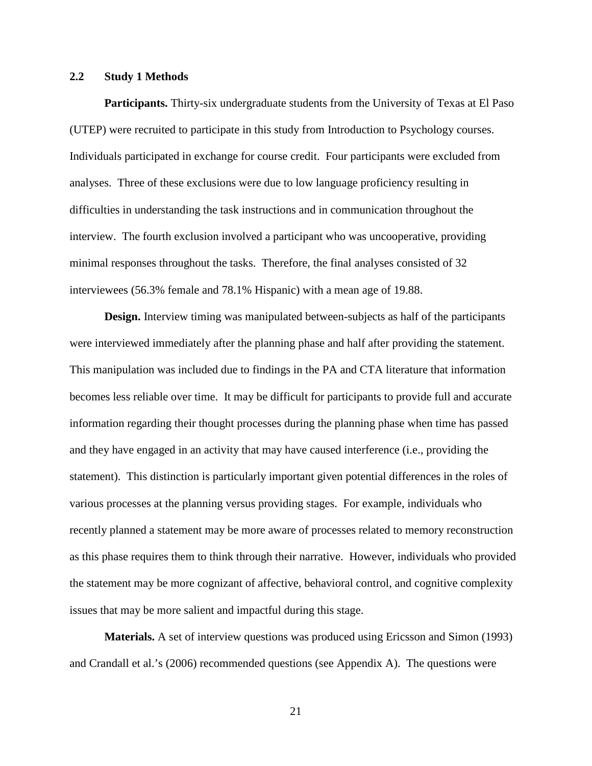## 2.2 Study 1 Methods

**Participants.** Thirty-six undergraduate students from the University of Texas at El Paso (UTEP) were recruited to participate in this study from Introduction to Psychology courses. Individuals participated in exchange for course credit. Four participants were excluded from analyses. Three of these exclusions were due to low language proficiency resulting in difficulties in understanding the task instructions and in communication throughout the interview. The fourth exclusion involved a participant who was uncooperative, providing minimal responses throughout the tasks. Therefore, the final analyses consisted of 32 interviewees (56.3% female and 78.1% Hispanic) with a mean age of 19.88.

**Design.** Interview timing was manipulated between-subjects as half of the participants were interviewed immediately after the planning phase and half after providing the statement. This manipulation was included due to findings in the PA and CTA literature that information becomes less reliable over time. It may be difficult for participants to provide full and accurate information regarding their thought processes during the planning phase when time has passed and they have engaged in an activity that may have caused interference (i.e., providing the statement). This distinction is particularly important given potential differences in the roles of various processes at the planning versus providing stages. For example, individuals who recently planned a statement may be more aware of processes related to memory reconstruction as this phase requires them to think through their narrative. However, individuals who provided the statement may be more cognizant of affective, behavioral control, and cognitive complexity issues that may be more salient and impactful during this stage.

**Materials.** A set of interview questions was produced using Ericsson and Simon (1993) and Crandall et al.'s (2006) recommended questions (see Appendix A). The questions were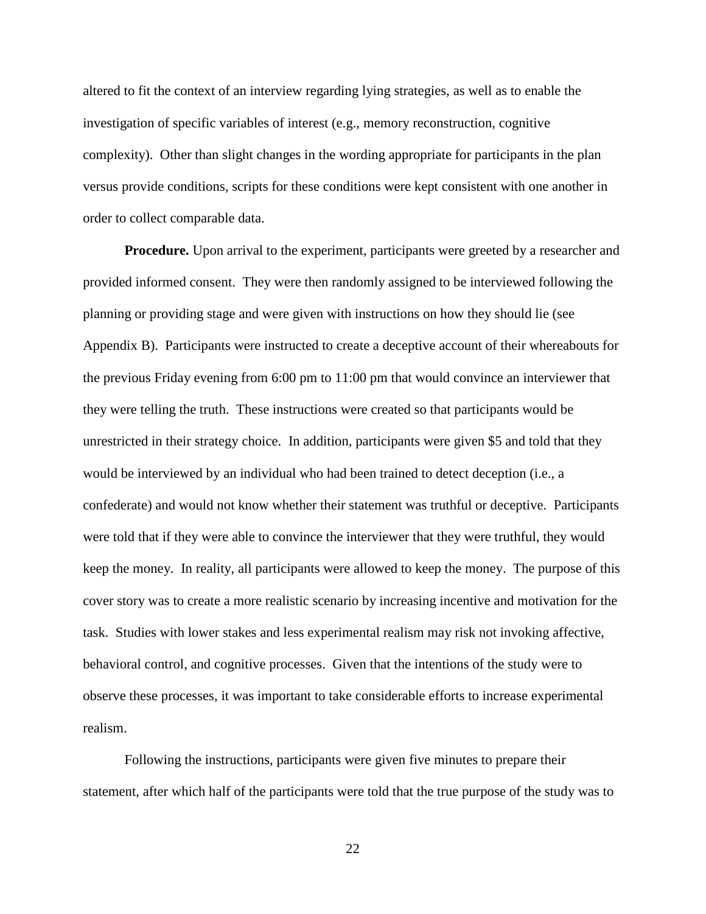altered to fit the context of an interview regarding lying strategies, as well as to enable the investigation of specific variables of interest (e.g., memory reconstruction, cognitive complexity). Other than slight changes in the wording appropriate for participants in the plan versus provide conditions, scripts for these conditions were kept consistent with one another in order to collect comparable data.

**Procedure.** Upon arrival to the experiment, participants were greeted by a researcher and provided informed consent. They were then randomly assigned to be interviewed following the planning or providing stage and were given with instructions on how they should lie (see Appendix B). Participants were instructed to create a deceptive account of their whereabouts for the previous Friday evening from 6:00 pm to 11:00 pm that would convince an interviewer that they were telling the truth. These instructions were created so that participants would be unrestricted in their strategy choice. In addition, participants were given $5 and told that they would be interviewed by an individual who had been trained to detect deception (i.e., a confederate) and would not know whether their statement was truthful or deceptive. Participants were told that if they were able to convince the interviewer that they were truthful, they would keep the money. In reality, all participants were allowed to keep the money. The purpose of this cover story was to create a more realistic scenario by increasing incentive and motivation for the task. Studies with lower stakes and less experimental realism may risk not invoking affective, behavioral control, and cognitive processes. Given that the intentions of the study were to observe these processes, it was important to take considerable efforts to increase experimental realism.

Following the instructions, participants were given five minutes to prepare their statement, after which half of the participants were told that the true purpose of the study was to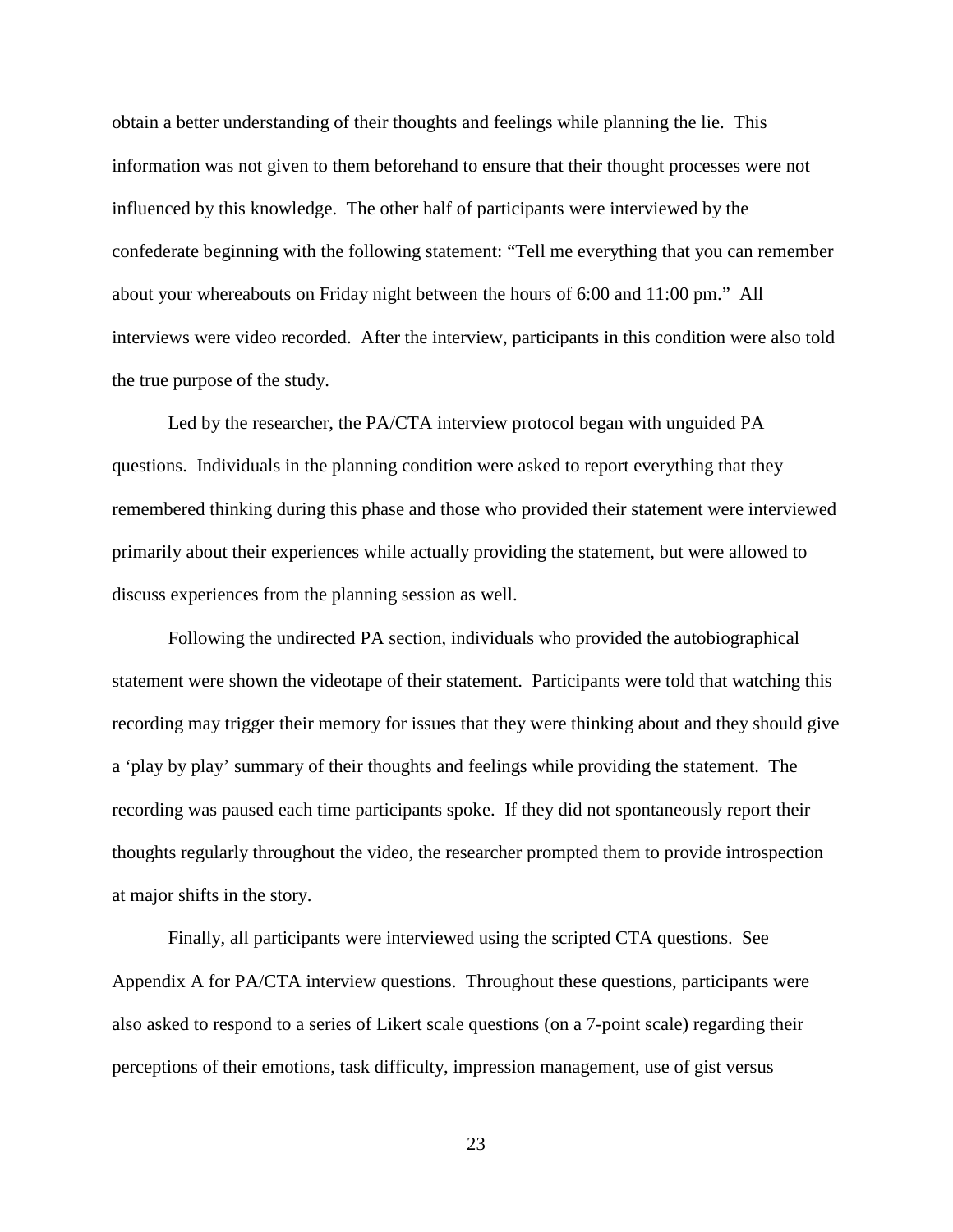obtain a better understanding of their thoughts and feelings while planning the lie. This information was not given to them beforehand to ensure that their thought processes were not influenced by this knowledge. The other half of participants were interviewed by the confederate beginning with the following statement: "Tell me everything that you can remember about your whereabouts on Friday night between the hours of 6:00 and 11:00 pm." All interviews were video recorded. After the interview, participants in this condition were also told the true purpose of the study.

Led by the researcher, the PA/CTA interview protocol began with unguided PA questions. Individuals in the planning condition were asked to report everything that they remembered thinking during this phase and those who provided their statement were interviewed primarily about their experiences while actually providing the statement, but were allowed to discuss experiences from the planning session as well.

Following the undirected PA section, individuals who provided the autobiographical statement were shown the videotape of their statement. Participants were told that watching this recording may trigger their memory for issues that they were thinking about and they should give a 'play by play' summary of their thoughts and feelings while providing the statement. The recording was paused each time participants spoke. If they did not spontaneously report their thoughts regularly throughout the video, the researcher prompted them to provide introspection at major shifts in the story.

Finally, all participants were interviewed using the scripted CTA questions. See Appendix A for PA/CTA interview questions. Throughout these questions, participants were also asked to respond to a series of Likert scale questions (on a 7-point scale) regarding their perceptions of their emotions, task difficulty, impression management, use of gist versus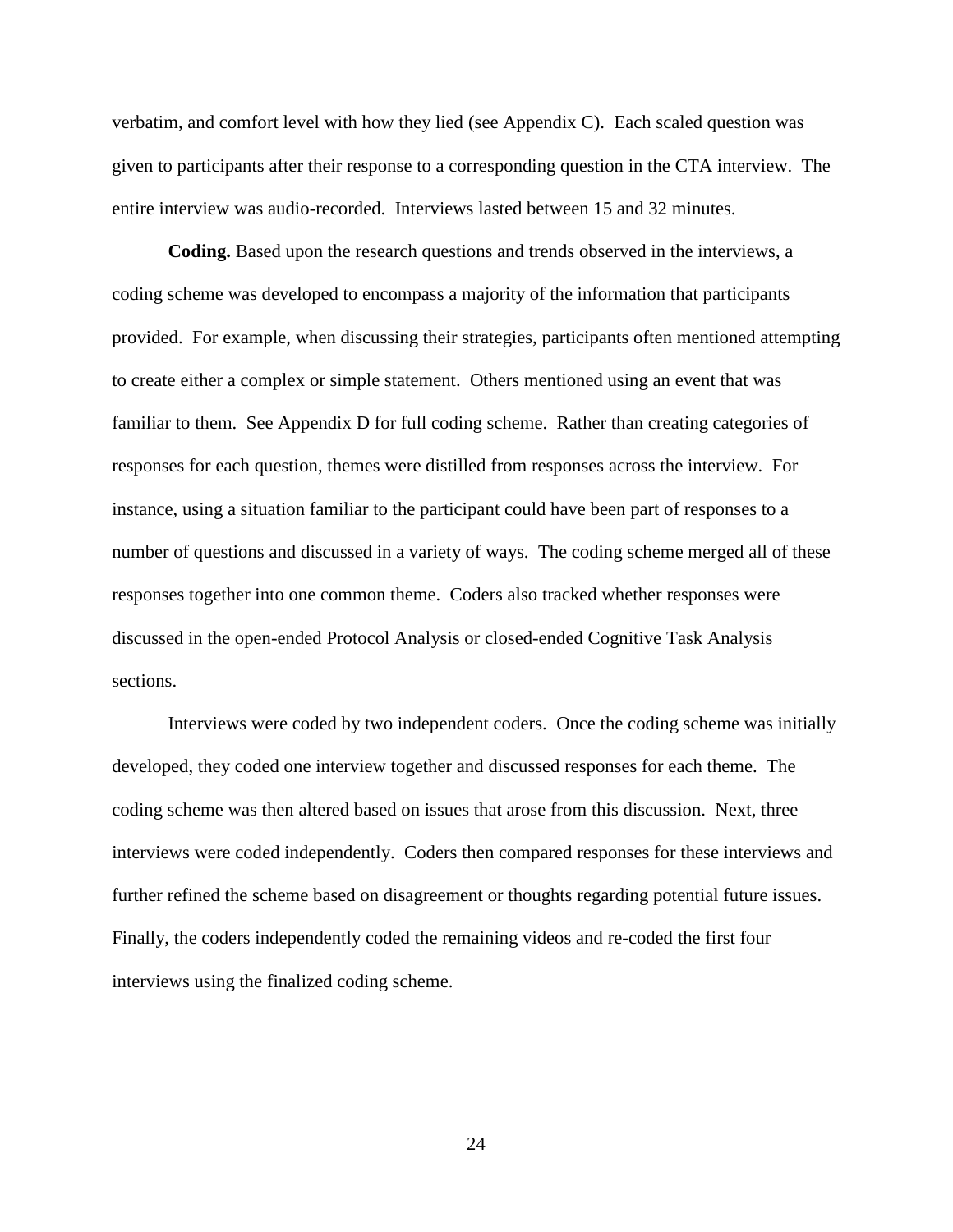verbatim, and comfort level with how they lied (see Appendix C). Each scaled question was given to participants after their response to a corresponding question in the CTA interview. The entire interview was audio-recorded. Interviews lasted between 15 and 32 minutes.

**Coding.** Based upon the research questions and trends observed in the interviews, a coding scheme was developed to encompass a majority of the information that participants provided. For example, when discussing their strategies, participants often mentioned attempting to create either a complex or simple statement. Others mentioned using an event that was familiar to them. See Appendix D for full coding scheme. Rather than creating categories of responses for each question, themes were distilled from responses across the interview. For instance, using a situation familiar to the participant could have been part of responses to a number of questions and discussed in a variety of ways. The coding scheme merged all of these responses together into one common theme. Coders also tracked whether responses were discussed in the open-ended Protocol Analysis or closed-ended Cognitive Task Analysis sections.

Interviews were coded by two independent coders. Once the coding scheme was initially developed, they coded one interview together and discussed responses for each theme. The coding scheme was then altered based on issues that arose from this discussion. Next, three interviews were coded independently. Coders then compared responses for these interviews and further refined the scheme based on disagreement or thoughts regarding potential future issues. Finally, the coders independently coded the remaining videos and re-coded the first four interviews using the finalized coding scheme.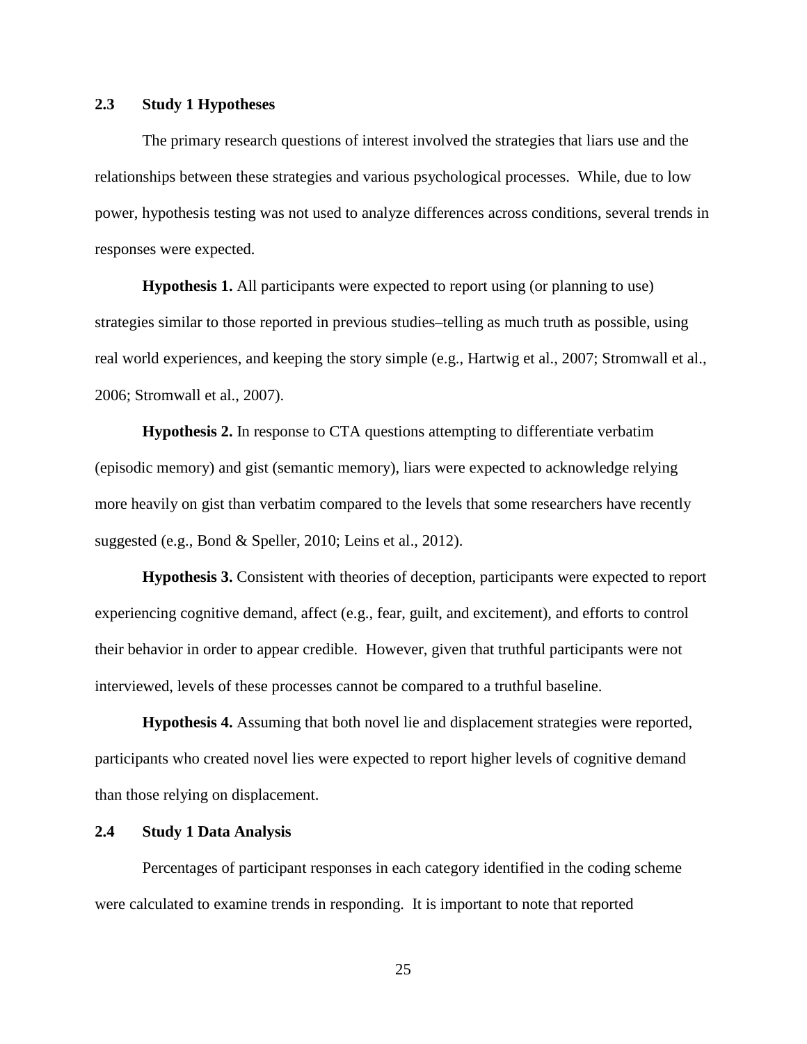### 2.3 Study 1 Hypotheses

The primary research questions of interest involved the strategies that liars use and the relationships between these strategies and various psychological processes. While, due to low power, hypothesis testing was not used to analyze differences across conditions, several trends in responses were expected.

**Hypothesis 1.** All participants were expected to report using (or planning to use) strategies similar to those reported in previous studies–telling as much truth as possible, using real world experiences, and keeping the story simple (e.g., Hartwig et al., 2007; Stromwall et al., 2006; Stromwall et al., 2007).

**Hypothesis 2.** In response to CTA questions attempting to differentiate verbatim (episodic memory) and gist (semantic memory), liars were expected to acknowledge relying more heavily on gist than verbatim compared to the levels that some researchers have recently suggested (e.g., Bond & Speller, 2010; Leins et al., 2012).

**Hypothesis 3.** Consistent with theories of deception, participants were expected to report experiencing cognitive demand, affect (e.g., fear, guilt, and excitement), and efforts to control their behavior in order to appear credible. However, given that truthful participants were not interviewed, levels of these processes cannot be compared to a truthful baseline.

**Hypothesis 4.** Assuming that both novel lie and displacement strategies were reported, participants who created novel lies were expected to report higher levels of cognitive demand than those relying on displacement.

### 2.4 Study 1 Data Analysis

Percentages of participant responses in each category identified in the coding scheme were calculated to examine trends in responding. It is important to note that reported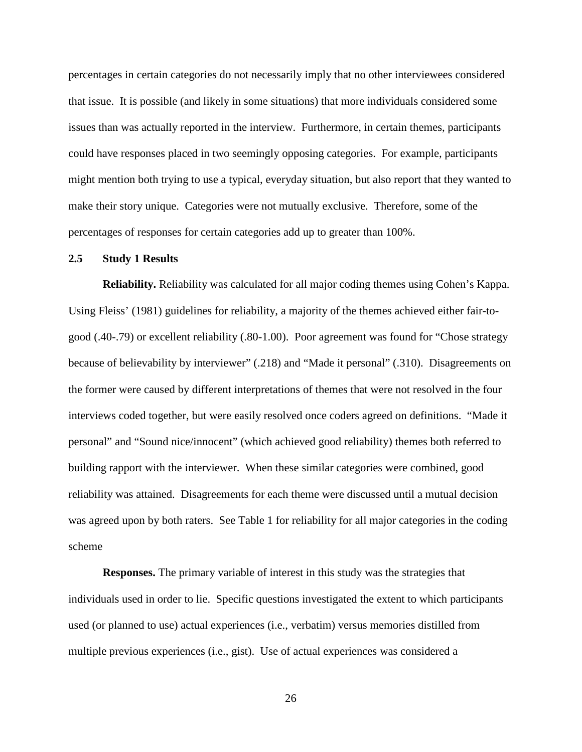percentages in certain categories do not necessarily imply that no other interviewees considered that issue. It is possible (and likely in some situations) that more individuals considered some issues than was actually reported in the interview. Furthermore, in certain themes, participants could have responses placed in two seemingly opposing categories. For example, participants might mention both trying to use a typical, everyday situation, but also report that they wanted to make their story unique. Categories were not mutually exclusive. Therefore, some of the percentages of responses for certain categories add up to greater than 100%.

### 2.5 Study 1 Results

**Reliability.** Reliability was calculated for all major coding themes using Cohen's Kappa. Using Fleiss' (1981) guidelines for reliability, a majority of the themes achieved either fair-to-good (.40-.79) or excellent reliability (.80-1.00). Poor agreement was found for "Chose strategy because of believability by interviewer" (.218) and "Made it personal" (.310). Disagreements on the former were caused by different interpretations of themes that were not resolved in the four interviews coded together, but were easily resolved once coders agreed on definitions. "Made it personal" and "Sound nice/innocent" (which achieved good reliability) themes both referred to building rapport with the interviewer. When these similar categories were combined, good reliability was attained. Disagreements for each theme were discussed until a mutual decision was agreed upon by both raters. See Table 1 for reliability for all major categories in the coding scheme

**Responses.** The primary variable of interest in this study was the strategies that individuals used in order to lie. Specific questions investigated the extent to which participants used (or planned to use) actual experiences (i.e., verbatim) versus memories distilled from multiple previous experiences (i.e., gist). Use of actual experiences was considered a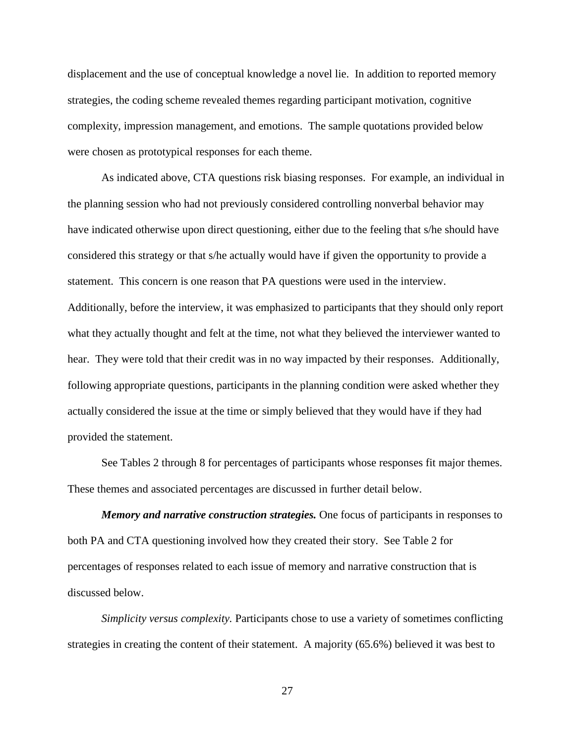displacement and the use of conceptual knowledge a novel lie. In addition to reported memory strategies, the coding scheme revealed themes regarding participant motivation, cognitive complexity, impression management, and emotions. The sample quotations provided below were chosen as prototypical responses for each theme.

As indicated above, CTA questions risk biasing responses. For example, an individual in the planning session who had not previously considered controlling nonverbal behavior may have indicated otherwise upon direct questioning, either due to the feeling that s/he should have considered this strategy or that s/he actually would have if given the opportunity to provide a statement. This concern is one reason that PA questions were used in the interview. Additionally, before the interview, it was emphasized to participants that they should only report what they actually thought and felt at the time, not what they believed the interviewer wanted to hear. They were told that their credit was in no way impacted by their responses. Additionally, following appropriate questions, participants in the planning condition were asked whether they actually considered the issue at the time or simply believed that they would have if they had provided the statement.

See Tables 2 through 8 for percentages of participants whose responses fit major themes. These themes and associated percentages are discussed in further detail below.

***Memory and narrative construction strategies.*** One focus of participants in responses to both PA and CTA questioning involved how they created their story. See Table 2 for percentages of responses related to each issue of memory and narrative construction that is discussed below.

*Simplicity versus complexity.* Participants chose to use a variety of sometimes conflicting strategies in creating the content of their statement. A majority (65.6%) believed it was best to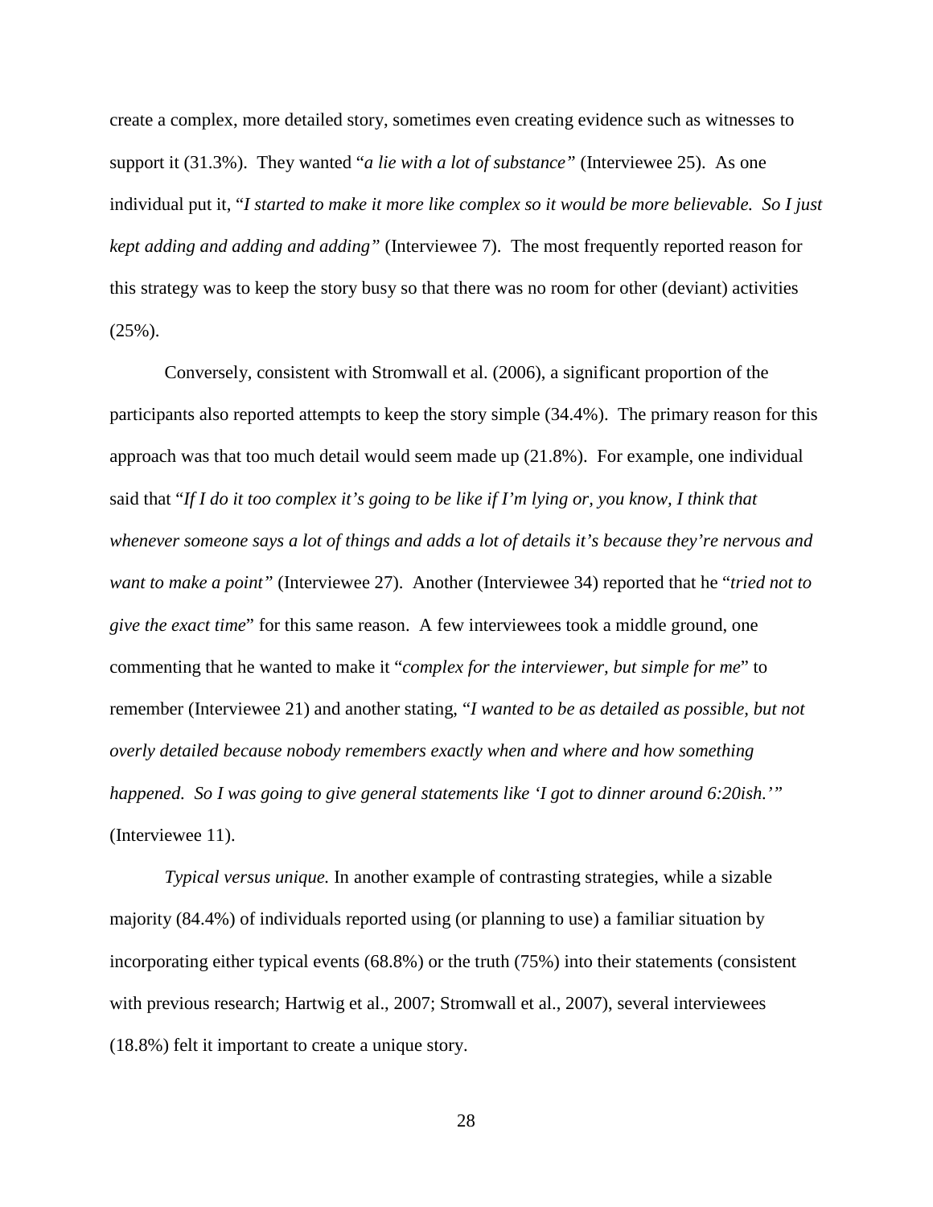create a complex, more detailed story, sometimes even creating evidence such as witnesses to support it (31.3%). They wanted "*a lie with a lot of substance"* (Interviewee 25). As one individual put it, "*I started to make it more like complex so it would be more believable. So I just kept adding and adding and adding"* (Interviewee 7). The most frequently reported reason for this strategy was to keep the story busy so that there was no room for other (deviant) activities (25%).

Conversely, consistent with Stromwall et al. (2006), a significant proportion of the participants also reported attempts to keep the story simple (34.4%). The primary reason for this approach was that too much detail would seem made up (21.8%). For example, one individual said that "*If I do it too complex it's going to be like if I'm lying or, you know, I think that whenever someone says a lot of things and adds a lot of details it's because they're nervous and want to make a point"* (Interviewee 27). Another (Interviewee 34) reported that he "*tried not to give the exact time*" for this same reason. A few interviewees took a middle ground, one commenting that he wanted to make it "*complex for the interviewer, but simple for me*" to remember (Interviewee 21) and another stating, "*I wanted to be as detailed as possible, but not overly detailed because nobody remembers exactly when and where and how something happened. So I was going to give general statements like 'I got to dinner around 6:20ish.'*" (Interviewee 11).

*Typical versus unique.* In another example of contrasting strategies, while a sizable majority (84.4%) of individuals reported using (or planning to use) a familiar situation by incorporating either typical events (68.8%) or the truth (75%) into their statements (consistent with previous research; Hartwig et al., 2007; Stromwall et al., 2007), several interviewees (18.8%) felt it important to create a unique story.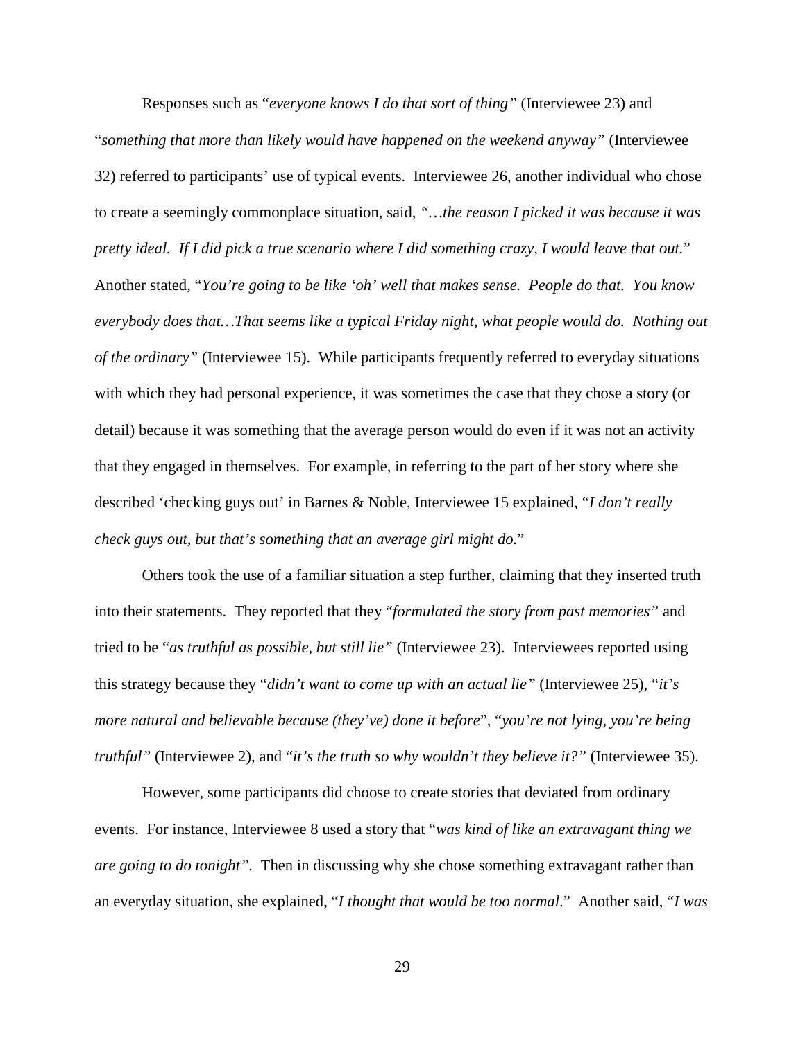Responses such as "*everyone knows I do that sort of thing"* (Interviewee 23) and "*something that more than likely would have happened on the weekend anyway"* (Interviewee 32) referred to participants' use of typical events. Interviewee 26, another individual who chose to create a seemingly commonplace situation, said, *"…the reason I picked it was because it was pretty ideal. If I did pick a true scenario where I did something crazy, I would leave that out.*" Another stated, "*You're going to be like 'oh' well that makes sense. People do that. You know everybody does that…That seems like a typical Friday night, what people would do. Nothing out of the ordinary"* (Interviewee 15). While participants frequently referred to everyday situations with which they had personal experience, it was sometimes the case that they chose a story (or detail) because it was something that the average person would do even if it was not an activity that they engaged in themselves. For example, in referring to the part of her story where she described 'checking guys out' in Barnes & Noble, Interviewee 15 explained, "*I don't really check guys out, but that's something that an average girl might do.*"

Others took the use of a familiar situation a step further, claiming that they inserted truth into their statements. They reported that they "*formulated the story from past memories"* and tried to be "*as truthful as possible, but still lie"* (Interviewee 23). Interviewees reported using this strategy because they "*didn't want to come up with an actual lie"* (Interviewee 25), "*it's more natural and believable because (they've) done it before*", "*you're not lying, you're being truthful"* (Interviewee 2), and "*it's the truth so why wouldn't they believe it?"* (Interviewee 35).

However, some participants did choose to create stories that deviated from ordinary events. For instance, Interviewee 8 used a story that "*was kind of like an extravagant thing we are going to do tonight"*. Then in discussing why she chose something extravagant rather than an everyday situation, she explained, "*I thought that would be too normal*." Another said, "*I was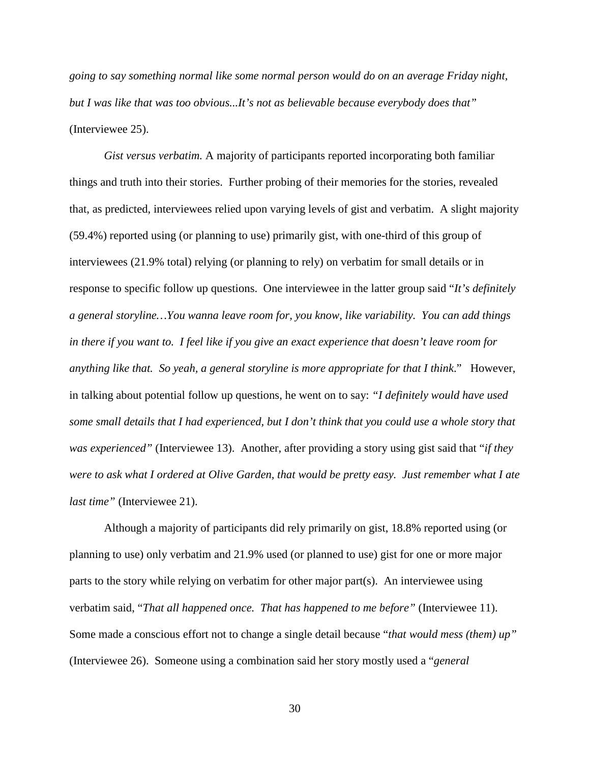*going to say something normal like some normal person would do on an average Friday night, but I was like that was too obvious...It's not as believable because everybody does that"* (Interviewee 25).

*Gist versus verbatim.* A majority of participants reported incorporating both familiar things and truth into their stories. Further probing of their memories for the stories, revealed that, as predicted, interviewees relied upon varying levels of gist and verbatim. A slight majority (59.4%) reported using (or planning to use) primarily gist, with one-third of this group of interviewees (21.9% total) relying (or planning to rely) on verbatim for small details or in response to specific follow up questions. One interviewee in the latter group said "*It's definitely a general storyline…You wanna leave room for, you know, like variability. You can add things in there if you want to. I feel like if you give an exact experience that doesn't leave room for anything like that. So yeah, a general storyline is more appropriate for that I think*." However, in talking about potential follow up questions, he went on to say: *"I definitely would have used some small details that I had experienced, but I don't think that you could use a whole story that was experienced"* (Interviewee 13). Another, after providing a story using gist said that "*if they were to ask what I ordered at Olive Garden, that would be pretty easy. Just remember what I ate last time"* (Interviewee 21).

Although a majority of participants did rely primarily on gist, 18.8% reported using (or planning to use) only verbatim and 21.9% used (or planned to use) gist for one or more major parts to the story while relying on verbatim for other major part(s). An interviewee using verbatim said, "*That all happened once. That has happened to me before"* (Interviewee 11). Some made a conscious effort not to change a single detail because "*that would mess (them) up"* (Interviewee 26). Someone using a combination said her story mostly used a "*general*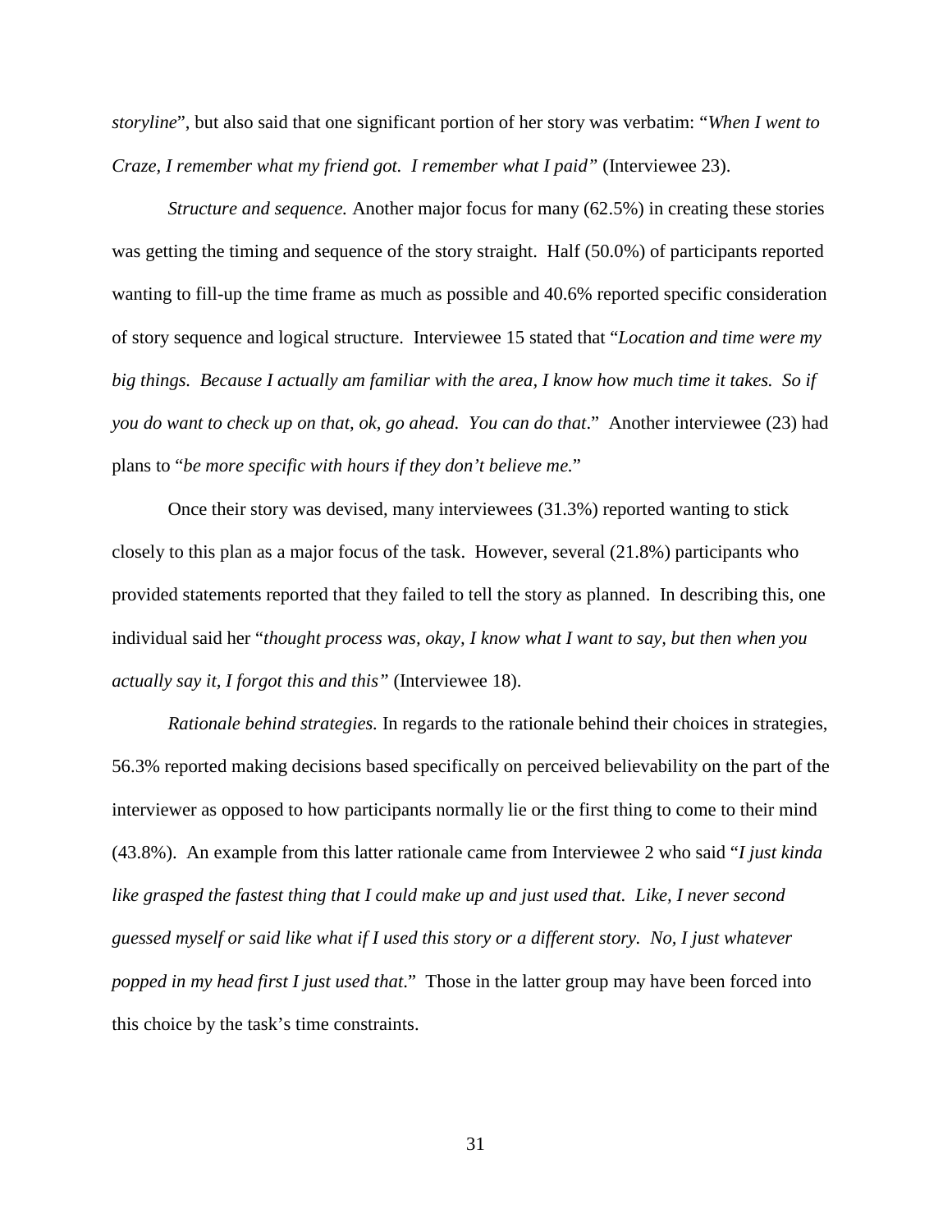*storyline*", but also said that one significant portion of her story was verbatim: "*When I went to Craze, I remember what my friend got. I remember what I paid"* (Interviewee 23).

*Structure and sequence.* Another major focus for many (62.5%) in creating these stories was getting the timing and sequence of the story straight. Half (50.0%) of participants reported wanting to fill-up the time frame as much as possible and 40.6% reported specific consideration of story sequence and logical structure. Interviewee 15 stated that "*Location and time were my big things. Because I actually am familiar with the area, I know how much time it takes. So if you do want to check up on that, ok, go ahead. You can do that*." Another interviewee (23) had plans to "*be more specific with hours if they don't believe me.*"

Once their story was devised, many interviewees (31.3%) reported wanting to stick closely to this plan as a major focus of the task. However, several (21.8%) participants who provided statements reported that they failed to tell the story as planned. In describing this, one individual said her "*thought process was, okay, I know what I want to say, but then when you actually say it, I forgot this and this"* (Interviewee 18).

*Rationale behind strategies.* In regards to the rationale behind their choices in strategies, 56.3% reported making decisions based specifically on perceived believability on the part of the interviewer as opposed to how participants normally lie or the first thing to come to their mind (43.8%). An example from this latter rationale came from Interviewee 2 who said "*I just kinda like grasped the fastest thing that I could make up and just used that. Like, I never second guessed myself or said like what if I used this story or a different story. No, I just whatever popped in my head first I just used that*." Those in the latter group may have been forced into this choice by the task's time constraints.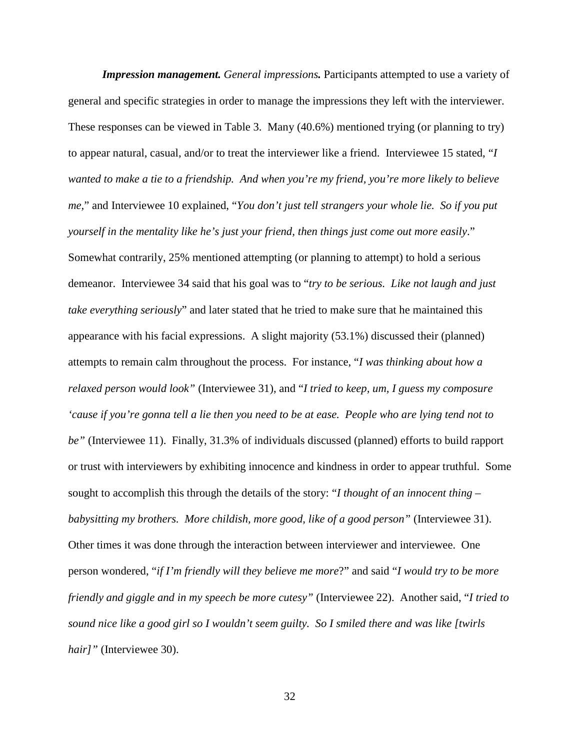***Impression management.*** ***General impressions.*** Participants attempted to use a variety of general and specific strategies in order to manage the impressions they left with the interviewer. These responses can be viewed in Table 3. Many (40.6%) mentioned trying (or planning to try) to appear natural, casual, and/or to treat the interviewer like a friend. Interviewee 15 stated, "*I wanted to make a tie to a friendship. And when you're my friend, you're more likely to believe me,*" and Interviewee 10 explained, "*You don't just tell strangers your whole lie. So if you put yourself in the mentality like he's just your friend, then things just come out more easily*." Somewhat contrarily, 25% mentioned attempting (or planning to attempt) to hold a serious demeanor. Interviewee 34 said that his goal was to "*try to be serious. Like not laugh and just take everything seriously*" and later stated that he tried to make sure that he maintained this appearance with his facial expressions. A slight majority (53.1%) discussed their (planned) attempts to remain calm throughout the process. For instance, "*I was thinking about how a relaxed person would look"* (Interviewee 31), and "*I tried to keep, um, I guess my composure 'cause if you're gonna tell a lie then you need to be at ease. People who are lying tend not to be"* (Interviewee 11). Finally, 31.3% of individuals discussed (planned) efforts to build rapport or trust with interviewers by exhibiting innocence and kindness in order to appear truthful. Some sought to accomplish this through the details of the story: "*I thought of an innocent thing – babysitting my brothers. More childish, more good, like of a good person"* (Interviewee 31). Other times it was done through the interaction between interviewer and interviewee. One person wondered, "*if I'm friendly will they believe me more*?" and said "*I would try to be more friendly and giggle and in my speech be more cutesy"* (Interviewee 22). Another said, "*I tried to sound nice like a good girl so I wouldn't seem guilty. So I smiled there and was like [twirls hair]"* (Interviewee 30).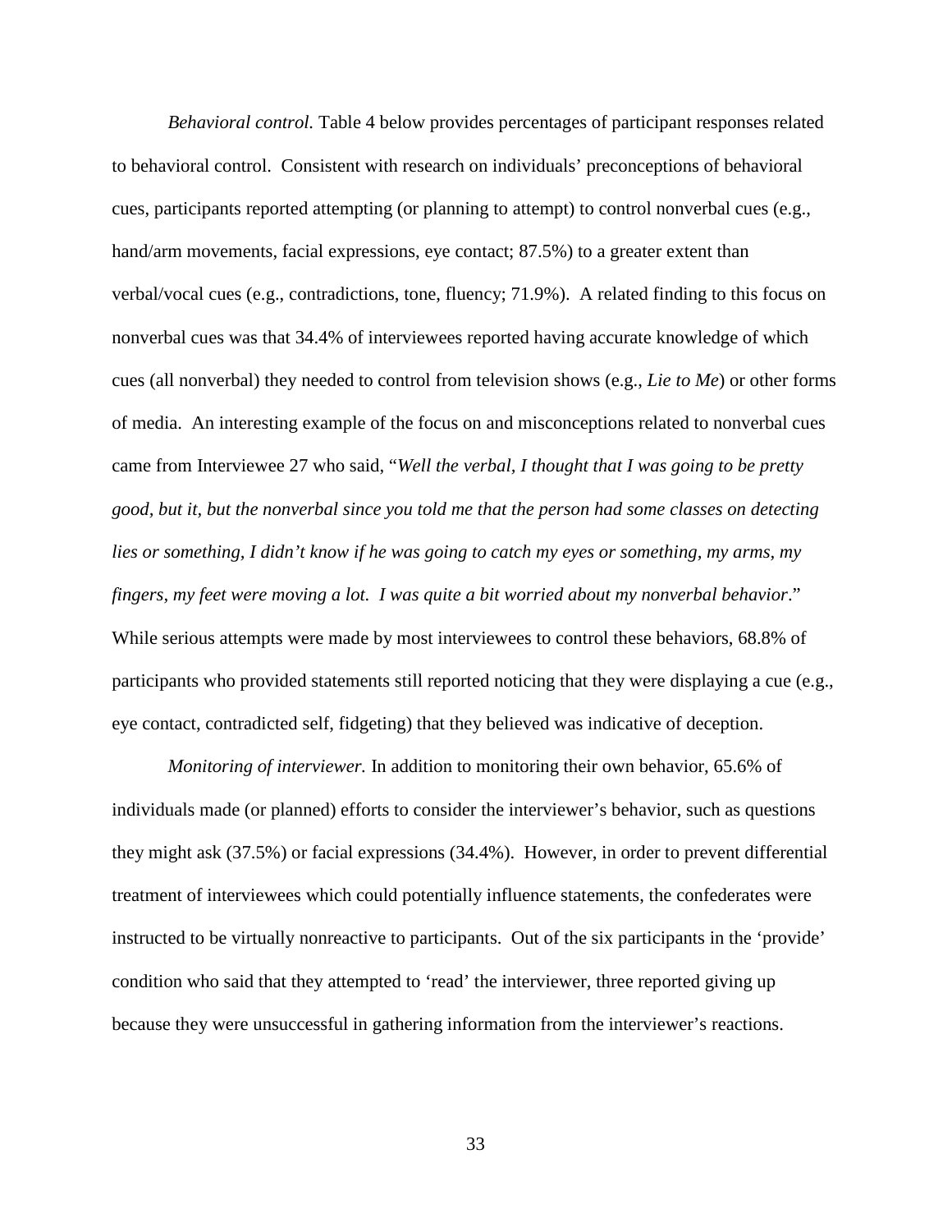*Behavioral control.* Table 4 below provides percentages of participant responses related to behavioral control. Consistent with research on individuals' preconceptions of behavioral cues, participants reported attempting (or planning to attempt) to control nonverbal cues (e.g., hand/arm movements, facial expressions, eye contact; 87.5%) to a greater extent than verbal/vocal cues (e.g., contradictions, tone, fluency; 71.9%). A related finding to this focus on nonverbal cues was that 34.4% of interviewees reported having accurate knowledge of which cues (all nonverbal) they needed to control from television shows (e.g., *Lie to Me*) or other forms of media. An interesting example of the focus on and misconceptions related to nonverbal cues came from Interviewee 27 who said, "*Well the verbal, I thought that I was going to be pretty good, but it, but the nonverbal since you told me that the person had some classes on detecting lies or something, I didn't know if he was going to catch my eyes or something, my arms, my fingers, my feet were moving a lot. I was quite a bit worried about my nonverbal behavior*." While serious attempts were made by most interviewees to control these behaviors, 68.8% of participants who provided statements still reported noticing that they were displaying a cue (e.g., eye contact, contradicted self, fidgeting) that they believed was indicative of deception.

*Monitoring of interviewer.* In addition to monitoring their own behavior, 65.6% of individuals made (or planned) efforts to consider the interviewer's behavior, such as questions they might ask (37.5%) or facial expressions (34.4%). However, in order to prevent differential treatment of interviewees which could potentially influence statements, the confederates were instructed to be virtually nonreactive to participants. Out of the six participants in the 'provide' condition who said that they attempted to 'read' the interviewer, three reported giving up because they were unsuccessful in gathering information from the interviewer's reactions.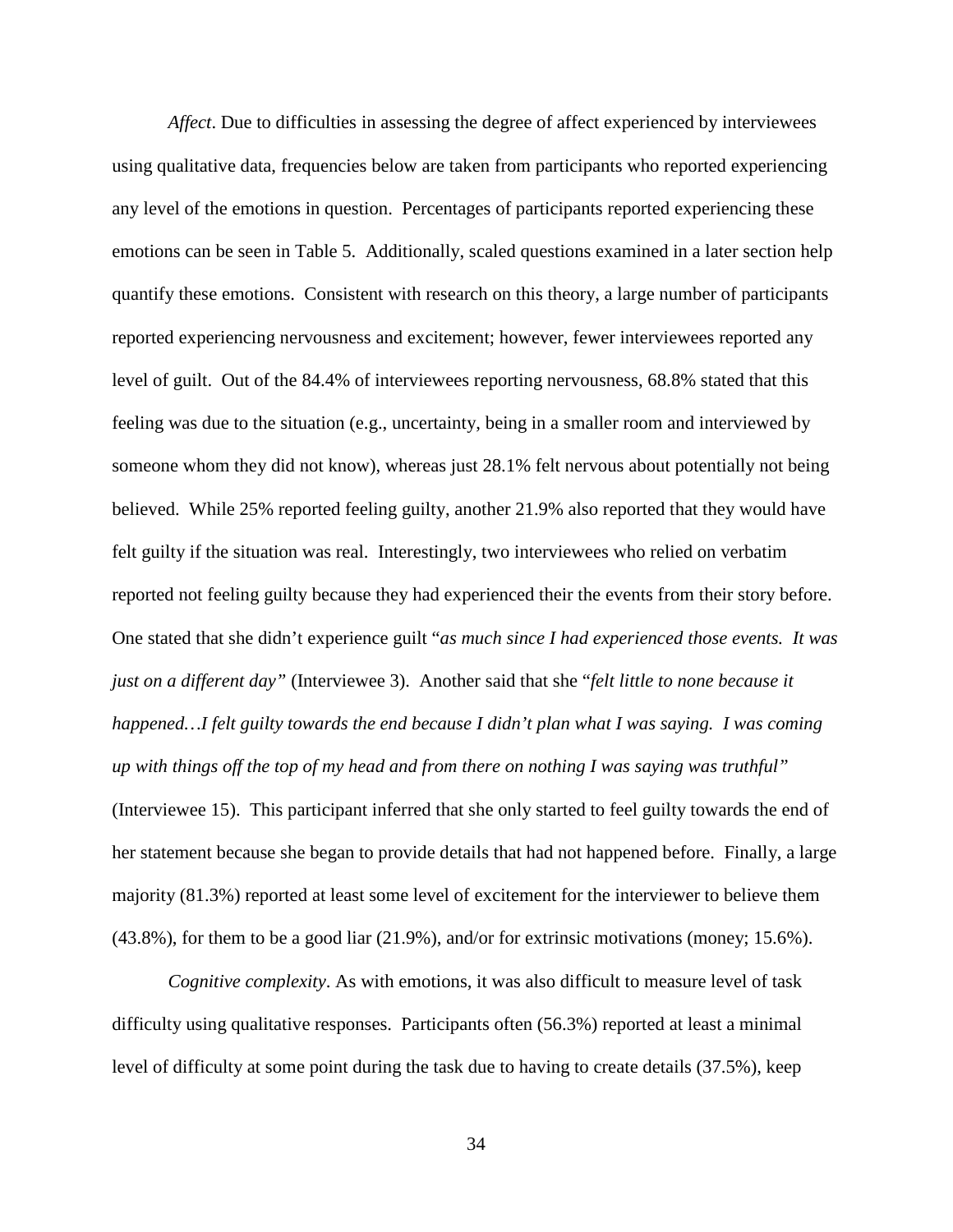*Affect*. Due to difficulties in assessing the degree of affect experienced by interviewees using qualitative data, frequencies below are taken from participants who reported experiencing any level of the emotions in question. Percentages of participants reported experiencing these emotions can be seen in Table 5. Additionally, scaled questions examined in a later section help quantify these emotions. Consistent with research on this theory, a large number of participants reported experiencing nervousness and excitement; however, fewer interviewees reported any level of guilt. Out of the 84.4% of interviewees reporting nervousness, 68.8% stated that this feeling was due to the situation (e.g., uncertainty, being in a smaller room and interviewed by someone whom they did not know), whereas just 28.1% felt nervous about potentially not being believed. While 25% reported feeling guilty, another 21.9% also reported that they would have felt guilty if the situation was real. Interestingly, two interviewees who relied on verbatim reported not feeling guilty because they had experienced their the events from their story before. One stated that she didn't experience guilt "*as much since I had experienced those events. It was just on a different day"* (Interviewee 3). Another said that she "*felt little to none because it happened…I felt guilty towards the end because I didn't plan what I was saying. I was coming up with things off the top of my head and from there on nothing I was saying was truthful"* (Interviewee 15). This participant inferred that she only started to feel guilty towards the end of her statement because she began to provide details that had not happened before. Finally, a large majority (81.3%) reported at least some level of excitement for the interviewer to believe them (43.8%), for them to be a good liar (21.9%), and/or for extrinsic motivations (money; 15.6%).

*Cognitive complexity*. As with emotions, it was also difficult to measure level of task difficulty using qualitative responses. Participants often (56.3%) reported at least a minimal level of difficulty at some point during the task due to having to create details (37.5%), keep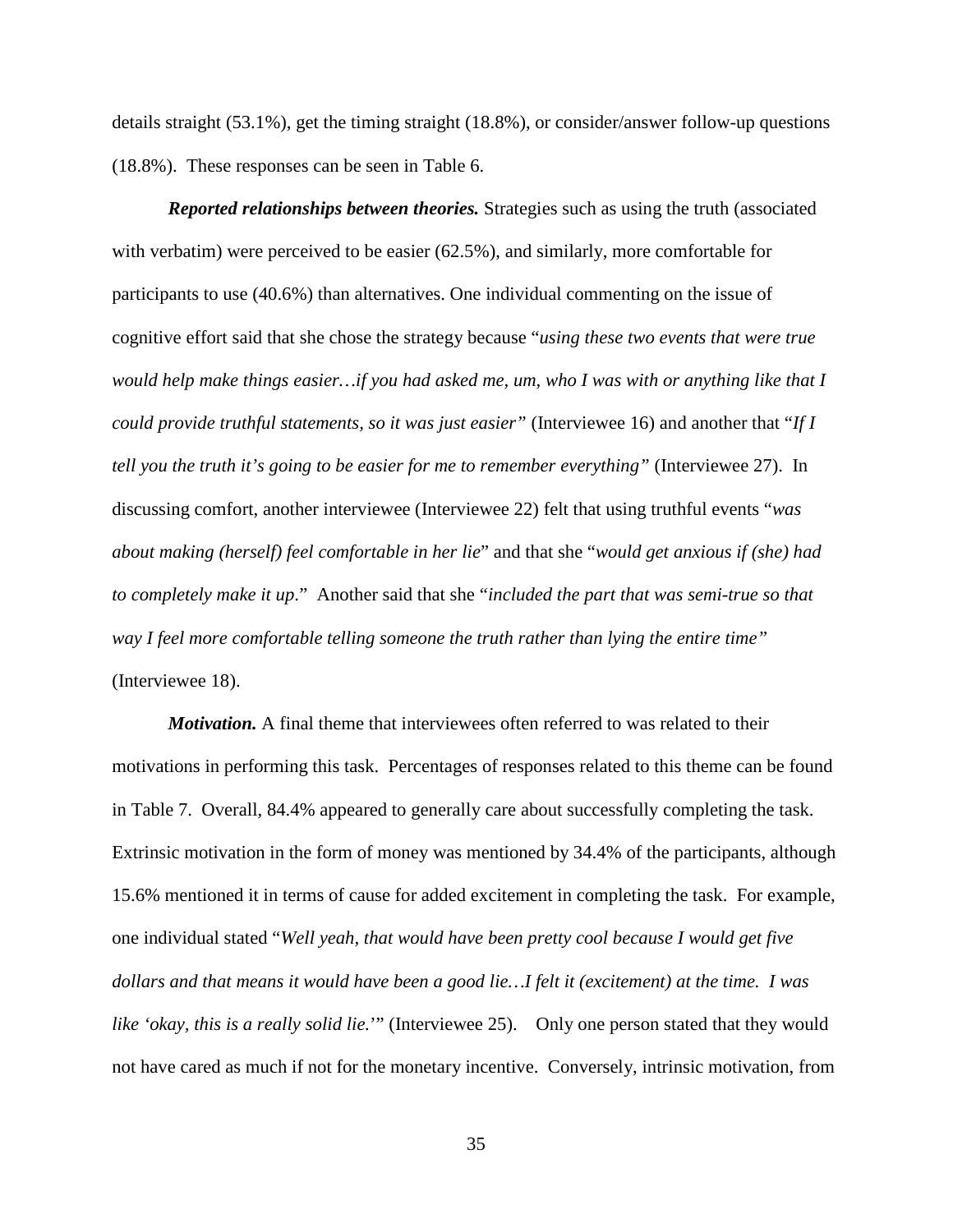details straight (53.1%), get the timing straight (18.8%), or consider/answer follow-up questions (18.8%). These responses can be seen in Table 6.

***Reported relationships between theories.*** Strategies such as using the truth (associated with verbatim) were perceived to be easier (62.5%), and similarly, more comfortable for participants to use (40.6%) than alternatives. One individual commenting on the issue of cognitive effort said that she chose the strategy because "*using these two events that were true would help make things easier…if you had asked me, um, who I was with or anything like that I could provide truthful statements, so it was just easier"* (Interviewee 16) and another that "*If I tell you the truth it's going to be easier for me to remember everything"* (Interviewee 27). In discussing comfort, another interviewee (Interviewee 22) felt that using truthful events "*was about making (herself) feel comfortable in her lie*" and that she "*would get anxious if (she) had to completely make it up*." Another said that she "*included the part that was semi-true so that way I feel more comfortable telling someone the truth rather than lying the entire time"* (Interviewee 18).

***Motivation.*** A final theme that interviewees often referred to was related to their motivations in performing this task. Percentages of responses related to this theme can be found in Table 7. Overall, 84.4% appeared to generally care about successfully completing the task. Extrinsic motivation in the form of money was mentioned by 34.4% of the participants, although 15.6% mentioned it in terms of cause for added excitement in completing the task. For example, one individual stated "*Well yeah, that would have been pretty cool because I would get five dollars and that means it would have been a good lie…I felt it (excitement) at the time. I was like 'okay, this is a really solid lie.'*" (Interviewee 25). Only one person stated that they would not have cared as much if not for the monetary incentive. Conversely, intrinsic motivation, from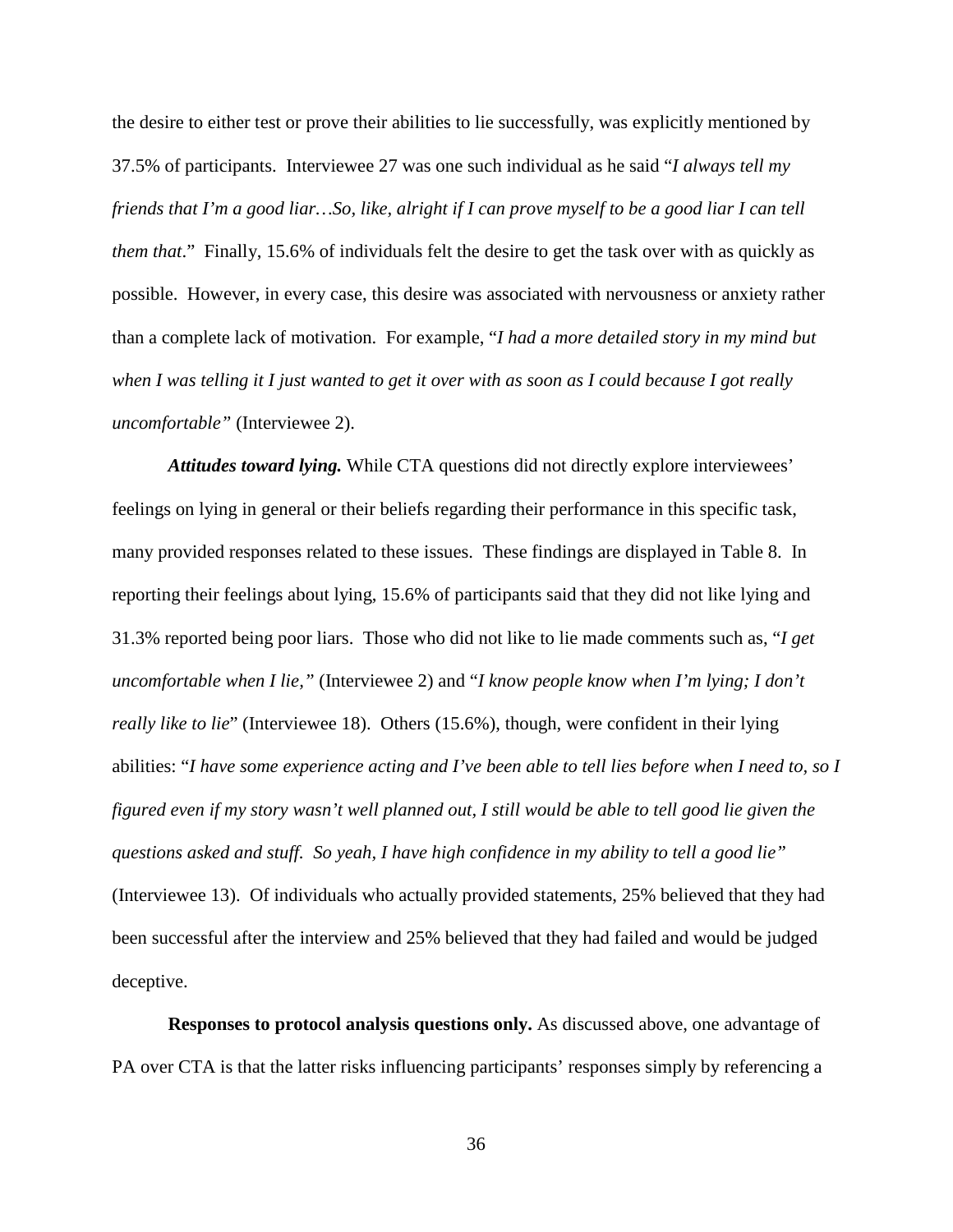the desire to either test or prove their abilities to lie successfully, was explicitly mentioned by 37.5% of participants. Interviewee 27 was one such individual as he said "*I always tell my friends that I'm a good liar…So, like, alright if I can prove myself to be a good liar I can tell them that*." Finally, 15.6% of individuals felt the desire to get the task over with as quickly as possible. However, in every case, this desire was associated with nervousness or anxiety rather than a complete lack of motivation. For example, "*I had a more detailed story in my mind but when I was telling it I just wanted to get it over with as soon as I could because I got really uncomfortable"* (Interviewee 2).

***Attitudes toward lying.*** While CTA questions did not directly explore interviewees' feelings on lying in general or their beliefs regarding their performance in this specific task, many provided responses related to these issues. These findings are displayed in Table 8. In reporting their feelings about lying, 15.6% of participants said that they did not like lying and 31.3% reported being poor liars. Those who did not like to lie made comments such as, "*I get uncomfortable when I lie,"* (Interviewee 2) and "*I know people know when I'm lying; I don't really like to lie*" (Interviewee 18). Others (15.6%), though, were confident in their lying abilities: "*I have some experience acting and I've been able to tell lies before when I need to, so I figured even if my story wasn't well planned out, I still would be able to tell good lie given the questions asked and stuff. So yeah, I have high confidence in my ability to tell a good lie"* (Interviewee 13). Of individuals who actually provided statements, 25% believed that they had been successful after the interview and 25% believed that they had failed and would be judged deceptive.

**Responses to protocol analysis questions only.** As discussed above, one advantage of PA over CTA is that the latter risks influencing participants' responses simply by referencing a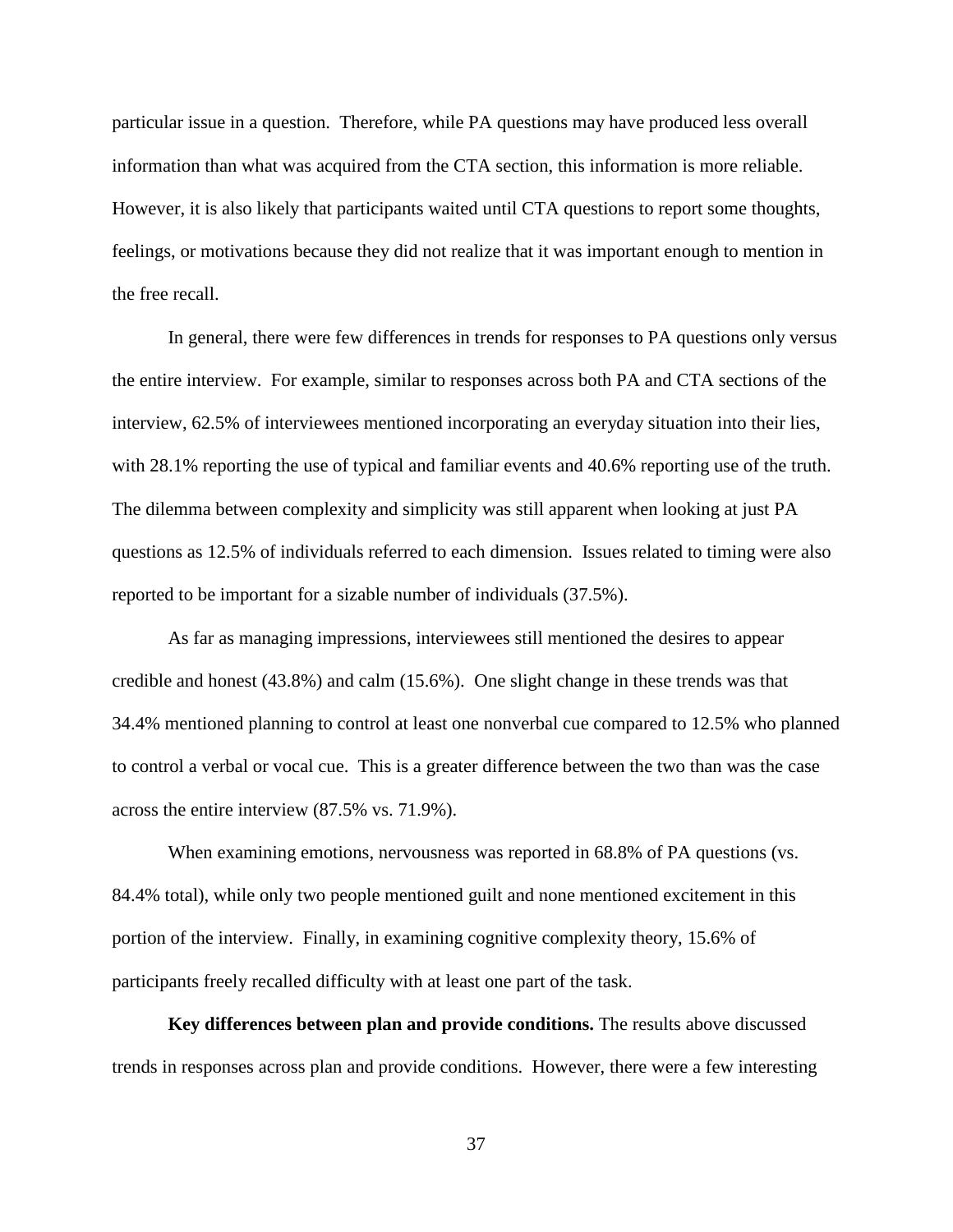particular issue in a question. Therefore, while PA questions may have produced less overall information than what was acquired from the CTA section, this information is more reliable. However, it is also likely that participants waited until CTA questions to report some thoughts, feelings, or motivations because they did not realize that it was important enough to mention in the free recall.

In general, there were few differences in trends for responses to PA questions only versus the entire interview. For example, similar to responses across both PA and CTA sections of the interview, 62.5% of interviewees mentioned incorporating an everyday situation into their lies, with 28.1% reporting the use of typical and familiar events and 40.6% reporting use of the truth. The dilemma between complexity and simplicity was still apparent when looking at just PA questions as 12.5% of individuals referred to each dimension. Issues related to timing were also reported to be important for a sizable number of individuals (37.5%).

As far as managing impressions, interviewees still mentioned the desires to appear credible and honest (43.8%) and calm (15.6%). One slight change in these trends was that 34.4% mentioned planning to control at least one nonverbal cue compared to 12.5% who planned to control a verbal or vocal cue. This is a greater difference between the two than was the case across the entire interview (87.5% vs. 71.9%).

When examining emotions, nervousness was reported in 68.8% of PA questions (vs. 84.4% total), while only two people mentioned guilt and none mentioned excitement in this portion of the interview. Finally, in examining cognitive complexity theory, 15.6% of participants freely recalled difficulty with at least one part of the task.

**Key differences between plan and provide conditions.** The results above discussed trends in responses across plan and provide conditions. However, there were a few interesting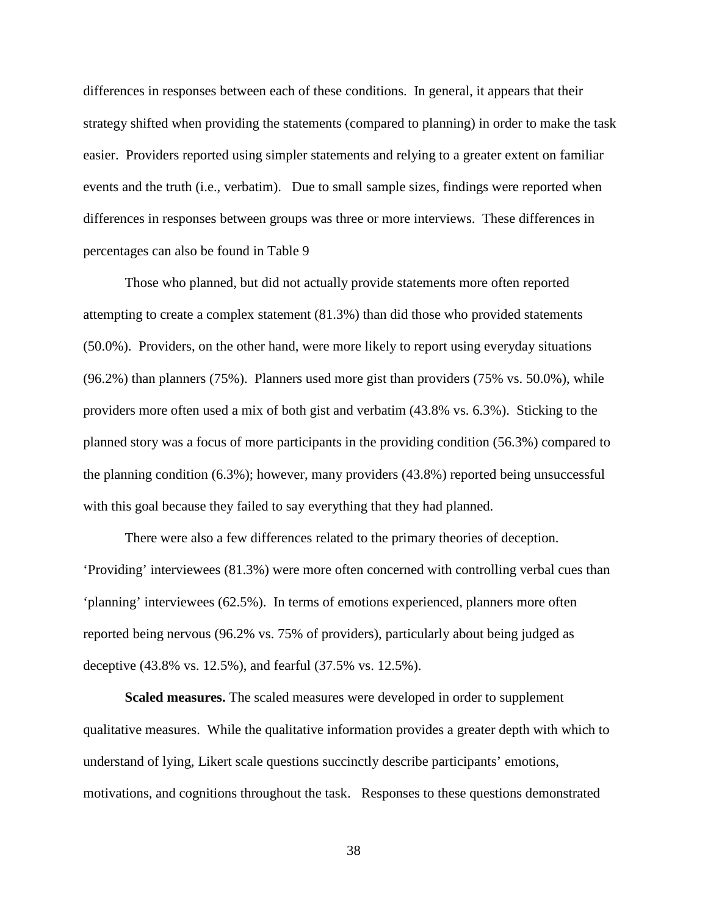differences in responses between each of these conditions. In general, it appears that their strategy shifted when providing the statements (compared to planning) in order to make the task easier. Providers reported using simpler statements and relying to a greater extent on familiar events and the truth (i.e., verbatim). Due to small sample sizes, findings were reported when differences in responses between groups was three or more interviews. These differences in percentages can also be found in Table 9

Those who planned, but did not actually provide statements more often reported attempting to create a complex statement (81.3%) than did those who provided statements (50.0%). Providers, on the other hand, were more likely to report using everyday situations (96.2%) than planners (75%). Planners used more gist than providers (75% vs. 50.0%), while providers more often used a mix of both gist and verbatim (43.8% vs. 6.3%). Sticking to the planned story was a focus of more participants in the providing condition (56.3%) compared to the planning condition (6.3%); however, many providers (43.8%) reported being unsuccessful with this goal because they failed to say everything that they had planned.

There were also a few differences related to the primary theories of deception. 'Providing' interviewees (81.3%) were more often concerned with controlling verbal cues than 'planning' interviewees (62.5%). In terms of emotions experienced, planners more often reported being nervous (96.2% vs. 75% of providers), particularly about being judged as deceptive (43.8% vs. 12.5%), and fearful (37.5% vs. 12.5%).

**Scaled measures.** The scaled measures were developed in order to supplement qualitative measures. While the qualitative information provides a greater depth with which to understand of lying, Likert scale questions succinctly describe participants' emotions, motivations, and cognitions throughout the task. Responses to these questions demonstrated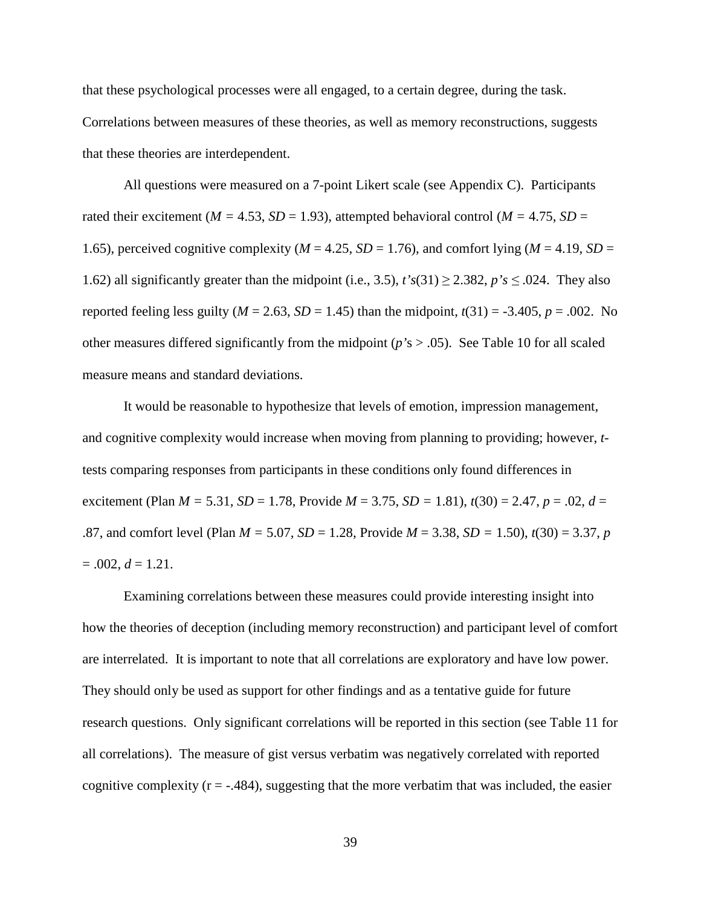that these psychological processes were all engaged, to a certain degree, during the task. Correlations between measures of these theories, as well as memory reconstructions, suggests that these theories are interdependent.

All questions were measured on a 7-point Likert scale (see Appendix C). Participants rated their excitement ($M = 4.53$, $SD = 1.93$), attempted behavioral control ($M = 4.75$, $SD = 1.65$), perceived cognitive complexity ($M = 4.25$, $SD = 1.76$), and comfort lying ($M = 4.19$, $SD = 1.62$) all significantly greater than the midpoint (i.e., 3.5), $t's(31) \geq 2.382$, $p's \leq .024$. They also reported feeling less guilty ($M = 2.63$, $SD = 1.45$) than the midpoint, $t(31) = -3.405$, $p = .002$. No other measures differed significantly from the midpoint ($p$'s > .05). See Table 10 for all scaled measure means and standard deviations.

It would be reasonable to hypothesize that levels of emotion, impression management, and cognitive complexity would increase when moving from planning to providing; however, *t*-tests comparing responses from participants in these conditions only found differences in excitement (Plan $M = 5.31$, $SD = 1.78$, Provide $M = 3.75$, $SD = 1.81$), $t(30) = 2.47$, $p = .02$, $d = .87$, and comfort level (Plan $M = 5.07$, $SD = 1.28$, Provide $M = 3.38$, $SD = 1.50$), $t(30) = 3.37$, $p = .002$, $d = 1.21$.

Examining correlations between these measures could provide interesting insight into how the theories of deception (including memory reconstruction) and participant level of comfort are interrelated. It is important to note that all correlations are exploratory and have low power. They should only be used as support for other findings and as a tentative guide for future research questions. Only significant correlations will be reported in this section (see Table 11 for all correlations). The measure of gist versus verbatim was negatively correlated with reported cognitive complexity ($r = -.484$), suggesting that the more verbatim that was included, the easier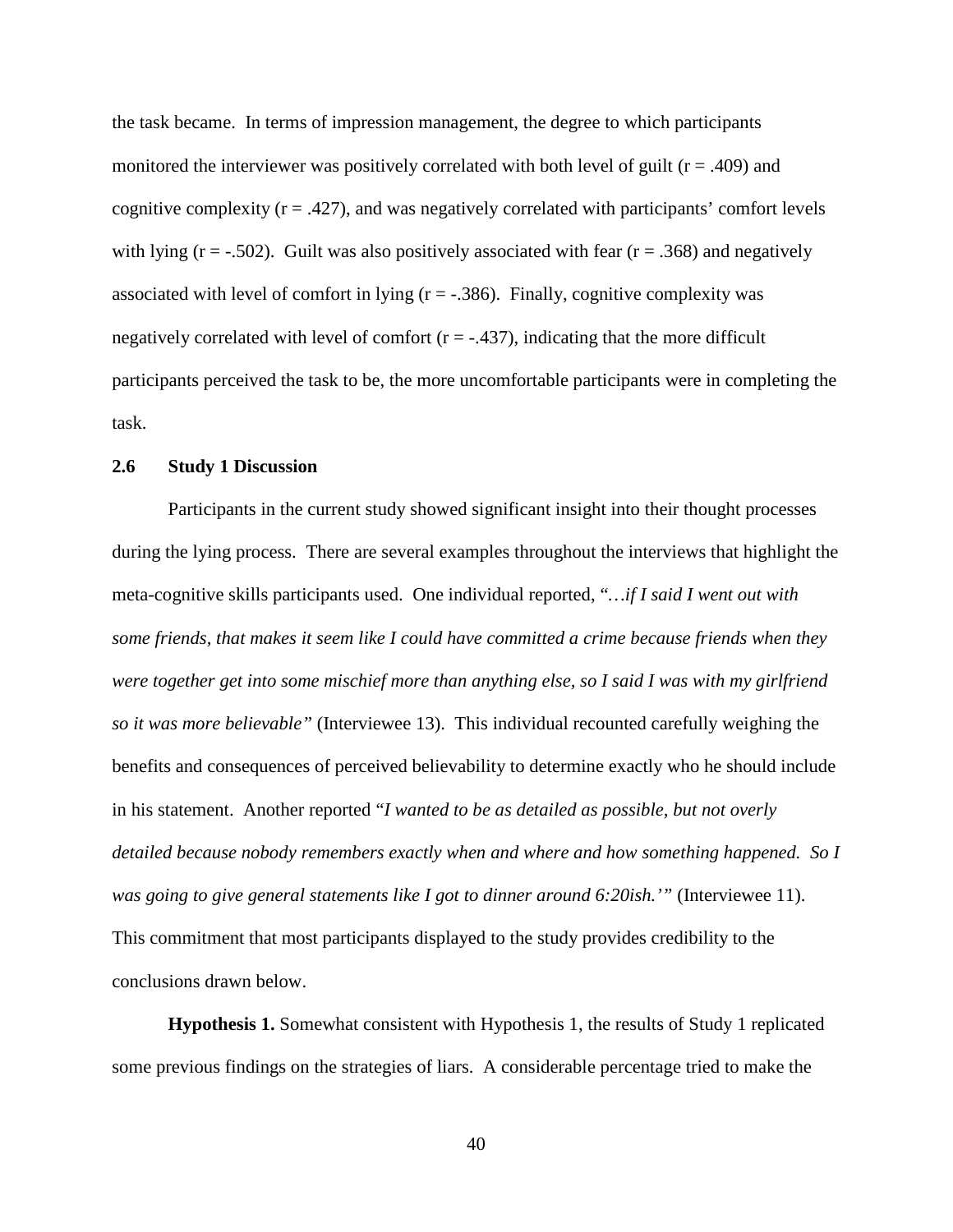the task became. In terms of impression management, the degree to which participants monitored the interviewer was positively correlated with both level of guilt ($r = .409$) and cognitive complexity ($r = .427$), and was negatively correlated with participants' comfort levels with lying ($r = -.502$). Guilt was also positively associated with fear ($r = .368$) and negatively associated with level of comfort in lying ($r = -.386$). Finally, cognitive complexity was negatively correlated with level of comfort ($r = -.437$), indicating that the more difficult participants perceived the task to be, the more uncomfortable participants were in completing the task.

## 2.6 Study 1 Discussion

Participants in the current study showed significant insight into their thought processes during the lying process. There are several examples throughout the interviews that highlight the meta-cognitive skills participants used. One individual reported, "*…if I said I went out with some friends, that makes it seem like I could have committed a crime because friends when they were together get into some mischief more than anything else, so I said I was with my girlfriend so it was more believable"* (Interviewee 13). This individual recounted carefully weighing the benefits and consequences of perceived believability to determine exactly who he should include in his statement. Another reported "*I wanted to be as detailed as possible, but not overly detailed because nobody remembers exactly when and where and how something happened. So I was going to give general statements like I got to dinner around 6:20ish.'"* (Interviewee 11). This commitment that most participants displayed to the study provides credibility to the conclusions drawn below.

**Hypothesis 1.** Somewhat consistent with Hypothesis 1, the results of Study 1 replicated some previous findings on the strategies of liars. A considerable percentage tried to make the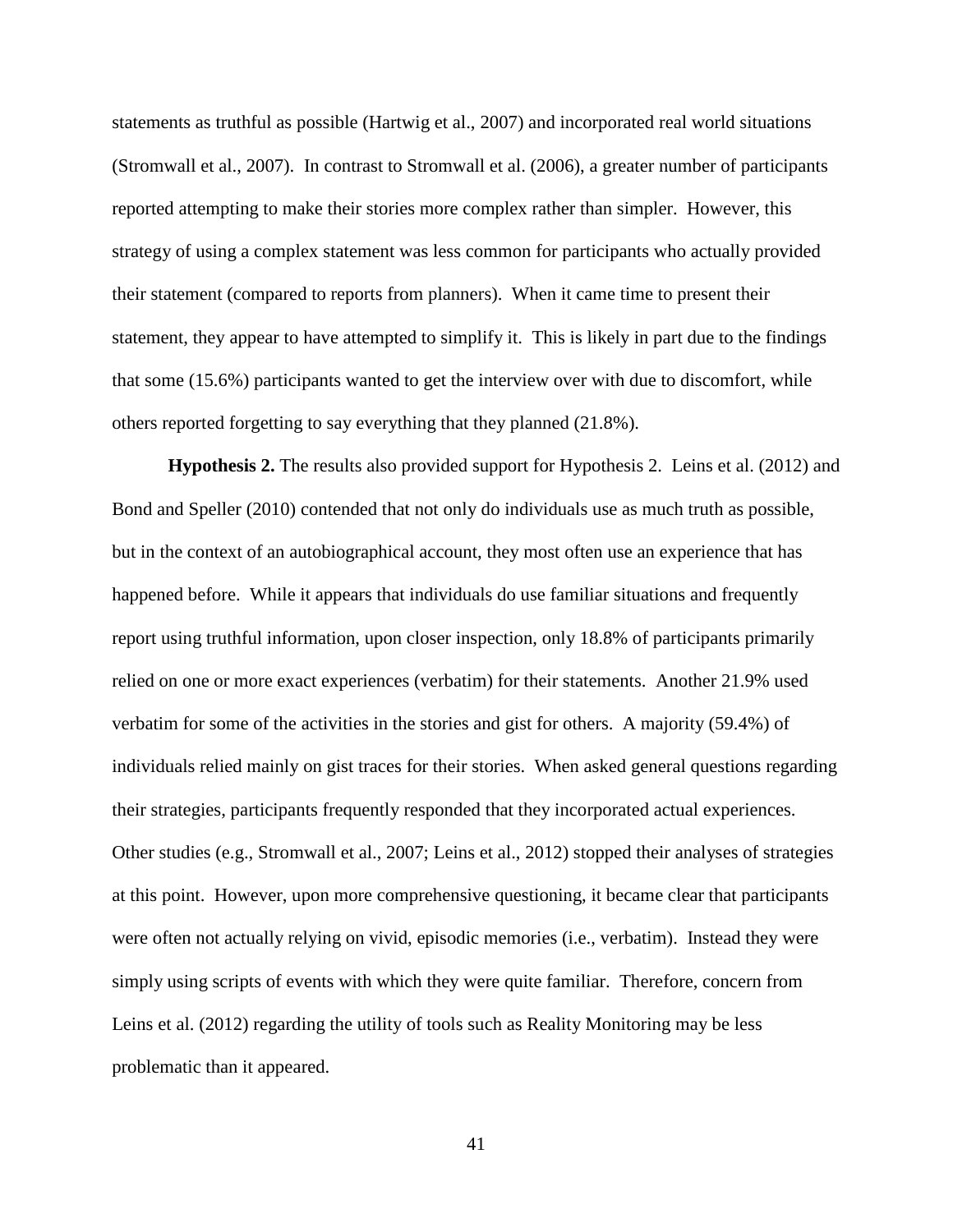statements as truthful as possible (Hartwig et al., 2007) and incorporated real world situations (Stromwall et al., 2007). In contrast to Stromwall et al. (2006), a greater number of participants reported attempting to make their stories more complex rather than simpler. However, this strategy of using a complex statement was less common for participants who actually provided their statement (compared to reports from planners). When it came time to present their statement, they appear to have attempted to simplify it. This is likely in part due to the findings that some (15.6%) participants wanted to get the interview over with due to discomfort, while others reported forgetting to say everything that they planned (21.8%).

**Hypothesis 2.** The results also provided support for Hypothesis 2. Leins et al. (2012) and Bond and Speller (2010) contended that not only do individuals use as much truth as possible, but in the context of an autobiographical account, they most often use an experience that has happened before. While it appears that individuals do use familiar situations and frequently report using truthful information, upon closer inspection, only 18.8% of participants primarily relied on one or more exact experiences (verbatim) for their statements. Another 21.9% used verbatim for some of the activities in the stories and gist for others. A majority (59.4%) of individuals relied mainly on gist traces for their stories. When asked general questions regarding their strategies, participants frequently responded that they incorporated actual experiences. Other studies (e.g., Stromwall et al., 2007; Leins et al., 2012) stopped their analyses of strategies at this point. However, upon more comprehensive questioning, it became clear that participants were often not actually relying on vivid, episodic memories (i.e., verbatim). Instead they were simply using scripts of events with which they were quite familiar. Therefore, concern from Leins et al. (2012) regarding the utility of tools such as Reality Monitoring may be less problematic than it appeared.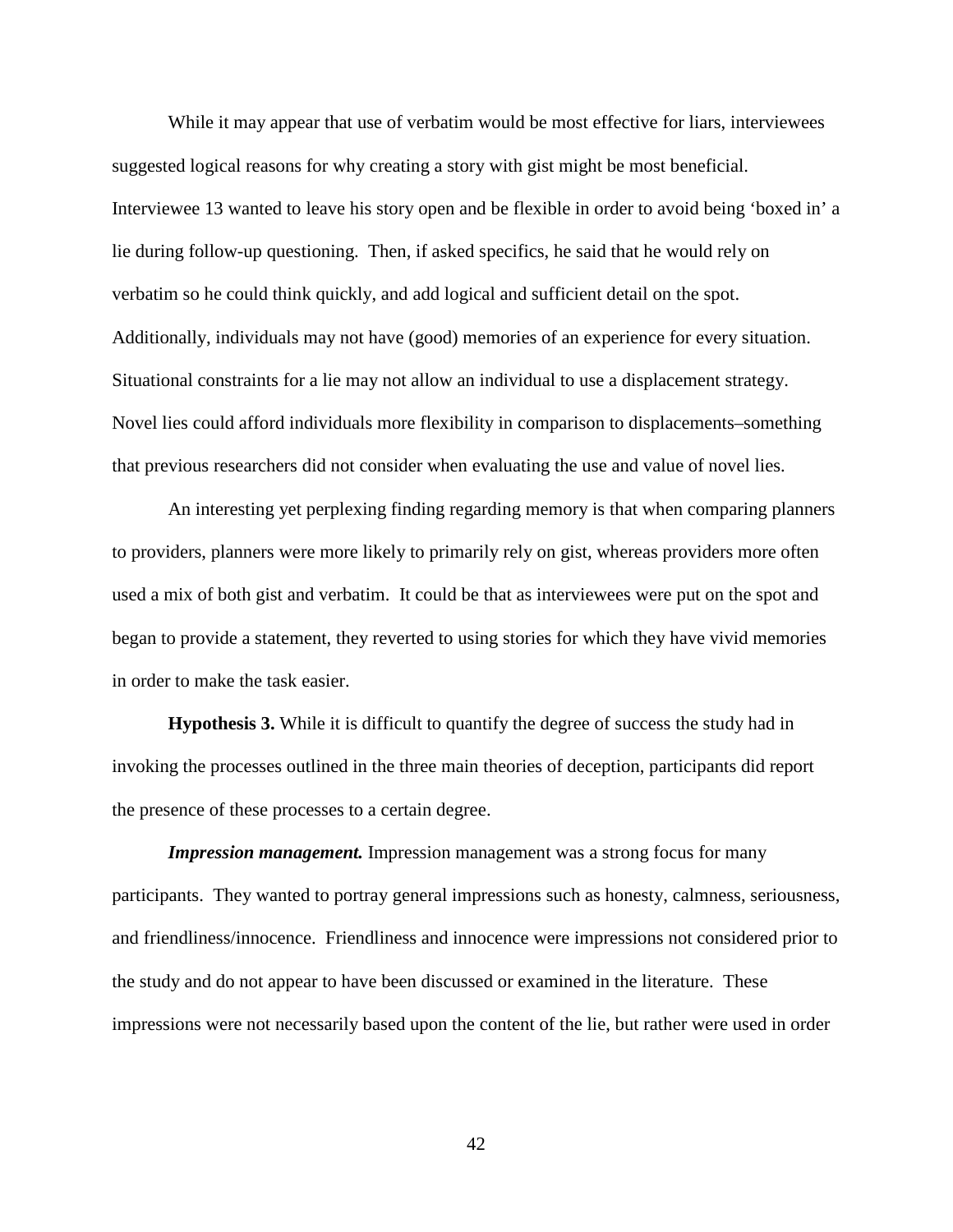While it may appear that use of verbatim would be most effective for liars, interviewees suggested logical reasons for why creating a story with gist might be most beneficial. Interviewee 13 wanted to leave his story open and be flexible in order to avoid being 'boxed in' a lie during follow-up questioning. Then, if asked specifics, he said that he would rely on verbatim so he could think quickly, and add logical and sufficient detail on the spot. Additionally, individuals may not have (good) memories of an experience for every situation. Situational constraints for a lie may not allow an individual to use a displacement strategy. Novel lies could afford individuals more flexibility in comparison to displacements–something that previous researchers did not consider when evaluating the use and value of novel lies.

An interesting yet perplexing finding regarding memory is that when comparing planners to providers, planners were more likely to primarily rely on gist, whereas providers more often used a mix of both gist and verbatim. It could be that as interviewees were put on the spot and began to provide a statement, they reverted to using stories for which they have vivid memories in order to make the task easier.

**Hypothesis 3.** While it is difficult to quantify the degree of success the study had in invoking the processes outlined in the three main theories of deception, participants did report the presence of these processes to a certain degree.

***Impression management.*** Impression management was a strong focus for many participants. They wanted to portray general impressions such as honesty, calmness, seriousness, and friendliness/innocence. Friendliness and innocence were impressions not considered prior to the study and do not appear to have been discussed or examined in the literature. These impressions were not necessarily based upon the content of the lie, but rather were used in order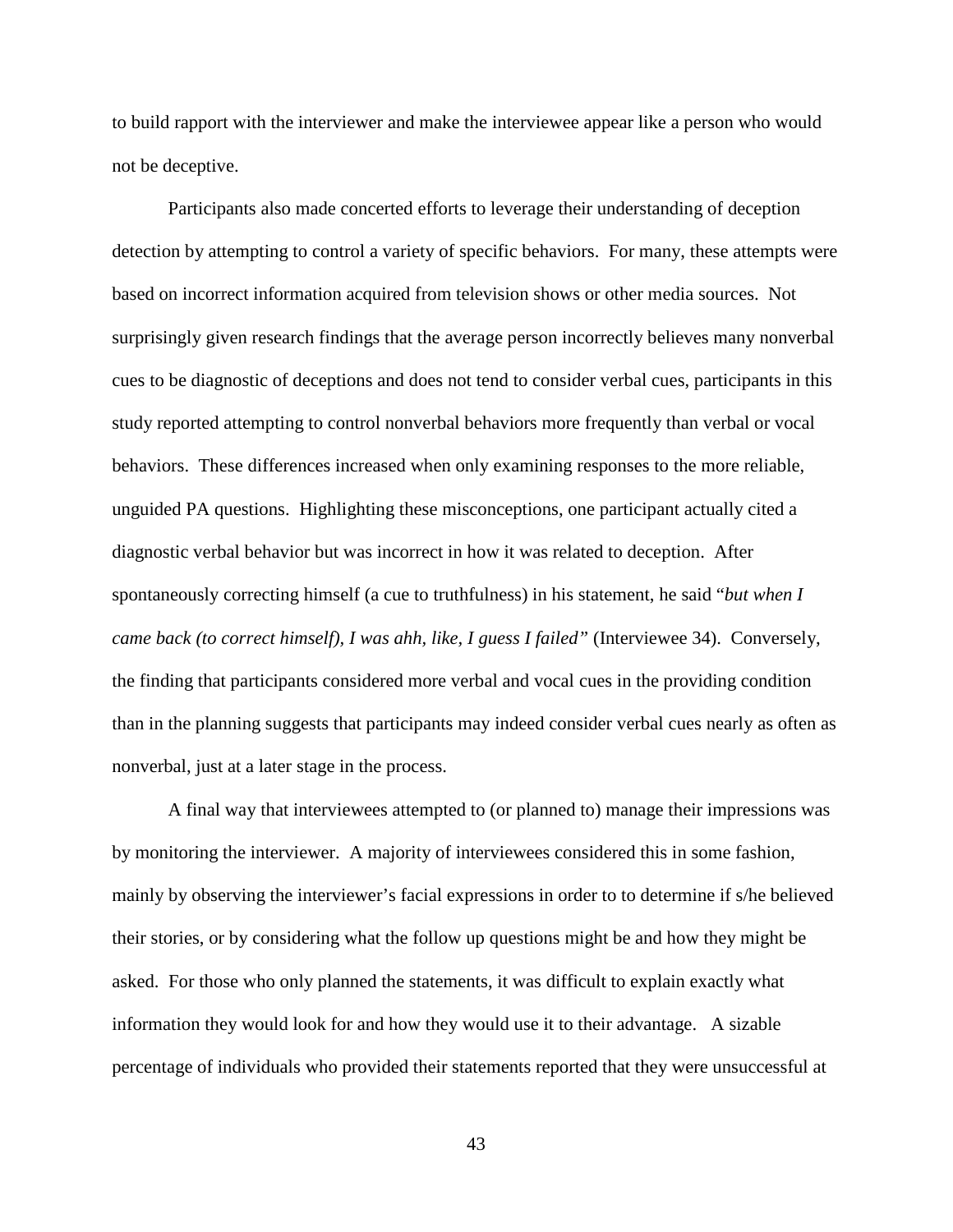to build rapport with the interviewer and make the interviewee appear like a person who would not be deceptive.

Participants also made concerted efforts to leverage their understanding of deception detection by attempting to control a variety of specific behaviors. For many, these attempts were based on incorrect information acquired from television shows or other media sources. Not surprisingly given research findings that the average person incorrectly believes many nonverbal cues to be diagnostic of deceptions and does not tend to consider verbal cues, participants in this study reported attempting to control nonverbal behaviors more frequently than verbal or vocal behaviors. These differences increased when only examining responses to the more reliable, unguided PA questions. Highlighting these misconceptions, one participant actually cited a diagnostic verbal behavior but was incorrect in how it was related to deception. After spontaneously correcting himself (a cue to truthfulness) in his statement, he said "*but when I came back (to correct himself), I was ahh, like, I guess I failed"* (Interviewee 34). Conversely, the finding that participants considered more verbal and vocal cues in the providing condition than in the planning suggests that participants may indeed consider verbal cues nearly as often as nonverbal, just at a later stage in the process.

A final way that interviewees attempted to (or planned to) manage their impressions was by monitoring the interviewer. A majority of interviewees considered this in some fashion, mainly by observing the interviewer's facial expressions in order to to determine if s/he believed their stories, or by considering what the follow up questions might be and how they might be asked. For those who only planned the statements, it was difficult to explain exactly what information they would look for and how they would use it to their advantage. A sizable percentage of individuals who provided their statements reported that they were unsuccessful at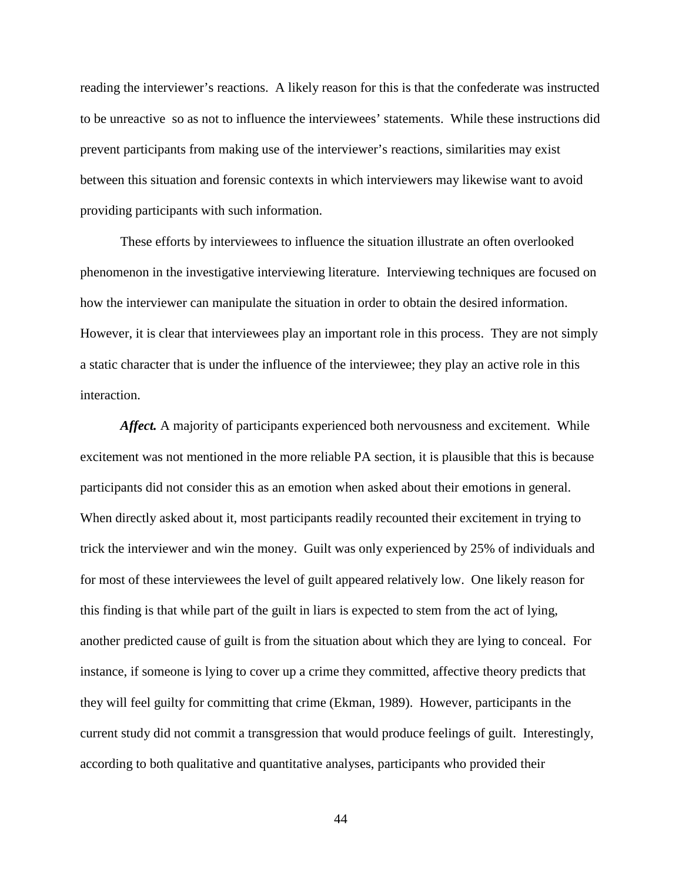reading the interviewer's reactions. A likely reason for this is that the confederate was instructed to be unreactive so as not to influence the interviewees' statements. While these instructions did prevent participants from making use of the interviewer's reactions, similarities may exist between this situation and forensic contexts in which interviewers may likewise want to avoid providing participants with such information.

These efforts by interviewees to influence the situation illustrate an often overlooked phenomenon in the investigative interviewing literature. Interviewing techniques are focused on how the interviewer can manipulate the situation in order to obtain the desired information. However, it is clear that interviewees play an important role in this process. They are not simply a static character that is under the influence of the interviewee; they play an active role in this interaction.

***Affect.*** A majority of participants experienced both nervousness and excitement. While excitement was not mentioned in the more reliable PA section, it is plausible that this is because participants did not consider this as an emotion when asked about their emotions in general. When directly asked about it, most participants readily recounted their excitement in trying to trick the interviewer and win the money. Guilt was only experienced by 25% of individuals and for most of these interviewees the level of guilt appeared relatively low. One likely reason for this finding is that while part of the guilt in liars is expected to stem from the act of lying, another predicted cause of guilt is from the situation about which they are lying to conceal. For instance, if someone is lying to cover up a crime they committed, affective theory predicts that they will feel guilty for committing that crime (Ekman, 1989). However, participants in the current study did not commit a transgression that would produce feelings of guilt. Interestingly, according to both qualitative and quantitative analyses, participants who provided their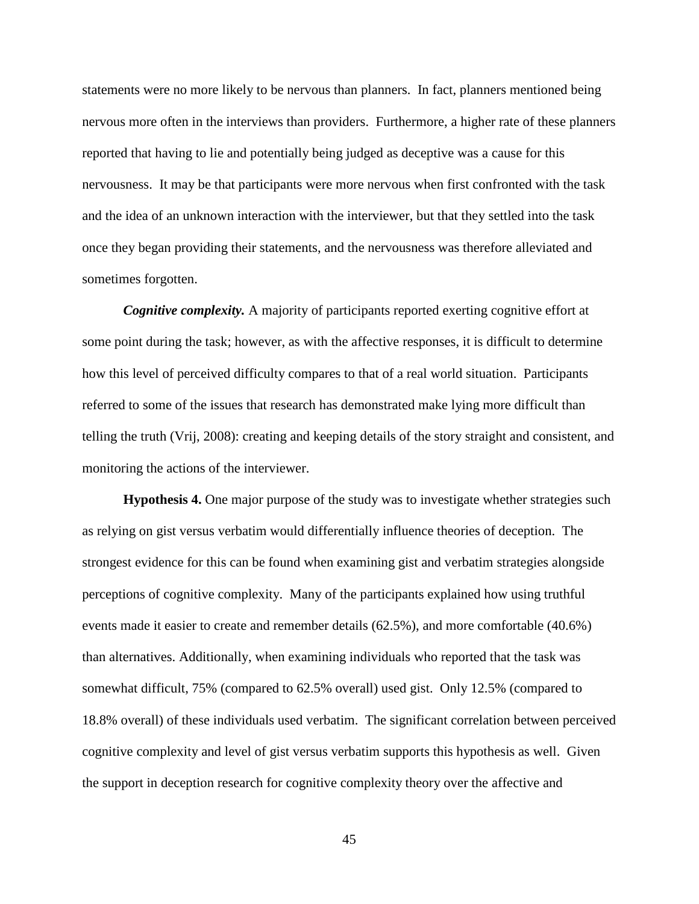statements were no more likely to be nervous than planners. In fact, planners mentioned being nervous more often in the interviews than providers. Furthermore, a higher rate of these planners reported that having to lie and potentially being judged as deceptive was a cause for this nervousness. It may be that participants were more nervous when first confronted with the task and the idea of an unknown interaction with the interviewer, but that they settled into the task once they began providing their statements, and the nervousness was therefore alleviated and sometimes forgotten.

***Cognitive complexity.*** A majority of participants reported exerting cognitive effort at some point during the task; however, as with the affective responses, it is difficult to determine how this level of perceived difficulty compares to that of a real world situation. Participants referred to some of the issues that research has demonstrated make lying more difficult than telling the truth (Vrij, 2008): creating and keeping details of the story straight and consistent, and monitoring the actions of the interviewer.

**Hypothesis 4.** One major purpose of the study was to investigate whether strategies such as relying on gist versus verbatim would differentially influence theories of deception. The strongest evidence for this can be found when examining gist and verbatim strategies alongside perceptions of cognitive complexity. Many of the participants explained how using truthful events made it easier to create and remember details (62.5%), and more comfortable (40.6%) than alternatives. Additionally, when examining individuals who reported that the task was somewhat difficult, 75% (compared to 62.5% overall) used gist. Only 12.5% (compared to 18.8% overall) of these individuals used verbatim. The significant correlation between perceived cognitive complexity and level of gist versus verbatim supports this hypothesis as well. Given the support in deception research for cognitive complexity theory over the affective and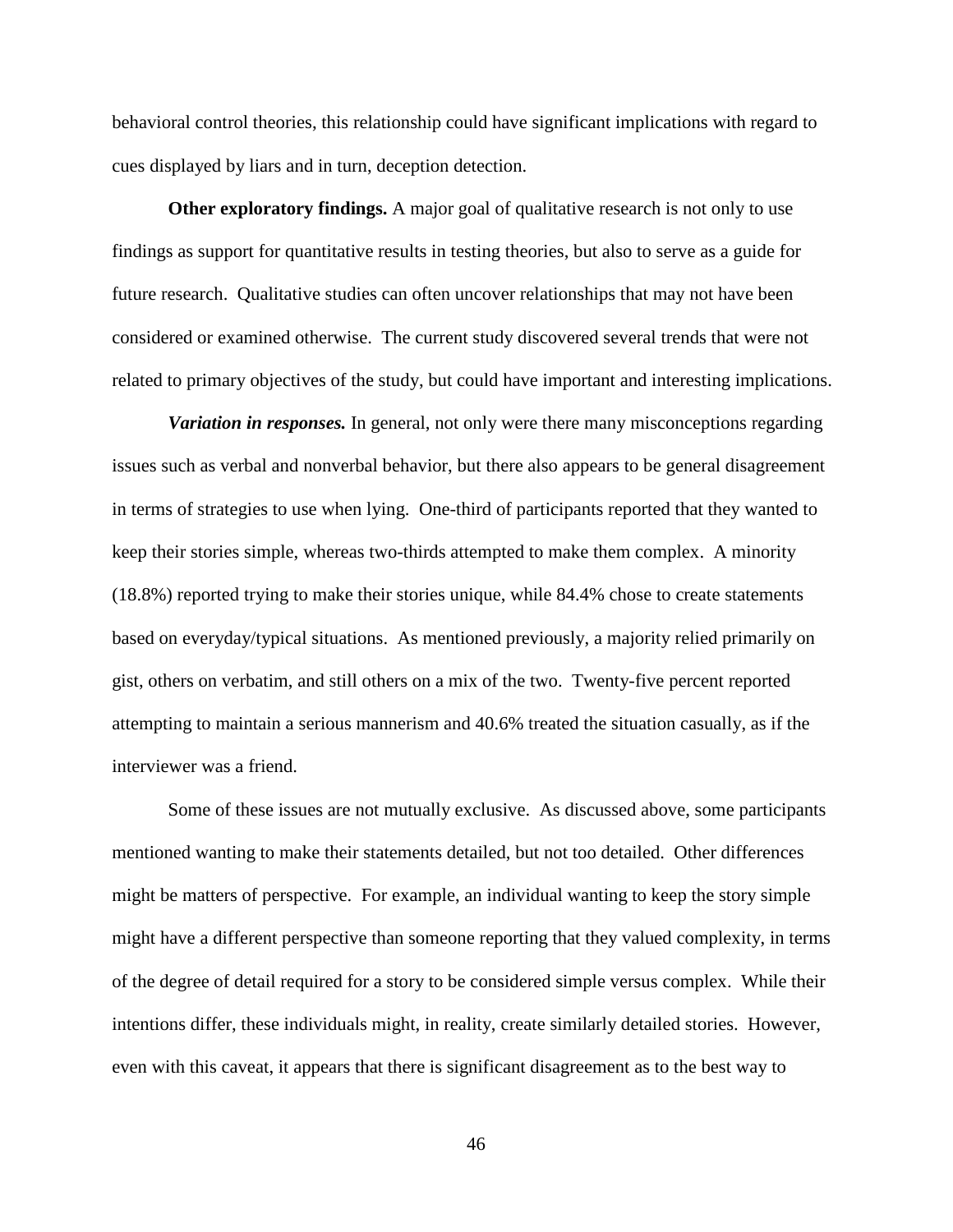behavioral control theories, this relationship could have significant implications with regard to cues displayed by liars and in turn, deception detection.

**Other exploratory findings.** A major goal of qualitative research is not only to use findings as support for quantitative results in testing theories, but also to serve as a guide for future research. Qualitative studies can often uncover relationships that may not have been considered or examined otherwise. The current study discovered several trends that were not related to primary objectives of the study, but could have important and interesting implications.

***Variation in responses.*** In general, not only were there many misconceptions regarding issues such as verbal and nonverbal behavior, but there also appears to be general disagreement in terms of strategies to use when lying. One-third of participants reported that they wanted to keep their stories simple, whereas two-thirds attempted to make them complex. A minority (18.8%) reported trying to make their stories unique, while 84.4% chose to create statements based on everyday/typical situations. As mentioned previously, a majority relied primarily on gist, others on verbatim, and still others on a mix of the two. Twenty-five percent reported attempting to maintain a serious mannerism and 40.6% treated the situation casually, as if the interviewer was a friend.

Some of these issues are not mutually exclusive. As discussed above, some participants mentioned wanting to make their statements detailed, but not too detailed. Other differences might be matters of perspective. For example, an individual wanting to keep the story simple might have a different perspective than someone reporting that they valued complexity, in terms of the degree of detail required for a story to be considered simple versus complex. While their intentions differ, these individuals might, in reality, create similarly detailed stories. However, even with this caveat, it appears that there is significant disagreement as to the best way to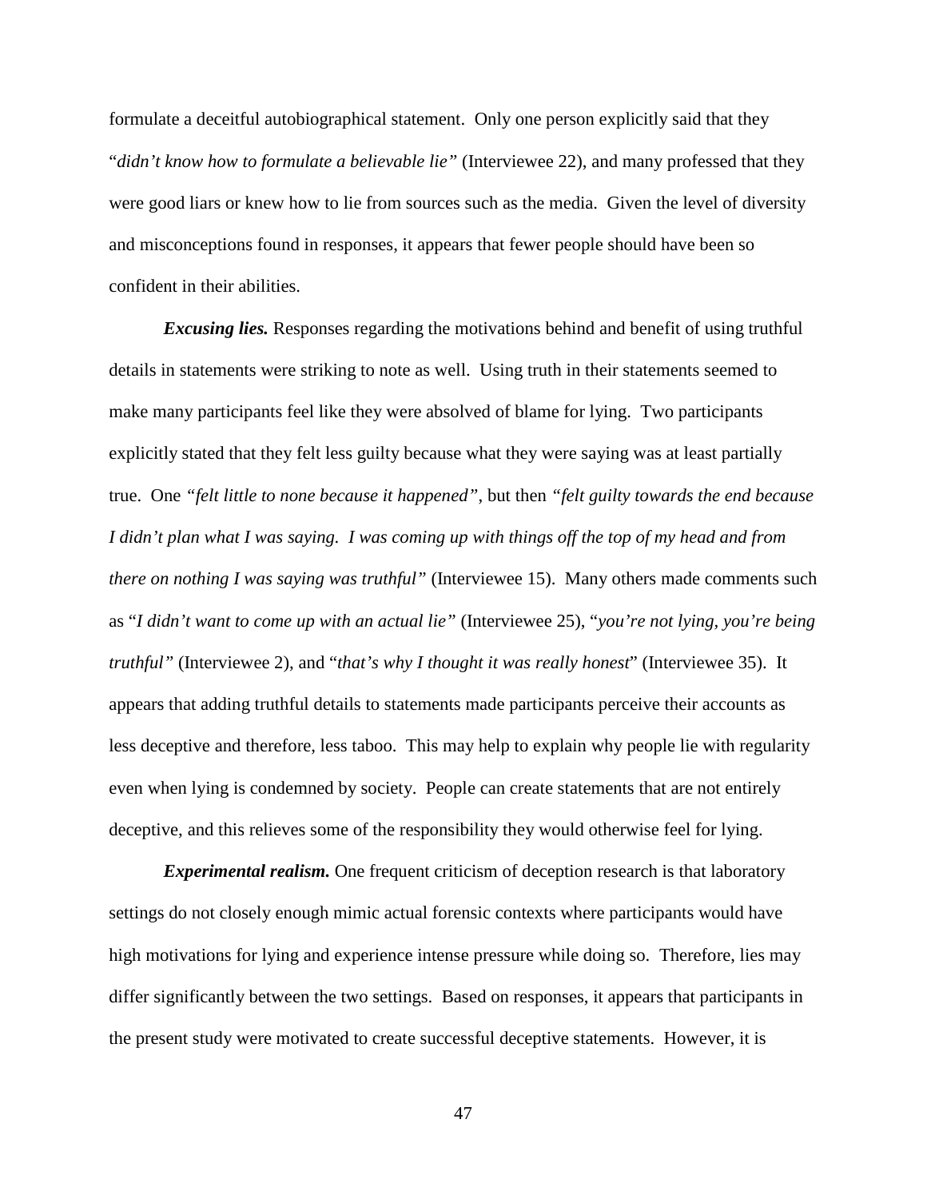formulate a deceitful autobiographical statement. Only one person explicitly said that they "*didn't know how to formulate a believable lie"* (Interviewee 22), and many professed that they were good liars or knew how to lie from sources such as the media. Given the level of diversity and misconceptions found in responses, it appears that fewer people should have been so confident in their abilities.

***Excusing lies.*** Responses regarding the motivations behind and benefit of using truthful details in statements were striking to note as well. Using truth in their statements seemed to make many participants feel like they were absolved of blame for lying. Two participants explicitly stated that they felt less guilty because what they were saying was at least partially true. One *"felt little to none because it happened"*, but then *"felt guilty towards the end because I didn't plan what I was saying. I was coming up with things off the top of my head and from there on nothing I was saying was truthful"* (Interviewee 15). Many others made comments such as "*I didn't want to come up with an actual lie"* (Interviewee 25), "*you're not lying, you're being truthful"* (Interviewee 2), and "*that's why I thought it was really honest*" (Interviewee 35). It appears that adding truthful details to statements made participants perceive their accounts as less deceptive and therefore, less taboo. This may help to explain why people lie with regularity even when lying is condemned by society. People can create statements that are not entirely deceptive, and this relieves some of the responsibility they would otherwise feel for lying.

***Experimental realism.*** One frequent criticism of deception research is that laboratory settings do not closely enough mimic actual forensic contexts where participants would have high motivations for lying and experience intense pressure while doing so. Therefore, lies may differ significantly between the two settings. Based on responses, it appears that participants in the present study were motivated to create successful deceptive statements. However, it is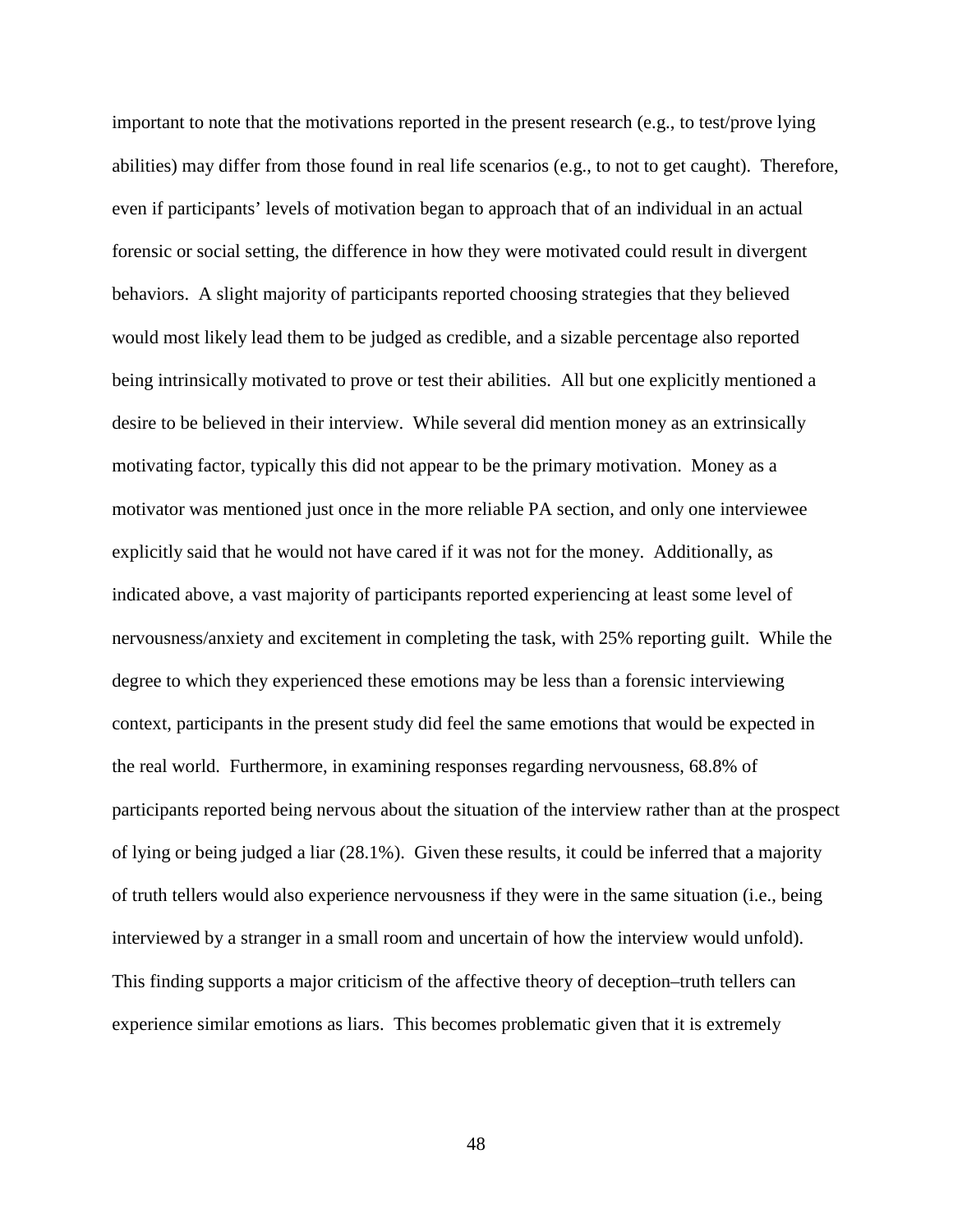important to note that the motivations reported in the present research (e.g., to test/prove lying abilities) may differ from those found in real life scenarios (e.g., to not to get caught). Therefore, even if participants' levels of motivation began to approach that of an individual in an actual forensic or social setting, the difference in how they were motivated could result in divergent behaviors. A slight majority of participants reported choosing strategies that they believed would most likely lead them to be judged as credible, and a sizable percentage also reported being intrinsically motivated to prove or test their abilities. All but one explicitly mentioned a desire to be believed in their interview. While several did mention money as an extrinsically motivating factor, typically this did not appear to be the primary motivation. Money as a motivator was mentioned just once in the more reliable PA section, and only one interviewee explicitly said that he would not have cared if it was not for the money. Additionally, as indicated above, a vast majority of participants reported experiencing at least some level of nervousness/anxiety and excitement in completing the task, with 25% reporting guilt. While the degree to which they experienced these emotions may be less than a forensic interviewing context, participants in the present study did feel the same emotions that would be expected in the real world. Furthermore, in examining responses regarding nervousness, 68.8% of participants reported being nervous about the situation of the interview rather than at the prospect of lying or being judged a liar (28.1%). Given these results, it could be inferred that a majority of truth tellers would also experience nervousness if they were in the same situation (i.e., being interviewed by a stranger in a small room and uncertain of how the interview would unfold). This finding supports a major criticism of the affective theory of deception–truth tellers can experience similar emotions as liars. This becomes problematic given that it is extremely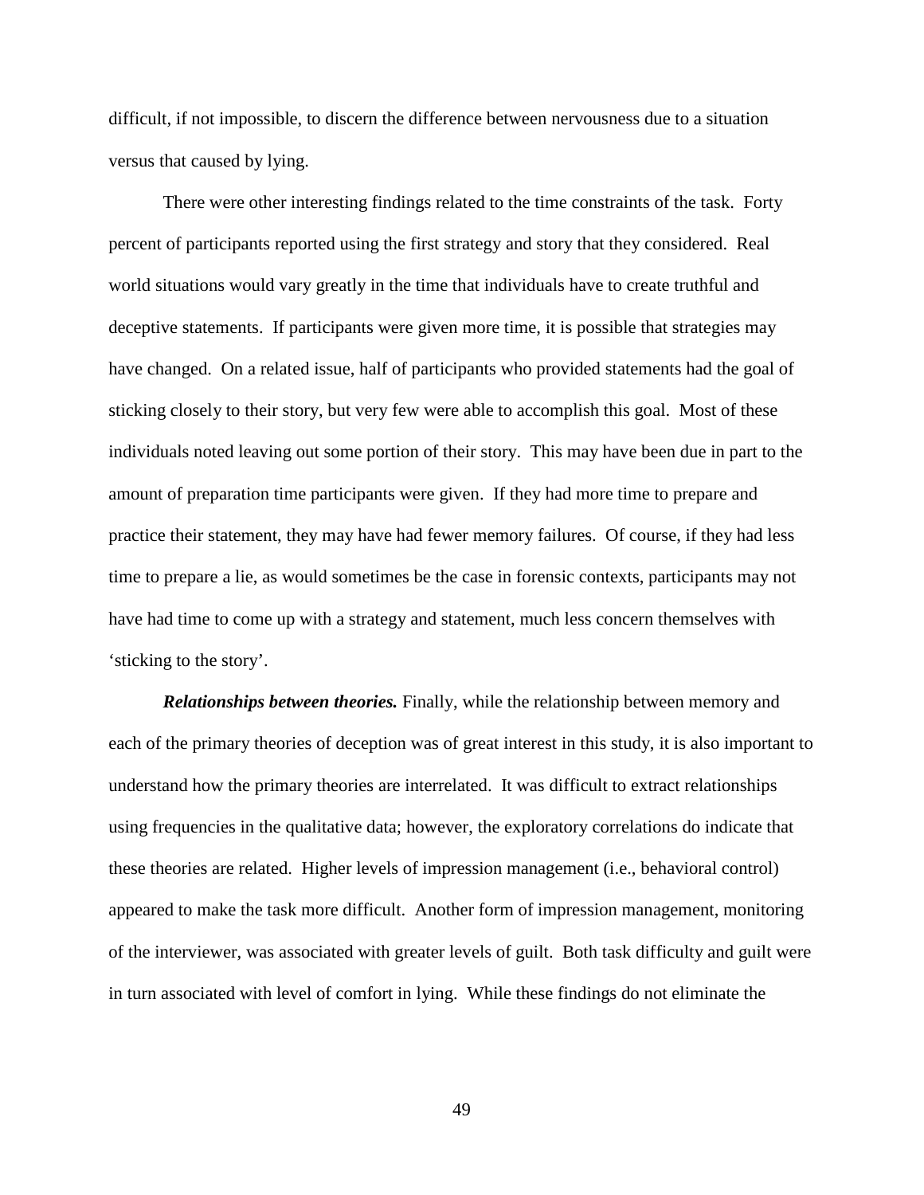difficult, if not impossible, to discern the difference between nervousness due to a situation versus that caused by lying.

There were other interesting findings related to the time constraints of the task. Forty percent of participants reported using the first strategy and story that they considered. Real world situations would vary greatly in the time that individuals have to create truthful and deceptive statements. If participants were given more time, it is possible that strategies may have changed. On a related issue, half of participants who provided statements had the goal of sticking closely to their story, but very few were able to accomplish this goal. Most of these individuals noted leaving out some portion of their story. This may have been due in part to the amount of preparation time participants were given. If they had more time to prepare and practice their statement, they may have had fewer memory failures. Of course, if they had less time to prepare a lie, as would sometimes be the case in forensic contexts, participants may not have had time to come up with a strategy and statement, much less concern themselves with 'sticking to the story'.

***Relationships between theories.*** Finally, while the relationship between memory and each of the primary theories of deception was of great interest in this study, it is also important to understand how the primary theories are interrelated. It was difficult to extract relationships using frequencies in the qualitative data; however, the exploratory correlations do indicate that these theories are related. Higher levels of impression management (i.e., behavioral control) appeared to make the task more difficult. Another form of impression management, monitoring of the interviewer, was associated with greater levels of guilt. Both task difficulty and guilt were in turn associated with level of comfort in lying. While these findings do not eliminate the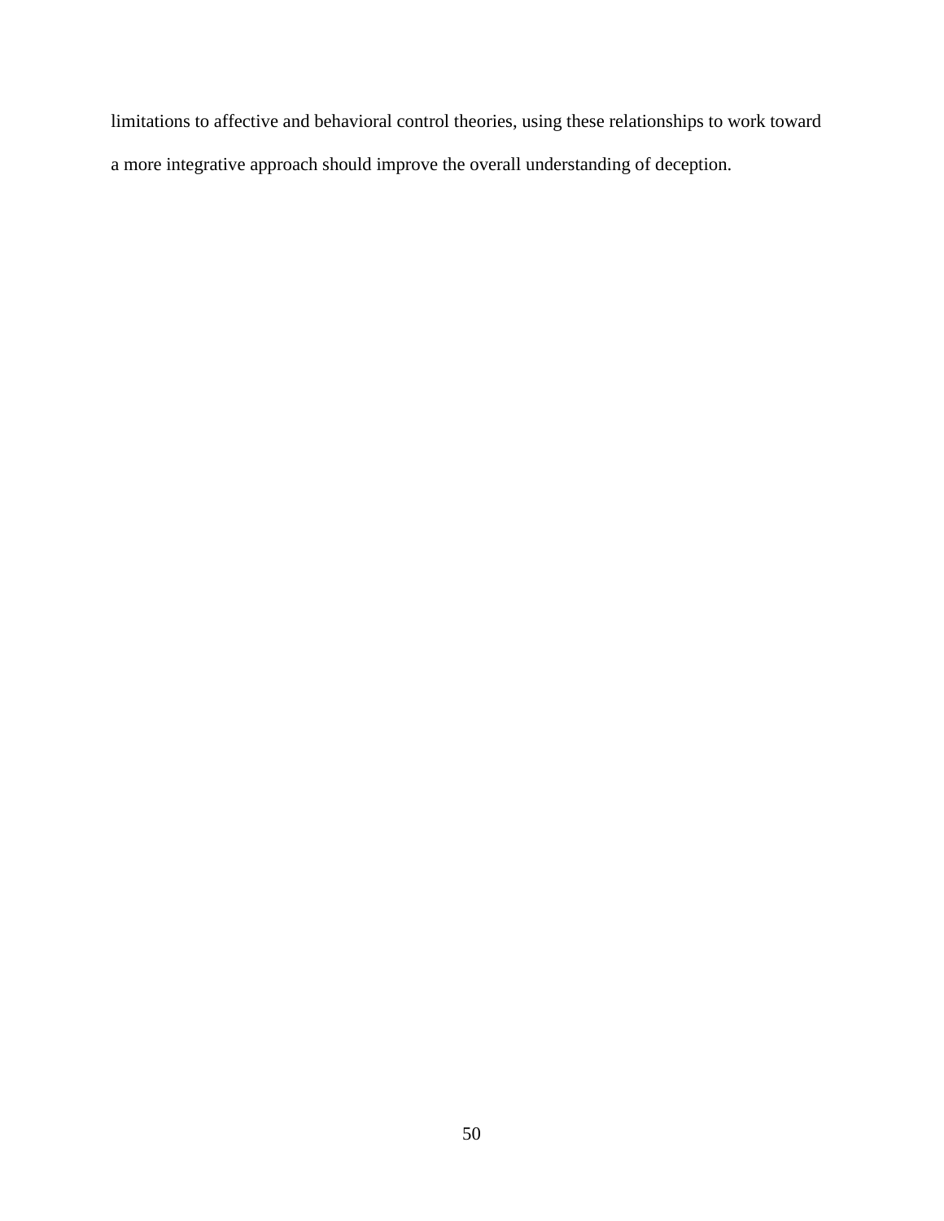limitations to affective and behavioral control theories, using these relationships to work toward a more integrative approach should improve the overall understanding of deception.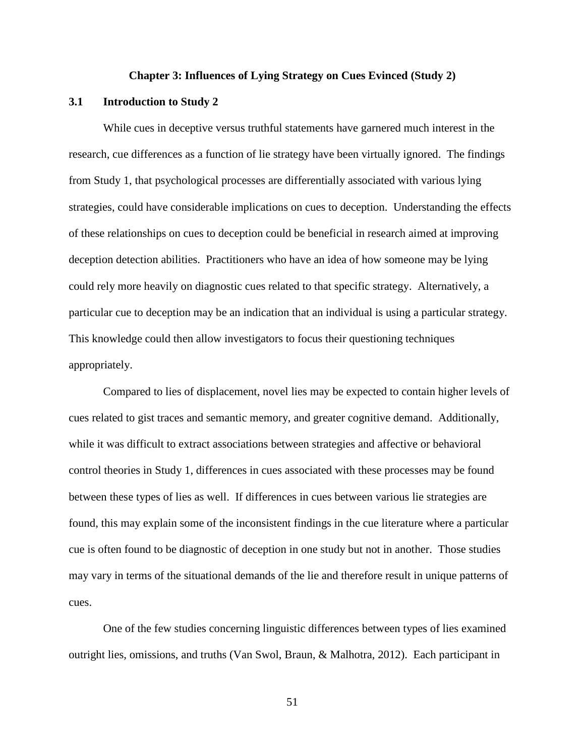# Chapter 3: Influences of Lying Strategy on Cues Evinced (Study 2)

## 3.1 Introduction to Study 2

While cues in deceptive versus truthful statements have garnered much interest in the research, cue differences as a function of lie strategy have been virtually ignored. The findings from Study 1, that psychological processes are differentially associated with various lying strategies, could have considerable implications on cues to deception. Understanding the effects of these relationships on cues to deception could be beneficial in research aimed at improving deception detection abilities. Practitioners who have an idea of how someone may be lying could rely more heavily on diagnostic cues related to that specific strategy. Alternatively, a particular cue to deception may be an indication that an individual is using a particular strategy. This knowledge could then allow investigators to focus their questioning techniques appropriately.

Compared to lies of displacement, novel lies may be expected to contain higher levels of cues related to gist traces and semantic memory, and greater cognitive demand. Additionally, while it was difficult to extract associations between strategies and affective or behavioral control theories in Study 1, differences in cues associated with these processes may be found between these types of lies as well. If differences in cues between various lie strategies are found, this may explain some of the inconsistent findings in the cue literature where a particular cue is often found to be diagnostic of deception in one study but not in another. Those studies may vary in terms of the situational demands of the lie and therefore result in unique patterns of cues.

One of the few studies concerning linguistic differences between types of lies examined outright lies, omissions, and truths (Van Swol, Braun, & Malhotra, 2012). Each participant in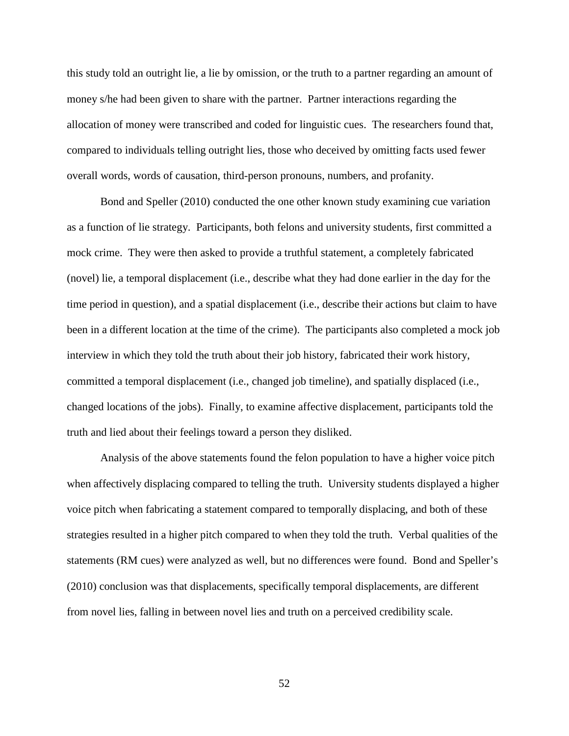this study told an outright lie, a lie by omission, or the truth to a partner regarding an amount of money s/he had been given to share with the partner. Partner interactions regarding the allocation of money were transcribed and coded for linguistic cues. The researchers found that, compared to individuals telling outright lies, those who deceived by omitting facts used fewer overall words, words of causation, third-person pronouns, numbers, and profanity.

Bond and Speller (2010) conducted the one other known study examining cue variation as a function of lie strategy. Participants, both felons and university students, first committed a mock crime. They were then asked to provide a truthful statement, a completely fabricated (novel) lie, a temporal displacement (i.e., describe what they had done earlier in the day for the time period in question), and a spatial displacement (i.e., describe their actions but claim to have been in a different location at the time of the crime). The participants also completed a mock job interview in which they told the truth about their job history, fabricated their work history, committed a temporal displacement (i.e., changed job timeline), and spatially displaced (i.e., changed locations of the jobs). Finally, to examine affective displacement, participants told the truth and lied about their feelings toward a person they disliked.

Analysis of the above statements found the felon population to have a higher voice pitch when affectively displacing compared to telling the truth. University students displayed a higher voice pitch when fabricating a statement compared to temporally displacing, and both of these strategies resulted in a higher pitch compared to when they told the truth. Verbal qualities of the statements (RM cues) were analyzed as well, but no differences were found. Bond and Speller's (2010) conclusion was that displacements, specifically temporal displacements, are different from novel lies, falling in between novel lies and truth on a perceived credibility scale.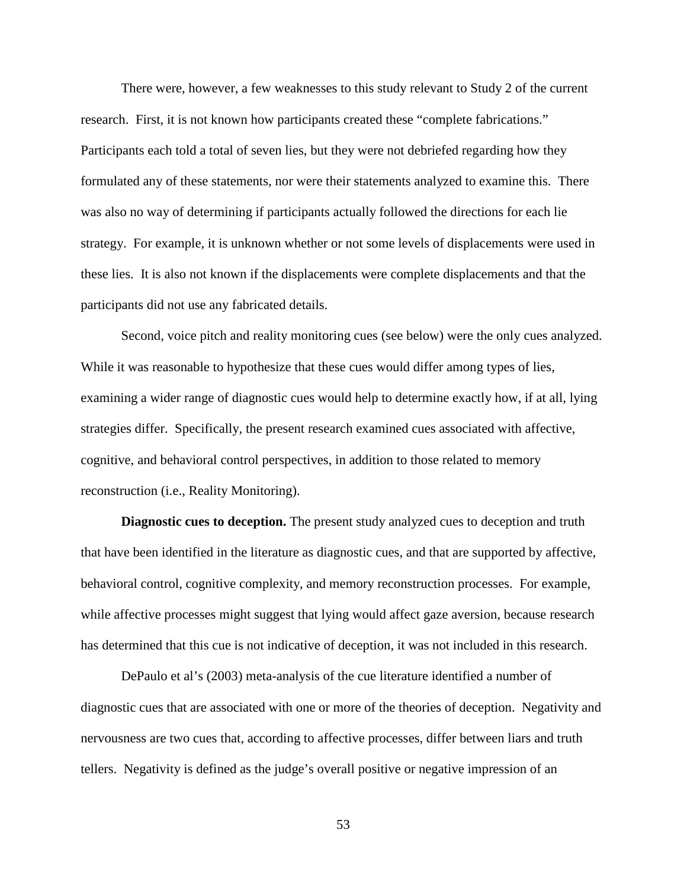There were, however, a few weaknesses to this study relevant to Study 2 of the current research. First, it is not known how participants created these "complete fabrications." Participants each told a total of seven lies, but they were not debriefed regarding how they formulated any of these statements, nor were their statements analyzed to examine this. There was also no way of determining if participants actually followed the directions for each lie strategy. For example, it is unknown whether or not some levels of displacements were used in these lies. It is also not known if the displacements were complete displacements and that the participants did not use any fabricated details.

Second, voice pitch and reality monitoring cues (see below) were the only cues analyzed. While it was reasonable to hypothesize that these cues would differ among types of lies, examining a wider range of diagnostic cues would help to determine exactly how, if at all, lying strategies differ. Specifically, the present research examined cues associated with affective, cognitive, and behavioral control perspectives, in addition to those related to memory reconstruction (i.e., Reality Monitoring).

**Diagnostic cues to deception.** The present study analyzed cues to deception and truth that have been identified in the literature as diagnostic cues, and that are supported by affective, behavioral control, cognitive complexity, and memory reconstruction processes. For example, while affective processes might suggest that lying would affect gaze aversion, because research has determined that this cue is not indicative of deception, it was not included in this research.

DePaulo et al's (2003) meta-analysis of the cue literature identified a number of diagnostic cues that are associated with one or more of the theories of deception. Negativity and nervousness are two cues that, according to affective processes, differ between liars and truth tellers. Negativity is defined as the judge's overall positive or negative impression of an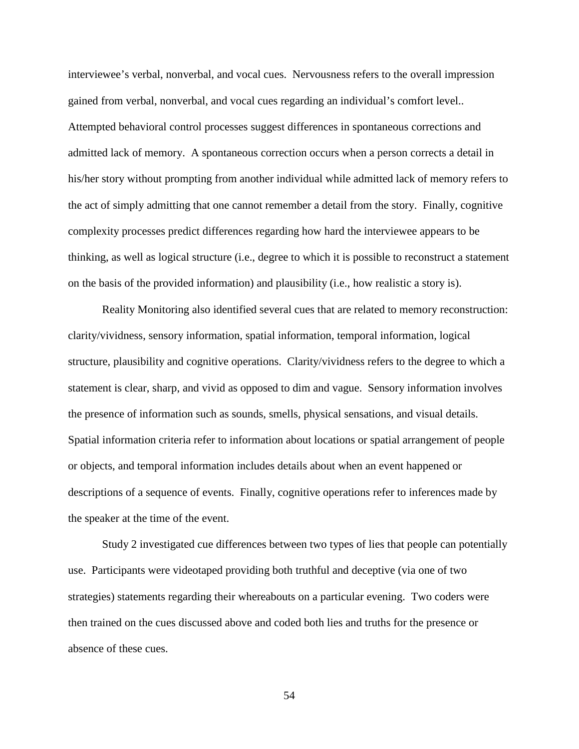interviewee's verbal, nonverbal, and vocal cues. Nervousness refers to the overall impression gained from verbal, nonverbal, and vocal cues regarding an individual's comfort level.. Attempted behavioral control processes suggest differences in spontaneous corrections and admitted lack of memory. A spontaneous correction occurs when a person corrects a detail in his/her story without prompting from another individual while admitted lack of memory refers to the act of simply admitting that one cannot remember a detail from the story. Finally, cognitive complexity processes predict differences regarding how hard the interviewee appears to be thinking, as well as logical structure (i.e., degree to which it is possible to reconstruct a statement on the basis of the provided information) and plausibility (i.e., how realistic a story is).

Reality Monitoring also identified several cues that are related to memory reconstruction: clarity/vividness, sensory information, spatial information, temporal information, logical structure, plausibility and cognitive operations. Clarity/vividness refers to the degree to which a statement is clear, sharp, and vivid as opposed to dim and vague. Sensory information involves the presence of information such as sounds, smells, physical sensations, and visual details. Spatial information criteria refer to information about locations or spatial arrangement of people or objects, and temporal information includes details about when an event happened or descriptions of a sequence of events. Finally, cognitive operations refer to inferences made by the speaker at the time of the event.

Study 2 investigated cue differences between two types of lies that people can potentially use. Participants were videotaped providing both truthful and deceptive (via one of two strategies) statements regarding their whereabouts on a particular evening. Two coders were then trained on the cues discussed above and coded both lies and truths for the presence or absence of these cues.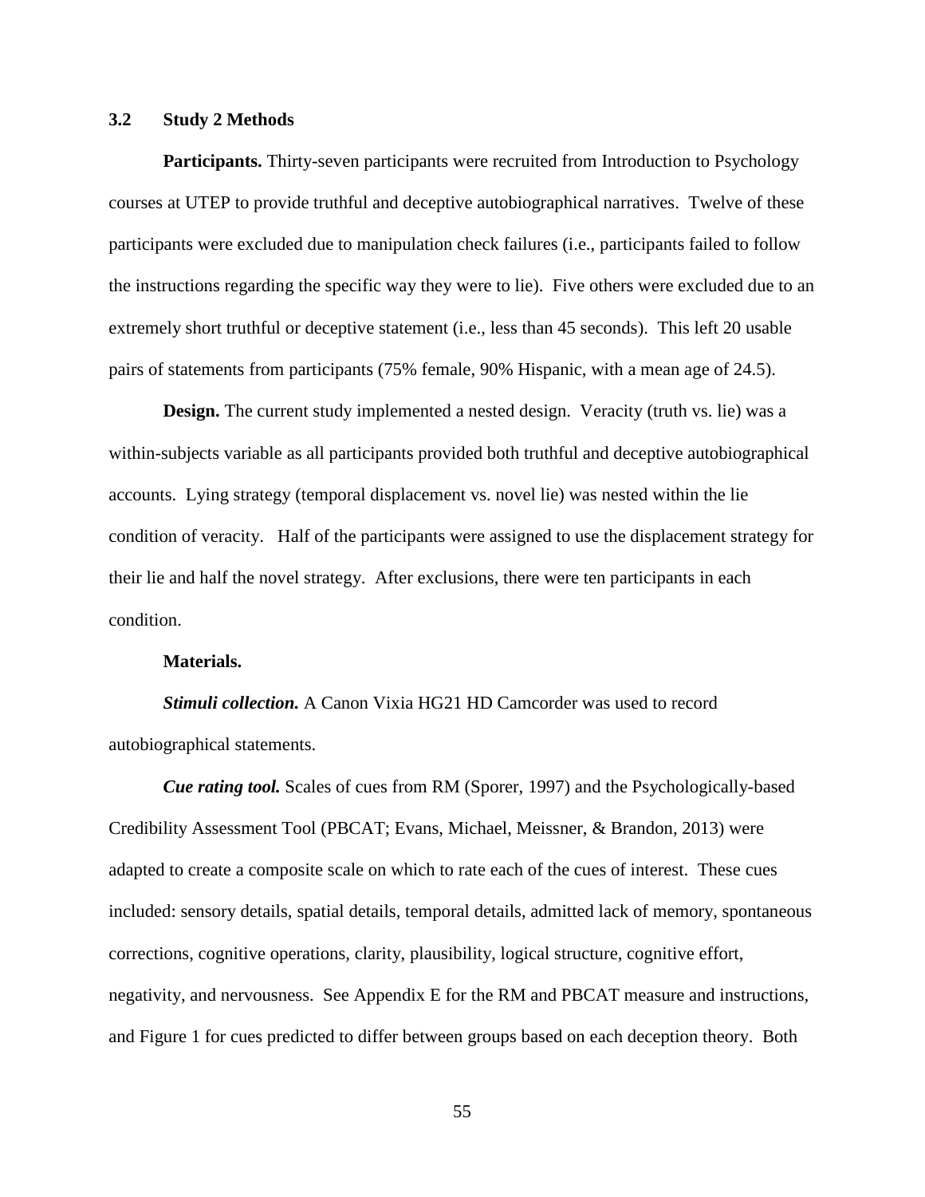## 3.2 Study 2 Methods

**Participants.** Thirty-seven participants were recruited from Introduction to Psychology courses at UTEP to provide truthful and deceptive autobiographical narratives. Twelve of these participants were excluded due to manipulation check failures (i.e., participants failed to follow the instructions regarding the specific way they were to lie). Five others were excluded due to an extremely short truthful or deceptive statement (i.e., less than 45 seconds). This left 20 usable pairs of statements from participants (75% female, 90% Hispanic, with a mean age of 24.5).

**Design.** The current study implemented a nested design. Veracity (truth vs. lie) was a within-subjects variable as all participants provided both truthful and deceptive autobiographical accounts. Lying strategy (temporal displacement vs. novel lie) was nested within the lie condition of veracity. Half of the participants were assigned to use the displacement strategy for their lie and half the novel strategy. After exclusions, there were ten participants in each condition.

**Materials.**

***Stimuli collection.*** A Canon Vixia HG21 HD Camcorder was used to record autobiographical statements.

***Cue rating tool.*** Scales of cues from RM (Sporer, 1997) and the Psychologically-based Credibility Assessment Tool (PBCAT; Evans, Michael, Meissner, & Brandon, 2013) were adapted to create a composite scale on which to rate each of the cues of interest. These cues included: sensory details, spatial details, temporal details, admitted lack of memory, spontaneous corrections, cognitive operations, clarity, plausibility, logical structure, cognitive effort, negativity, and nervousness. See Appendix E for the RM and PBCAT measure and instructions, and Figure 1 for cues predicted to differ between groups based on each deception theory. Both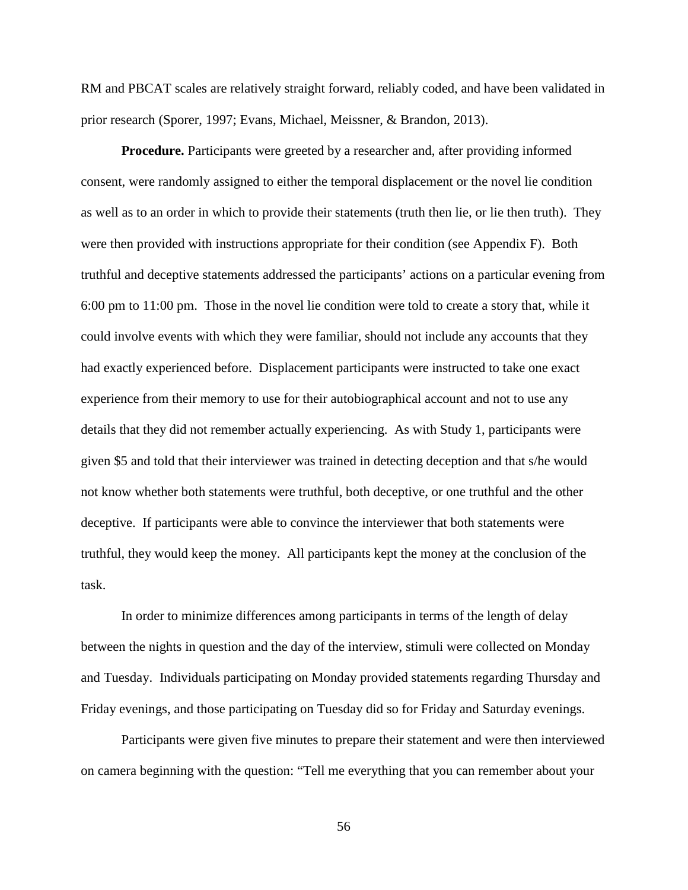RM and PBCAT scales are relatively straight forward, reliably coded, and have been validated in prior research (Sporer, 1997; Evans, Michael, Meissner, & Brandon, 2013).

**Procedure.** Participants were greeted by a researcher and, after providing informed consent, were randomly assigned to either the temporal displacement or the novel lie condition as well as to an order in which to provide their statements (truth then lie, or lie then truth). They were then provided with instructions appropriate for their condition (see Appendix F). Both truthful and deceptive statements addressed the participants' actions on a particular evening from 6:00 pm to 11:00 pm. Those in the novel lie condition were told to create a story that, while it could involve events with which they were familiar, should not include any accounts that they had exactly experienced before. Displacement participants were instructed to take one exact experience from their memory to use for their autobiographical account and not to use any details that they did not remember actually experiencing. As with Study 1, participants were given \$5 and told that their interviewer was trained in detecting deception and that s/he would not know whether both statements were truthful, both deceptive, or one truthful and the other deceptive. If participants were able to convince the interviewer that both statements were truthful, they would keep the money. All participants kept the money at the conclusion of the task.

In order to minimize differences among participants in terms of the length of delay between the nights in question and the day of the interview, stimuli were collected on Monday and Tuesday. Individuals participating on Monday provided statements regarding Thursday and Friday evenings, and those participating on Tuesday did so for Friday and Saturday evenings.

Participants were given five minutes to prepare their statement and were then interviewed on camera beginning with the question: "Tell me everything that you can remember about your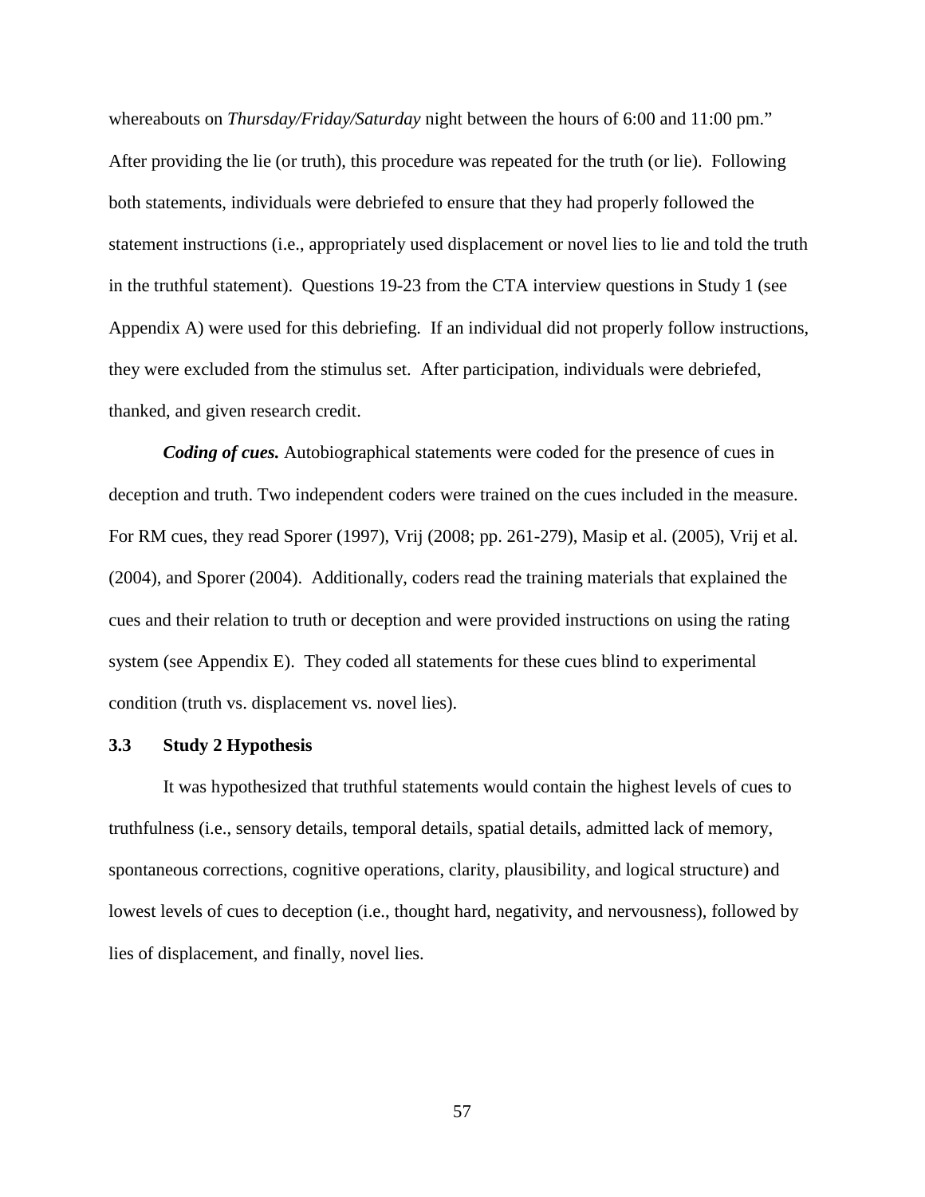whereabouts on *Thursday/Friday/Saturday* night between the hours of 6:00 and 11:00 pm." After providing the lie (or truth), this procedure was repeated for the truth (or lie). Following both statements, individuals were debriefed to ensure that they had properly followed the statement instructions (i.e., appropriately used displacement or novel lies to lie and told the truth in the truthful statement). Questions 19-23 from the CTA interview questions in Study 1 (see Appendix A) were used for this debriefing. If an individual did not properly follow instructions, they were excluded from the stimulus set. After participation, individuals were debriefed, thanked, and given research credit.

***Coding of cues.*** Autobiographical statements were coded for the presence of cues in deception and truth. Two independent coders were trained on the cues included in the measure. For RM cues, they read Sporer (1997), Vrij (2008; pp. 261-279), Masip et al. (2005), Vrij et al. (2004), and Sporer (2004). Additionally, coders read the training materials that explained the cues and their relation to truth or deception and were provided instructions on using the rating system (see Appendix E). They coded all statements for these cues blind to experimental condition (truth vs. displacement vs. novel lies).

## 3.3 Study 2 Hypothesis

It was hypothesized that truthful statements would contain the highest levels of cues to truthfulness (i.e., sensory details, temporal details, spatial details, admitted lack of memory, spontaneous corrections, cognitive operations, clarity, plausibility, and logical structure) and lowest levels of cues to deception (i.e., thought hard, negativity, and nervousness), followed by lies of displacement, and finally, novel lies.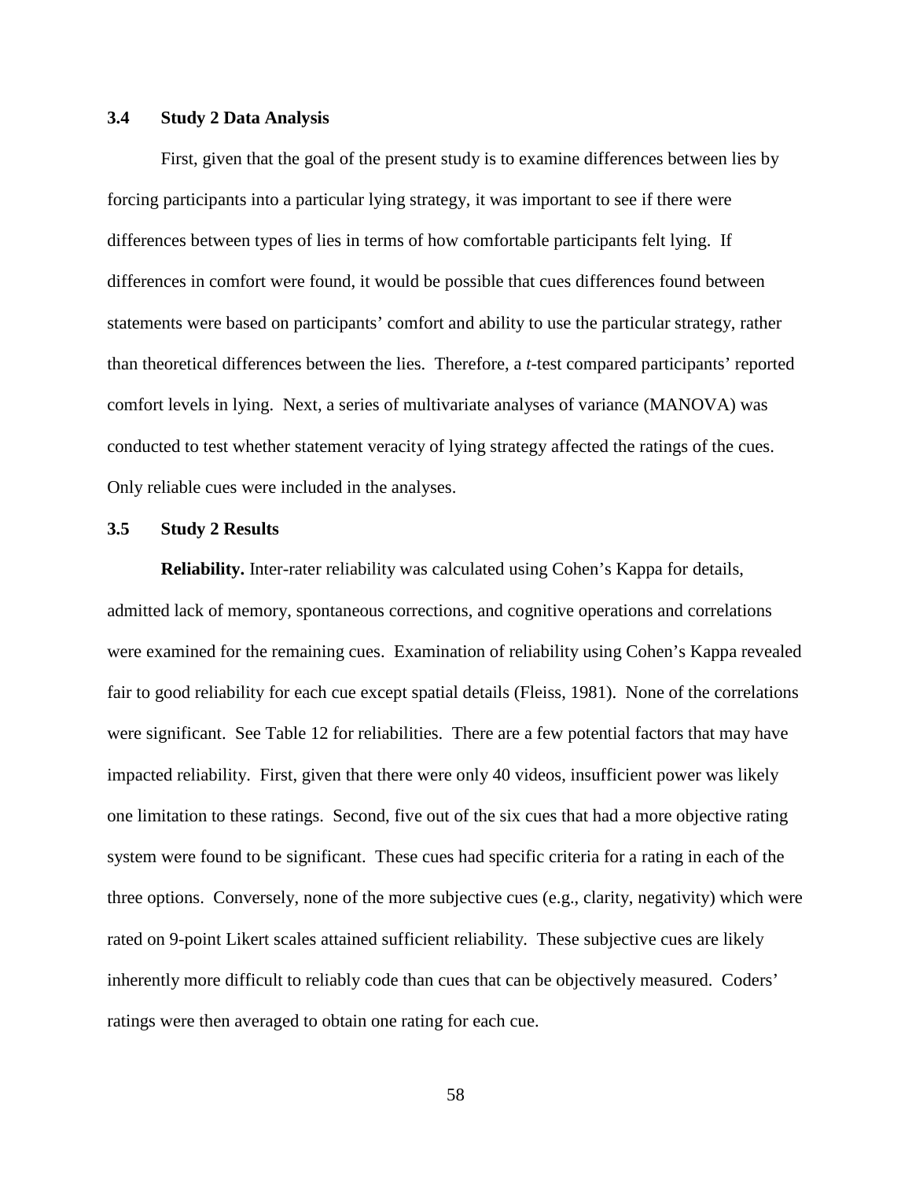### 3.4 Study 2 Data Analysis

First, given that the goal of the present study is to examine differences between lies by forcing participants into a particular lying strategy, it was important to see if there were differences between types of lies in terms of how comfortable participants felt lying. If differences in comfort were found, it would be possible that cues differences found between statements were based on participants' comfort and ability to use the particular strategy, rather than theoretical differences between the lies. Therefore, a *t*-test compared participants' reported comfort levels in lying. Next, a series of multivariate analyses of variance (MANOVA) was conducted to test whether statement veracity of lying strategy affected the ratings of the cues. Only reliable cues were included in the analyses.

### 3.5 Study 2 Results

**Reliability.** Inter-rater reliability was calculated using Cohen's Kappa for details, admitted lack of memory, spontaneous corrections, and cognitive operations and correlations were examined for the remaining cues. Examination of reliability using Cohen's Kappa revealed fair to good reliability for each cue except spatial details (Fleiss, 1981). None of the correlations were significant. See Table 12 for reliabilities. There are a few potential factors that may have impacted reliability. First, given that there were only 40 videos, insufficient power was likely one limitation to these ratings. Second, five out of the six cues that had a more objective rating system were found to be significant. These cues had specific criteria for a rating in each of the three options. Conversely, none of the more subjective cues (e.g., clarity, negativity) which were rated on 9-point Likert scales attained sufficient reliability. These subjective cues are likely inherently more difficult to reliably code than cues that can be objectively measured. Coders' ratings were then averaged to obtain one rating for each cue.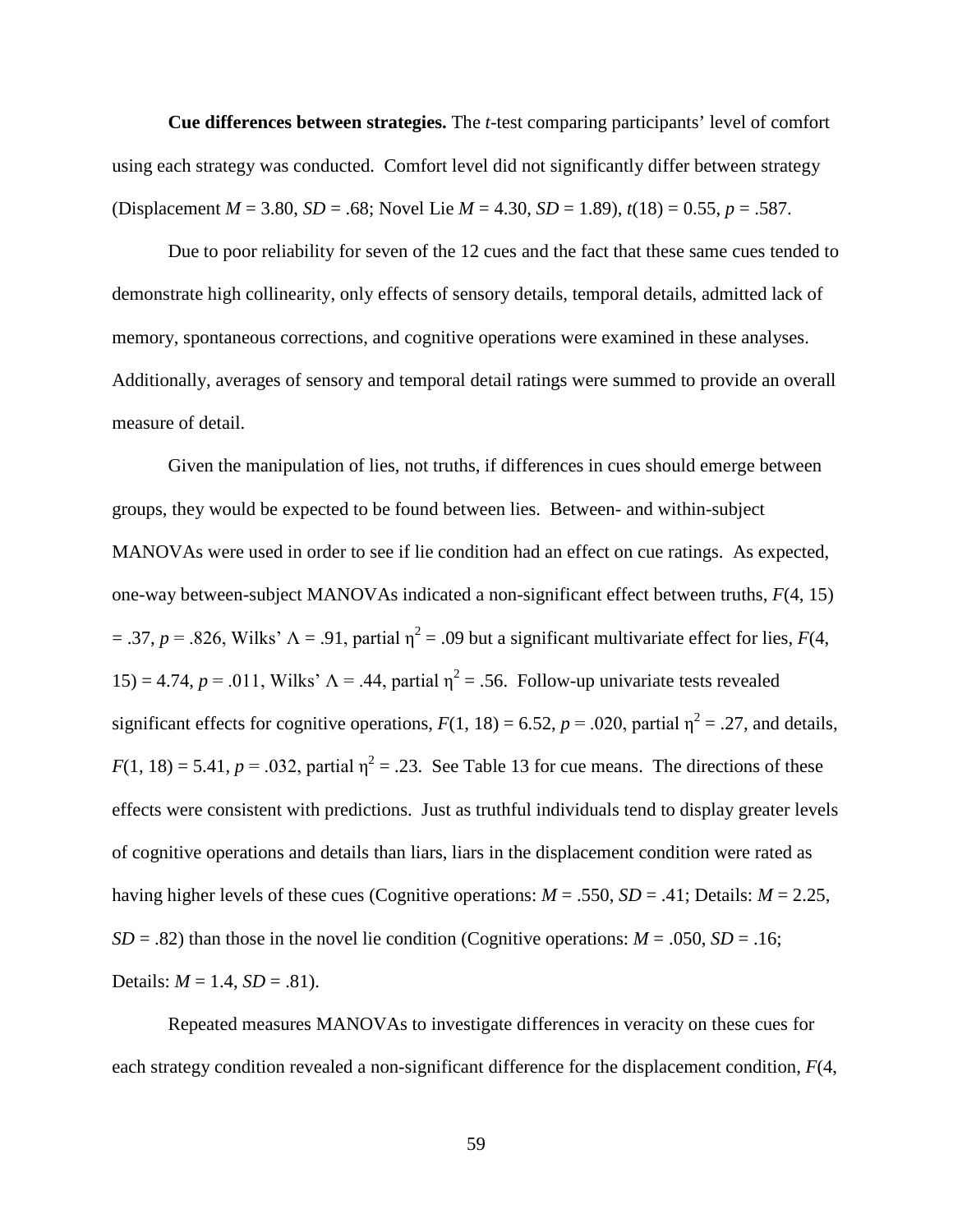**Cue differences between strategies.** The *t*-test comparing participants' level of comfort using each strategy was conducted. Comfort level did not significantly differ between strategy (Displacement $M = 3.80$, $SD = .68$; Novel Lie $M = 4.30$, $SD = 1.89$), $t(18) = 0.55$, $p = .587$.

Due to poor reliability for seven of the 12 cues and the fact that these same cues tended to demonstrate high collinearity, only effects of sensory details, temporal details, admitted lack of memory, spontaneous corrections, and cognitive operations were examined in these analyses. Additionally, averages of sensory and temporal detail ratings were summed to provide an overall measure of detail.

Given the manipulation of lies, not truths, if differences in cues should emerge between groups, they would be expected to be found between lies. Between- and within-subject MANOVAs were used in order to see if lie condition had an effect on cue ratings. As expected, one-way between-subject MANOVAs indicated a non-significant effect between truths, $F(4, 15) = .37$, $p = .826$, Wilks' $\Lambda = .91$, partial $\eta^2 = .09$ but a significant multivariate effect for lies, $F(4, 15) = 4.74$, $p = .011$, Wilks' $\Lambda = .44$, partial $\eta^2 = .56$. Follow-up univariate tests revealed significant effects for cognitive operations, $F(1, 18) = 6.52$, $p = .020$, partial $\eta^2 = .27$, and details, $F(1, 18) = 5.41$, $p = .032$, partial $\eta^2 = .23$. See Table 13 for cue means. The directions of these effects were consistent with predictions. Just as truthful individuals tend to display greater levels of cognitive operations and details than liars, liars in the displacement condition were rated as having higher levels of these cues (Cognitive operations: $M = .550$, $SD = .41$; Details: $M = 2.25$, $SD = .82$) than those in the novel lie condition (Cognitive operations: $M = .050$, $SD = .16$; Details: $M = 1.4$, $SD = .81$).

Repeated measures MANOVAs to investigate differences in veracity on these cues for each strategy condition revealed a non-significant difference for the displacement condition, *F*(4,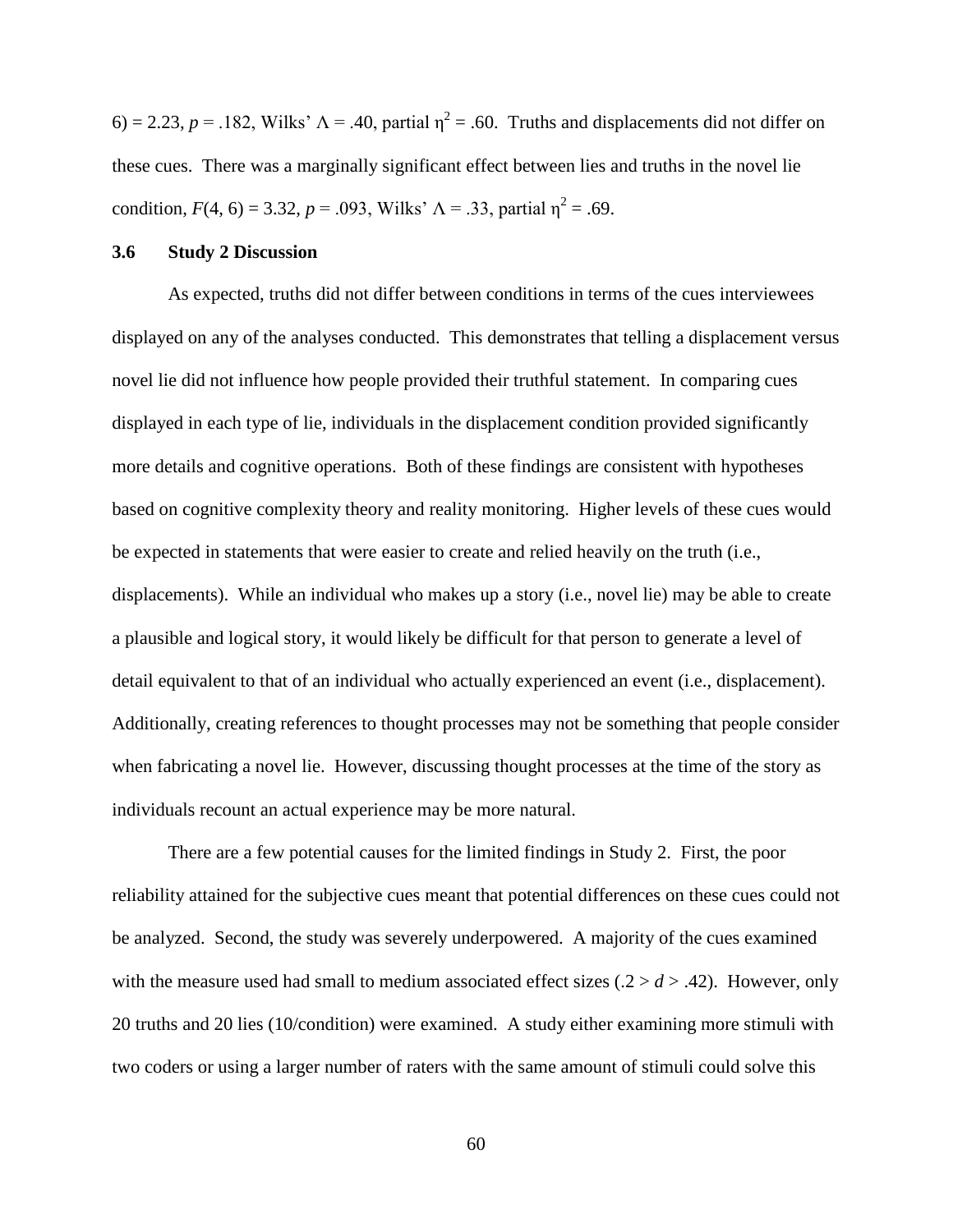6) = 2.23, $p$ = .182, Wilks' $\Lambda$ = .40, partial $\eta^2$ = .60. Truths and displacements did not differ on these cues. There was a marginally significant effect between lies and truths in the novel lie condition, $F(4, 6) = 3.32$, $p$ = .093, Wilks' $\Lambda$ = .33, partial $\eta^2$ = .69.

### 3.6 Study 2 Discussion

As expected, truths did not differ between conditions in terms of the cues interviewees displayed on any of the analyses conducted. This demonstrates that telling a displacement versus novel lie did not influence how people provided their truthful statement. In comparing cues displayed in each type of lie, individuals in the displacement condition provided significantly more details and cognitive operations. Both of these findings are consistent with hypotheses based on cognitive complexity theory and reality monitoring. Higher levels of these cues would be expected in statements that were easier to create and relied heavily on the truth (i.e., displacements). While an individual who makes up a story (i.e., novel lie) may be able to create a plausible and logical story, it would likely be difficult for that person to generate a level of detail equivalent to that of an individual who actually experienced an event (i.e., displacement). Additionally, creating references to thought processes may not be something that people consider when fabricating a novel lie. However, discussing thought processes at the time of the story as individuals recount an actual experience may be more natural.

There are a few potential causes for the limited findings in Study 2. First, the poor reliability attained for the subjective cues meant that potential differences on these cues could not be analyzed. Second, the study was severely underpowered. A majority of the cues examined with the measure used had small to medium associated effect sizes ($.2 > d > .42$). However, only 20 truths and 20 lies (10/condition) were examined. A study either examining more stimuli with two coders or using a larger number of raters with the same amount of stimuli could solve this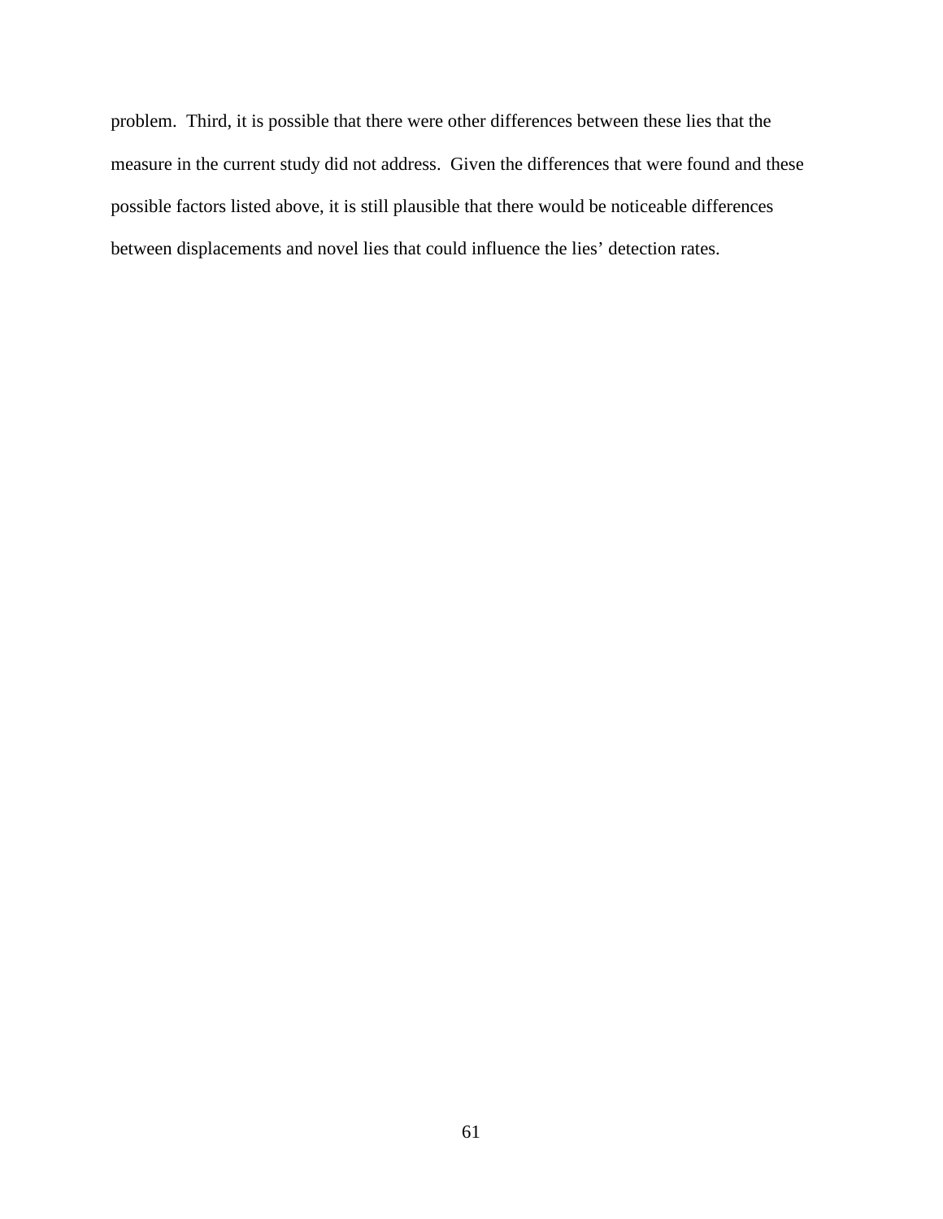problem. Third, it is possible that there were other differences between these lies that the measure in the current study did not address. Given the differences that were found and these possible factors listed above, it is still plausible that there would be noticeable differences between displacements and novel lies that could influence the lies' detection rates.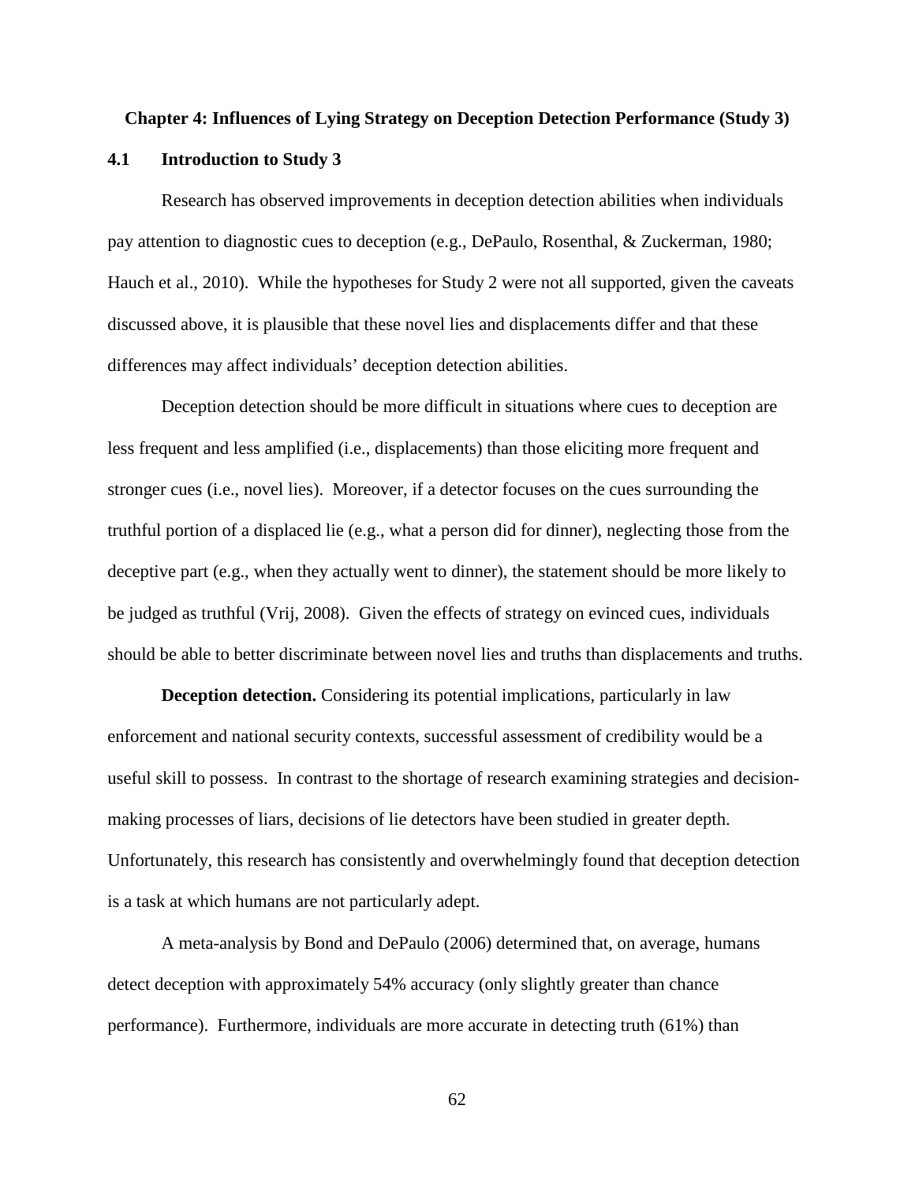# Chapter 4: Influences of Lying Strategy on Deception Detection Performance (Study 3)

## 4.1 Introduction to Study 3

Research has observed improvements in deception detection abilities when individuals pay attention to diagnostic cues to deception (e.g., DePaulo, Rosenthal, & Zuckerman, 1980; Hauch et al., 2010). While the hypotheses for Study 2 were not all supported, given the caveats discussed above, it is plausible that these novel lies and displacements differ and that these differences may affect individuals' deception detection abilities.

Deception detection should be more difficult in situations where cues to deception are less frequent and less amplified (i.e., displacements) than those eliciting more frequent and stronger cues (i.e., novel lies). Moreover, if a detector focuses on the cues surrounding the truthful portion of a displaced lie (e.g., what a person did for dinner), neglecting those from the deceptive part (e.g., when they actually went to dinner), the statement should be more likely to be judged as truthful (Vrij, 2008). Given the effects of strategy on evinced cues, individuals should be able to better discriminate between novel lies and truths than displacements and truths.

**Deception detection.** Considering its potential implications, particularly in law enforcement and national security contexts, successful assessment of credibility would be a useful skill to possess. In contrast to the shortage of research examining strategies and decision-making processes of liars, decisions of lie detectors have been studied in greater depth. Unfortunately, this research has consistently and overwhelmingly found that deception detection is a task at which humans are not particularly adept.

A meta-analysis by Bond and DePaulo (2006) determined that, on average, humans detect deception with approximately 54% accuracy (only slightly greater than chance performance). Furthermore, individuals are more accurate in detecting truth (61%) than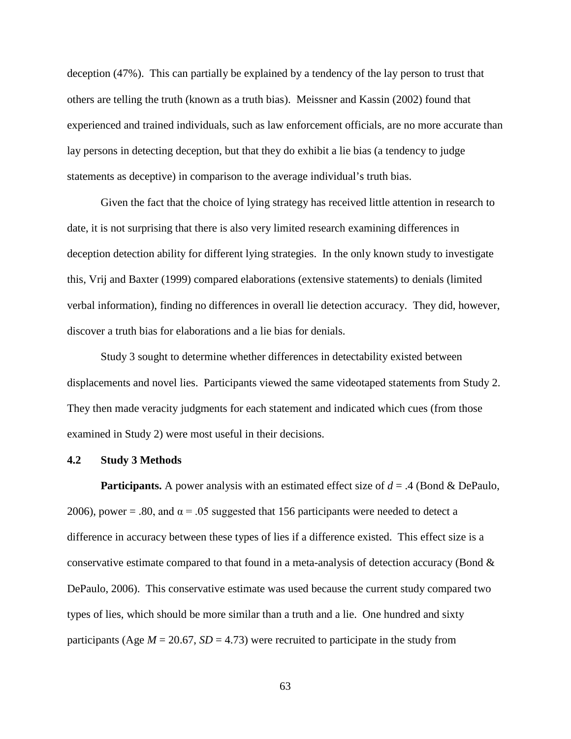deception (47%). This can partially be explained by a tendency of the lay person to trust that others are telling the truth (known as a truth bias). Meissner and Kassin (2002) found that experienced and trained individuals, such as law enforcement officials, are no more accurate than lay persons in detecting deception, but that they do exhibit a lie bias (a tendency to judge statements as deceptive) in comparison to the average individual's truth bias.

Given the fact that the choice of lying strategy has received little attention in research to date, it is not surprising that there is also very limited research examining differences in deception detection ability for different lying strategies. In the only known study to investigate this, Vrij and Baxter (1999) compared elaborations (extensive statements) to denials (limited verbal information), finding no differences in overall lie detection accuracy. They did, however, discover a truth bias for elaborations and a lie bias for denials.

Study 3 sought to determine whether differences in detectability existed between displacements and novel lies. Participants viewed the same videotaped statements from Study 2. They then made veracity judgments for each statement and indicated which cues (from those examined in Study 2) were most useful in their decisions.

## 4.2 Study 3 Methods

**Participants.** A power analysis with an estimated effect size of $d = .4$ (Bond & DePaulo, 2006), power = .80, and $\alpha = .05$ suggested that 156 participants were needed to detect a difference in accuracy between these types of lies if a difference existed. This effect size is a conservative estimate compared to that found in a meta-analysis of detection accuracy (Bond & DePaulo, 2006). This conservative estimate was used because the current study compared two types of lies, which should be more similar than a truth and a lie. One hundred and sixty participants (Age $M = 20.67$, $SD = 4.73$) were recruited to participate in the study from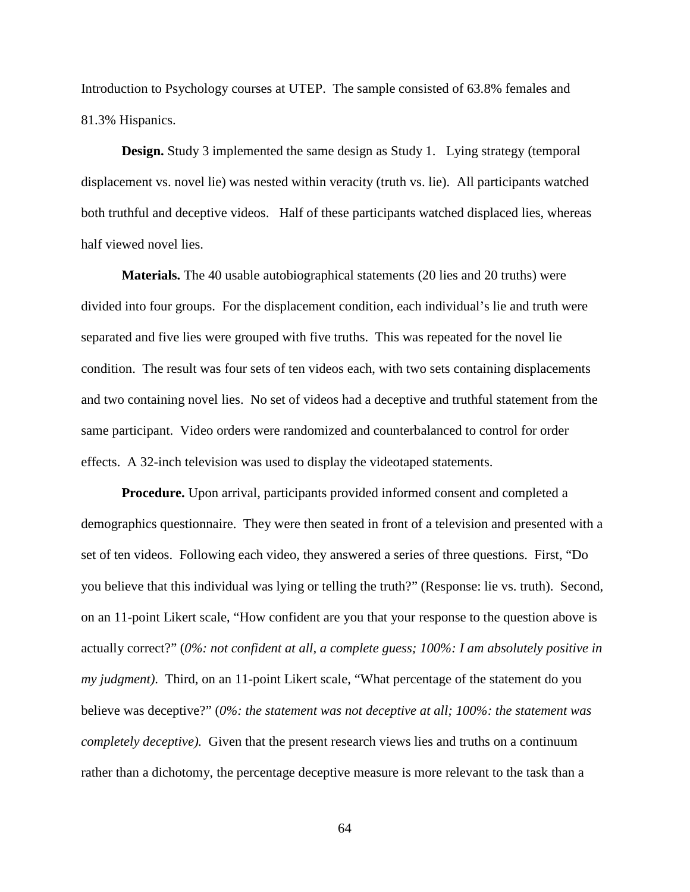Introduction to Psychology courses at UTEP. The sample consisted of 63.8% females and 81.3% Hispanics.

**Design.** Study 3 implemented the same design as Study 1. Lying strategy (temporal displacement vs. novel lie) was nested within veracity (truth vs. lie). All participants watched both truthful and deceptive videos. Half of these participants watched displaced lies, whereas half viewed novel lies.

**Materials.** The 40 usable autobiographical statements (20 lies and 20 truths) were divided into four groups. For the displacement condition, each individual's lie and truth were separated and five lies were grouped with five truths. This was repeated for the novel lie condition. The result was four sets of ten videos each, with two sets containing displacements and two containing novel lies. No set of videos had a deceptive and truthful statement from the same participant. Video orders were randomized and counterbalanced to control for order effects. A 32-inch television was used to display the videotaped statements.

**Procedure.** Upon arrival, participants provided informed consent and completed a demographics questionnaire. They were then seated in front of a television and presented with a set of ten videos. Following each video, they answered a series of three questions. First, "Do you believe that this individual was lying or telling the truth?" (Response: lie vs. truth). Second, on an 11-point Likert scale, "How confident are you that your response to the question above is actually correct?" (*0%: not confident at all, a complete guess; 100%: I am absolutely positive in my judgment).* Third, on an 11-point Likert scale, "What percentage of the statement do you believe was deceptive?" (*0%: the statement was not deceptive at all; 100%: the statement was completely deceptive).* Given that the present research views lies and truths on a continuum rather than a dichotomy, the percentage deceptive measure is more relevant to the task than a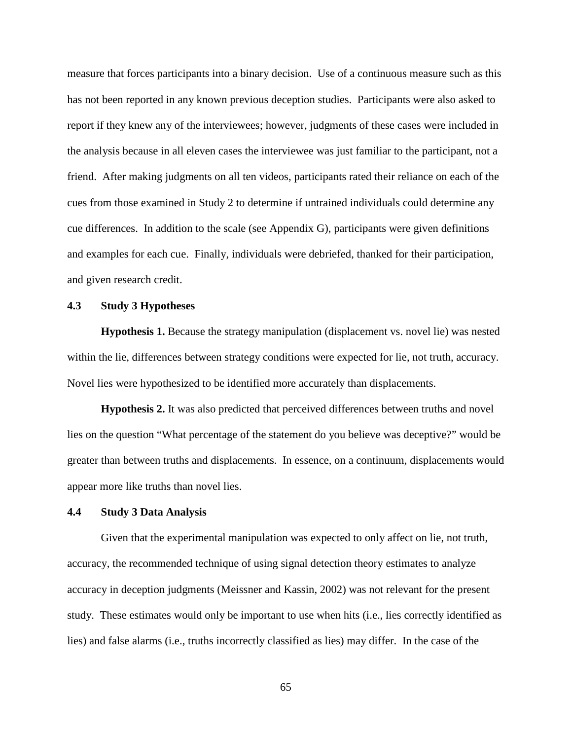measure that forces participants into a binary decision. Use of a continuous measure such as this has not been reported in any known previous deception studies. Participants were also asked to report if they knew any of the interviewees; however, judgments of these cases were included in the analysis because in all eleven cases the interviewee was just familiar to the participant, not a friend. After making judgments on all ten videos, participants rated their reliance on each of the cues from those examined in Study 2 to determine if untrained individuals could determine any cue differences. In addition to the scale (see Appendix G), participants were given definitions and examples for each cue. Finally, individuals were debriefed, thanked for their participation, and given research credit.

### 4.3 Study 3 Hypotheses

**Hypothesis 1.** Because the strategy manipulation (displacement vs. novel lie) was nested within the lie, differences between strategy conditions were expected for lie, not truth, accuracy. Novel lies were hypothesized to be identified more accurately than displacements.

**Hypothesis 2.** It was also predicted that perceived differences between truths and novel lies on the question "What percentage of the statement do you believe was deceptive?" would be greater than between truths and displacements. In essence, on a continuum, displacements would appear more like truths than novel lies.

### 4.4 Study 3 Data Analysis

Given that the experimental manipulation was expected to only affect on lie, not truth, accuracy, the recommended technique of using signal detection theory estimates to analyze accuracy in deception judgments (Meissner and Kassin, 2002) was not relevant for the present study. These estimates would only be important to use when hits (i.e., lies correctly identified as lies) and false alarms (i.e., truths incorrectly classified as lies) may differ. In the case of the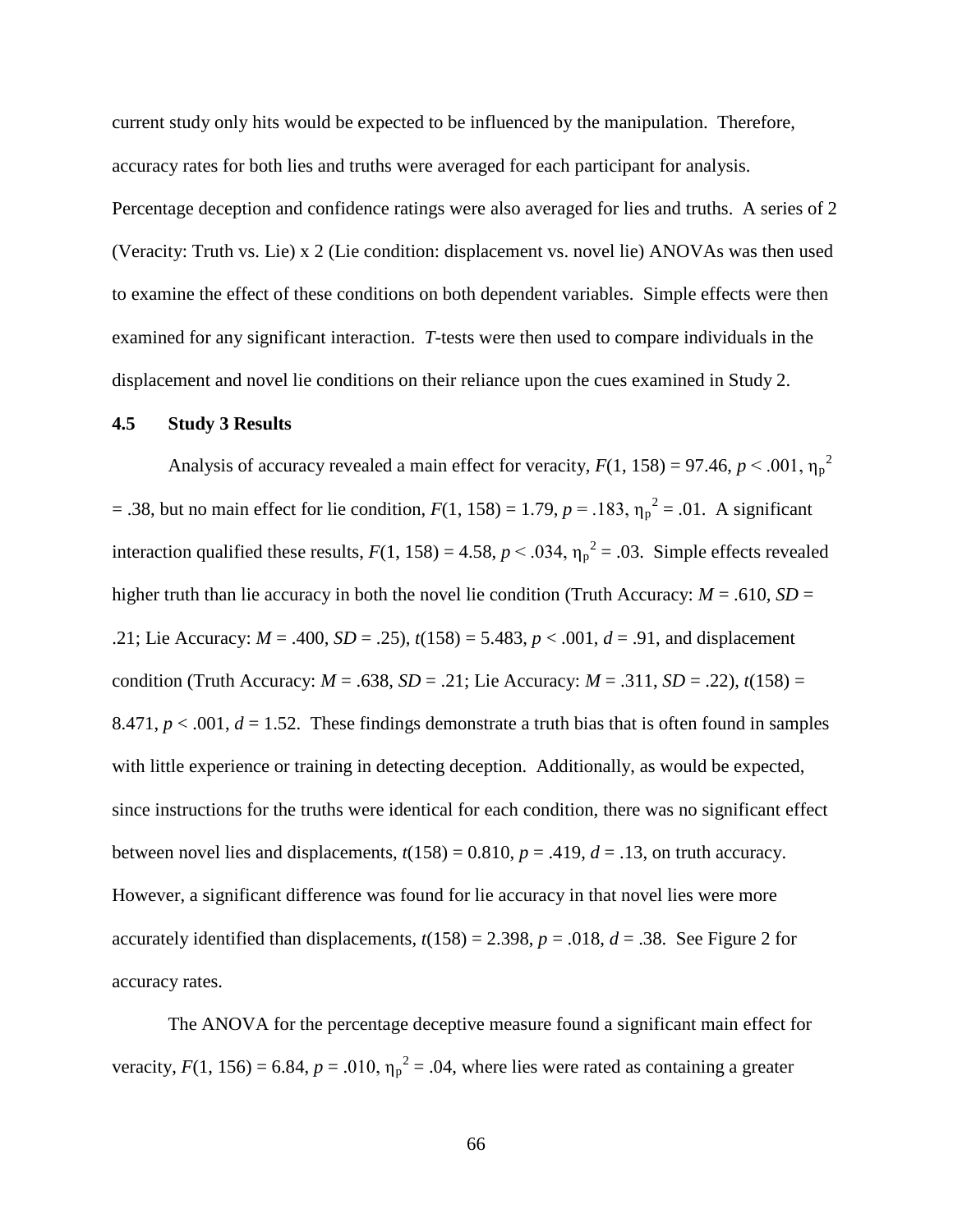current study only hits would be expected to be influenced by the manipulation. Therefore, accuracy rates for both lies and truths were averaged for each participant for analysis. Percentage deception and confidence ratings were also averaged for lies and truths. A series of 2 (Veracity: Truth vs. Lie) x 2 (Lie condition: displacement vs. novel lie) ANOVAs was then used to examine the effect of these conditions on both dependent variables. Simple effects were then examined for any significant interaction. *T*-tests were then used to compare individuals in the displacement and novel lie conditions on their reliance upon the cues examined in Study 2.

## 4.5 Study 3 Results

Analysis of accuracy revealed a main effect for veracity, $F(1, 158) = 97.46$, $p < .001$, $\eta_p^2 = .38$, but no main effect for lie condition, $F(1, 158) = 1.79$, $p = .183$, $\eta_p^2 = .01$. A significant interaction qualified these results, $F(1, 158) = 4.58$, $p < .034$, $\eta_p^2 = .03$. Simple effects revealed higher truth than lie accuracy in both the novel lie condition (Truth Accuracy: $M = .610$, $SD = .21$; Lie Accuracy: $M = .400$, $SD = .25$), $t(158) = 5.483$, $p < .001$, $d = .91$, and displacement condition (Truth Accuracy: $M = .638$, $SD = .21$; Lie Accuracy: $M = .311$, $SD = .22$), $t(158) = 8.471$, $p < .001$, $d = 1.52$. These findings demonstrate a truth bias that is often found in samples with little experience or training in detecting deception. Additionally, as would be expected, since instructions for the truths were identical for each condition, there was no significant effect between novel lies and displacements, $t(158) = 0.810$, $p = .419$, $d = .13$, on truth accuracy. However, a significant difference was found for lie accuracy in that novel lies were more accurately identified than displacements, $t(158) = 2.398$, $p = .018$, $d = .38$. See Figure 2 for accuracy rates.

The ANOVA for the percentage deceptive measure found a significant main effect for veracity, $F(1, 156) = 6.84$, $p = .010$, $\eta_p^2 = .04$, where lies were rated as containing a greater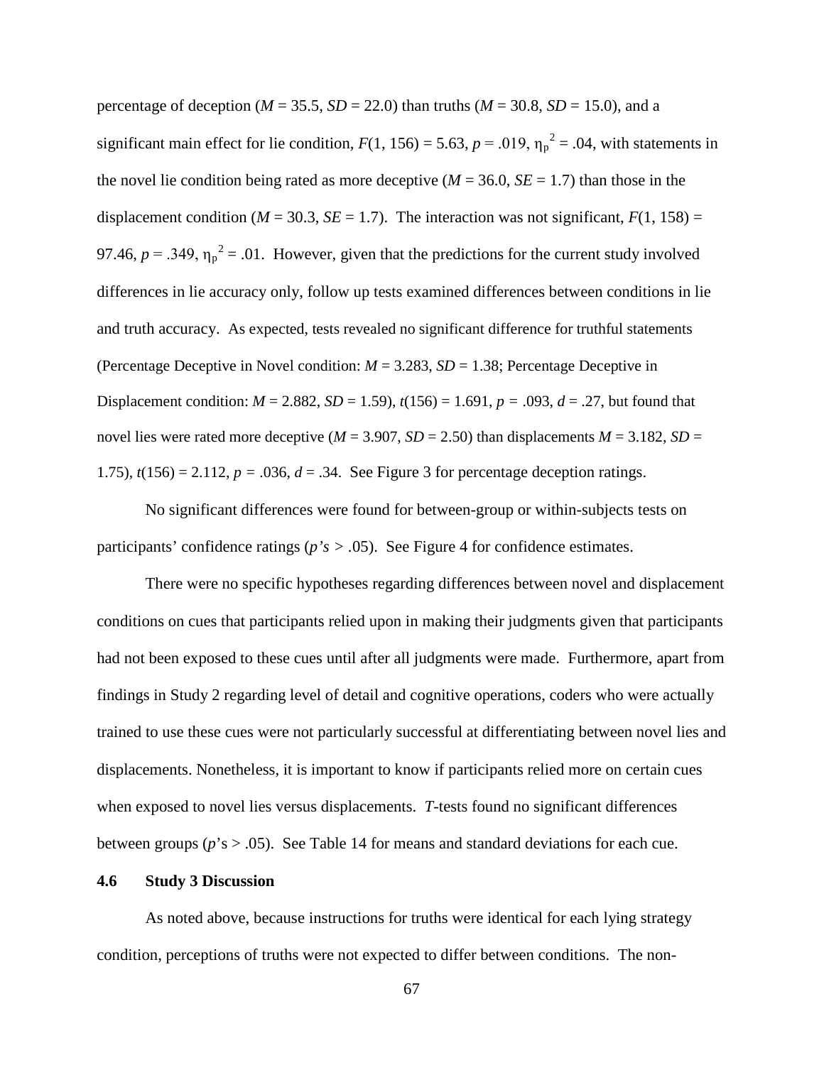percentage of deception ($M$ = 35.5, $SD$ = 22.0) than truths ($M$ = 30.8, $SD$ = 15.0), and a significant main effect for lie condition, $F(1, 156) = 5.63$, $p = .019$, $\eta_p^2 = .04$, with statements in the novel lie condition being rated as more deceptive ($M$ = 36.0, $SE$ = 1.7) than those in the displacement condition ($M$ = 30.3, $SE$ = 1.7). The interaction was not significant, $F(1, 158) = 97.46$, $p = .349$, $\eta_p^2 = .01$. However, given that the predictions for the current study involved differences in lie accuracy only, follow up tests examined differences between conditions in lie and truth accuracy. As expected, tests revealed no significant difference for truthful statements (Percentage Deceptive in Novel condition: $M$ = 3.283, $SD$ = 1.38; Percentage Deceptive in Displacement condition: $M$ = 2.882, $SD$ = 1.59), $t(156) = 1.691$, $p = .093$, $d = .27$, but found that novel lies were rated more deceptive ($M$ = 3.907, $SD$ = 2.50) than displacements $M$ = 3.182, $SD$ = 1.75), $t(156) = 2.112$, $p = .036$, $d = .34$. See Figure 3 for percentage deception ratings.

No significant differences were found for between-group or within-subjects tests on participants' confidence ratings ($p$'s > .05). See Figure 4 for confidence estimates.

There were no specific hypotheses regarding differences between novel and displacement conditions on cues that participants relied upon in making their judgments given that participants had not been exposed to these cues until after all judgments were made. Furthermore, apart from findings in Study 2 regarding level of detail and cognitive operations, coders who were actually trained to use these cues were not particularly successful at differentiating between novel lies and displacements. Nonetheless, it is important to know if participants relied more on certain cues when exposed to novel lies versus displacements. *T*-tests found no significant differences between groups ($p$'s > .05). See Table 14 for means and standard deviations for each cue.

## 4.6 Study 3 Discussion

As noted above, because instructions for truths were identical for each lying strategy condition, perceptions of truths were not expected to differ between conditions. The non-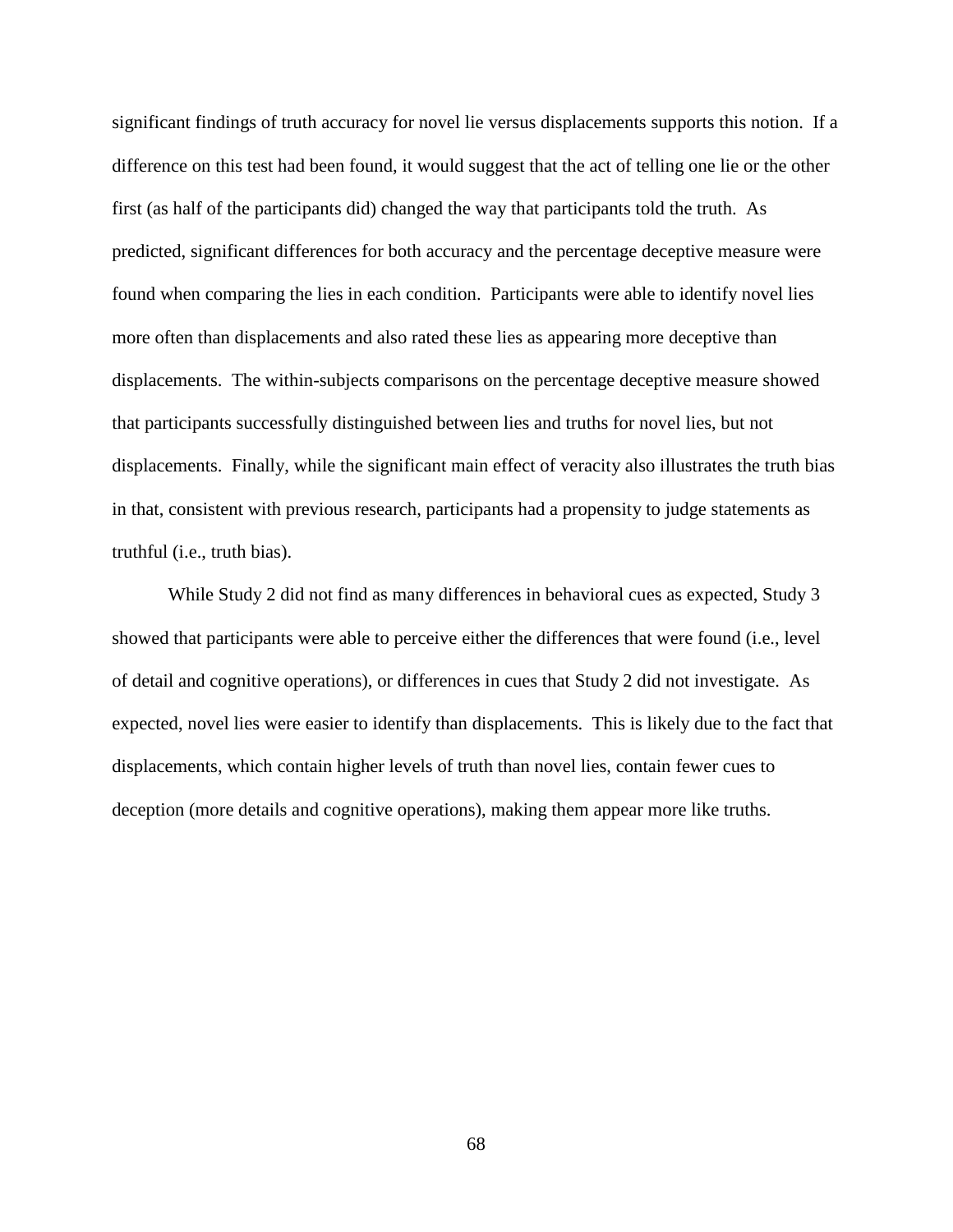significant findings of truth accuracy for novel lie versus displacements supports this notion. If a difference on this test had been found, it would suggest that the act of telling one lie or the other first (as half of the participants did) changed the way that participants told the truth. As predicted, significant differences for both accuracy and the percentage deceptive measure were found when comparing the lies in each condition. Participants were able to identify novel lies more often than displacements and also rated these lies as appearing more deceptive than displacements. The within-subjects comparisons on the percentage deceptive measure showed that participants successfully distinguished between lies and truths for novel lies, but not displacements. Finally, while the significant main effect of veracity also illustrates the truth bias in that, consistent with previous research, participants had a propensity to judge statements as truthful (i.e., truth bias).

While Study 2 did not find as many differences in behavioral cues as expected, Study 3 showed that participants were able to perceive either the differences that were found (i.e., level of detail and cognitive operations), or differences in cues that Study 2 did not investigate. As expected, novel lies were easier to identify than displacements. This is likely due to the fact that displacements, which contain higher levels of truth than novel lies, contain fewer cues to deception (more details and cognitive operations), making them appear more like truths.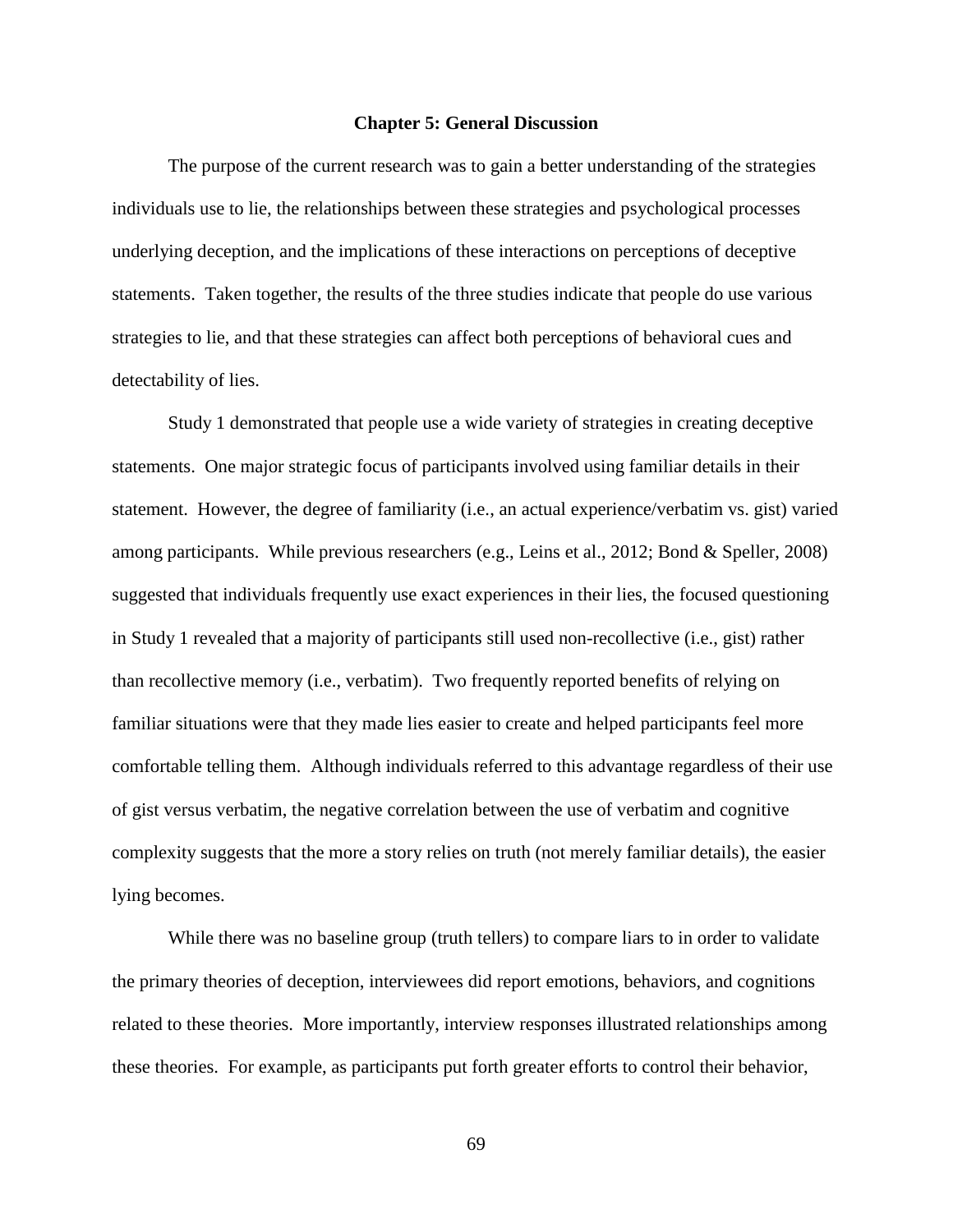# Chapter 5: General Discussion

The purpose of the current research was to gain a better understanding of the strategies individuals use to lie, the relationships between these strategies and psychological processes underlying deception, and the implications of these interactions on perceptions of deceptive statements. Taken together, the results of the three studies indicate that people do use various strategies to lie, and that these strategies can affect both perceptions of behavioral cues and detectability of lies.

Study 1 demonstrated that people use a wide variety of strategies in creating deceptive statements. One major strategic focus of participants involved using familiar details in their statement. However, the degree of familiarity (i.e., an actual experience/verbatim vs. gist) varied among participants. While previous researchers (e.g., Leins et al., 2012; Bond & Speller, 2008) suggested that individuals frequently use exact experiences in their lies, the focused questioning in Study 1 revealed that a majority of participants still used non-recollective (i.e., gist) rather than recollective memory (i.e., verbatim). Two frequently reported benefits of relying on familiar situations were that they made lies easier to create and helped participants feel more comfortable telling them. Although individuals referred to this advantage regardless of their use of gist versus verbatim, the negative correlation between the use of verbatim and cognitive complexity suggests that the more a story relies on truth (not merely familiar details), the easier lying becomes.

While there was no baseline group (truth tellers) to compare liars to in order to validate the primary theories of deception, interviewees did report emotions, behaviors, and cognitions related to these theories. More importantly, interview responses illustrated relationships among these theories. For example, as participants put forth greater efforts to control their behavior,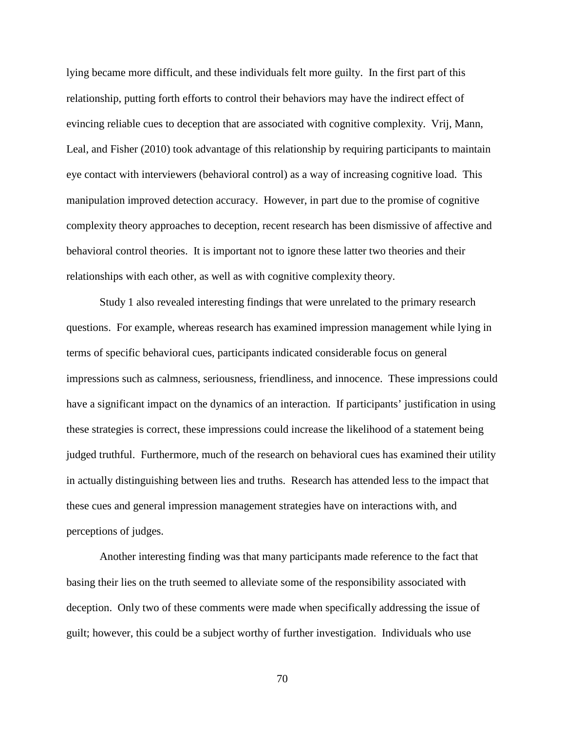lying became more difficult, and these individuals felt more guilty. In the first part of this relationship, putting forth efforts to control their behaviors may have the indirect effect of evincing reliable cues to deception that are associated with cognitive complexity. Vrij, Mann, Leal, and Fisher (2010) took advantage of this relationship by requiring participants to maintain eye contact with interviewers (behavioral control) as a way of increasing cognitive load. This manipulation improved detection accuracy. However, in part due to the promise of cognitive complexity theory approaches to deception, recent research has been dismissive of affective and behavioral control theories. It is important not to ignore these latter two theories and their relationships with each other, as well as with cognitive complexity theory.

Study 1 also revealed interesting findings that were unrelated to the primary research questions. For example, whereas research has examined impression management while lying in terms of specific behavioral cues, participants indicated considerable focus on general impressions such as calmness, seriousness, friendliness, and innocence. These impressions could have a significant impact on the dynamics of an interaction. If participants' justification in using these strategies is correct, these impressions could increase the likelihood of a statement being judged truthful. Furthermore, much of the research on behavioral cues has examined their utility in actually distinguishing between lies and truths. Research has attended less to the impact that these cues and general impression management strategies have on interactions with, and perceptions of judges.

Another interesting finding was that many participants made reference to the fact that basing their lies on the truth seemed to alleviate some of the responsibility associated with deception. Only two of these comments were made when specifically addressing the issue of guilt; however, this could be a subject worthy of further investigation. Individuals who use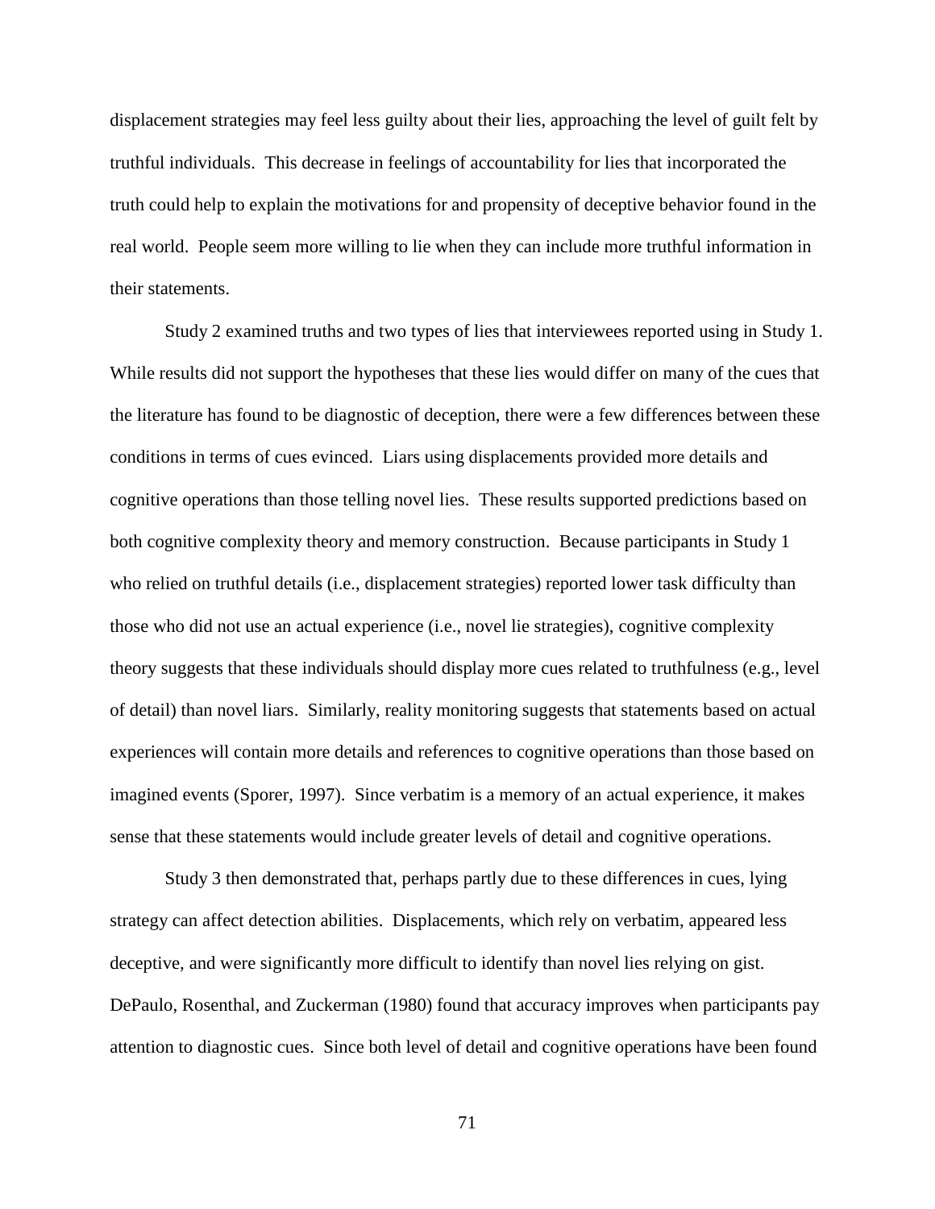displacement strategies may feel less guilty about their lies, approaching the level of guilt felt by truthful individuals. This decrease in feelings of accountability for lies that incorporated the truth could help to explain the motivations for and propensity of deceptive behavior found in the real world. People seem more willing to lie when they can include more truthful information in their statements.

Study 2 examined truths and two types of lies that interviewees reported using in Study 1. While results did not support the hypotheses that these lies would differ on many of the cues that the literature has found to be diagnostic of deception, there were a few differences between these conditions in terms of cues evinced. Liars using displacements provided more details and cognitive operations than those telling novel lies. These results supported predictions based on both cognitive complexity theory and memory construction. Because participants in Study 1 who relied on truthful details (i.e., displacement strategies) reported lower task difficulty than those who did not use an actual experience (i.e., novel lie strategies), cognitive complexity theory suggests that these individuals should display more cues related to truthfulness (e.g., level of detail) than novel liars. Similarly, reality monitoring suggests that statements based on actual experiences will contain more details and references to cognitive operations than those based on imagined events (Sporer, 1997). Since verbatim is a memory of an actual experience, it makes sense that these statements would include greater levels of detail and cognitive operations.

Study 3 then demonstrated that, perhaps partly due to these differences in cues, lying strategy can affect detection abilities. Displacements, which rely on verbatim, appeared less deceptive, and were significantly more difficult to identify than novel lies relying on gist. DePaulo, Rosenthal, and Zuckerman (1980) found that accuracy improves when participants pay attention to diagnostic cues. Since both level of detail and cognitive operations have been found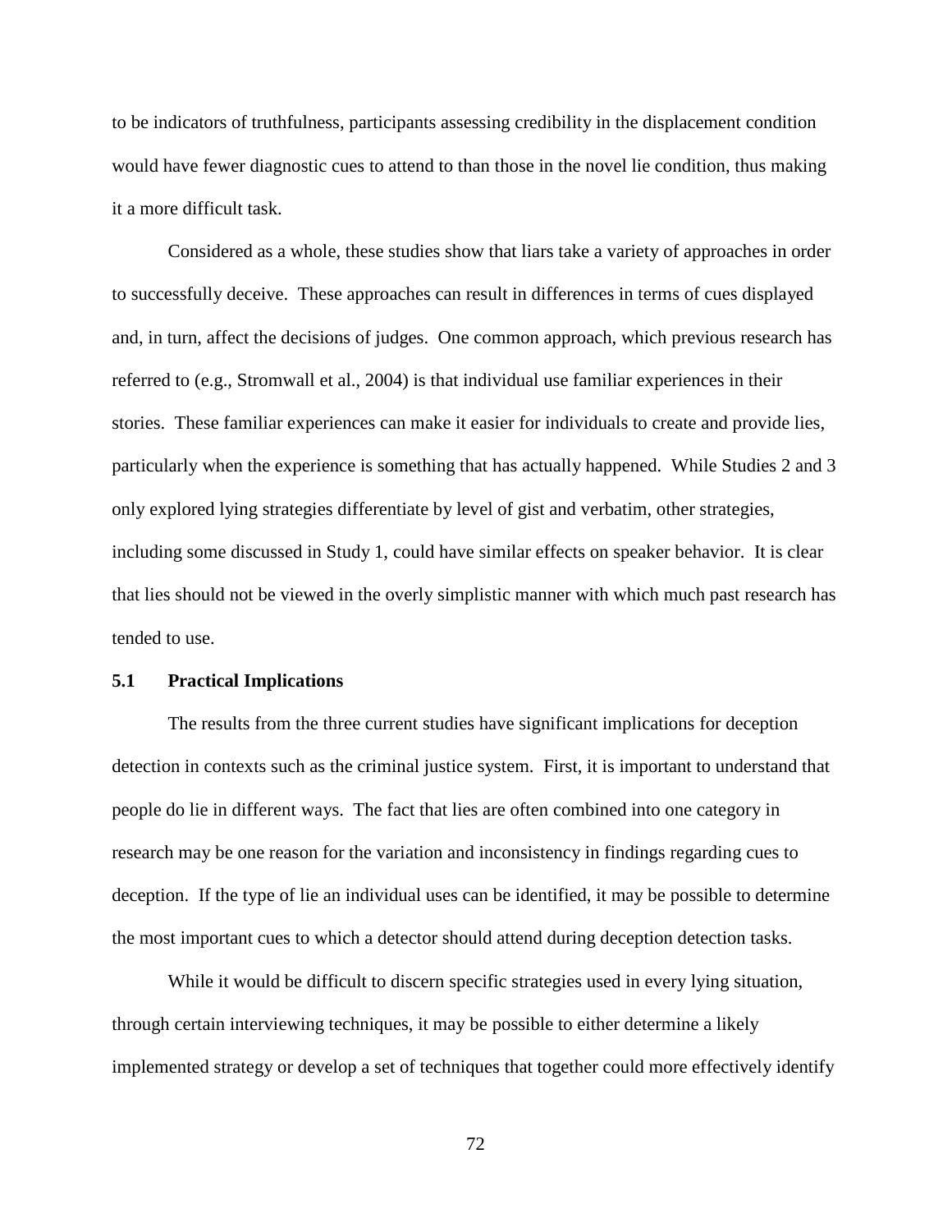to be indicators of truthfulness, participants assessing credibility in the displacement condition would have fewer diagnostic cues to attend to than those in the novel lie condition, thus making it a more difficult task.

Considered as a whole, these studies show that liars take a variety of approaches in order to successfully deceive. These approaches can result in differences in terms of cues displayed and, in turn, affect the decisions of judges. One common approach, which previous research has referred to (e.g., Stromwall et al., 2004) is that individual use familiar experiences in their stories. These familiar experiences can make it easier for individuals to create and provide lies, particularly when the experience is something that has actually happened. While Studies 2 and 3 only explored lying strategies differentiate by level of gist and verbatim, other strategies, including some discussed in Study 1, could have similar effects on speaker behavior. It is clear that lies should not be viewed in the overly simplistic manner with which much past research has tended to use.

## 5.1 Practical Implications

The results from the three current studies have significant implications for deception detection in contexts such as the criminal justice system. First, it is important to understand that people do lie in different ways. The fact that lies are often combined into one category in research may be one reason for the variation and inconsistency in findings regarding cues to deception. If the type of lie an individual uses can be identified, it may be possible to determine the most important cues to which a detector should attend during deception detection tasks.

While it would be difficult to discern specific strategies used in every lying situation, through certain interviewing techniques, it may be possible to either determine a likely implemented strategy or develop a set of techniques that together could more effectively identify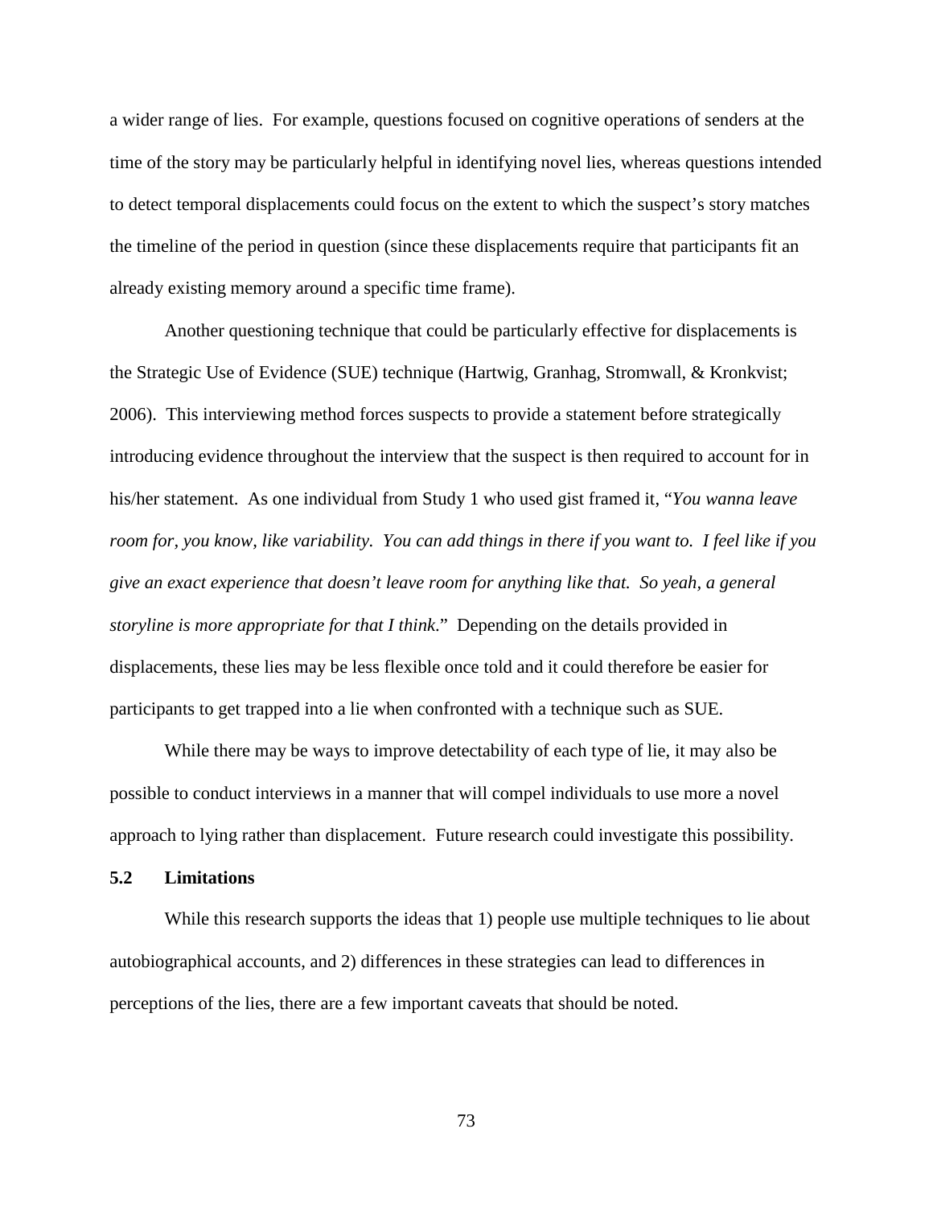a wider range of lies. For example, questions focused on cognitive operations of senders at the time of the story may be particularly helpful in identifying novel lies, whereas questions intended to detect temporal displacements could focus on the extent to which the suspect's story matches the timeline of the period in question (since these displacements require that participants fit an already existing memory around a specific time frame).

Another questioning technique that could be particularly effective for displacements is the Strategic Use of Evidence (SUE) technique (Hartwig, Granhag, Stromwall, & Kronkvist; 2006). This interviewing method forces suspects to provide a statement before strategically introducing evidence throughout the interview that the suspect is then required to account for in his/her statement. As one individual from Study 1 who used gist framed it, "*You wanna leave room for, you know, like variability. You can add things in there if you want to. I feel like if you give an exact experience that doesn't leave room for anything like that. So yeah, a general storyline is more appropriate for that I think*." Depending on the details provided in displacements, these lies may be less flexible once told and it could therefore be easier for participants to get trapped into a lie when confronted with a technique such as SUE.

While there may be ways to improve detectability of each type of lie, it may also be possible to conduct interviews in a manner that will compel individuals to use more a novel approach to lying rather than displacement. Future research could investigate this possibility.

## 5.2 Limitations

While this research supports the ideas that 1) people use multiple techniques to lie about autobiographical accounts, and 2) differences in these strategies can lead to differences in perceptions of the lies, there are a few important caveats that should be noted.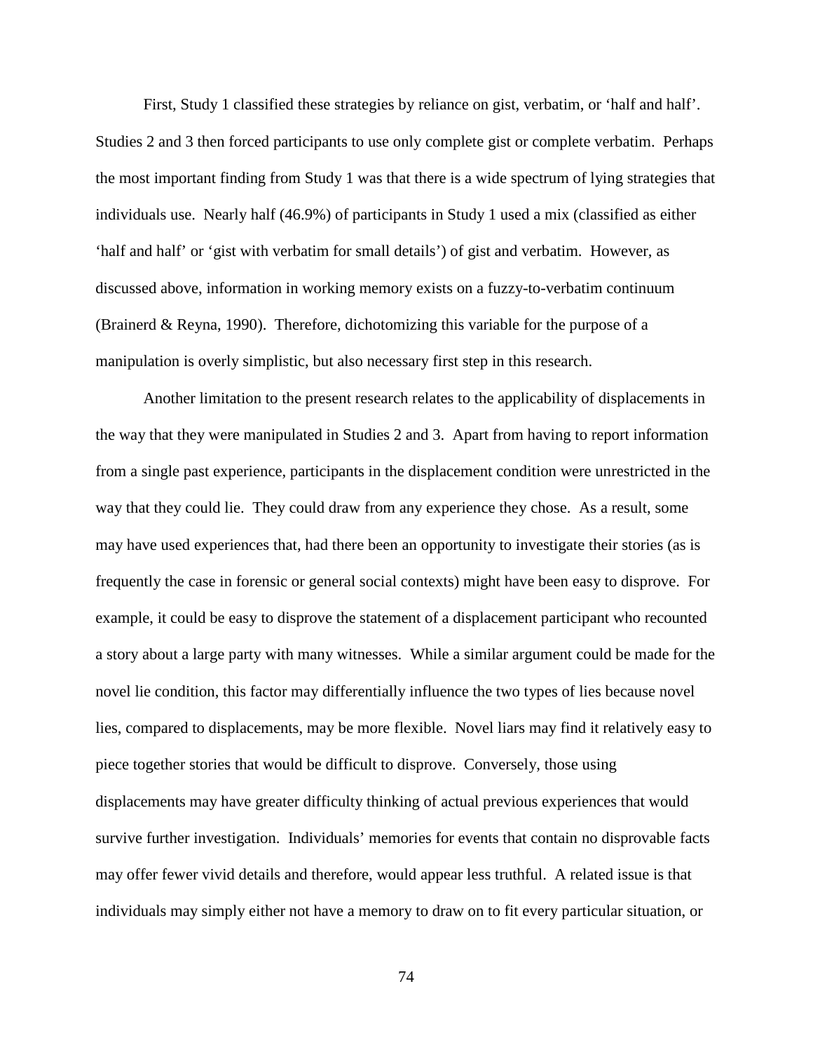First, Study 1 classified these strategies by reliance on gist, verbatim, or 'half and half'. Studies 2 and 3 then forced participants to use only complete gist or complete verbatim. Perhaps the most important finding from Study 1 was that there is a wide spectrum of lying strategies that individuals use. Nearly half (46.9%) of participants in Study 1 used a mix (classified as either 'half and half' or 'gist with verbatim for small details') of gist and verbatim. However, as discussed above, information in working memory exists on a fuzzy-to-verbatim continuum (Brainerd & Reyna, 1990). Therefore, dichotomizing this variable for the purpose of a manipulation is overly simplistic, but also necessary first step in this research.

Another limitation to the present research relates to the applicability of displacements in the way that they were manipulated in Studies 2 and 3. Apart from having to report information from a single past experience, participants in the displacement condition were unrestricted in the way that they could lie. They could draw from any experience they chose. As a result, some may have used experiences that, had there been an opportunity to investigate their stories (as is frequently the case in forensic or general social contexts) might have been easy to disprove. For example, it could be easy to disprove the statement of a displacement participant who recounted a story about a large party with many witnesses. While a similar argument could be made for the novel lie condition, this factor may differentially influence the two types of lies because novel lies, compared to displacements, may be more flexible. Novel liars may find it relatively easy to piece together stories that would be difficult to disprove. Conversely, those using displacements may have greater difficulty thinking of actual previous experiences that would survive further investigation. Individuals' memories for events that contain no disprovable facts may offer fewer vivid details and therefore, would appear less truthful. A related issue is that individuals may simply either not have a memory to draw on to fit every particular situation, or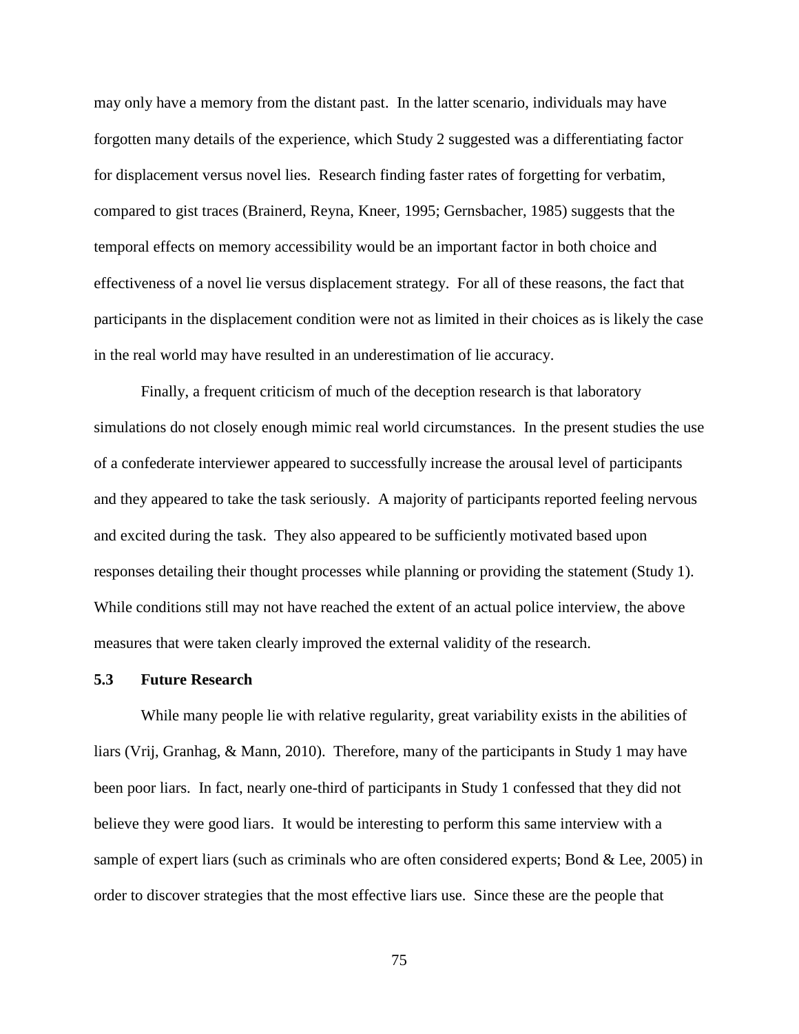may only have a memory from the distant past. In the latter scenario, individuals may have forgotten many details of the experience, which Study 2 suggested was a differentiating factor for displacement versus novel lies. Research finding faster rates of forgetting for verbatim, compared to gist traces (Brainerd, Reyna, Kneer, 1995; Gernsbacher, 1985) suggests that the temporal effects on memory accessibility would be an important factor in both choice and effectiveness of a novel lie versus displacement strategy. For all of these reasons, the fact that participants in the displacement condition were not as limited in their choices as is likely the case in the real world may have resulted in an underestimation of lie accuracy.

Finally, a frequent criticism of much of the deception research is that laboratory simulations do not closely enough mimic real world circumstances. In the present studies the use of a confederate interviewer appeared to successfully increase the arousal level of participants and they appeared to take the task seriously. A majority of participants reported feeling nervous and excited during the task. They also appeared to be sufficiently motivated based upon responses detailing their thought processes while planning or providing the statement (Study 1). While conditions still may not have reached the extent of an actual police interview, the above measures that were taken clearly improved the external validity of the research.

## 5.3 Future Research

While many people lie with relative regularity, great variability exists in the abilities of liars (Vrij, Granhag, & Mann, 2010). Therefore, many of the participants in Study 1 may have been poor liars. In fact, nearly one-third of participants in Study 1 confessed that they did not believe they were good liars. It would be interesting to perform this same interview with a sample of expert liars (such as criminals who are often considered experts; Bond & Lee, 2005) in order to discover strategies that the most effective liars use. Since these are the people that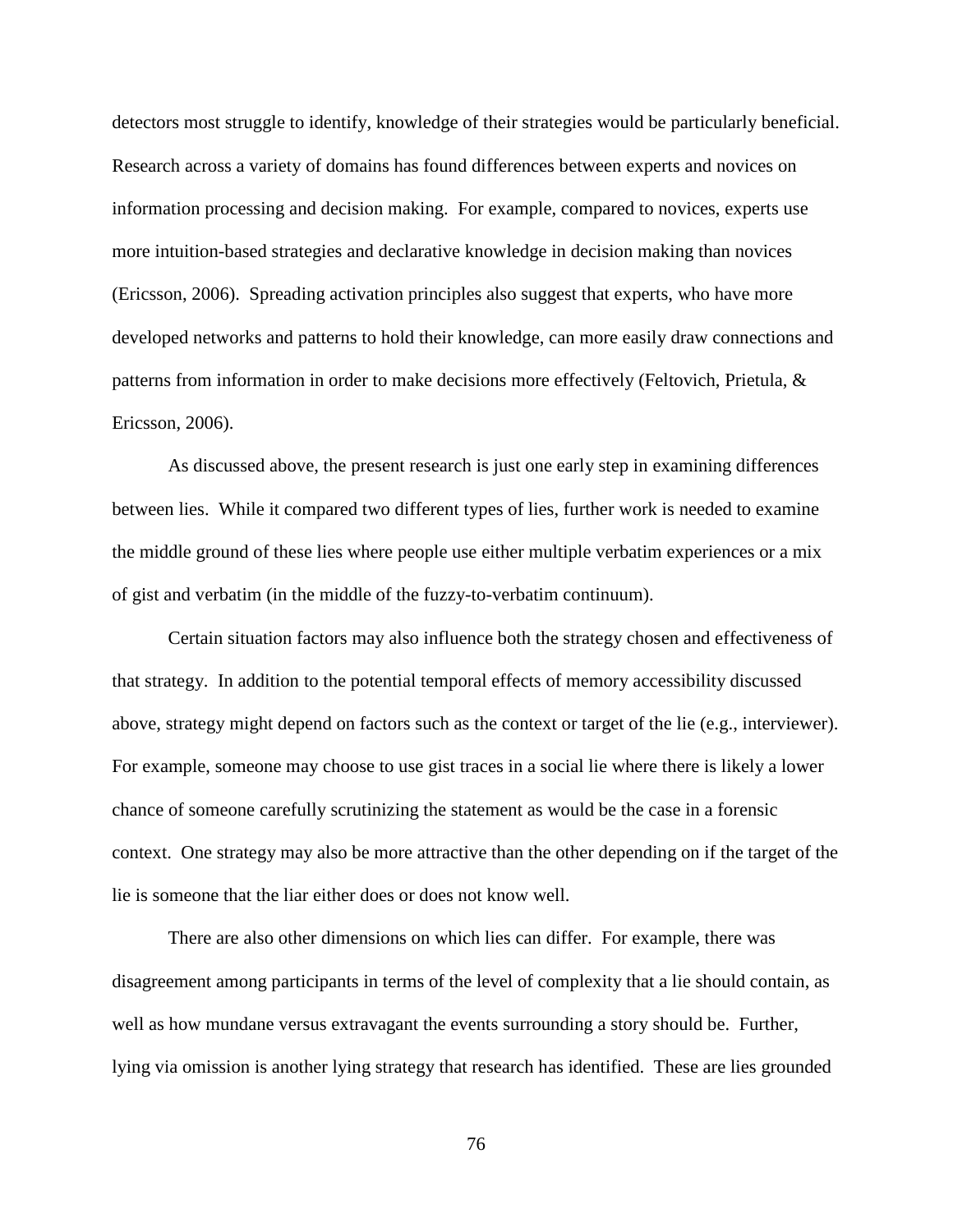detectors most struggle to identify, knowledge of their strategies would be particularly beneficial. Research across a variety of domains has found differences between experts and novices on information processing and decision making. For example, compared to novices, experts use more intuition-based strategies and declarative knowledge in decision making than novices (Ericsson, 2006). Spreading activation principles also suggest that experts, who have more developed networks and patterns to hold their knowledge, can more easily draw connections and patterns from information in order to make decisions more effectively (Feltovich, Prietula, & Ericsson, 2006).

As discussed above, the present research is just one early step in examining differences between lies. While it compared two different types of lies, further work is needed to examine the middle ground of these lies where people use either multiple verbatim experiences or a mix of gist and verbatim (in the middle of the fuzzy-to-verbatim continuum).

Certain situation factors may also influence both the strategy chosen and effectiveness of that strategy. In addition to the potential temporal effects of memory accessibility discussed above, strategy might depend on factors such as the context or target of the lie (e.g., interviewer). For example, someone may choose to use gist traces in a social lie where there is likely a lower chance of someone carefully scrutinizing the statement as would be the case in a forensic context. One strategy may also be more attractive than the other depending on if the target of the lie is someone that the liar either does or does not know well.

There are also other dimensions on which lies can differ. For example, there was disagreement among participants in terms of the level of complexity that a lie should contain, as well as how mundane versus extravagant the events surrounding a story should be. Further, lying via omission is another lying strategy that research has identified. These are lies grounded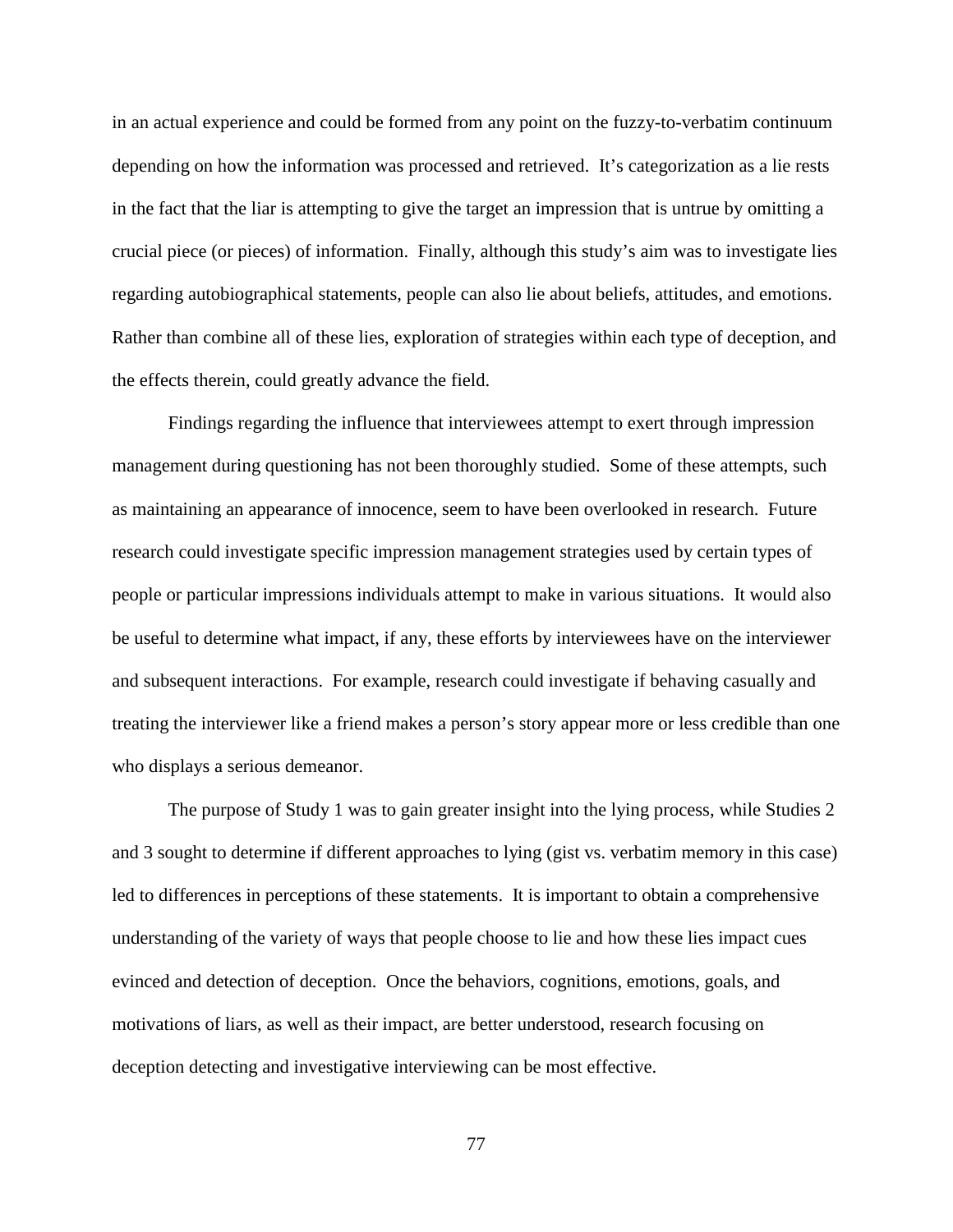in an actual experience and could be formed from any point on the fuzzy-to-verbatim continuum depending on how the information was processed and retrieved. It's categorization as a lie rests in the fact that the liar is attempting to give the target an impression that is untrue by omitting a crucial piece (or pieces) of information. Finally, although this study's aim was to investigate lies regarding autobiographical statements, people can also lie about beliefs, attitudes, and emotions. Rather than combine all of these lies, exploration of strategies within each type of deception, and the effects therein, could greatly advance the field.

Findings regarding the influence that interviewees attempt to exert through impression management during questioning has not been thoroughly studied. Some of these attempts, such as maintaining an appearance of innocence, seem to have been overlooked in research. Future research could investigate specific impression management strategies used by certain types of people or particular impressions individuals attempt to make in various situations. It would also be useful to determine what impact, if any, these efforts by interviewees have on the interviewer and subsequent interactions. For example, research could investigate if behaving casually and treating the interviewer like a friend makes a person's story appear more or less credible than one who displays a serious demeanor.

The purpose of Study 1 was to gain greater insight into the lying process, while Studies 2 and 3 sought to determine if different approaches to lying (gist vs. verbatim memory in this case) led to differences in perceptions of these statements. It is important to obtain a comprehensive understanding of the variety of ways that people choose to lie and how these lies impact cues evinced and detection of deception. Once the behaviors, cognitions, emotions, goals, and motivations of liars, as well as their impact, are better understood, research focusing on deception detecting and investigative interviewing can be most effective.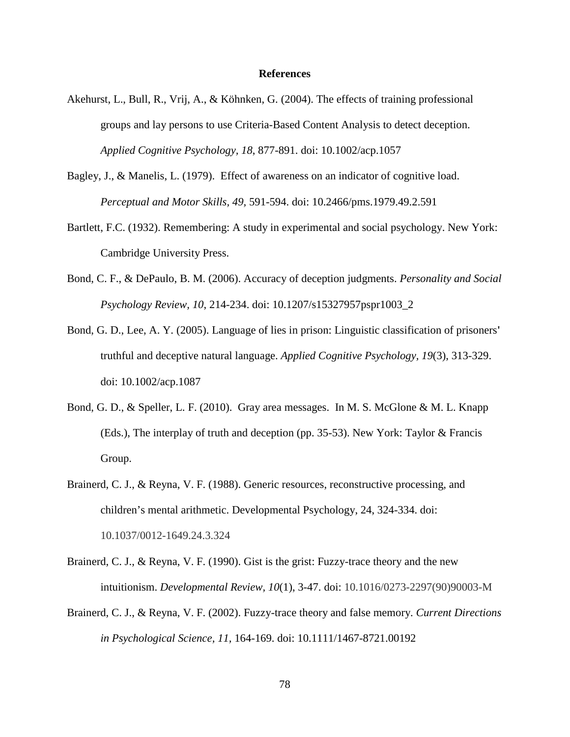# References

Akehurst, L., Bull, R., Vrij, A., & Köhnken, G. (2004). The effects of training professional groups and lay persons to use Criteria-Based Content Analysis to detect deception. *Applied Cognitive Psychology, 18*, 877-891. doi: 10.1002/acp.1057

Bagley, J., & Manelis, L. (1979). Effect of awareness on an indicator of cognitive load. *Perceptual and Motor Skills, 49*, 591-594. doi: 10.2466/pms.1979.49.2.591

Bartlett, F.C. (1932). Remembering: A study in experimental and social psychology. New York: Cambridge University Press.

Bond, C. F., & DePaulo, B. M. (2006). Accuracy of deception judgments. *Personality and Social Psychology Review, 10*, 214-234. doi: 10.1207/s15327957pspr1003_2

Bond, G. D., Lee, A. Y. (2005). Language of lies in prison: Linguistic classification of prisoners' truthful and deceptive natural language. *Applied Cognitive Psychology, 19*(3), 313-329. doi: 10.1002/acp.1087

Bond, G. D., & Speller, L. F. (2010). Gray area messages. In M. S. McGlone & M. L. Knapp (Eds.), The interplay of truth and deception (pp. 35-53). New York: Taylor & Francis Group.

Brainerd, C. J., & Reyna, V. F. (1988). Generic resources, reconstructive processing, and children's mental arithmetic. Developmental Psychology, 24, 324-334. doi: 10.1037/0012-1649.24.3.324

Brainerd, C. J., & Reyna, V. F. (1990). Gist is the grist: Fuzzy-trace theory and the new intuitionism. *Developmental Review, 10*(1), 3-47. doi: 10.1016/0273-2297(90)90003-M

Brainerd, C. J., & Reyna, V. F. (2002). Fuzzy-trace theory and false memory. *Current Directions in Psychological Science, 11*, 164-169. doi: 10.1111/1467-8721.00192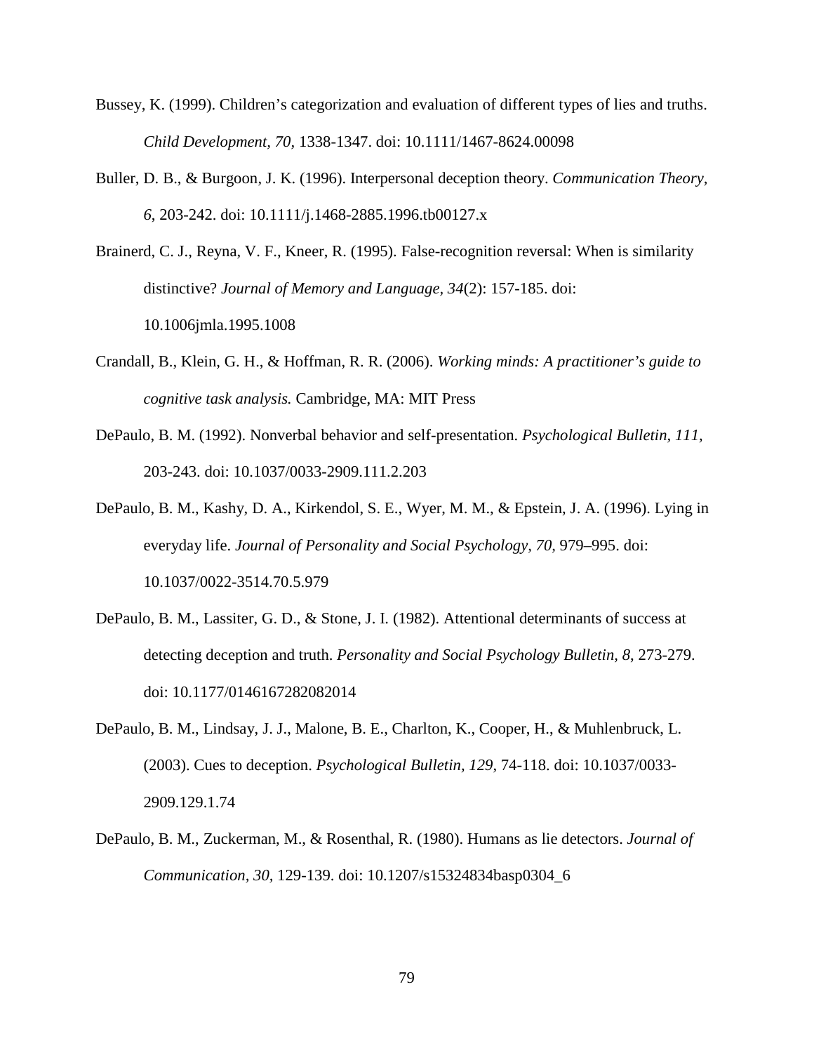Bussey, K. (1999). Children's categorization and evaluation of different types of lies and truths. *Child Development, 70,* 1338-1347. doi: 10.1111/1467-8624.00098

Buller, D. B., & Burgoon, J. K. (1996). Interpersonal deception theory. *Communication Theory, 6*, 203-242. doi: 10.1111/j.1468-2885.1996.tb00127.x

Brainerd, C. J., Reyna, V. F., Kneer, R. (1995). False-recognition reversal: When is similarity distinctive? *Journal of Memory and Language, 34*(2): 157-185. doi: 10.1006jmla.1995.1008

Crandall, B., Klein, G. H., & Hoffman, R. R. (2006). *Working minds: A practitioner's guide to cognitive task analysis.* Cambridge, MA: MIT Press

DePaulo, B. M. (1992). Nonverbal behavior and self-presentation. *Psychological Bulletin, 111,* 203-243. doi: 10.1037/0033-2909.111.2.203

DePaulo, B. M., Kashy, D. A., Kirkendol, S. E., Wyer, M. M., & Epstein, J. A. (1996). Lying in everyday life. *Journal of Personality and Social Psychology, 70,* 979–995. doi: 10.1037/0022-3514.70.5.979

DePaulo, B. M., Lassiter, G. D., & Stone, J. I. (1982). Attentional determinants of success at detecting deception and truth. *Personality and Social Psychology Bulletin, 8*, 273-279. doi: 10.1177/0146167282082014

DePaulo, B. M., Lindsay, J. J., Malone, B. E., Charlton, K., Cooper, H., & Muhlenbruck, L. (2003). Cues to deception. *Psychological Bulletin, 129*, 74-118. doi: 10.1037/0033-2909.129.1.74

DePaulo, B. M., Zuckerman, M., & Rosenthal, R. (1980). Humans as lie detectors. *Journal of Communication, 30*, 129-139. doi: 10.1207/s15324834basp0304_6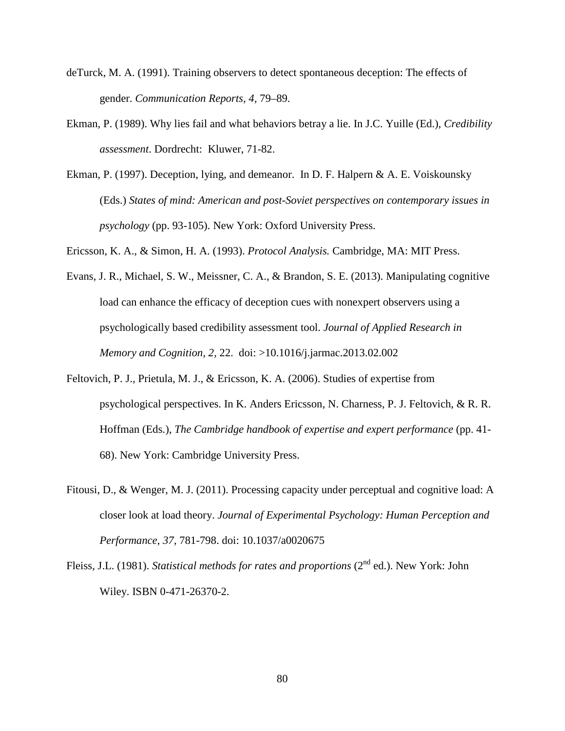deTurck, M. A. (1991). Training observers to detect spontaneous deception: The effects of gender. *Communication Reports*, *4,* 79–89.

Ekman, P. (1989). Why lies fail and what behaviors betray a lie. In J.C. Yuille (Ed.), *Credibility assessment*. Dordrecht: Kluwer, 71-82.

Ekman, P. (1997). Deception, lying, and demeanor. In D. F. Halpern & A. E. Voiskounsky (Eds.) *States of mind: American and post-Soviet perspectives on contemporary issues in psychology* (pp. 93-105). New York: Oxford University Press.

Ericsson, K. A., & Simon, H. A. (1993). *Protocol Analysis.* Cambridge, MA: MIT Press.

Evans, J. R., Michael, S. W., Meissner, C. A., & Brandon, S. E. (2013). Manipulating cognitive load can enhance the efficacy of deception cues with nonexpert observers using a psychologically based credibility assessment tool. *Journal of Applied Research in Memory and Cognition, 2,* 22. doi: >10.1016/j.jarmac.2013.02.002

Feltovich, P. J., Prietula, M. J., & Ericsson, K. A. (2006). Studies of expertise from psychological perspectives. In K. Anders Ericsson, N. Charness, P. J. Feltovich, & R. R. Hoffman (Eds.), *The Cambridge handbook of expertise and expert performance* (pp. 41-68). New York: Cambridge University Press.

Fitousi, D., & Wenger, M. J. (2011). Processing capacity under perceptual and cognitive load: A closer look at load theory. *Journal of Experimental Psychology: Human Perception and Performance, 37,* 781-798. doi: 10.1037/a0020675

Fleiss, J.L. (1981). *Statistical methods for rates and proportions* (2nd ed.). New York: John Wiley. ISBN 0-471-26370-2.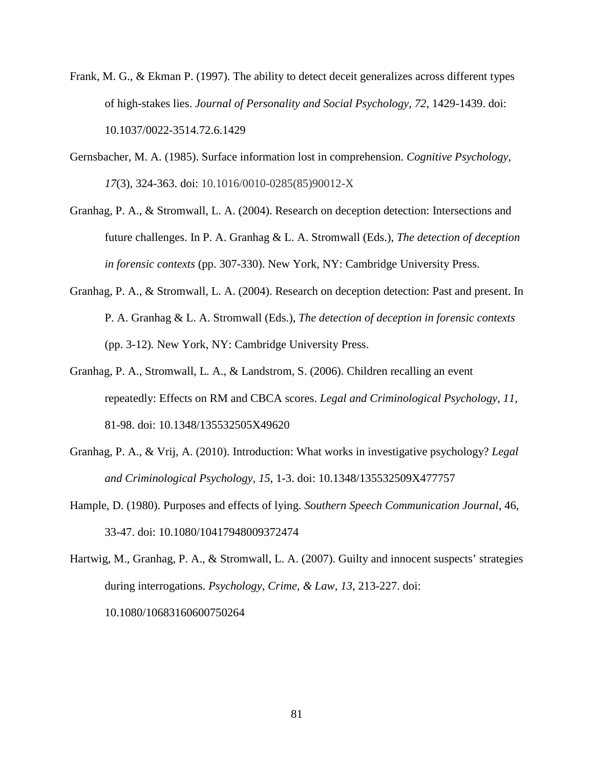Frank, M. G., & Ekman P. (1997). The ability to detect deceit generalizes across different types of high-stakes lies. *Journal of Personality and Social Psychology, 72*, 1429-1439. doi: 10.1037/0022-3514.72.6.1429

Gernsbacher, M. A. (1985). Surface information lost in comprehension. *Cognitive Psychology, 17*(3), 324-363. doi: 10.1016/0010-0285(85)90012-X

Granhag, P. A., & Stromwall, L. A. (2004). Research on deception detection: Intersections and future challenges. In P. A. Granhag & L. A. Stromwall (Eds.), *The detection of deception in forensic contexts* (pp. 307-330). New York, NY: Cambridge University Press.

Granhag, P. A., & Stromwall, L. A. (2004). Research on deception detection: Past and present. In P. A. Granhag & L. A. Stromwall (Eds.), *The detection of deception in forensic contexts* (pp. 3-12)*.* New York, NY: Cambridge University Press.

Granhag, P. A., Stromwall, L. A., & Landstrom, S. (2006). Children recalling an event repeatedly: Effects on RM and CBCA scores. *Legal and Criminological Psychology, 11*, 81-98. doi: 10.1348/135532505X49620

Granhag, P. A., & Vrij, A. (2010). Introduction: What works in investigative psychology? *Legal and Criminological Psychology, 15*, 1-3. doi: 10.1348/135532509X477757

Hample, D. (1980). Purposes and effects of lying. *Southern Speech Communication Journal*, 46, 33-47. doi: 10.1080/10417948009372474

Hartwig, M., Granhag, P. A., & Stromwall, L. A. (2007). Guilty and innocent suspects' strategies during interrogations. *Psychology, Crime, & Law, 13*, 213-227. doi: 10.1080/10683160600750264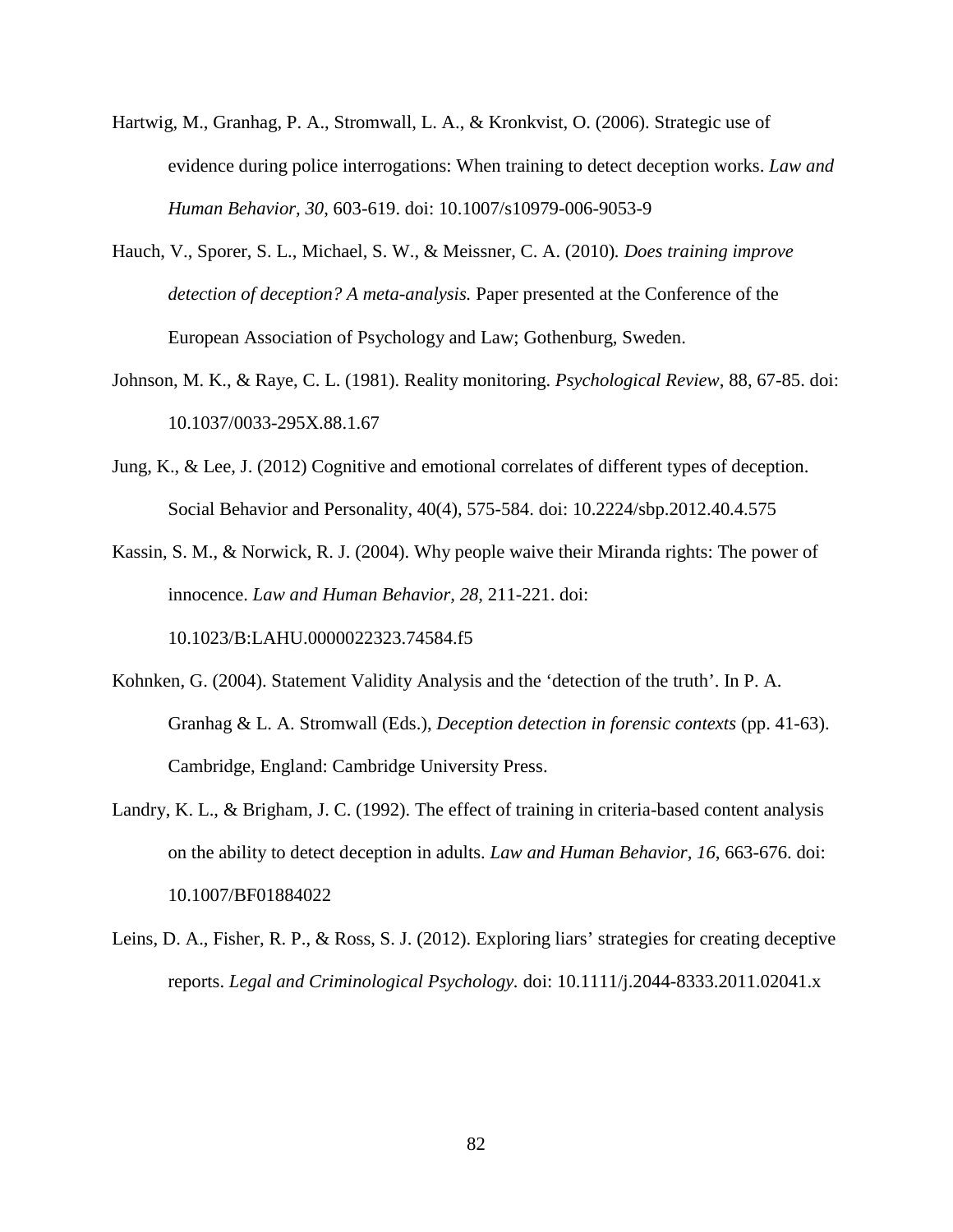Hartwig, M., Granhag, P. A., Stromwall, L. A., & Kronkvist, O. (2006). Strategic use of evidence during police interrogations: When training to detect deception works. *Law and Human Behavior, 30*, 603-619. doi: 10.1007/s10979-006-9053-9

Hauch, V., Sporer, S. L., Michael, S. W., & Meissner, C. A. (2010). *Does training improve detection of deception? A meta-analysis.* Paper presented at the Conference of the European Association of Psychology and Law; Gothenburg, Sweden.

Johnson, M. K., & Raye, C. L. (1981). Reality monitoring. *Psychological Review*, 88, 67-85. doi: 10.1037/0033-295X.88.1.67

Jung, K., & Lee, J. (2012) Cognitive and emotional correlates of different types of deception. Social Behavior and Personality, 40(4), 575-584. doi: 10.2224/sbp.2012.40.4.575

Kassin, S. M., & Norwick, R. J. (2004). Why people waive their Miranda rights: The power of innocence. *Law and Human Behavior, 28,* 211-221. doi: 10.1023/B:LAHU.0000022323.74584.f5

Kohnken, G. (2004). Statement Validity Analysis and the 'detection of the truth'. In P. A. Granhag & L. A. Stromwall (Eds.), *Deception detection in forensic contexts* (pp. 41-63). Cambridge, England: Cambridge University Press.

Landry, K. L., & Brigham, J. C. (1992). The effect of training in criteria-based content analysis on the ability to detect deception in adults. *Law and Human Behavior, 16*, 663-676. doi: 10.1007/BF01884022

Leins, D. A., Fisher, R. P., & Ross, S. J. (2012). Exploring liars' strategies for creating deceptive reports. *Legal and Criminological Psychology.* doi: 10.1111/j.2044-8333.2011.02041.x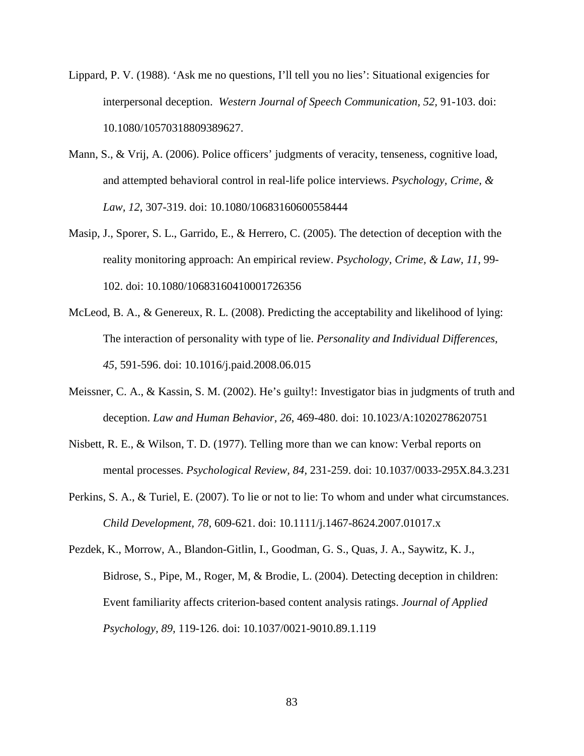Lippard, P. V. (1988). ‘Ask me no questions, I’ll tell you no lies’: Situational exigencies for interpersonal deception. *Western Journal of Speech Communication, 52,* 91-103. doi: 10.1080/10570318809389627.

Mann, S., & Vrij, A. (2006). Police officers’ judgments of veracity, tenseness, cognitive load, and attempted behavioral control in real-life police interviews. *Psychology, Crime, & Law, 12,* 307-319. doi: 10.1080/10683160600558444

Masip, J., Sporer, S. L., Garrido, E., & Herrero, C. (2005). The detection of deception with the reality monitoring approach: An empirical review. *Psychology, Crime, & Law, 11*, 99-102. doi: 10.1080/10683160410001726356

McLeod, B. A., & Genereux, R. L. (2008). Predicting the acceptability and likelihood of lying: The interaction of personality with type of lie. *Personality and Individual Differences, 45*, 591-596. doi: 10.1016/j.paid.2008.06.015

Meissner, C. A., & Kassin, S. M. (2002). He’s guilty!: Investigator bias in judgments of truth and deception. *Law and Human Behavior, 26*, 469-480. doi: 10.1023/A:1020278620751

Nisbett, R. E., & Wilson, T. D. (1977). Telling more than we can know: Verbal reports on mental processes. *Psychological Review, 84,* 231-259. doi: 10.1037/0033-295X.84.3.231

Perkins, S. A., & Turiel, E. (2007). To lie or not to lie: To whom and under what circumstances. *Child Development, 78*, 609-621. doi: 10.1111/j.1467-8624.2007.01017.x

Pezdek, K., Morrow, A., Blandon-Gitlin, I., Goodman, G. S., Quas, J. A., Saywitz, K. J., Bidrose, S., Pipe, M., Roger, M, & Brodie, L. (2004). Detecting deception in children: Event familiarity affects criterion-based content analysis ratings. *Journal of Applied Psychology, 89,* 119-126. doi: 10.1037/0021-9010.89.1.119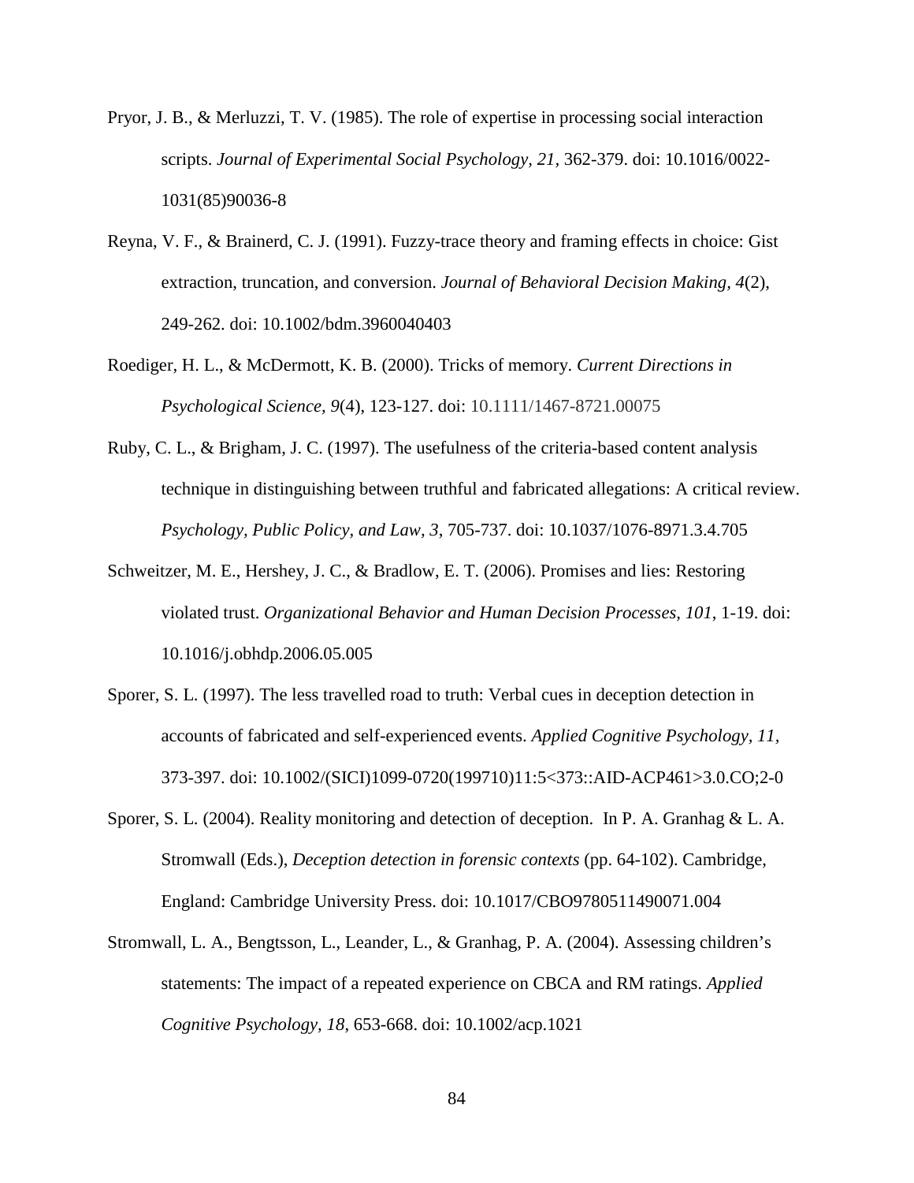Pryor, J. B., & Merluzzi, T. V. (1985). The role of expertise in processing social interaction scripts. *Journal of Experimental Social Psychology, 21,* 362-379. doi: 10.1016/0022-1031(85)90036-8

Reyna, V. F., & Brainerd, C. J. (1991). Fuzzy-trace theory and framing effects in choice: Gist extraction, truncation, and conversion. *Journal of Behavioral Decision Making, 4*(2), 249-262. doi: 10.1002/bdm.3960040403

Roediger, H. L., & McDermott, K. B. (2000). Tricks of memory. *Current Directions in Psychological Science, 9*(4), 123-127. doi: 10.1111/1467-8721.00075

Ruby, C. L., & Brigham, J. C. (1997). The usefulness of the criteria-based content analysis technique in distinguishing between truthful and fabricated allegations: A critical review. *Psychology, Public Policy, and Law, 3*, 705-737. doi: 10.1037/1076-8971.3.4.705

Schweitzer, M. E., Hershey, J. C., & Bradlow, E. T. (2006). Promises and lies: Restoring violated trust. *Organizational Behavior and Human Decision Processes, 101,* 1-19. doi: 10.1016/j.obhdp.2006.05.005

Sporer, S. L. (1997). The less travelled road to truth: Verbal cues in deception detection in accounts of fabricated and self-experienced events. *Applied Cognitive Psychology, 11,* 373-397. doi: 10.1002/(SICI)1099-0720(199710)11:5<373::AID-ACP461>3.0.CO;2-0

Sporer, S. L. (2004). Reality monitoring and detection of deception. In P. A. Granhag & L. A. Stromwall (Eds.), *Deception detection in forensic contexts* (pp. 64-102). Cambridge, England: Cambridge University Press. doi: 10.1017/CBO9780511490071.004

Stromwall, L. A., Bengtsson, L., Leander, L., & Granhag, P. A. (2004). Assessing children's statements: The impact of a repeated experience on CBCA and RM ratings. *Applied Cognitive Psychology, 18*, 653-668. doi: 10.1002/acp.1021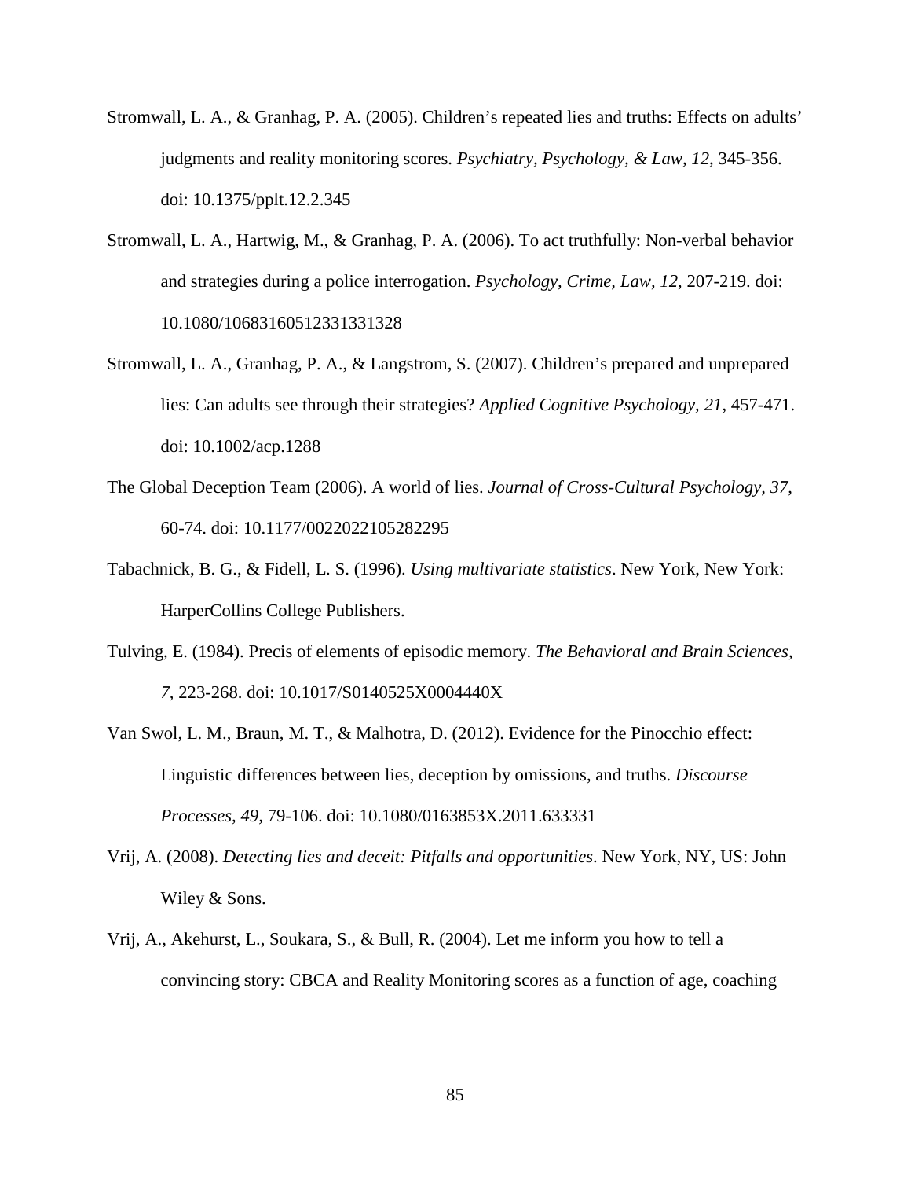Stromwall, L. A., & Granhag, P. A. (2005). Children's repeated lies and truths: Effects on adults' judgments and reality monitoring scores. *Psychiatry, Psychology, & Law, 12*, 345-356. doi: 10.1375/pplt.12.2.345

Stromwall, L. A., Hartwig, M., & Granhag, P. A. (2006). To act truthfully: Non-verbal behavior and strategies during a police interrogation. *Psychology, Crime, Law, 12*, 207-219. doi: 10.1080/10683160512331331328

Stromwall, L. A., Granhag, P. A., & Langstrom, S. (2007). Children's prepared and unprepared lies: Can adults see through their strategies? *Applied Cognitive Psychology, 21*, 457-471. doi: 10.1002/acp.1288

The Global Deception Team (2006). A world of lies. *Journal of Cross-Cultural Psychology, 37*, 60-74. doi: 10.1177/0022022105282295

Tabachnick, B. G., & Fidell, L. S. (1996). *Using multivariate statistics*. New York, New York: HarperCollins College Publishers.

Tulving, E. (1984). Precis of elements of episodic memory. *The Behavioral and Brain Sciences, 7*, 223-268. doi: 10.1017/S0140525X0004440X

Van Swol, L. M., Braun, M. T., & Malhotra, D. (2012). Evidence for the Pinocchio effect: Linguistic differences between lies, deception by omissions, and truths. *Discourse Processes, 49*, 79-106. doi: 10.1080/0163853X.2011.633331

Vrij, A. (2008). *Detecting lies and deceit: Pitfalls and opportunities*. New York, NY, US: John Wiley & Sons.

Vrij, A., Akehurst, L., Soukara, S., & Bull, R. (2004). Let me inform you how to tell a convincing story: CBCA and Reality Monitoring scores as a function of age, coaching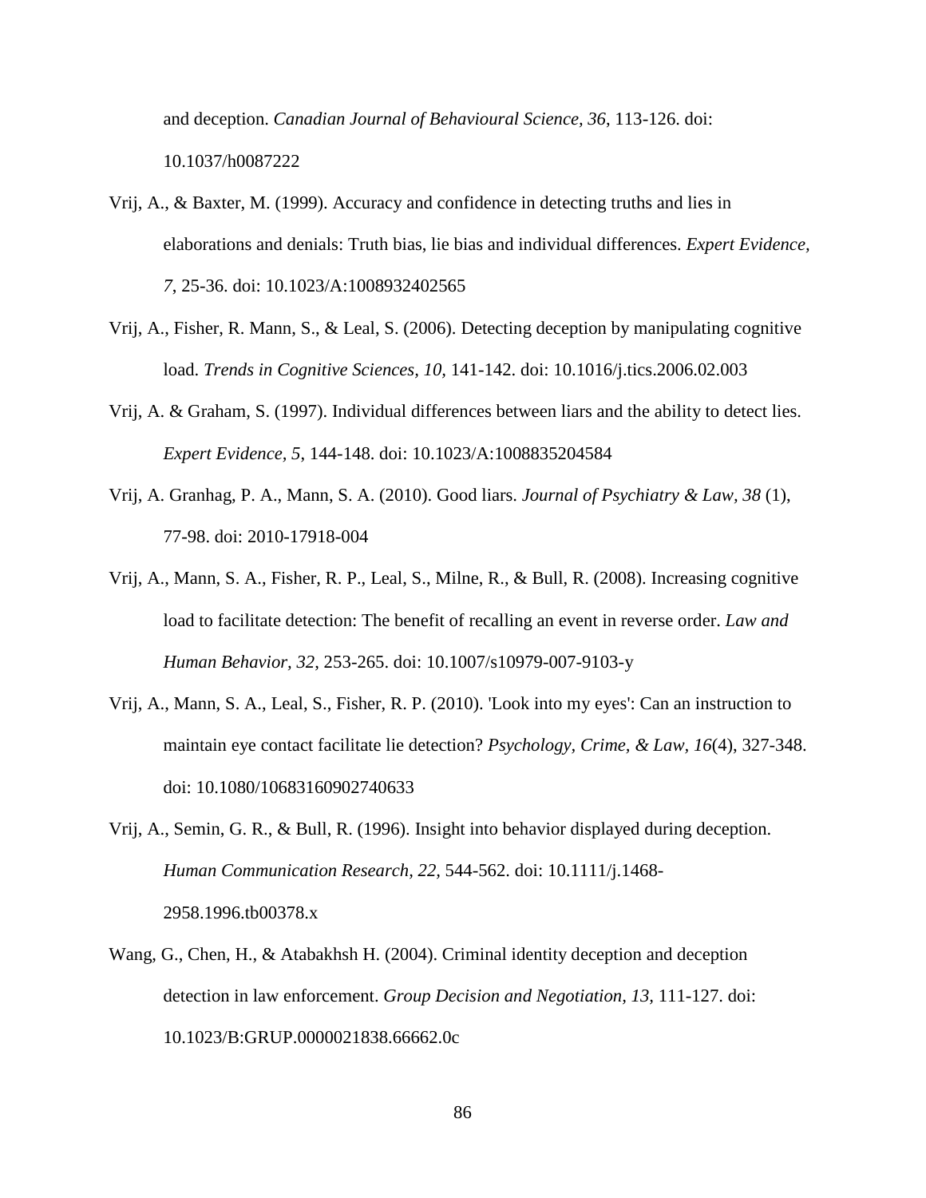and deception. *Canadian Journal of Behavioural Science, 36*, 113-126. doi: 10.1037/h0087222

Vrij, A., & Baxter, M. (1999). Accuracy and confidence in detecting truths and lies in elaborations and denials: Truth bias, lie bias and individual differences. *Expert Evidence, 7*, 25-36. doi: 10.1023/A:1008932402565

Vrij, A., Fisher, R. Mann, S., & Leal, S. (2006). Detecting deception by manipulating cognitive load. *Trends in Cognitive Sciences, 10,* 141-142. doi: 10.1016/j.tics.2006.02.003

Vrij, A. & Graham, S. (1997). Individual differences between liars and the ability to detect lies. *Expert Evidence, 5*, 144-148. doi: 10.1023/A:1008835204584

Vrij, A. Granhag, P. A., Mann, S. A. (2010). Good liars. *Journal of Psychiatry & Law, 38* (1), 77-98. doi: 2010-17918-004

Vrij, A., Mann, S. A., Fisher, R. P., Leal, S., Milne, R., & Bull, R. (2008). Increasing cognitive load to facilitate detection: The benefit of recalling an event in reverse order. *Law and Human Behavior, 32*, 253-265. doi: 10.1007/s10979-007-9103-y

Vrij, A., Mann, S. A., Leal, S., Fisher, R. P. (2010). 'Look into my eyes': Can an instruction to maintain eye contact facilitate lie detection? *Psychology, Crime, & Law, 16*(4), 327-348. doi: 10.1080/10683160902740633

Vrij, A., Semin, G. R., & Bull, R. (1996). Insight into behavior displayed during deception. *Human Communication Research, 22,* 544-562. doi: 10.1111/j.1468-2958.1996.tb00378.x

Wang, G., Chen, H., & Atabakhsh H. (2004). Criminal identity deception and deception detection in law enforcement. *Group Decision and Negotiation, 13,* 111-127. doi: 10.1023/B:GRUP.0000021838.66662.0c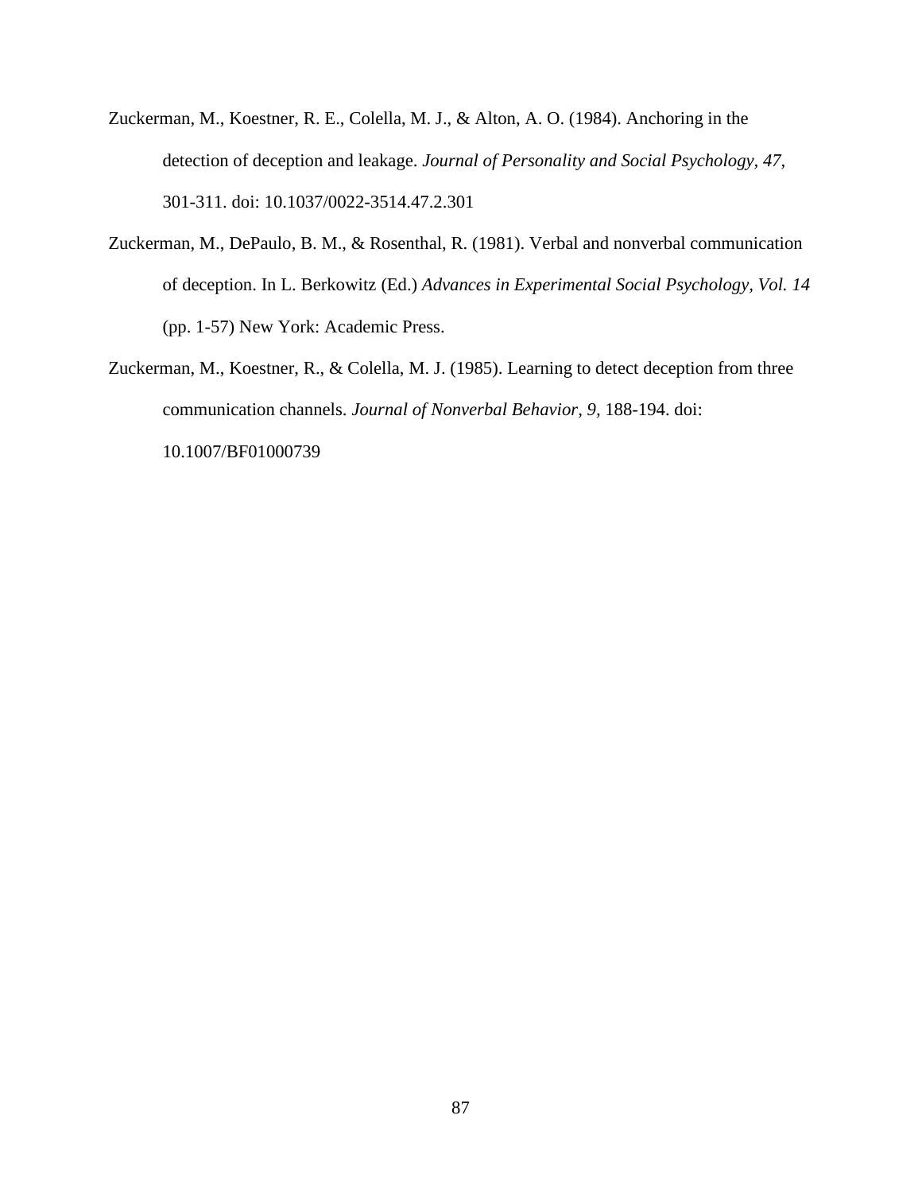Zuckerman, M., Koestner, R. E., Colella, M. J., & Alton, A. O. (1984). Anchoring in the detection of deception and leakage. *Journal of Personality and Social Psychology, 47,* 301-311. doi: 10.1037/0022-3514.47.2.301

Zuckerman, M., DePaulo, B. M., & Rosenthal, R. (1981). Verbal and nonverbal communication of deception. In L. Berkowitz (Ed.) *Advances in Experimental Social Psychology, Vol. 14* (pp. 1-57) New York: Academic Press.

Zuckerman, M., Koestner, R., & Colella, M. J. (1985). Learning to detect deception from three communication channels. *Journal of Nonverbal Behavior, 9,* 188-194. doi: 10.1007/BF01000739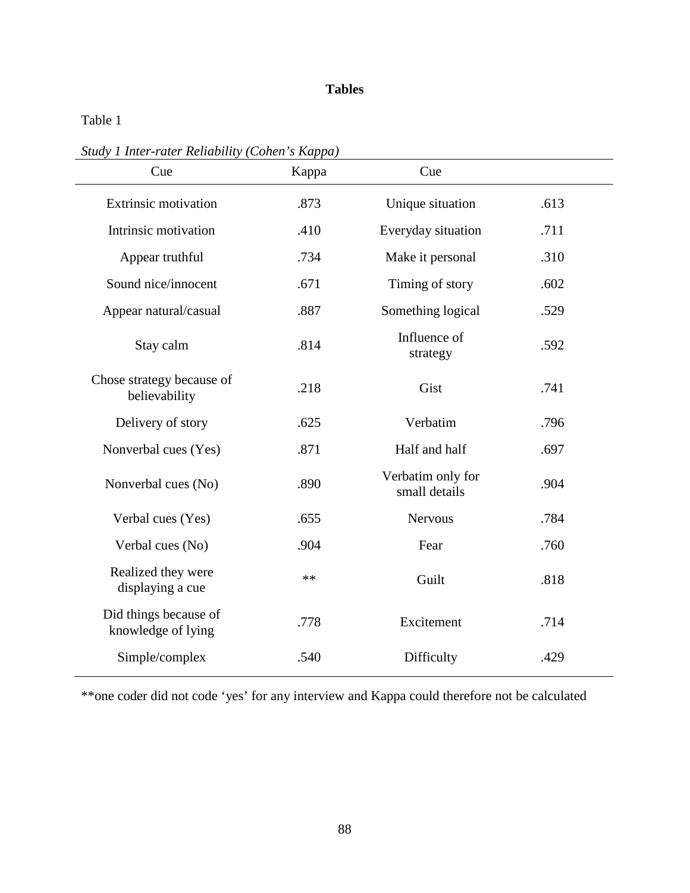**Tables**

Table 1

*Study 1 Inter-rater Reliability (Cohen's Kappa)*

| Cue | Kappa | Cue | |
|---|---|---|---|
| Extrinsic motivation | .873 | Unique situation | .613 |
| Intrinsic motivation | .410 | Everyday situation | .711 |
| Appear truthful | .734 | Make it personal | .310 |
| Sound nice/innocent | .671 | Timing of story | .602 |
| Appear natural/casual | .887 | Something logical | .529 |
| Stay calm | .814 | Influence of strategy | .592 |
| Chose strategy because of believability | .218 | Gist | .741 |
| Delivery of story | .625 | Verbatim | .796 |
| Nonverbal cues (Yes) | .871 | Half and half | .697 |
| Nonverbal cues (No) | .890 | Verbatim only for small details | .904 |
| Verbal cues (Yes) | .655 | Nervous | .784 |
| Verbal cues (No) | .904 | Fear | .760 |
| Realized they were displaying a cue | ** | Guilt | .818 |
| Did things because of knowledge of lying | .778 | Excitement | .714 |
| Simple/complex | .540 | Difficulty | .429 |

**one coder did not code 'yes' for any interview and Kappa could therefore not be calculated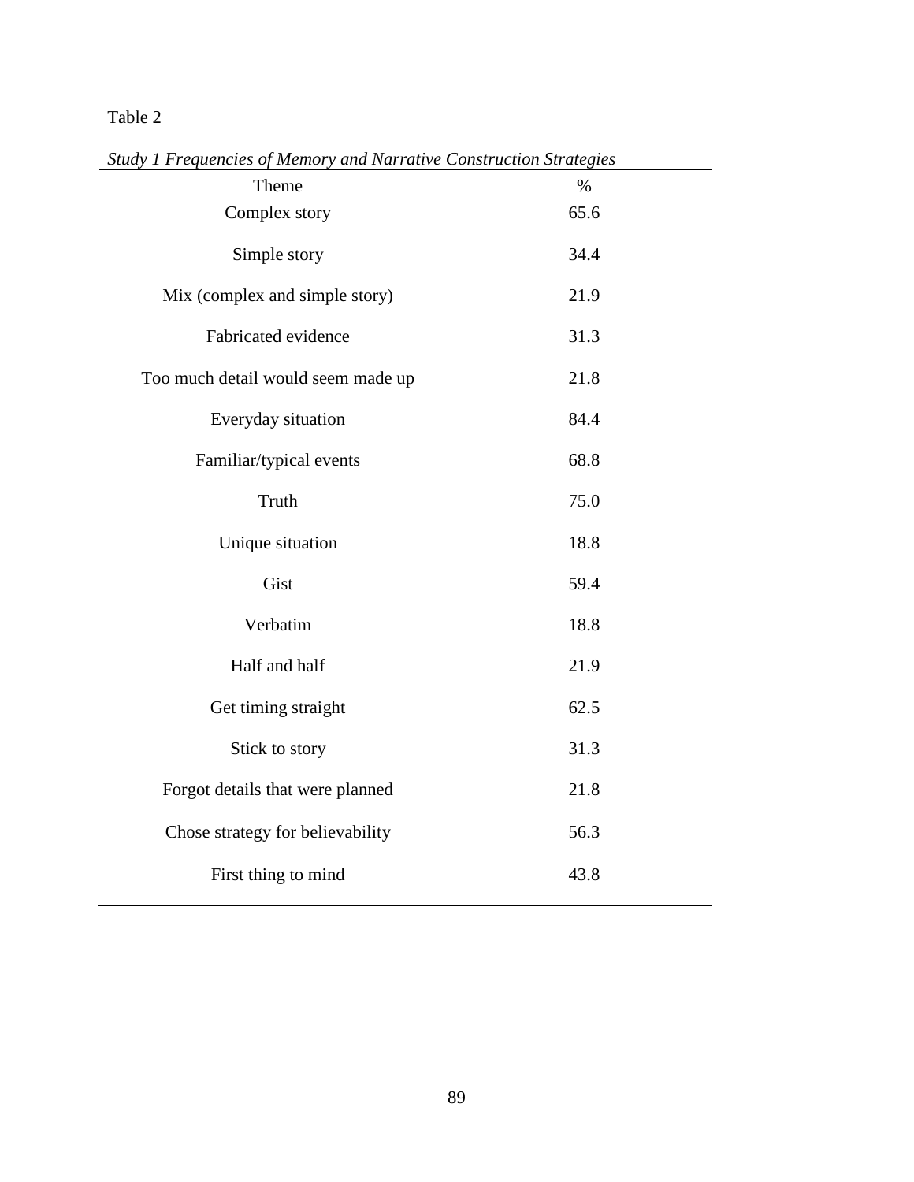Table 2

*Study 1 Frequencies of Memory and Narrative Construction Strategies*

| Theme | % |
|---|---|
| Complex story | 65.6 |
| Simple story | 34.4 |
| Mix (complex and simple story) | 21.9 |
| Fabricated evidence | 31.3 |
| Too much detail would seem made up | 21.8 |
| Everyday situation | 84.4 |
| Familiar/typical events | 68.8 |
| Truth | 75.0 |
| Unique situation | 18.8 |
| Gist | 59.4 |
| Verbatim | 18.8 |
| Half and half | 21.9 |
| Get timing straight | 62.5 |
| Stick to story | 31.3 |
| Forgot details that were planned | 21.8 |
| Chose strategy for believability | 56.3 |
| First thing to mind | 43.8 |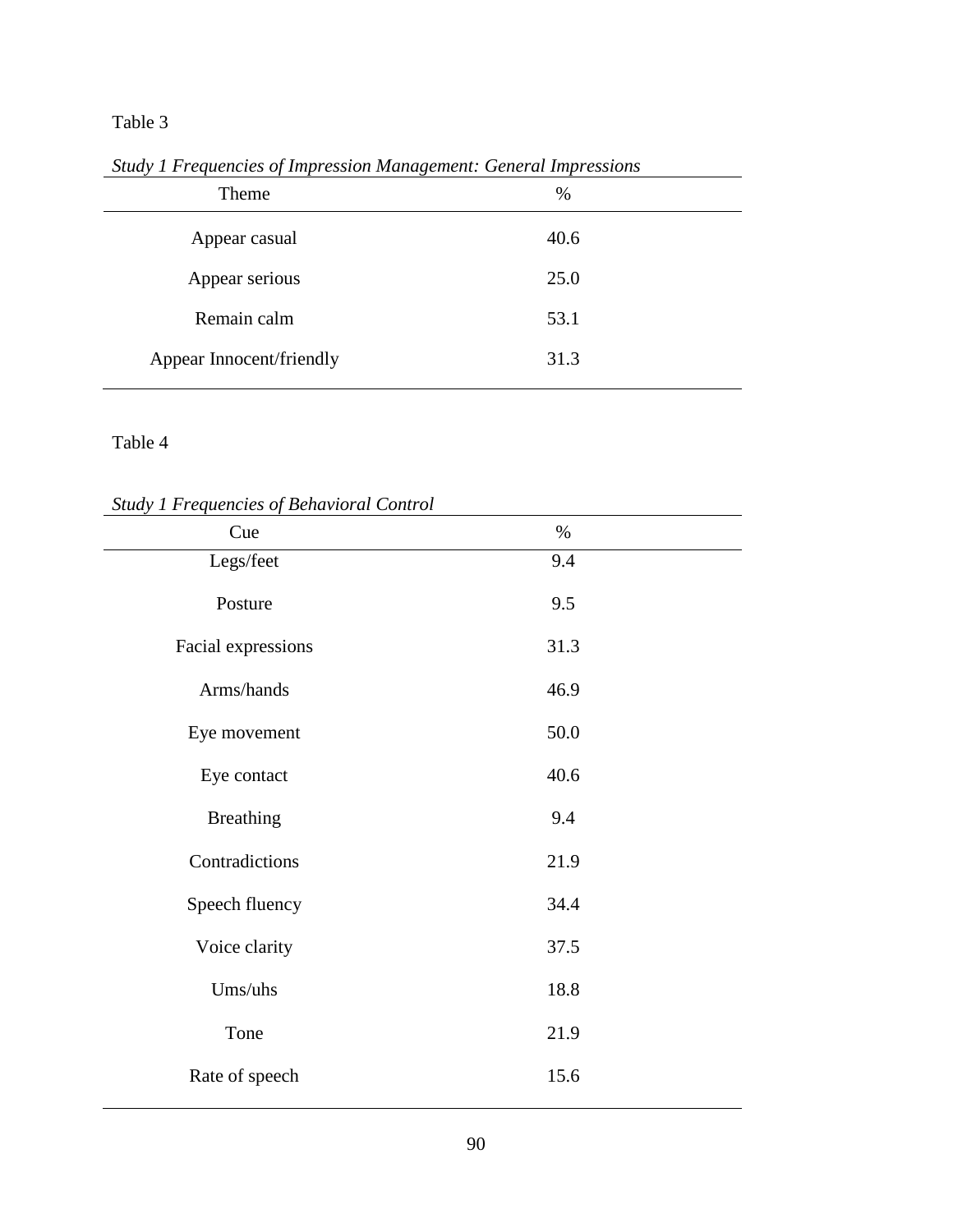Table 3

*Study 1 Frequencies of Impression Management: General Impressions*

| Theme | % |
|---|---|
| Appear casual | 40.6 |
| Appear serious | 25.0 |
| Remain calm | 53.1 |
| Appear Innocent/friendly | 31.3 |

Table 4

*Study 1 Frequencies of Behavioral Control*

| Cue | % |
|---|---|
| Legs/feet | 9.4 |
| Posture | 9.5 |
| Facial expressions | 31.3 |
| Arms/hands | 46.9 |
| Eye movement | 50.0 |
| Eye contact | 40.6 |
| Breathing | 9.4 |
| Contradictions | 21.9 |
| Speech fluency | 34.4 |
| Voice clarity | 37.5 |
| Ums/uhs | 18.8 |
| Tone | 21.9 |
| Rate of speech | 15.6 |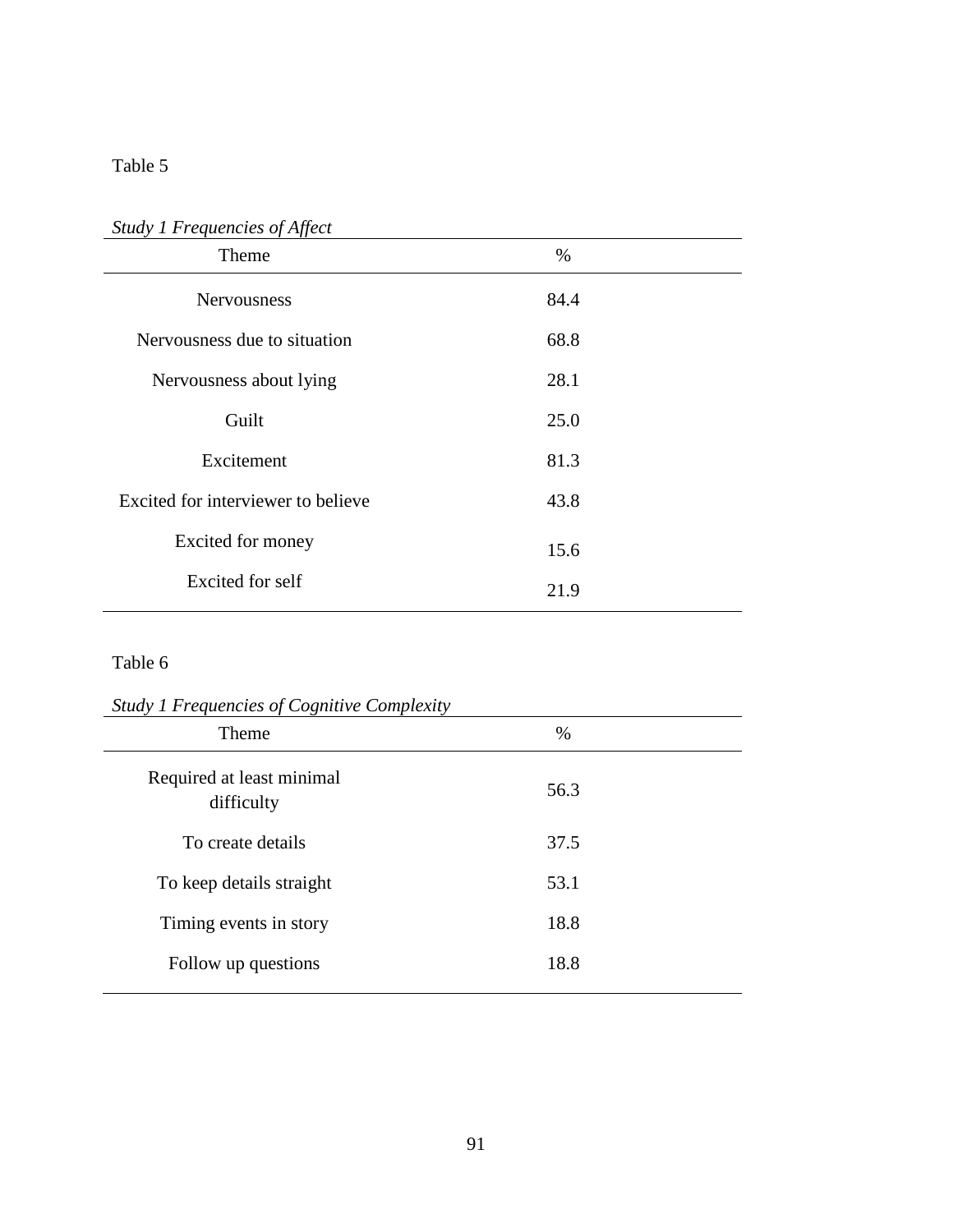Table 5

*Study 1 Frequencies of Affect*

| Theme | % |
|---|---|
| Nervousness | 84.4 |
| Nervousness due to situation | 68.8 |
| Nervousness about lying | 28.1 |
| Guilt | 25.0 |
| Excitement | 81.3 |
| Excited for interviewer to believe | 43.8 |
| Excited for money | 15.6 |
| Excited for self | 21.9 |

Table 6

*Study 1 Frequencies of Cognitive Complexity*

| Theme | % |
|---|---|
| Required at least minimal difficulty | 56.3 |
| To create details | 37.5 |
| To keep details straight | 53.1 |
| Timing events in story | 18.8 |
| Follow up questions | 18.8 |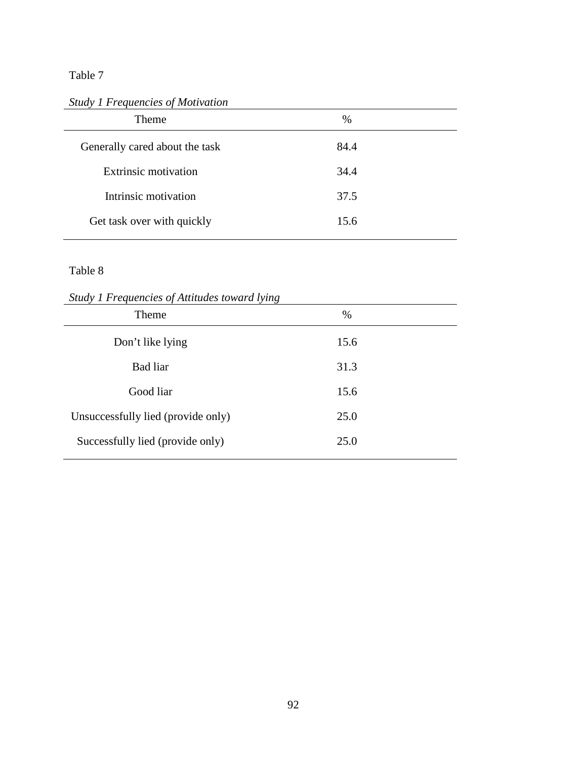Table 7

*Study 1 Frequencies of Motivation*

| Theme | % |
|---|---|
| Generally cared about the task | 84.4 |
| Extrinsic motivation | 34.4 |
| Intrinsic motivation | 37.5 |
| Get task over with quickly | 15.6 |

Table 8

*Study 1 Frequencies of Attitudes toward lying*

| Theme | % |
|---|---|
| Don't like lying | 15.6 |
| Bad liar | 31.3 |
| Good liar | 15.6 |
| Unsuccessfully lied (provide only) | 25.0 |
| Successfully lied (provide only) | 25.0 |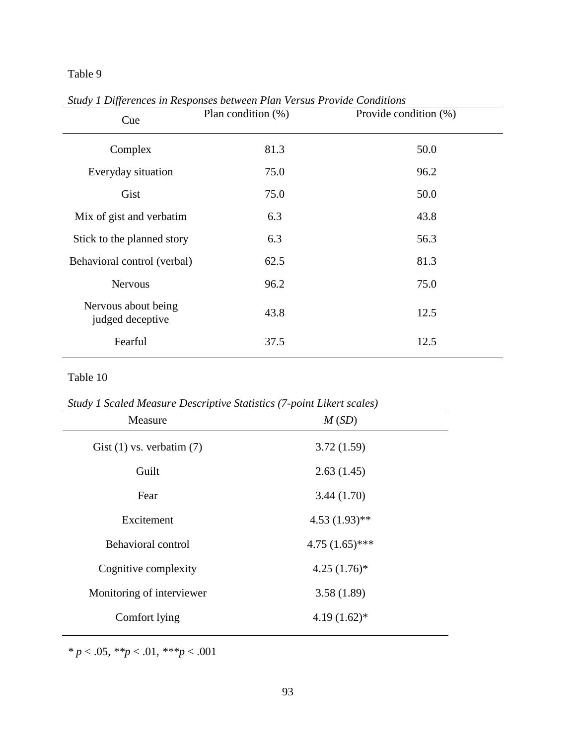Table 9

*Study 1 Differences in Responses between Plan Versus Provide Conditions*

| Cue | Plan condition (%) | Provide condition (%) |
|---|---|---|
| Complex | 81.3 | 50.0 |
| Everyday situation | 75.0 | 96.2 |
| Gist | 75.0 | 50.0 |
| Mix of gist and verbatim | 6.3 | 43.8 |
| Stick to the planned story | 6.3 | 56.3 |
| Behavioral control (verbal) | 62.5 | 81.3 |
| Nervous | 96.2 | 75.0 |
| Nervous about being judged deceptive | 43.8 | 12.5 |
| Fearful | 37.5 | 12.5 |

Table 10

*Study 1 Scaled Measure Descriptive Statistics (7-point Likert scales)*

| Measure | *M* (*SD*) |
|---|---|
| Gist (1) vs. verbatim (7) | 3.72 (1.59) |
| Guilt | 2.63 (1.45) |
| Fear | 3.44 (1.70) |
| Excitement | 4.53 (1.93)** |
| Behavioral control | 4.75 (1.65)*** |
| Cognitive complexity | 4.25 (1.76)* |
| Monitoring of interviewer | 3.58 (1.89) |
| Comfort lying | 4.19 (1.62)* |

* $p < .05$, ** $p < .01$, *** $p < .001$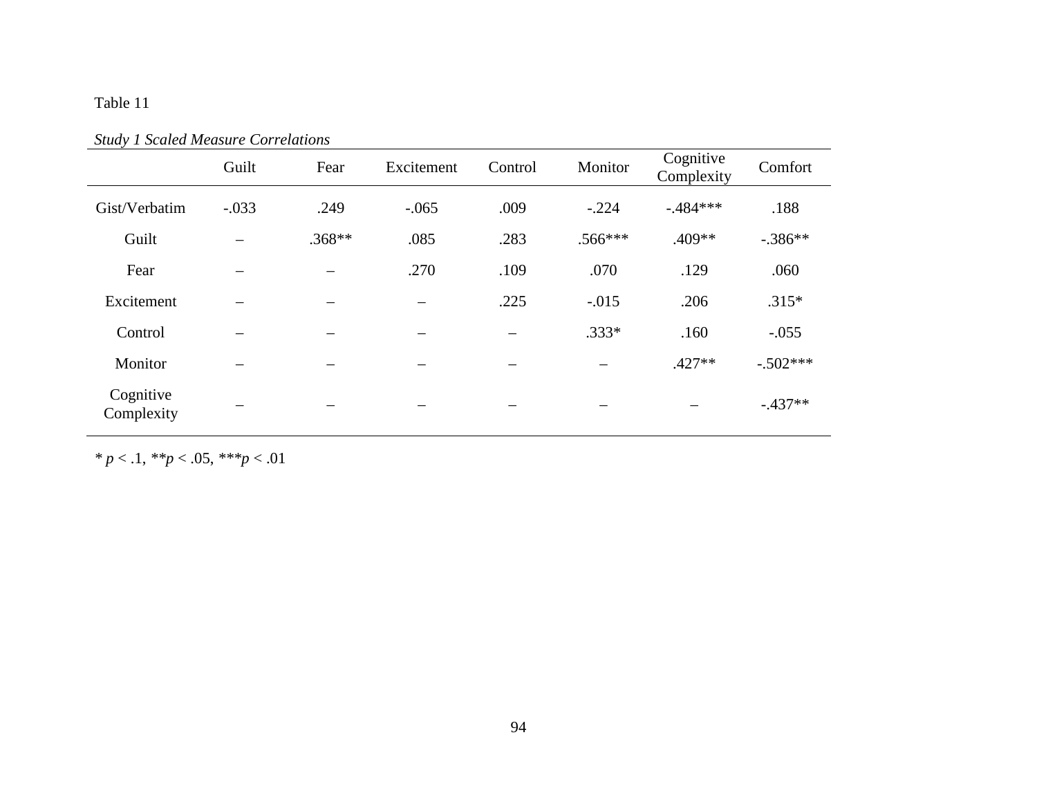Table 11

*Study 1 Scaled Measure Correlations*

| | Guilt | Fear | Excitement | Control | Monitor | Cognitive Complexity | Comfort |
|---|---|---|---|---|---|---|---|
| Gist/Verbatim | -.033 | .249 | -.065 | .009 | -.224 | -.484*** | .188 |
| Guilt | – | .368** | .085 | .283 | .566*** | .409** | -.386** |
| Fear | – | – | .270 | .109 | .070 | .129 | .060 |
| Excitement | – | – | – | .225 | -.015 | .206 | .315* |
| Control | – | – | – | – | .333* | .160 | -.055 |
| Monitor | – | – | – | – | – | .427** | -.502*** |
| Cognitive Complexity | – | – | – | – | – | – | -.437** |

\* $p < .1$, \*\*$p < .05$, \*\*\*$p < .01$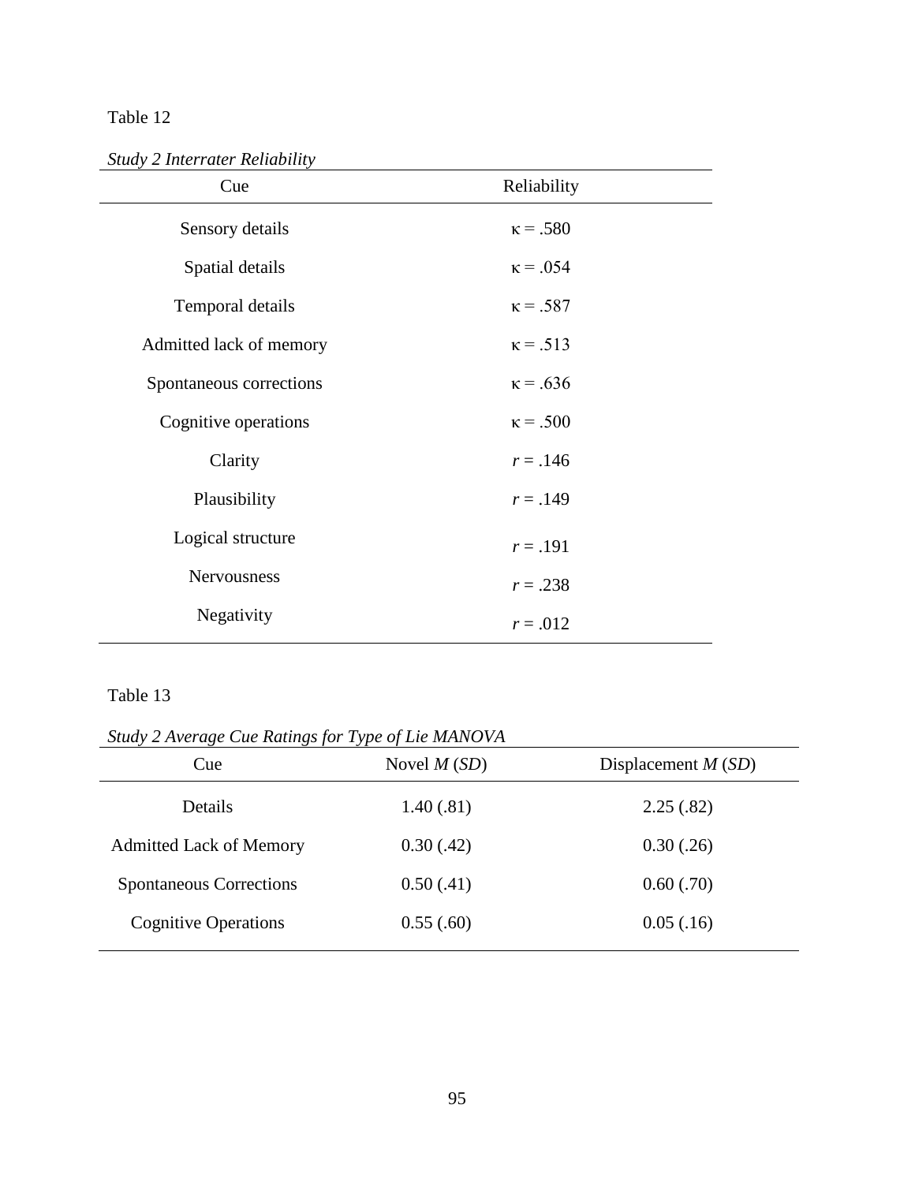Table 12

*Study 2 Interrater Reliability*

| Cue | Reliability |
|---|---|
| Sensory details | $\kappa = .580$ |
| Spatial details | $\kappa = .054$ |
| Temporal details | $\kappa = .587$ |
| Admitted lack of memory | $\kappa = .513$ |
| Spontaneous corrections | $\kappa = .636$ |
| Cognitive operations | $\kappa = .500$ |
| Clarity | $r = .146$ |
| Plausibility | $r = .149$ |
| Logical structure | $r = .191$ |
| Nervousness | $r = .238$ |
| Negativity | $r = .012$ |

Table 13

*Study 2 Average Cue Ratings for Type of Lie MANOVA*

| Cue | Novel *M* (*SD*) | Displacement *M* (*SD*) |
|---|---|---|
| Details | 1.40 (.81) | 2.25 (.82) |
| Admitted Lack of Memory | 0.30 (.42) | 0.30 (.26) |
| Spontaneous Corrections | 0.50 (.41) | 0.60 (.70) |
| Cognitive Operations | 0.55 (.60) | 0.05 (.16) |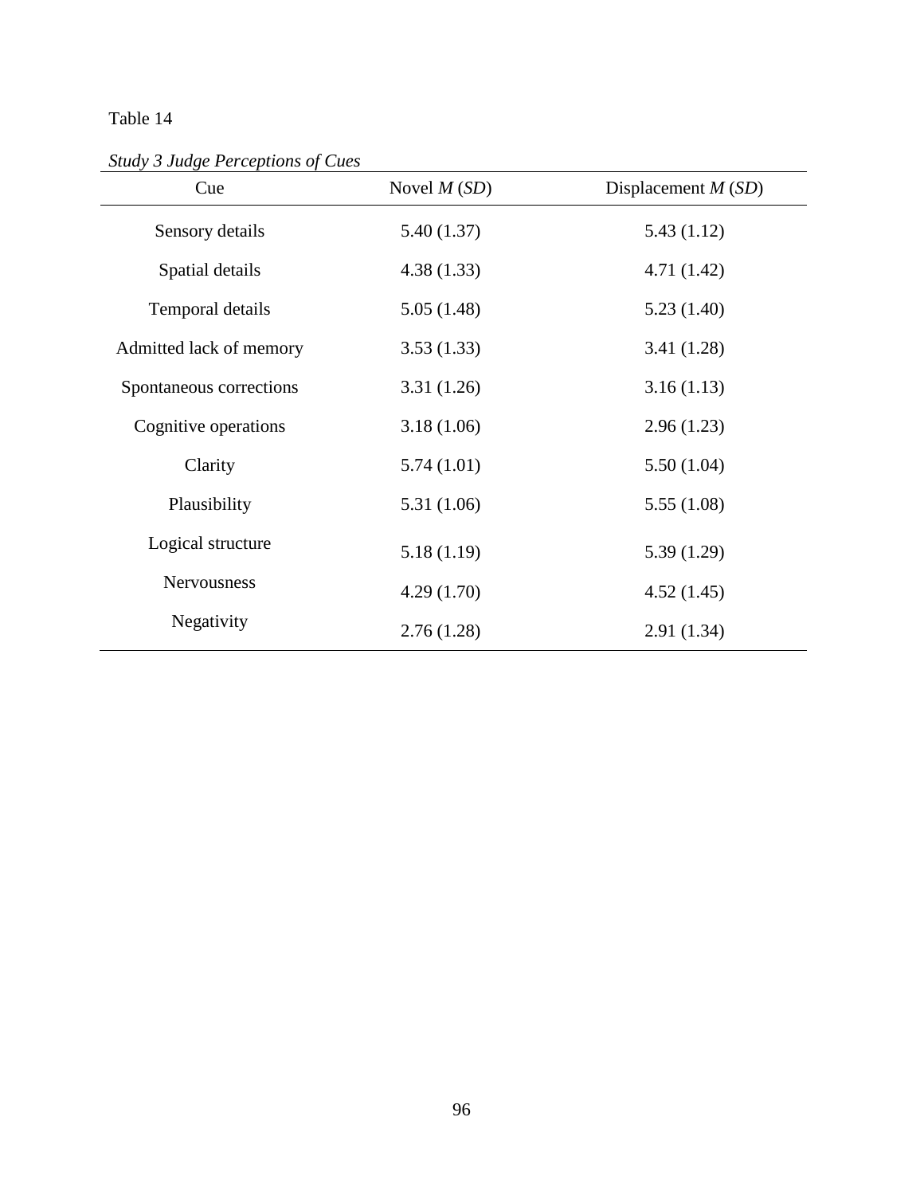Table 14

*Study 3 Judge Perceptions of Cues*

| Cue | Novel *M* (*SD*) | Displacement *M* (*SD*) |
|---|---|---|
| Sensory details | 5.40 (1.37) | 5.43 (1.12) |
| Spatial details | 4.38 (1.33) | 4.71 (1.42) |
| Temporal details | 5.05 (1.48) | 5.23 (1.40) |
| Admitted lack of memory | 3.53 (1.33) | 3.41 (1.28) |
| Spontaneous corrections | 3.31 (1.26) | 3.16 (1.13) |
| Cognitive operations | 3.18 (1.06) | 2.96 (1.23) |
| Clarity | 5.74 (1.01) | 5.50 (1.04) |
| Plausibility | 5.31 (1.06) | 5.55 (1.08) |
| Logical structure | 5.18 (1.19) | 5.39 (1.29) |
| Nervousness | 4.29 (1.70) | 4.52 (1.45) |
| Negativity | 2.76 (1.28) | 2.91 (1.34) |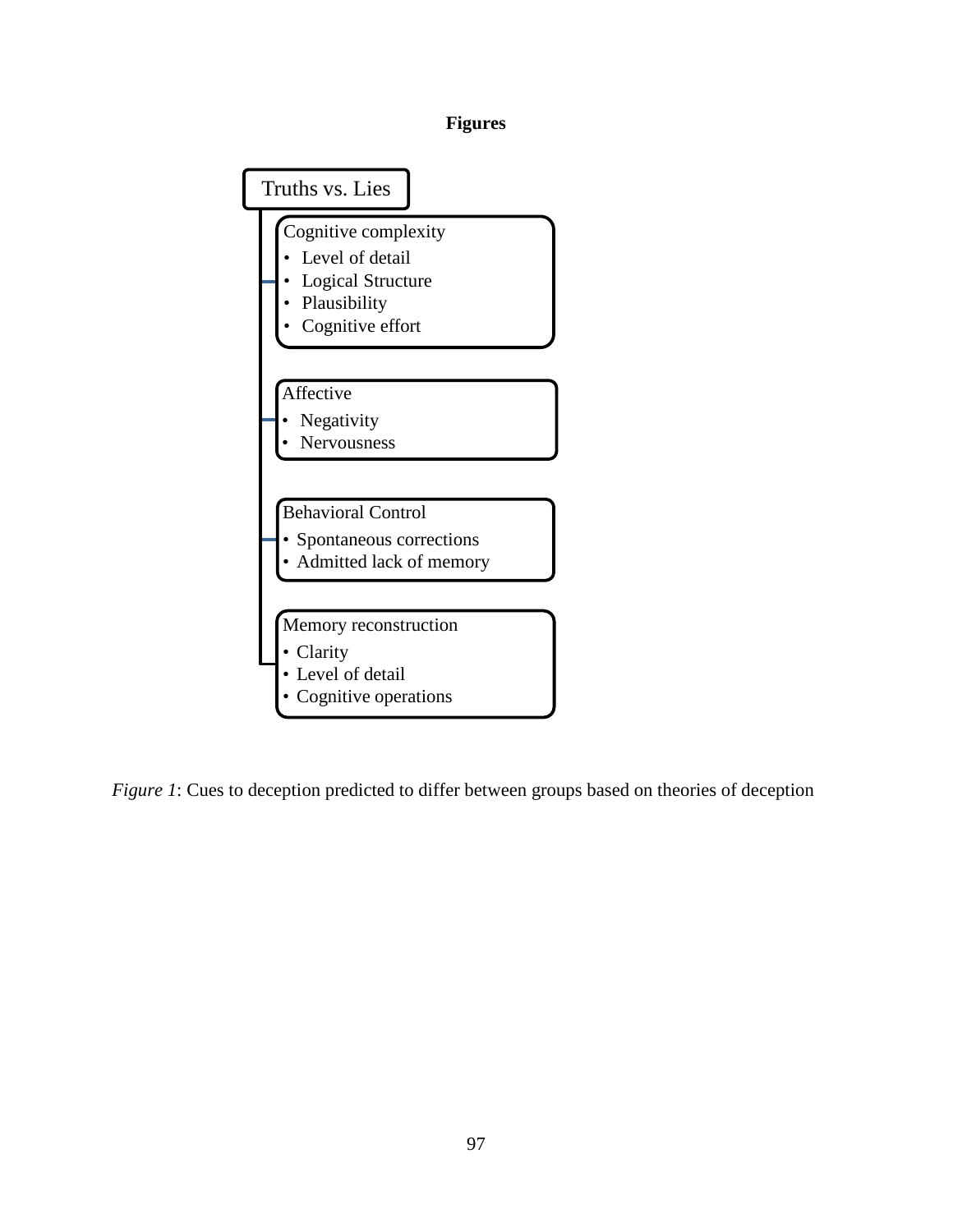# Figures

Truths vs. Lies

Cognitive complexity
- Level of detail
- Logical Structure
- Plausibility
- Cognitive effort

Affective
- Negativity
- Nervousness

Behavioral Control
- Spontaneous corrections
- Admitted lack of memory

Memory reconstruction
- Clarity
- Level of detail
- Cognitive operations

*Figure 1*: Cues to deception predicted to differ between groups based on theories of deception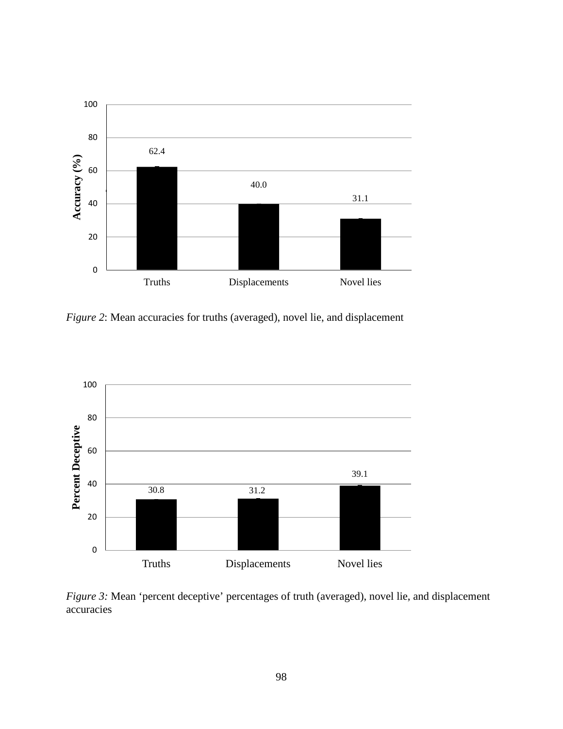| | Truths | Displacements | Novel lies |
|---|---|---|---|
| Accuracy (%) | 62.4 | 40.0 | 31.1 |

*Figure 2*: Mean accuracies for truths (averaged), novel lie, and displacement

| | Truths | Displacements | Novel lies |
|---|---|---|---|
| Percent Deceptive | 30.8 | 31.2 | 39.1 |

*Figure 3:* Mean 'percent deceptive' percentages of truth (averaged), novel lie, and displacement accuracies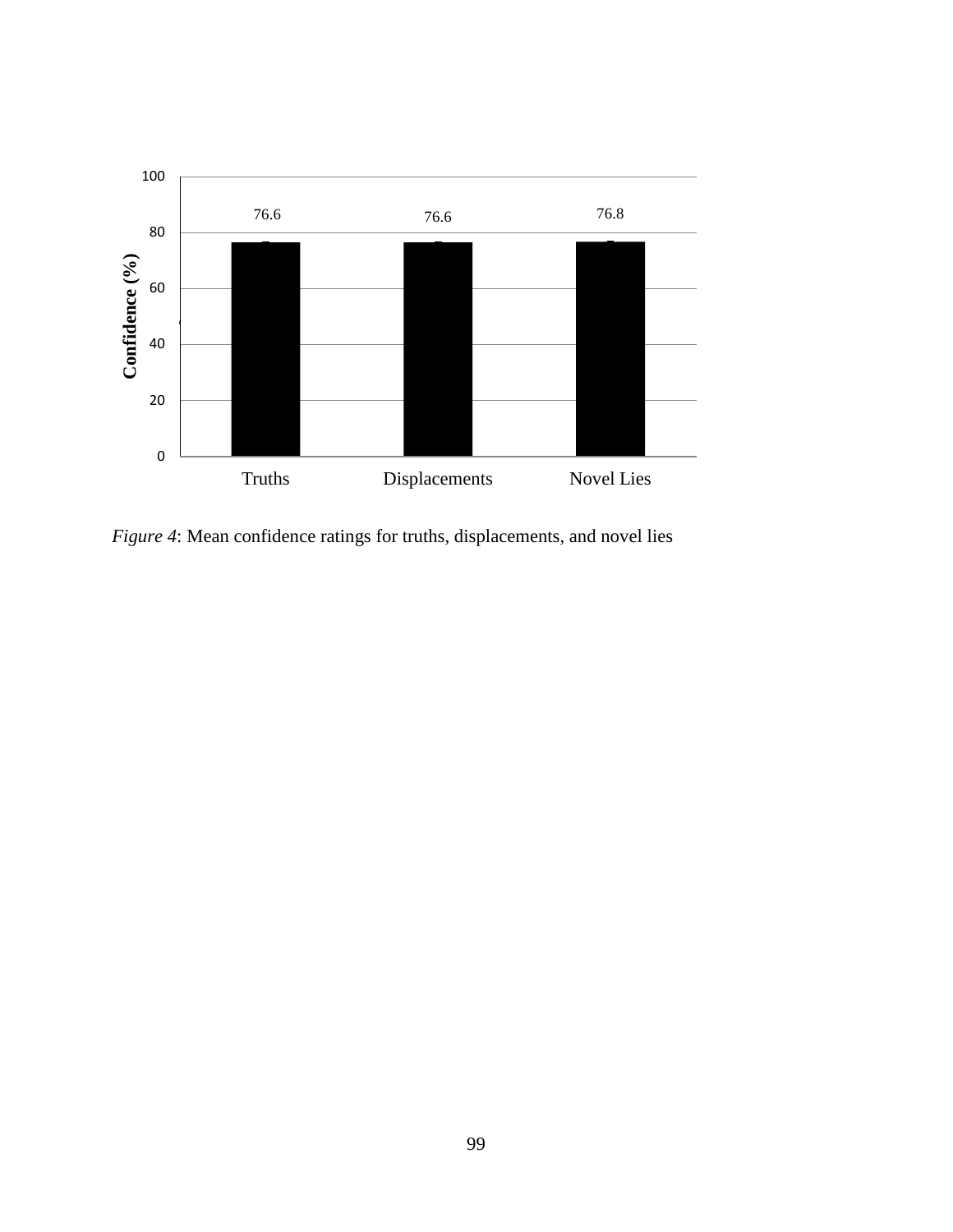*Figure 4*: Mean confidence ratings for truths, displacements, and novel lies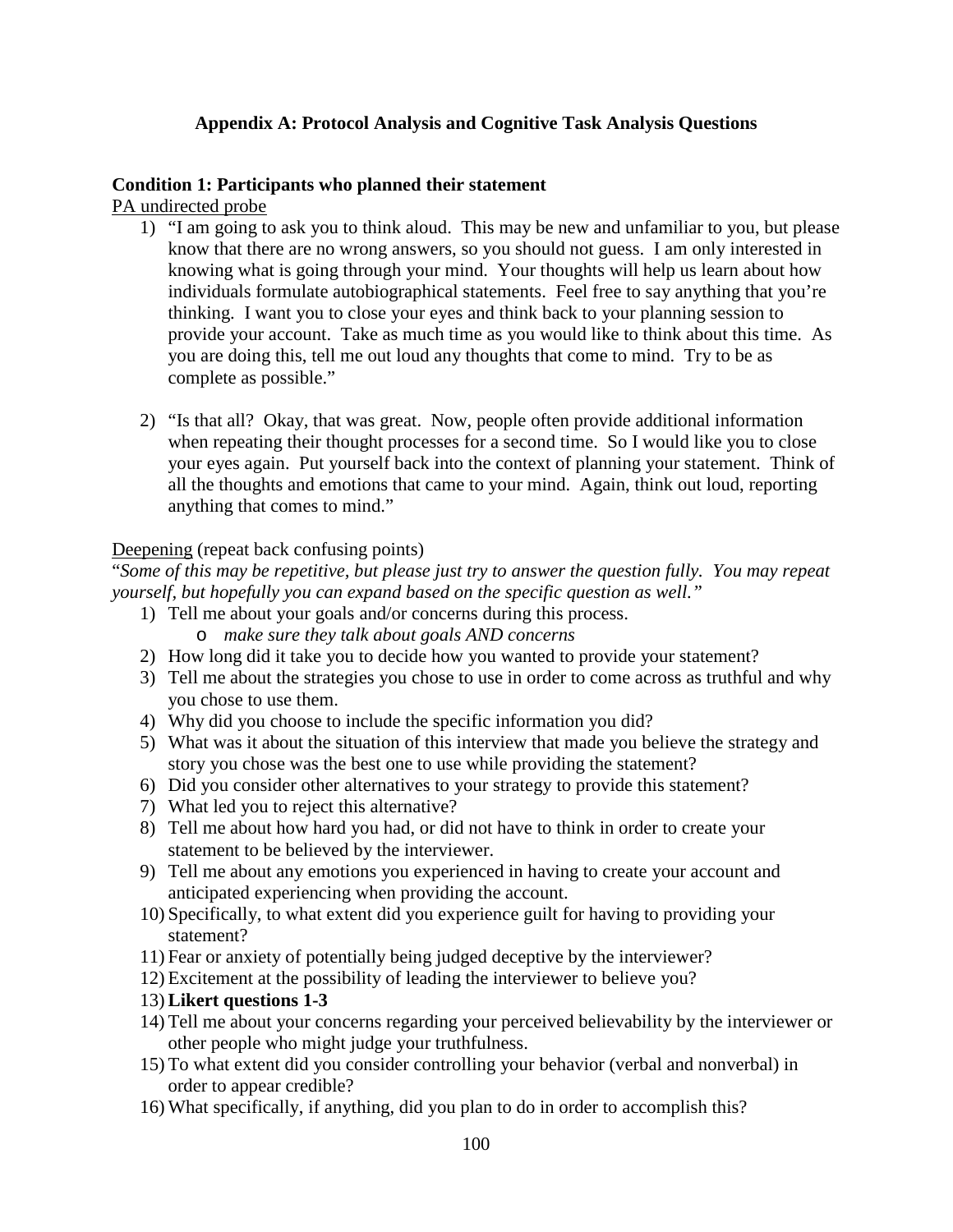## Appendix A: Protocol Analysis and Cognitive Task Analysis Questions

### Condition 1: Participants who planned their statement

<u>PA undirected probe</u>

1) "I am going to ask you to think aloud. This may be new and unfamiliar to you, but please know that there are no wrong answers, so you should not guess. I am only interested in knowing what is going through your mind. Your thoughts will help us learn about how individuals formulate autobiographical statements. Feel free to say anything that you're thinking. I want you to close your eyes and think back to your planning session to provide your account. Take as much time as you would like to think about this time. As you are doing this, tell me out loud any thoughts that come to mind. Try to be as complete as possible."

2) "Is that all? Okay, that was great. Now, people often provide additional information when repeating their thought processes for a second time. So I would like you to close your eyes again. Put yourself back into the context of planning your statement. Think of all the thoughts and emotions that came to your mind. Again, think out loud, reporting anything that comes to mind."

<u>Deepening</u> (repeat back confusing points)

"*Some of this may be repetitive, but please just try to answer the question fully. You may repeat yourself, but hopefully you can expand based on the specific question as well.*"

1) Tell me about your goals and/or concerns during this process.
   - *make sure they talk about goals AND concerns*
2) How long did it take you to decide how you wanted to provide your statement?
3) Tell me about the strategies you chose to use in order to come across as truthful and why you chose to use them.
4) Why did you choose to include the specific information you did?
5) What was it about the situation of this interview that made you believe the strategy and story you chose was the best one to use while providing the statement?
6) Did you consider other alternatives to your strategy to provide this statement?
7) What led you to reject this alternative?
8) Tell me about how hard you had, or did not have to think in order to create your statement to be believed by the interviewer.
9) Tell me about any emotions you experienced in having to create your account and anticipated experiencing when providing the account.
10) Specifically, to what extent did you experience guilt for having to providing your statement?
11) Fear or anxiety of potentially being judged deceptive by the interviewer?
12) Excitement at the possibility of leading the interviewer to believe you?
13) **Likert questions 1-3**
14) Tell me about your concerns regarding your perceived believability by the interviewer or other people who might judge your truthfulness.
15) To what extent did you consider controlling your behavior (verbal and nonverbal) in order to appear credible?
16) What specifically, if anything, did you plan to do in order to accomplish this?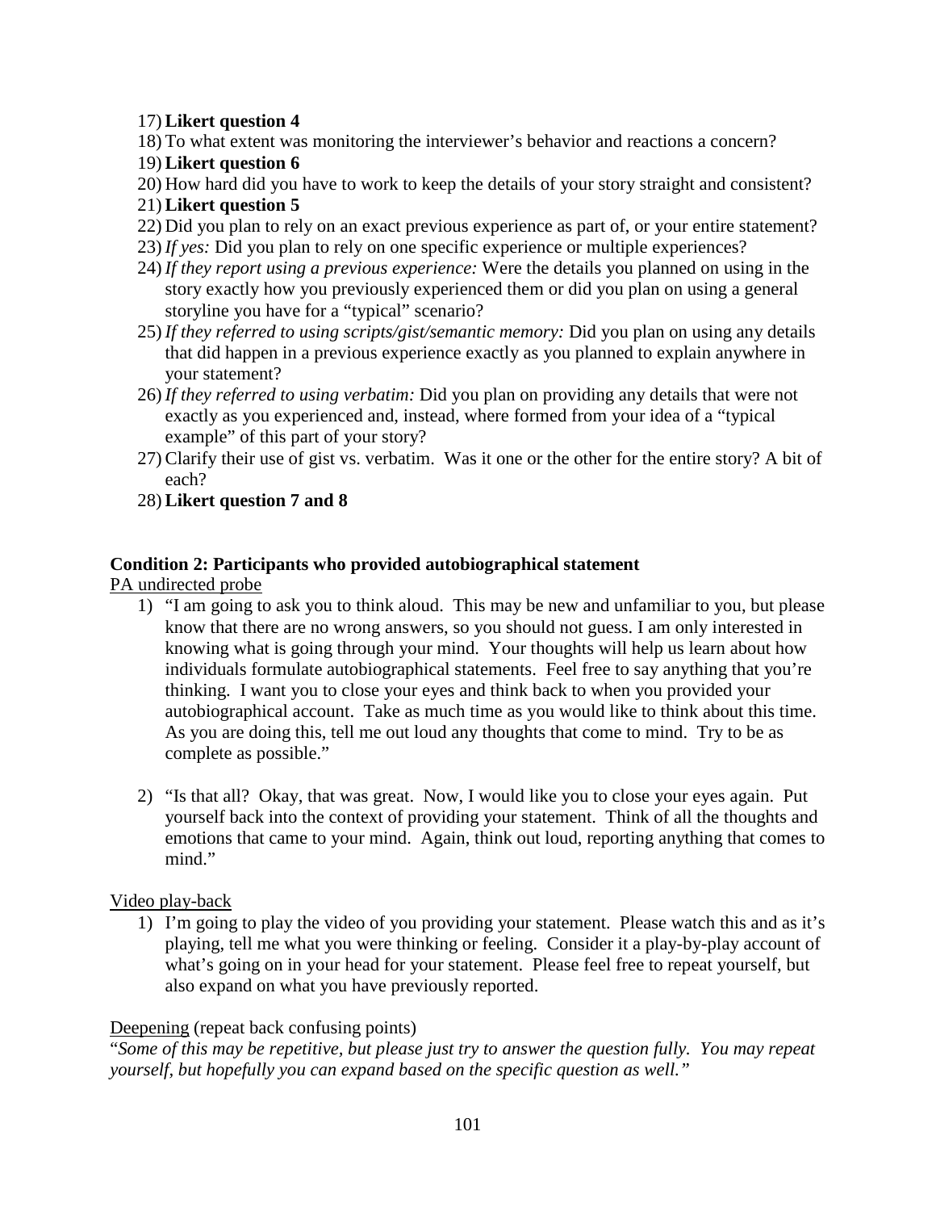17) **Likert question 4**
18) To what extent was monitoring the interviewer's behavior and reactions a concern?
19) **Likert question 6**
20) How hard did you have to work to keep the details of your story straight and consistent?
21) **Likert question 5**
22) Did you plan to rely on an exact previous experience as part of, or your entire statement?
23) *If yes:* Did you plan to rely on one specific experience or multiple experiences?
24) *If they report using a previous experience:* Were the details you planned on using in the story exactly how you previously experienced them or did you plan on using a general storyline you have for a "typical" scenario?
25) *If they referred to using scripts/gist/semantic memory:* Did you plan on using any details that did happen in a previous experience exactly as you planned to explain anywhere in your statement?
26) *If they referred to using verbatim:* Did you plan on providing any details that were not exactly as you experienced and, instead, where formed from your idea of a "typical example" of this part of your story?
27) Clarify their use of gist vs. verbatim. Was it one or the other for the entire story? A bit of each?
28) **Likert question 7 and 8**

**Condition 2: Participants who provided autobiographical statement**

<u>PA undirected probe</u>

1) "I am going to ask you to think aloud. This may be new and unfamiliar to you, but please know that there are no wrong answers, so you should not guess. I am only interested in knowing what is going through your mind. Your thoughts will help us learn about how individuals formulate autobiographical statements. Feel free to say anything that you're thinking. I want you to close your eyes and think back to when you provided your autobiographical account. Take as much time as you would like to think about this time. As you are doing this, tell me out loud any thoughts that come to mind. Try to be as complete as possible."

2) "Is that all? Okay, that was great. Now, I would like you to close your eyes again. Put yourself back into the context of providing your statement. Think of all the thoughts and emotions that came to your mind. Again, think out loud, reporting anything that comes to mind."

<u>Video play-back</u>

1) I'm going to play the video of you providing your statement. Please watch this and as it's playing, tell me what you were thinking or feeling. Consider it a play-by-play account of what's going on in your head for your statement. Please feel free to repeat yourself, but also expand on what you have previously reported.

<u>Deepening</u> (repeat back confusing points)

"*Some of this may be repetitive, but please just try to answer the question fully. You may repeat yourself, but hopefully you can expand based on the specific question as well."*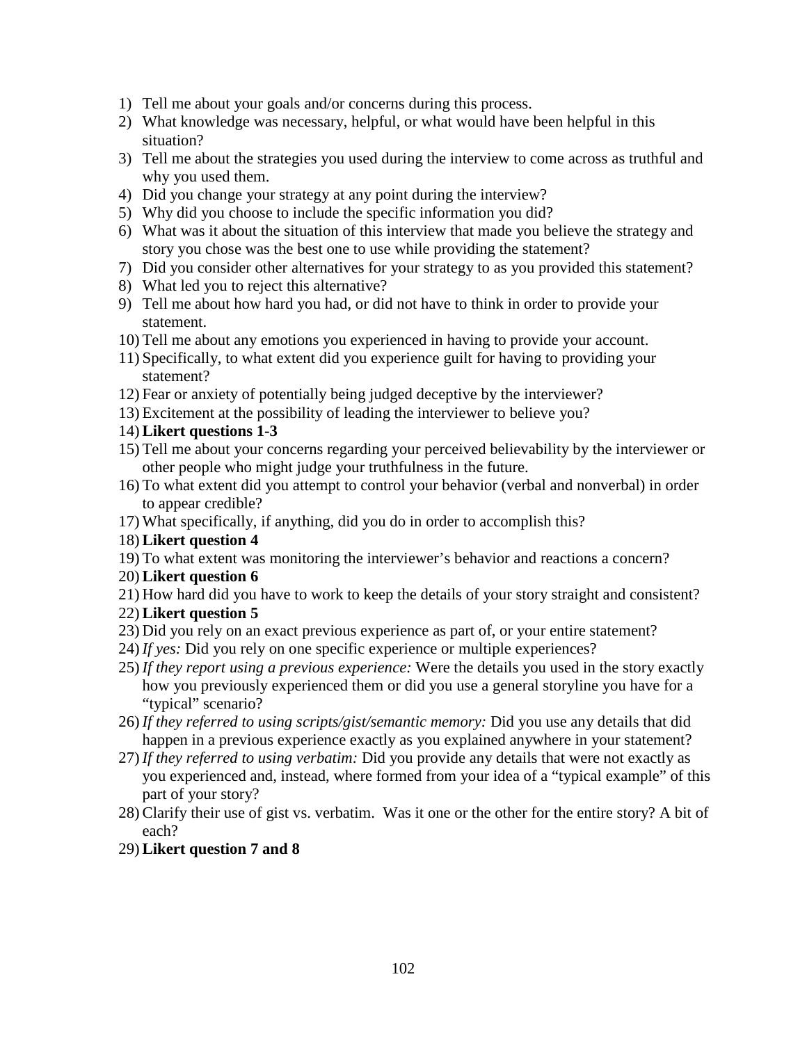1) Tell me about your goals and/or concerns during this process.
2) What knowledge was necessary, helpful, or what would have been helpful in this situation?
3) Tell me about the strategies you used during the interview to come across as truthful and why you used them.
4) Did you change your strategy at any point during the interview?
5) Why did you choose to include the specific information you did?
6) What was it about the situation of this interview that made you believe the strategy and story you chose was the best one to use while providing the statement?
7) Did you consider other alternatives for your strategy to as you provided this statement?
8) What led you to reject this alternative?
9) Tell me about how hard you had, or did not have to think in order to provide your statement.
10) Tell me about any emotions you experienced in having to provide your account.
11) Specifically, to what extent did you experience guilt for having to providing your statement?
12) Fear or anxiety of potentially being judged deceptive by the interviewer?
13) Excitement at the possibility of leading the interviewer to believe you?
14) **Likert questions 1-3**
15) Tell me about your concerns regarding your perceived believability by the interviewer or other people who might judge your truthfulness in the future.
16) To what extent did you attempt to control your behavior (verbal and nonverbal) in order to appear credible?
17) What specifically, if anything, did you do in order to accomplish this?
18) **Likert question 4**
19) To what extent was monitoring the interviewer's behavior and reactions a concern?
20) **Likert question 6**
21) How hard did you have to work to keep the details of your story straight and consistent?
22) **Likert question 5**
23) Did you rely on an exact previous experience as part of, or your entire statement?
24) *If yes:* Did you rely on one specific experience or multiple experiences?
25) *If they report using a previous experience:* Were the details you used in the story exactly how you previously experienced them or did you use a general storyline you have for a "typical" scenario?
26) *If they referred to using scripts/gist/semantic memory:* Did you use any details that did happen in a previous experience exactly as you explained anywhere in your statement?
27) *If they referred to using verbatim:* Did you provide any details that were not exactly as you experienced and, instead, where formed from your idea of a "typical example" of this part of your story?
28) Clarify their use of gist vs. verbatim. Was it one or the other for the entire story? A bit of each?
29) **Likert question 7 and 8**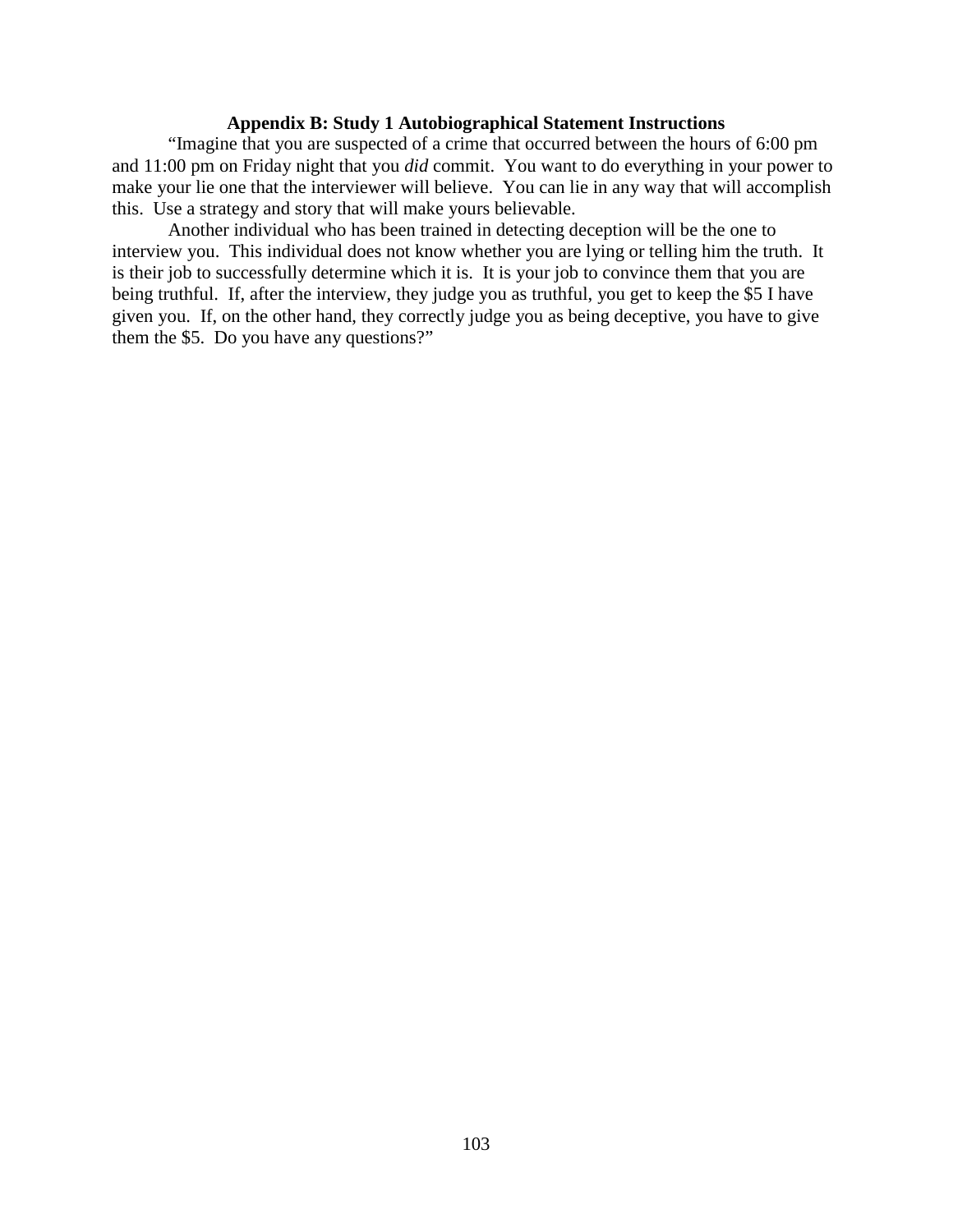**Appendix B: Study 1 Autobiographical Statement Instructions**

"Imagine that you are suspected of a crime that occurred between the hours of 6:00 pm and 11:00 pm on Friday night that you *did* commit. You want to do everything in your power to make your lie one that the interviewer will believe. You can lie in any way that will accomplish this. Use a strategy and story that will make yours believable.

Another individual who has been trained in detecting deception will be the one to interview you. This individual does not know whether you are lying or telling him the truth. It is their job to successfully determine which it is. It is your job to convince them that you are being truthful. If, after the interview, they judge you as truthful, you get to keep the $5 I have given you. If, on the other hand, they correctly judge you as being deceptive, you have to give them the $5. Do you have any questions?"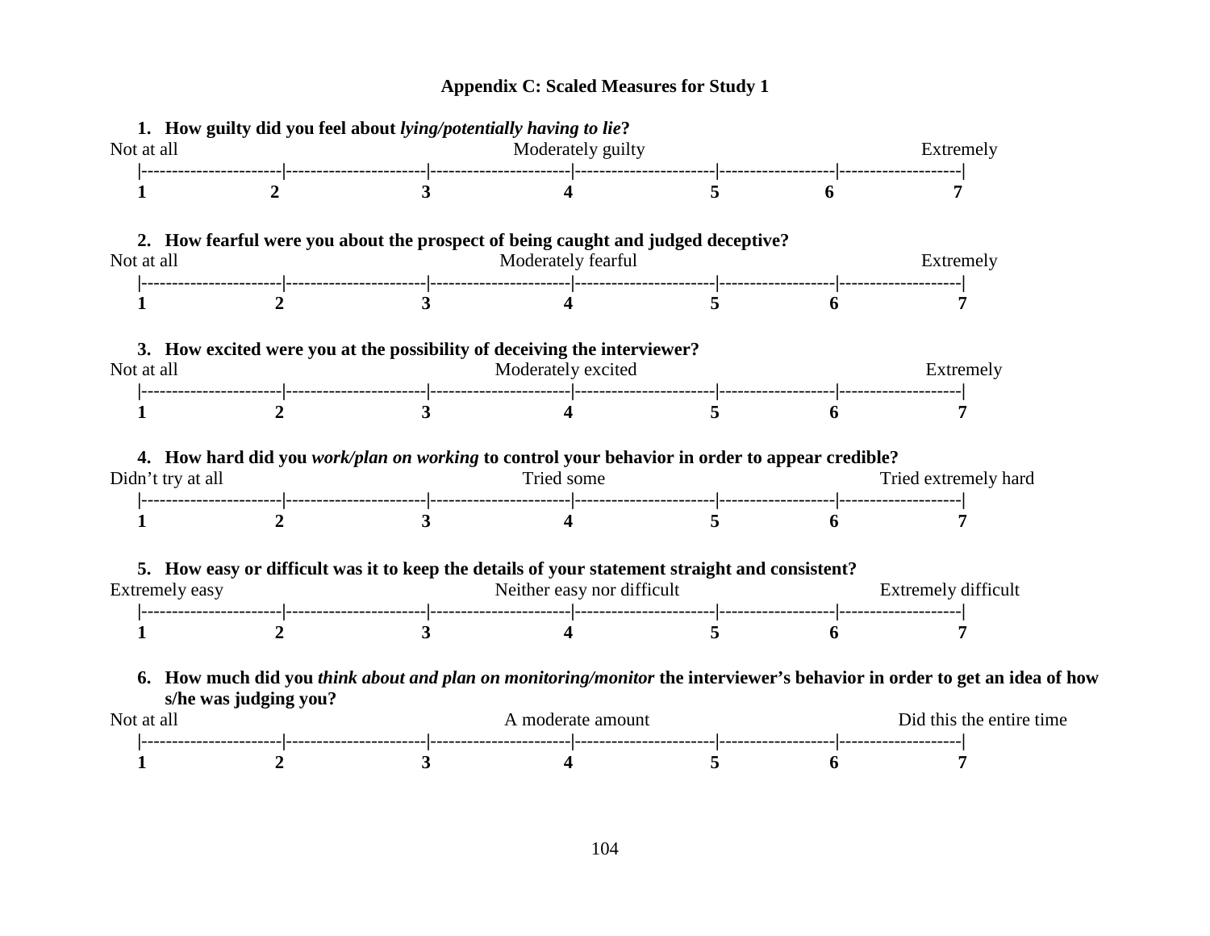## Appendix C: Scaled Measures for Study 1

1. **How guilty did you feel about *lying/potentially having to lie*?**

| Not at all | | | Moderately guilty | | | Extremely |
|---|---|---|---|---|---|---|
| **1** | **2** | **3** | **4** | **5** | **6** | **7** |

2. **How fearful were you about the prospect of being caught and judged deceptive?**

| Not at all | | | Moderately fearful | | | Extremely |
|---|---|---|---|---|---|---|
| **1** | **2** | **3** | **4** | **5** | **6** | **7** |

3. **How excited were you at the possibility of deceiving the interviewer?**

| Not at all | | | Moderately excited | | | Extremely |
|---|---|---|---|---|---|---|
| **1** | **2** | **3** | **4** | **5** | **6** | **7** |

4. **How hard did you *work/plan on working* to control your behavior in order to appear credible?**

| Didn't try at all | | | Tried some | | | Tried extremely hard |
|---|---|---|---|---|---|---|
| **1** | **2** | **3** | **4** | **5** | **6** | **7** |

5. **How easy or difficult was it to keep the details of your statement straight and consistent?**

| Extremely easy | | | Neither easy nor difficult | | | Extremely difficult |
|---|---|---|---|---|---|---|
| **1** | **2** | **3** | **4** | **5** | **6** | **7** |

6. **How much did you *think about and plan on monitoring/monitor* the interviewer's behavior in order to get an idea of how s/he was judging you?**

| Not at all | | | A moderate amount | | | Did this the entire time |
|---|---|---|---|---|---|---|
| **1** | **2** | **3** | **4** | **5** | **6** | **7** |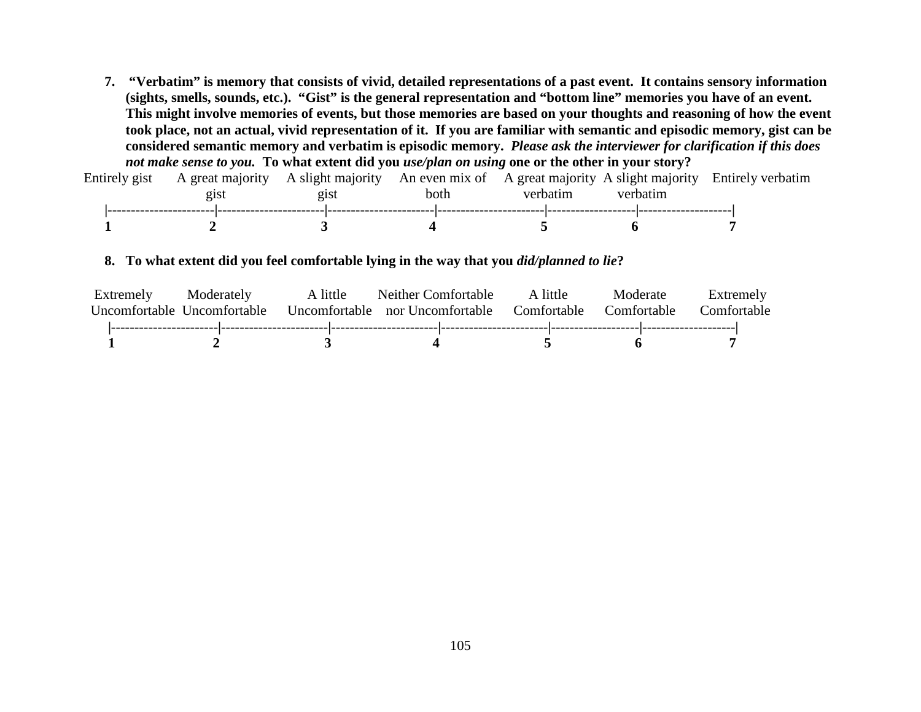7. **"Verbatim" is memory that consists of vivid, detailed representations of a past event. It contains sensory information (sights, smells, sounds, etc.). "Gist" is the general representation and "bottom line" memories you have of an event. This might involve memories of events, but those memories are based on your thoughts and reasoning of how the event took place, not an actual, vivid representation of it. If you are familiar with semantic and episodic memory, gist can be considered semantic memory and verbatim is episodic memory.** ***Please ask the interviewer for clarification if this does not make sense to you.*** **To what extent did you** ***use/plan on using*** **one or the other in your story?**

| Entirely gist | A great majority gist | A slight majority gist | An even mix of both | A great majority verbatim | A slight majority verbatim | Entirely verbatim |
|---|---|---|---|---|---|---|
| **1** | **2** | **3** | **4** | **5** | **6** | **7** |

8. **To what extent did you feel comfortable lying in the way that you** ***did/planned to lie*****?**

| Extremely Uncomfortable | Moderately Uncomfortable | A little Uncomfortable | Neither Comfortable nor Uncomfortable | A little Comfortable | Moderate Comfortable | Extremely Comfortable |
|---|---|---|---|---|---|---|
| **1** | **2** | **3** | **4** | **5** | **6** | **7** |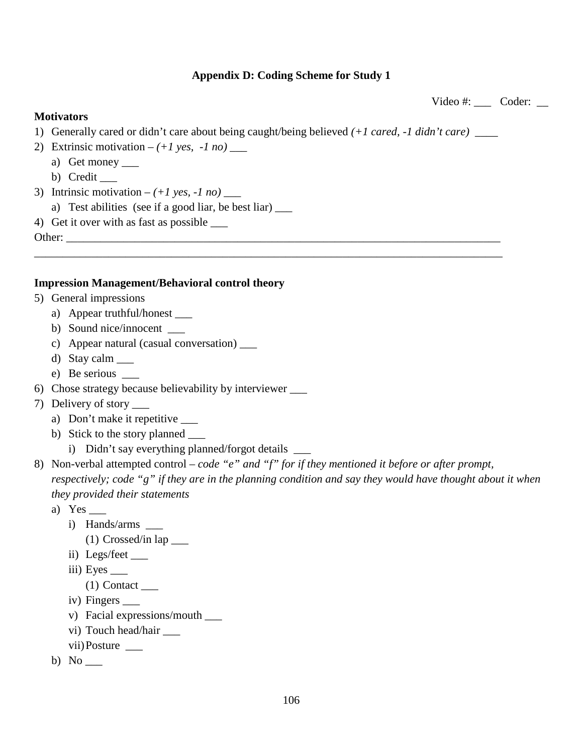### Appendix D: Coding Scheme for Study 1

Video #: ___ Coder: __

**Motivators**

1) Generally cared or didn't care about being caught/being believed *(+1 cared, -1 didn't care)* ____
2) Extrinsic motivation – *(+1 yes, -1 no)* ___
   a) Get money ___
   b) Credit ___
3) Intrinsic motivation – *(+1 yes, -1 no)* ___
   a) Test abilities (see if a good liar, be best liar) ___
4) Get it over with as fast as possible ___

Other: ______________________________________________________________________________

______________________________________________________________________________________

**Impression Management/Behavioral control theory**

5) General impressions
   a) Appear truthful/honest ___
   b) Sound nice/innocent ___
   c) Appear natural (casual conversation) ___
   d) Stay calm ___
   e) Be serious ___
6) Chose strategy because believability by interviewer ___
7) Delivery of story ___
   a) Don't make it repetitive ___
   b) Stick to the story planned ___
      i) Didn't say everything planned/forgot details ___
8) Non-verbal attempted control – *code "e" and "f" for if they mentioned it before or after prompt, respectively; code "g" if they are in the planning condition and say they would have thought about it when they provided their statements*
   a) Yes ___
      i) Hands/arms ___
         (1) Crossed/in lap ___
      ii) Legs/feet ___
      iii) Eyes ___
         (1) Contact ___
      iv) Fingers ___
      v) Facial expressions/mouth ___
      vi) Touch head/hair ___
      vii) Posture ___
   b) No ___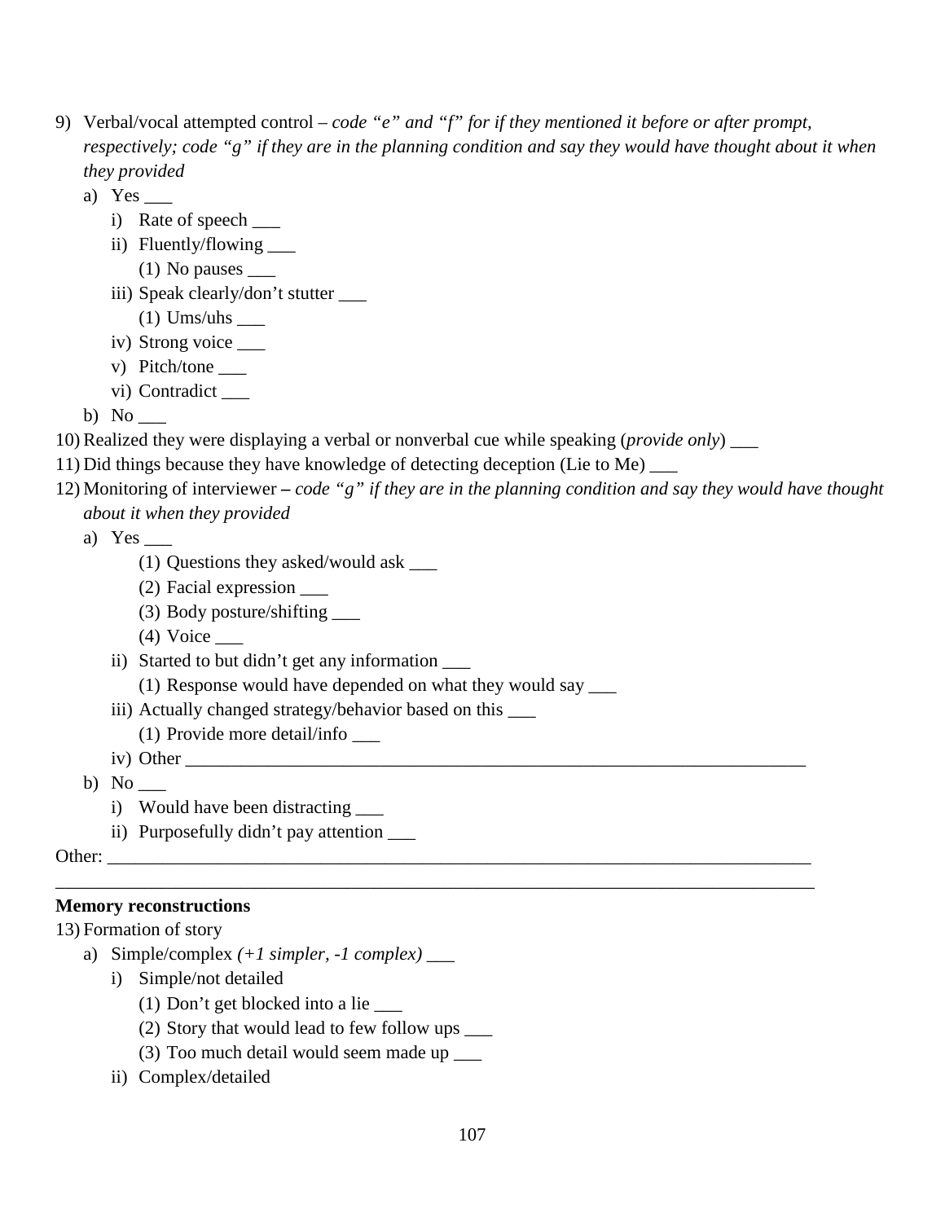9) Verbal/vocal attempted control – *code "e" and "f" for if they mentioned it before or after prompt, respectively; code "g" if they are in the planning condition and say they would have thought about it when they provided*
   a) Yes ___
      i) Rate of speech ___
      ii) Fluently/flowing ___
         (1) No pauses ___
      iii) Speak clearly/don't stutter ___
         (1) Ums/uhs ___
      iv) Strong voice ___
      v) Pitch/tone ___
      vi) Contradict ___
   b) No ___
10) Realized they were displaying a verbal or nonverbal cue while speaking (*provide only*) ___
11) Did things because they have knowledge of detecting deception (Lie to Me) ___
12) Monitoring of interviewer **–** *code "g" if they are in the planning condition and say they would have thought about it when they provided*
   a) Yes ___
         (1) Questions they asked/would ask ___
         (2) Facial expression ___
         (3) Body posture/shifting ___
         (4) Voice ___
      ii) Started to but didn't get any information ___
         (1) Response would have depended on what they would say ___
      iii) Actually changed strategy/behavior based on this ___
         (1) Provide more detail/info ___
      iv) Other ___________________________________________________________________
   b) No ___
      i) Would have been distracting ___
      ii) Purposefully didn't pay attention ___

Other: ______________________________________________________________________________
_____________________________________________________________________________________

**Memory reconstructions**

13) Formation of story
   a) Simple/complex *(+1 simpler, -1 complex)* ___
      i) Simple/not detailed
         (1) Don't get blocked into a lie ___
         (2) Story that would lead to few follow ups ___
         (3) Too much detail would seem made up ___
      ii) Complex/detailed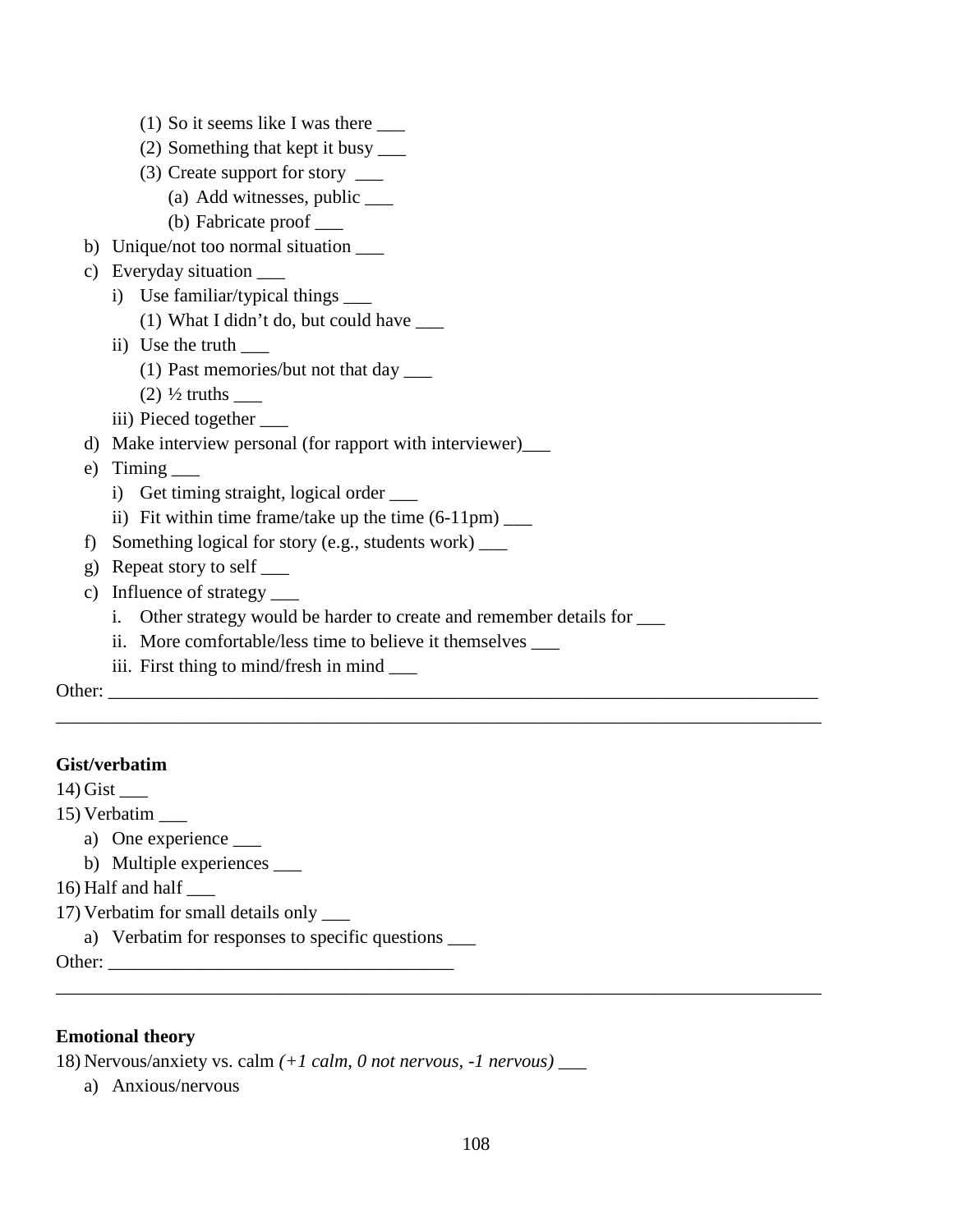(1) So it seems like I was there ___

(2) Something that kept it busy ___

(3) Create support for story ___

(a) Add witnesses, public ___

(b) Fabricate proof ___

b) Unique/not too normal situation ___

c) Everyday situation ___

i) Use familiar/typical things ___

(1) What I didn't do, but could have ___

ii) Use the truth ___

(1) Past memories/but not that day ___

(2) ½ truths ___

iii) Pieced together ___

d) Make interview personal (for rapport with interviewer)___

e) Timing ___

i) Get timing straight, logical order ___

ii) Fit within time frame/take up the time (6-11pm) ___

f) Something logical for story (e.g., students work) ___

g) Repeat story to self ___

c) Influence of strategy ___

i. Other strategy would be harder to create and remember details for ___

ii. More comfortable/less time to believe it themselves ___

iii. First thing to mind/fresh in mind ___

Other: ________________________________________________________________________________
________________________________________________________________________________________

**Gist/verbatim**

14) Gist ___

15) Verbatim ___

a) One experience ___

b) Multiple experiences ___

16) Half and half ___

17) Verbatim for small details only ___

a) Verbatim for responses to specific questions ___

Other: ______________________________________
________________________________________________________________________________________

**Emotional theory**

18) Nervous/anxiety vs. calm *(+1 calm, 0 not nervous, -1 nervous)* ___

a) Anxious/nervous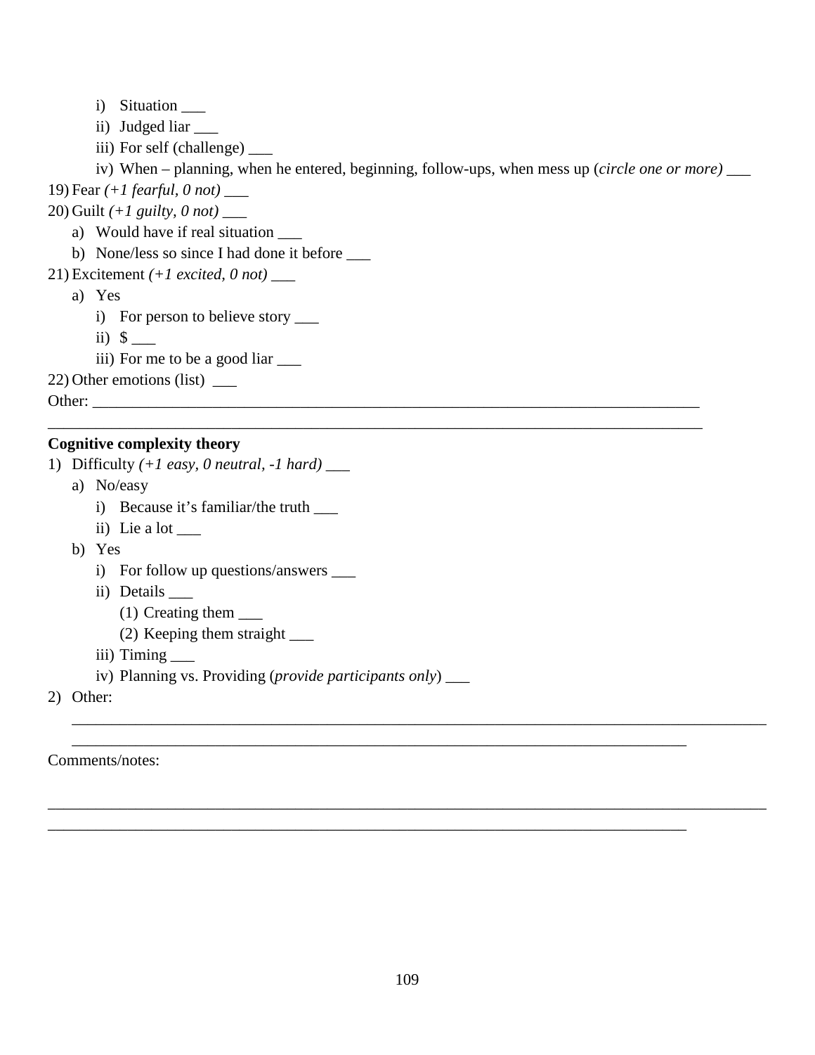i) Situation ___
ii) Judged liar ___
iii) For self (challenge) ___
iv) When – planning, when he entered, beginning, follow-ups, when mess up (*circle one or more)* ___

19) Fear *(+1 fearful, 0 not)* ___

20) Guilt *(+1 guilty, 0 not)* ___
   a) Would have if real situation ___
   b) None/less so since I had done it before ___

21) Excitement *(+1 excited, 0 not)* ___
   a) Yes
      i) For person to believe story ___
      ii) $ ___
      iii) For me to be a good liar ___

22) Other emotions (list) ___

Other: ________________________________________________________________________________

________________________________________________________________________________________

**Cognitive complexity theory**

1) Difficulty *(+1 easy, 0 neutral, -1 hard)* ___
   a) No/easy
      i) Because it's familiar/the truth ___
      ii) Lie a lot ___
   b) Yes
      i) For follow up questions/answers ___
      ii) Details ___
         (1) Creating them ___
         (2) Keeping them straight ___
      iii) Timing ___
      iv) Planning vs. Providing (*provide participants only*) ___

2) Other:

   ________________________________________________________________________________________

   ________________________________________________________________________________

Comments/notes:

________________________________________________________________________________________

________________________________________________________________________________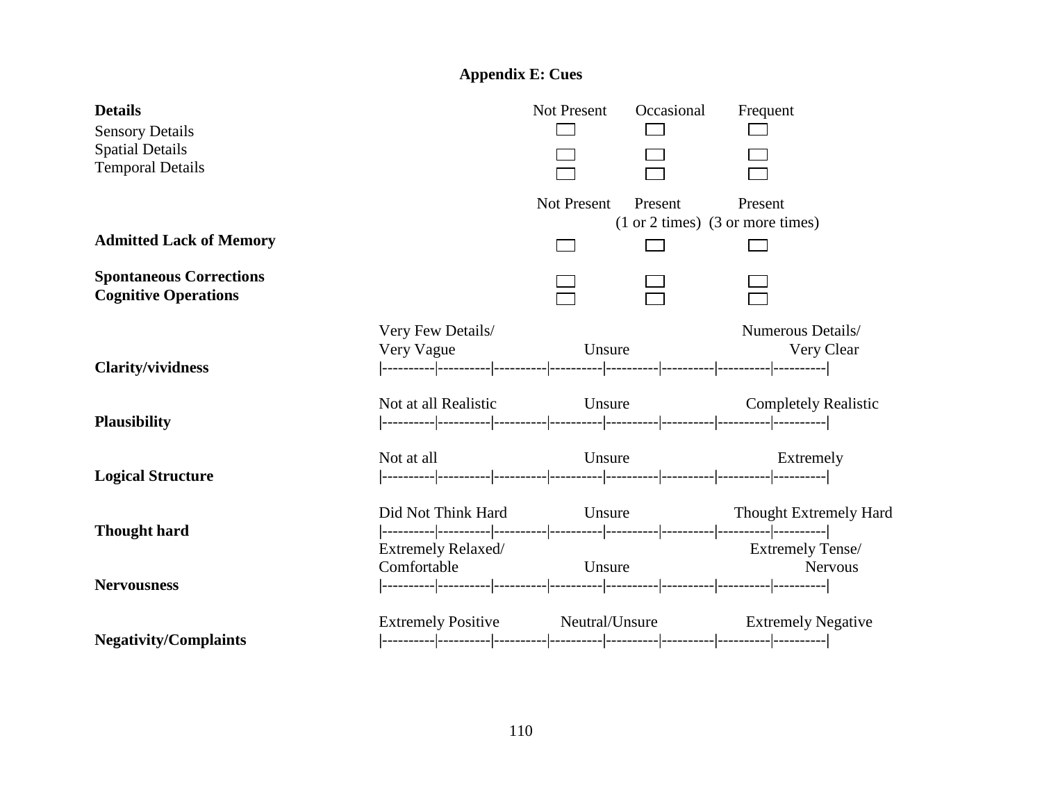## Appendix E: Cues

| **Details** | Not Present | Occasional | Frequent |
|---|---|---|---|
| Sensory Details | ☐ | ☐ | ☐ |
| Spatial Details | ☐ | ☐ | ☐ |
| Temporal Details | ☐ | ☐ | ☐ |

| | Not Present | Present (1 or 2 times) | Present (3 or more times) |
|---|---|---|---|
| **Admitted Lack of Memory** | ☐ | ☐ | ☐ |
| **Spontaneous Corrections** | ☐ | ☐ | ☐ |
| **Cognitive Operations** | ☐ | ☐ | ☐ |

**Clarity/vividness**

Very Few Details/ Very Vague — Unsure — Numerous Details/ Very Clear

|----------|----------|----------|----------|----------|----------|----------|----------|

**Plausibility**

Not at all Realistic — Unsure — Completely Realistic

|----------|----------|----------|----------|----------|----------|----------|----------|

**Logical Structure**

Not at all — Unsure — Extremely

|----------|----------|----------|----------|----------|----------|----------|----------|

**Thought hard**

Did Not Think Hard — Unsure — Thought Extremely Hard

|----------|----------|----------|----------|----------|----------|----------|----------|

**Nervousness**

Extremely Relaxed/ Comfortable — Unsure — Extremely Tense/ Nervous

|----------|----------|----------|----------|----------|----------|----------|----------|

**Negativity/Complaints**

Extremely Positive — Neutral/Unsure — Extremely Negative

|----------|----------|----------|----------|----------|----------|----------|----------|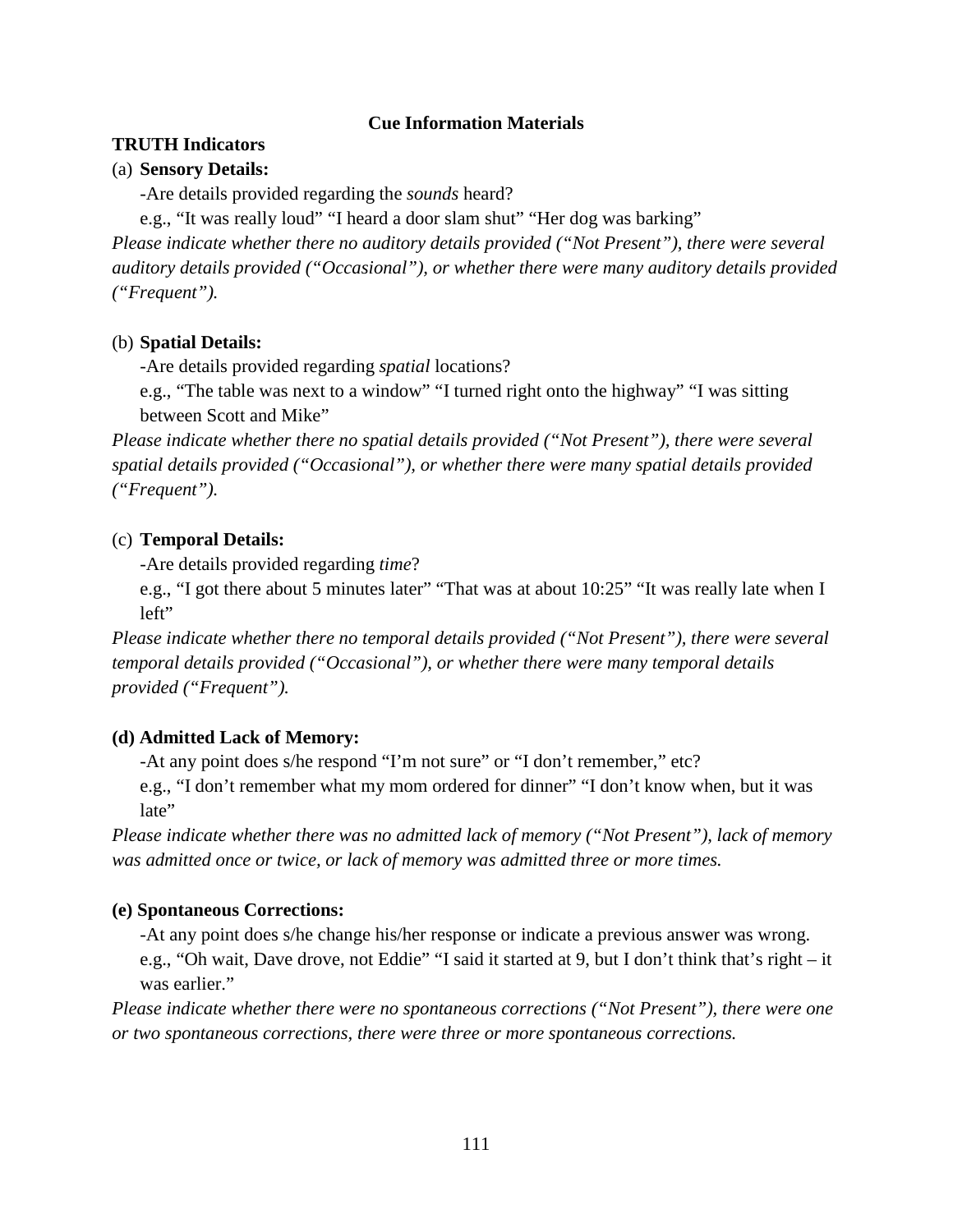**Cue Information Materials**

**TRUTH Indicators**

(a) **Sensory Details:**

-Are details provided regarding the *sounds* heard?

e.g., "It was really loud" "I heard a door slam shut" "Her dog was barking"

*Please indicate whether there no auditory details provided ("Not Present"), there were several auditory details provided ("Occasional"), or whether there were many auditory details provided ("Frequent").*

(b) **Spatial Details:**

-Are details provided regarding *spatial* locations?

e.g., "The table was next to a window" "I turned right onto the highway" "I was sitting between Scott and Mike"

*Please indicate whether there no spatial details provided ("Not Present"), there were several spatial details provided ("Occasional"), or whether there were many spatial details provided ("Frequent").*

(c) **Temporal Details:**

-Are details provided regarding *time*?

e.g., "I got there about 5 minutes later" "That was at about 10:25" "It was really late when I left"

*Please indicate whether there no temporal details provided ("Not Present"), there were several temporal details provided ("Occasional"), or whether there were many temporal details provided ("Frequent").*

**(d) Admitted Lack of Memory:**

-At any point does s/he respond "I'm not sure" or "I don't remember," etc?

e.g., "I don't remember what my mom ordered for dinner" "I don't know when, but it was late"

*Please indicate whether there was no admitted lack of memory ("Not Present"), lack of memory was admitted once or twice, or lack of memory was admitted three or more times.*

**(e) Spontaneous Corrections:**

-At any point does s/he change his/her response or indicate a previous answer was wrong.

e.g., "Oh wait, Dave drove, not Eddie" "I said it started at 9, but I don't think that's right – it was earlier."

*Please indicate whether there were no spontaneous corrections ("Not Present"), there were one or two spontaneous corrections, there were three or more spontaneous corrections.*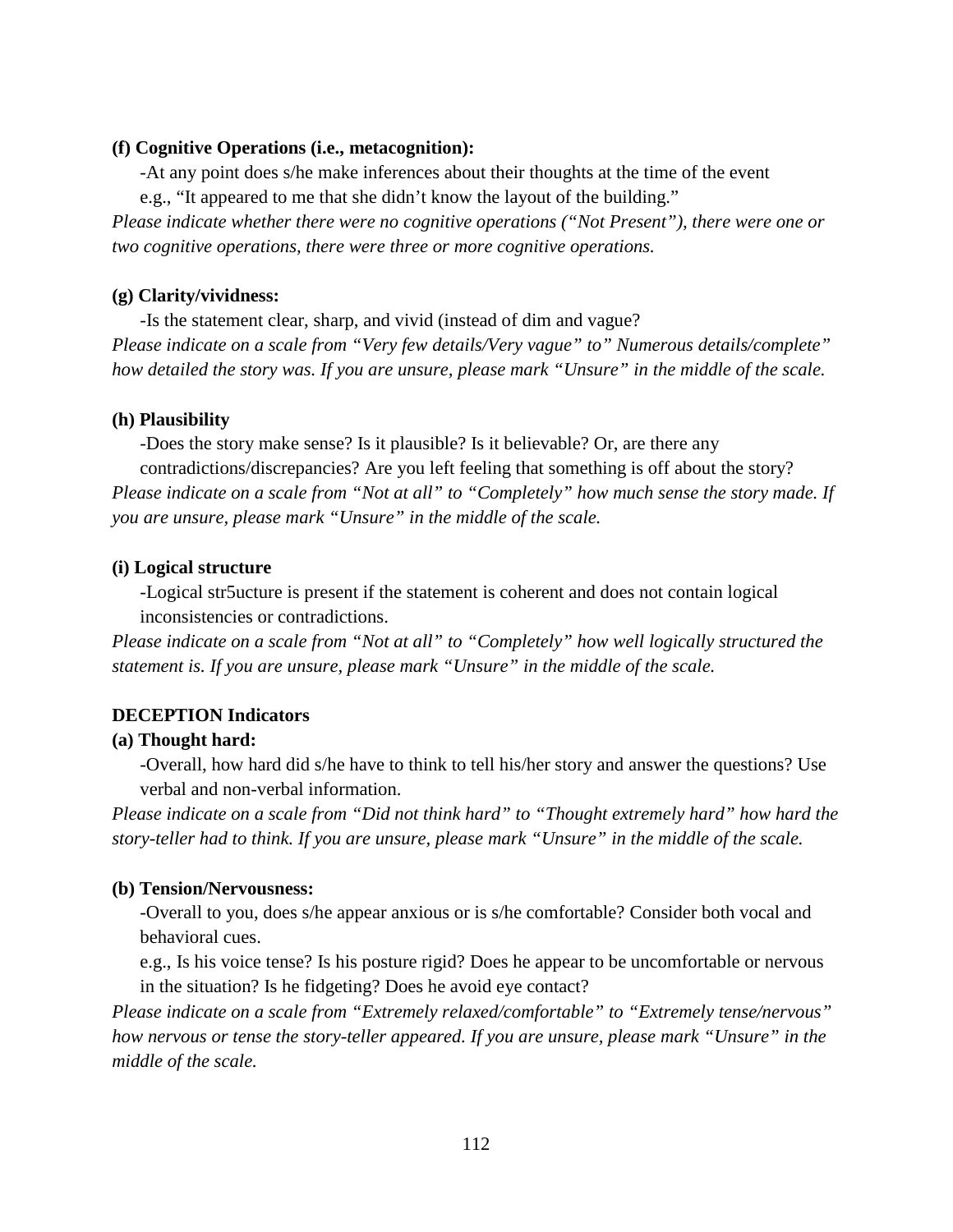**(f) Cognitive Operations (i.e., metacognition):**

-At any point does s/he make inferences about their thoughts at the time of the event

e.g., "It appeared to me that she didn't know the layout of the building."

*Please indicate whether there were no cognitive operations ("Not Present"), there were one or two cognitive operations, there were three or more cognitive operations.*

**(g) Clarity/vividness:**

-Is the statement clear, sharp, and vivid (instead of dim and vague?

*Please indicate on a scale from "Very few details/Very vague" to" Numerous details/complete" how detailed the story was. If you are unsure, please mark "Unsure" in the middle of the scale.*

**(h) Plausibility**

-Does the story make sense? Is it plausible? Is it believable? Or, are there any contradictions/discrepancies? Are you left feeling that something is off about the story?

*Please indicate on a scale from "Not at all" to "Completely" how much sense the story made. If you are unsure, please mark "Unsure" in the middle of the scale.*

**(i) Logical structure**

-Logical str5ucture is present if the statement is coherent and does not contain logical inconsistencies or contradictions.

*Please indicate on a scale from "Not at all" to "Completely" how well logically structured the statement is. If you are unsure, please mark "Unsure" in the middle of the scale.*

**DECEPTION Indicators**

**(a) Thought hard:**

-Overall, how hard did s/he have to think to tell his/her story and answer the questions? Use verbal and non-verbal information.

*Please indicate on a scale from "Did not think hard" to "Thought extremely hard" how hard the story-teller had to think. If you are unsure, please mark "Unsure" in the middle of the scale.*

**(b) Tension/Nervousness:**

-Overall to you, does s/he appear anxious or is s/he comfortable? Consider both vocal and behavioral cues.

e.g., Is his voice tense? Is his posture rigid? Does he appear to be uncomfortable or nervous in the situation? Is he fidgeting? Does he avoid eye contact?

*Please indicate on a scale from "Extremely relaxed/comfortable" to "Extremely tense/nervous" how nervous or tense the story-teller appeared. If you are unsure, please mark "Unsure" in the middle of the scale.*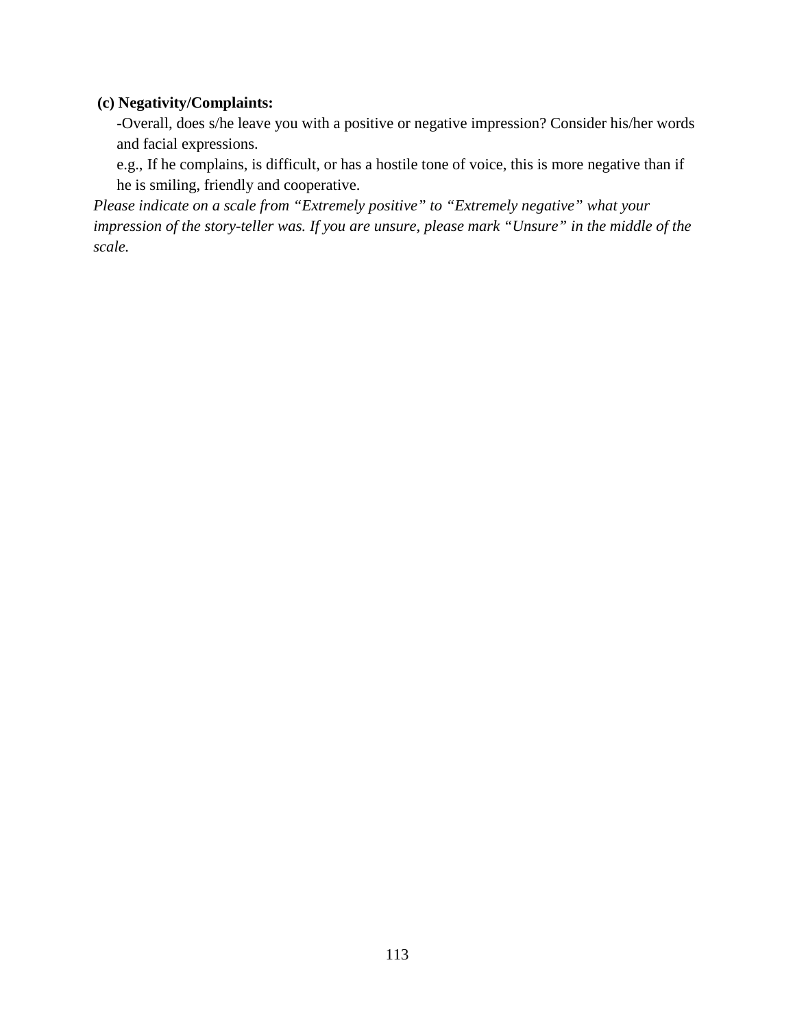**(c) Negativity/Complaints:**

-Overall, does s/he leave you with a positive or negative impression? Consider his/her words and facial expressions.

e.g., If he complains, is difficult, or has a hostile tone of voice, this is more negative than if he is smiling, friendly and cooperative.

*Please indicate on a scale from "Extremely positive" to "Extremely negative" what your impression of the story-teller was. If you are unsure, please mark "Unsure" in the middle of the scale.*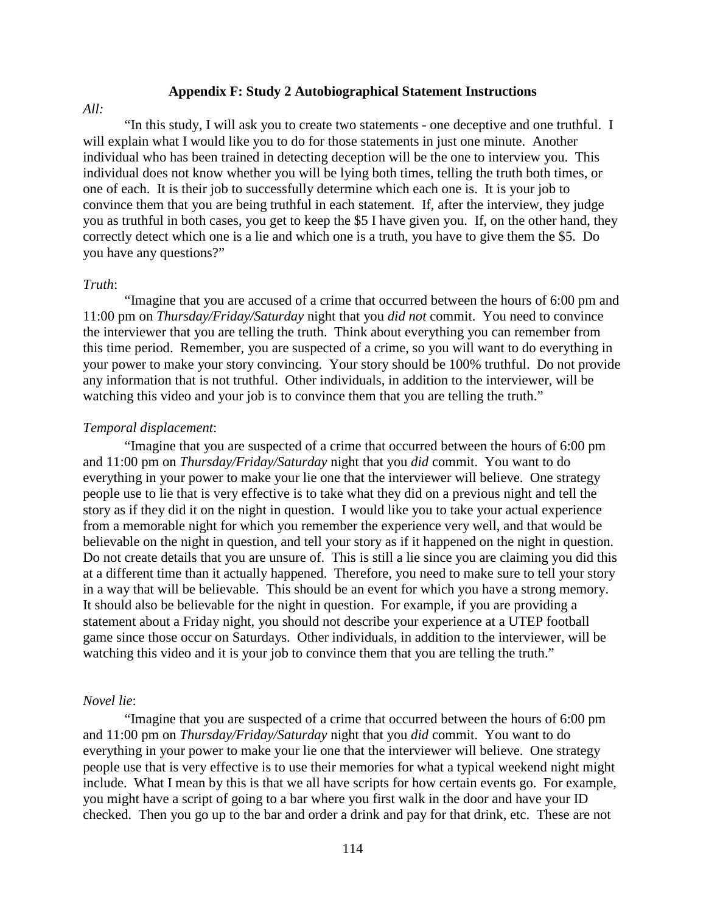## Appendix F: Study 2 Autobiographical Statement Instructions

*All:*

"In this study, I will ask you to create two statements - one deceptive and one truthful. I will explain what I would like you to do for those statements in just one minute. Another individual who has been trained in detecting deception will be the one to interview you. This individual does not know whether you will be lying both times, telling the truth both times, or one of each. It is their job to successfully determine which each one is. It is your job to convince them that you are being truthful in each statement. If, after the interview, they judge you as truthful in both cases, you get to keep the $5 I have given you. If, on the other hand, they correctly detect which one is a lie and which one is a truth, you have to give them the $5. Do you have any questions?"

*Truth*:

"Imagine that you are accused of a crime that occurred between the hours of 6:00 pm and 11:00 pm on *Thursday/Friday/Saturday* night that you *did not* commit. You need to convince the interviewer that you are telling the truth. Think about everything you can remember from this time period. Remember, you are suspected of a crime, so you will want to do everything in your power to make your story convincing. Your story should be 100% truthful. Do not provide any information that is not truthful. Other individuals, in addition to the interviewer, will be watching this video and your job is to convince them that you are telling the truth."

*Temporal displacement*:

"Imagine that you are suspected of a crime that occurred between the hours of 6:00 pm and 11:00 pm on *Thursday/Friday/Saturday* night that you *did* commit. You want to do everything in your power to make your lie one that the interviewer will believe. One strategy people use to lie that is very effective is to take what they did on a previous night and tell the story as if they did it on the night in question. I would like you to take your actual experience from a memorable night for which you remember the experience very well, and that would be believable on the night in question, and tell your story as if it happened on the night in question. Do not create details that you are unsure of. This is still a lie since you are claiming you did this at a different time than it actually happened. Therefore, you need to make sure to tell your story in a way that will be believable. This should be an event for which you have a strong memory. It should also be believable for the night in question. For example, if you are providing a statement about a Friday night, you should not describe your experience at a UTEP football game since those occur on Saturdays. Other individuals, in addition to the interviewer, will be watching this video and it is your job to convince them that you are telling the truth."

*Novel lie*:

"Imagine that you are suspected of a crime that occurred between the hours of 6:00 pm and 11:00 pm on *Thursday/Friday/Saturday* night that you *did* commit. You want to do everything in your power to make your lie one that the interviewer will believe. One strategy people use that is very effective is to use their memories for what a typical weekend night might include. What I mean by this is that we all have scripts for how certain events go. For example, you might have a script of going to a bar where you first walk in the door and have your ID checked. Then you go up to the bar and order a drink and pay for that drink, etc. These are not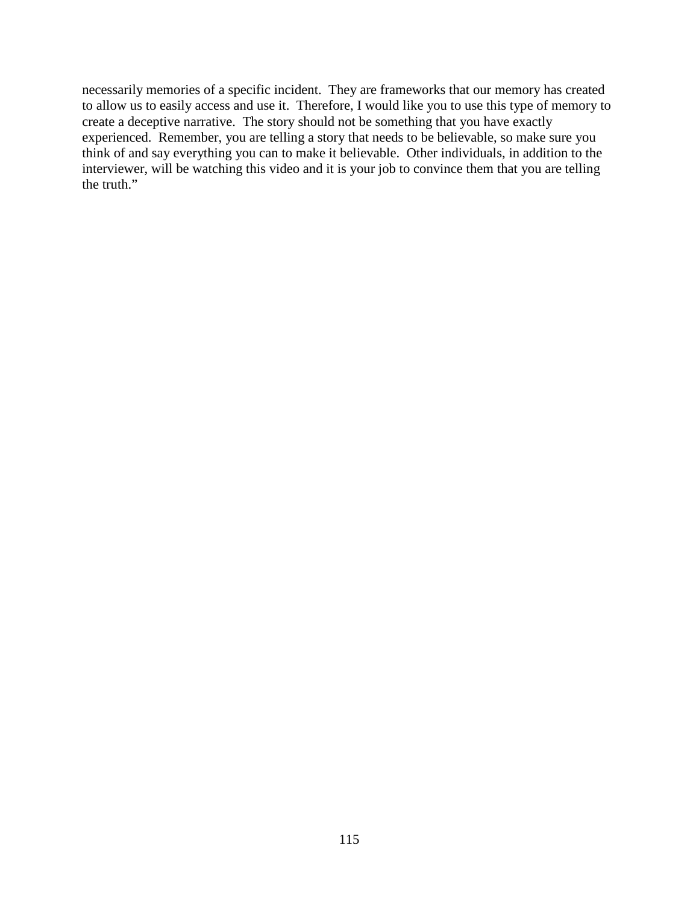necessarily memories of a specific incident. They are frameworks that our memory has created to allow us to easily access and use it. Therefore, I would like you to use this type of memory to create a deceptive narrative. The story should not be something that you have exactly experienced. Remember, you are telling a story that needs to be believable, so make sure you think of and say everything you can to make it believable. Other individuals, in addition to the interviewer, will be watching this video and it is your job to convince them that you are telling the truth."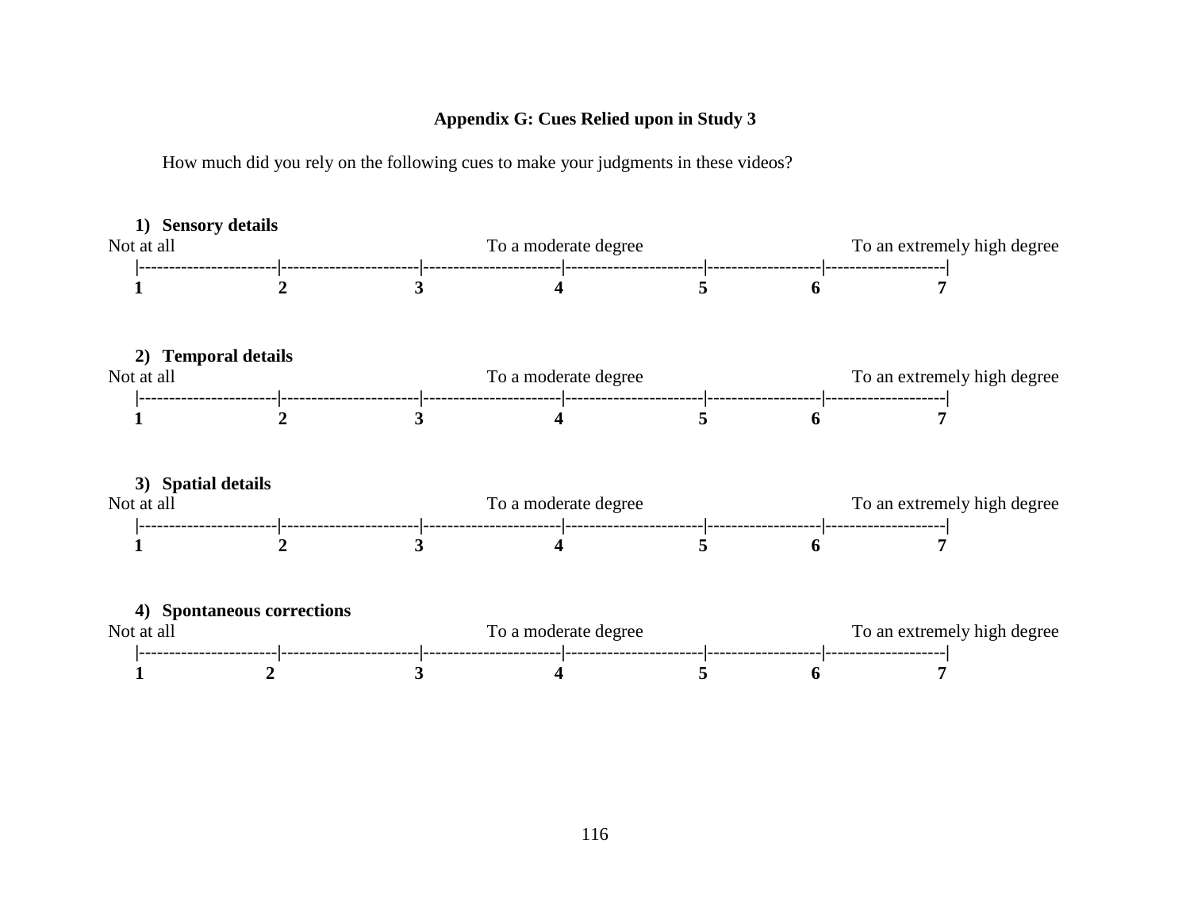**Appendix G: Cues Relied upon in Study 3**

How much did you rely on the following cues to make your judgments in these videos?

1) **Sensory details**

Not at all — To a moderate degree — To an extremely high degree

|----------------------|----------------------|----------------------|----------------------|------------------|-------------------|

**1** **2** **3** **4** **5** **6** **7**

2) **Temporal details**

Not at all — To a moderate degree — To an extremely high degree

|----------------------|----------------------|----------------------|----------------------|------------------|-------------------|

**1** **2** **3** **4** **5** **6** **7**

3) **Spatial details**

Not at all — To a moderate degree — To an extremely high degree

|----------------------|----------------------|----------------------|----------------------|------------------|-------------------|

**1** **2** **3** **4** **5** **6** **7**

4) **Spontaneous corrections**

Not at all — To a moderate degree — To an extremely high degree

|----------------------|----------------------|----------------------|----------------------|------------------|-------------------|

**1** **2** **3** **4** **5** **6** **7**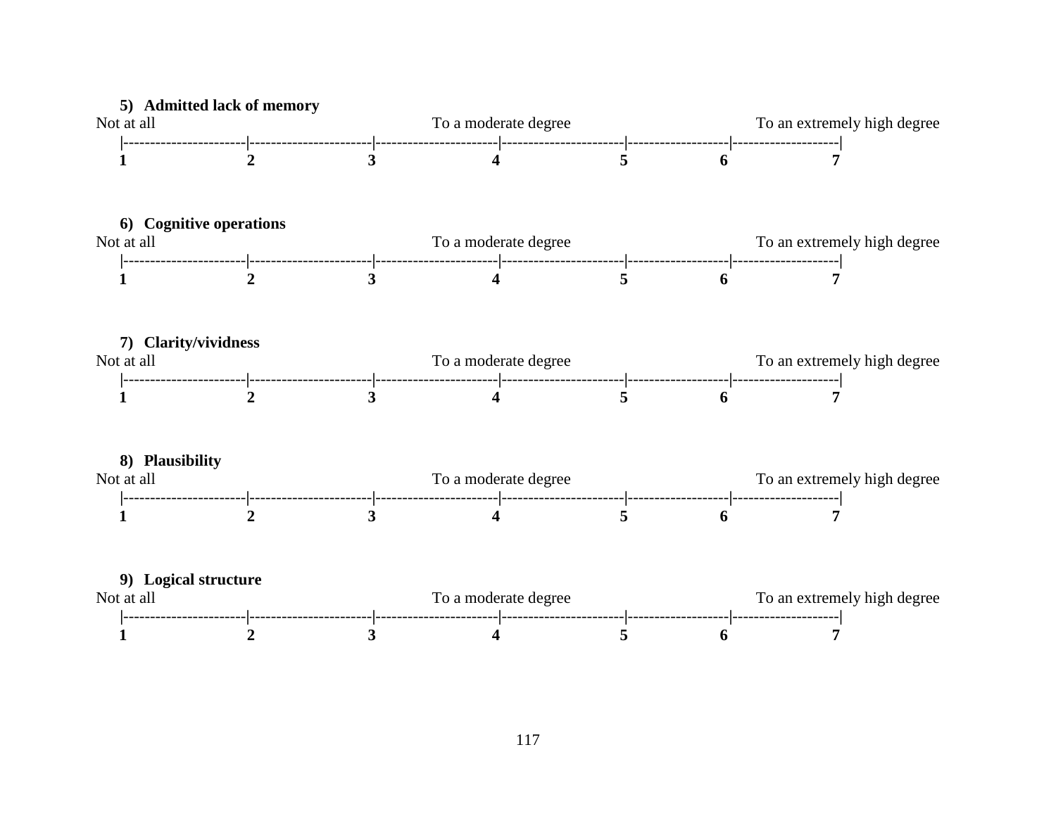5) **Admitted lack of memory**

Not at all To a moderate degree To an extremely high degree

|----------------------|----------------------|----------------------|----------------------|------------------|-------------------|

**1 2 3 4 5 6 7**

6) **Cognitive operations**

Not at all To a moderate degree To an extremely high degree

|----------------------|----------------------|----------------------|----------------------|------------------|-------------------|

**1 2 3 4 5 6 7**

7) **Clarity/vividness**

Not at all To a moderate degree To an extremely high degree

|----------------------|----------------------|----------------------|----------------------|------------------|-------------------|

**1 2 3 4 5 6 7**

8) **Plausibility**

Not at all To a moderate degree To an extremely high degree

|----------------------|----------------------|----------------------|----------------------|------------------|-------------------|

**1 2 3 4 5 6 7**

9) **Logical structure**

Not at all To a moderate degree To an extremely high degree

|----------------------|----------------------|----------------------|----------------------|------------------|-------------------|

**1 2 3 4 5 6 7**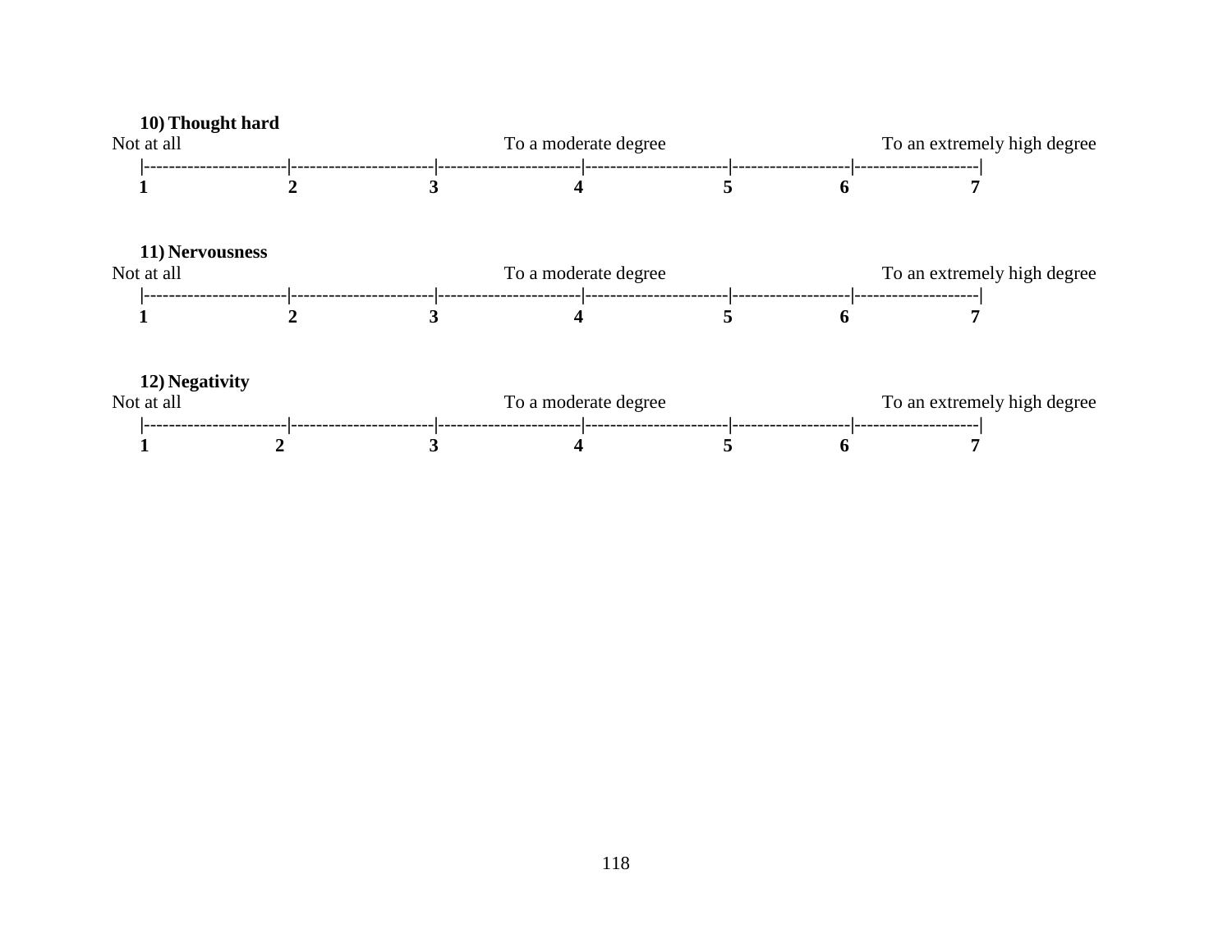**10) Thought hard**

Not at all — To a moderate degree — To an extremely high degree

|----------------------|----------------------|----------------------|----------------------|------------------|-------------------|

**1** **2** **3** **4** **5** **6** **7**

**11) Nervousness**

Not at all — To a moderate degree — To an extremely high degree

|----------------------|----------------------|----------------------|----------------------|------------------|-------------------|

**1** **2** **3** **4** **5** **6** **7**

**12) Negativity**

Not at all — To a moderate degree — To an extremely high degree

|----------------------|----------------------|----------------------|----------------------|------------------|-------------------|

**1** **2** **3** **4** **5** **6** **7**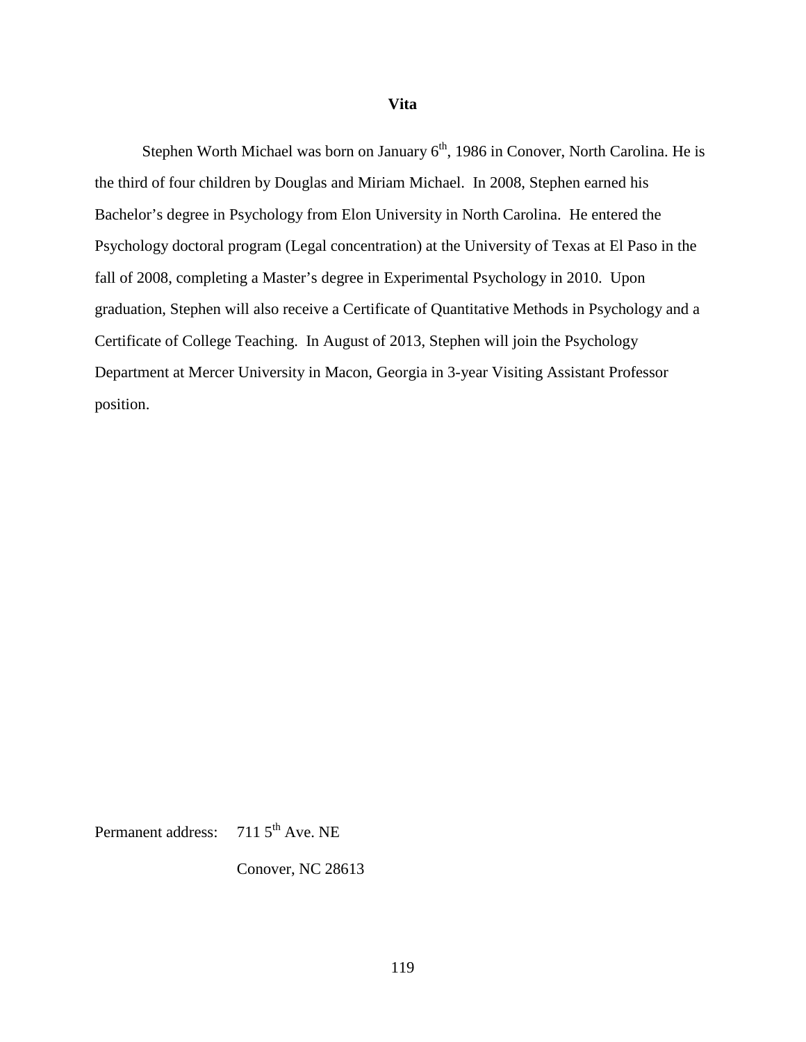# Vita

Stephen Worth Michael was born on January 6th, 1986 in Conover, North Carolina. He is the third of four children by Douglas and Miriam Michael. In 2008, Stephen earned his Bachelor's degree in Psychology from Elon University in North Carolina. He entered the Psychology doctoral program (Legal concentration) at the University of Texas at El Paso in the fall of 2008, completing a Master's degree in Experimental Psychology in 2010. Upon graduation, Stephen will also receive a Certificate of Quantitative Methods in Psychology and a Certificate of College Teaching. In August of 2013, Stephen will join the Psychology Department at Mercer University in Macon, Georgia in 3-year Visiting Assistant Professor position.

Permanent address: 711 5th Ave. NE

Conover, NC 28613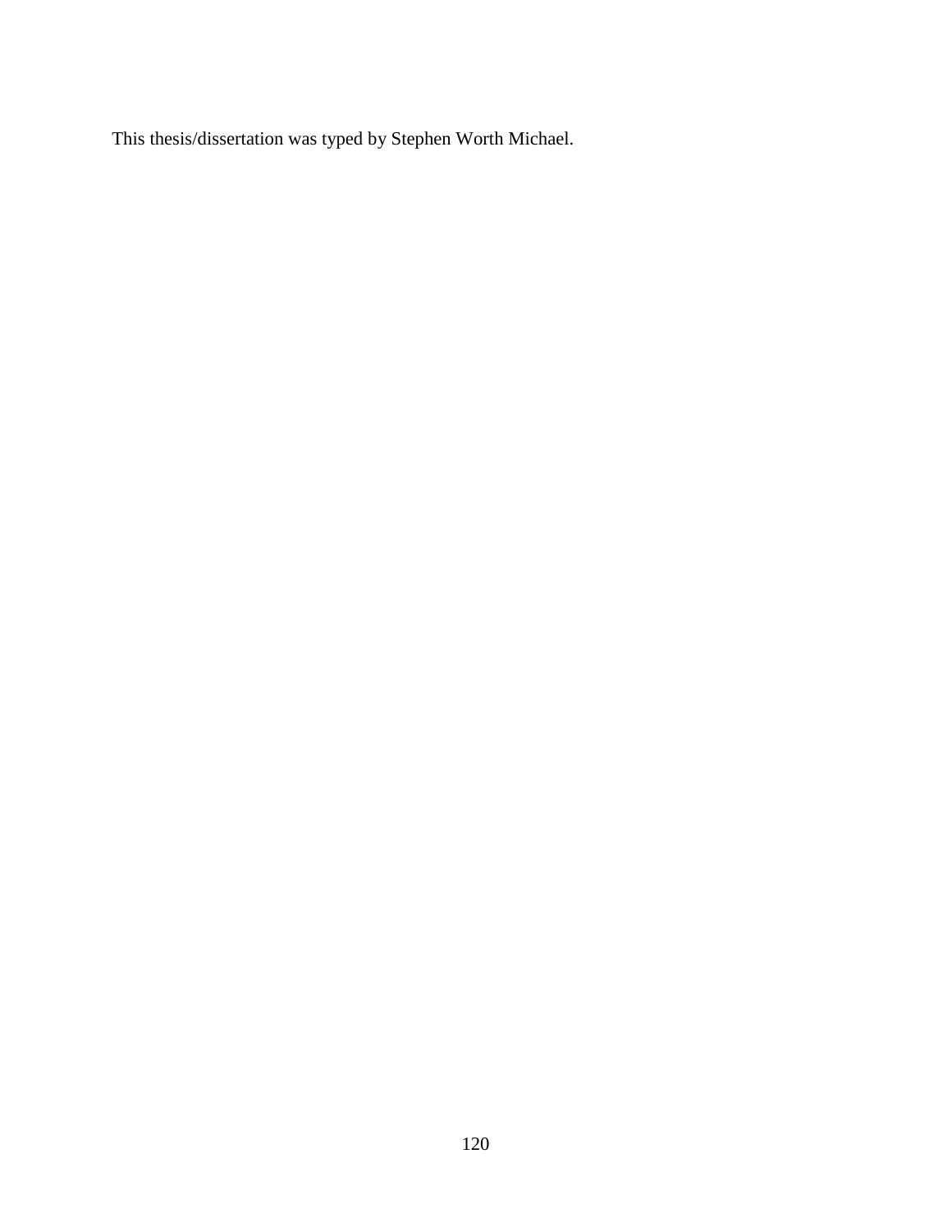This thesis/dissertation was typed by Stephen Worth Michael.